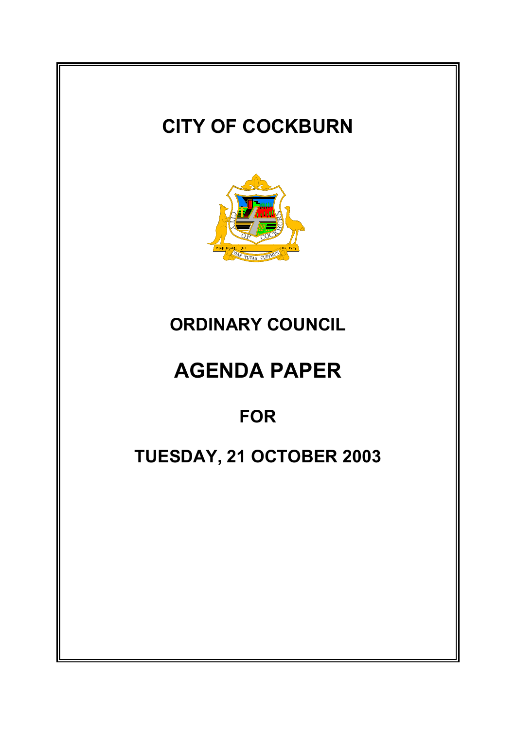# CITY OF COCKBURN

## ORDINARY COUNCIL

# AGENDA PAPER

## FOR

## TUESDAY, 21 OCTOBER 2003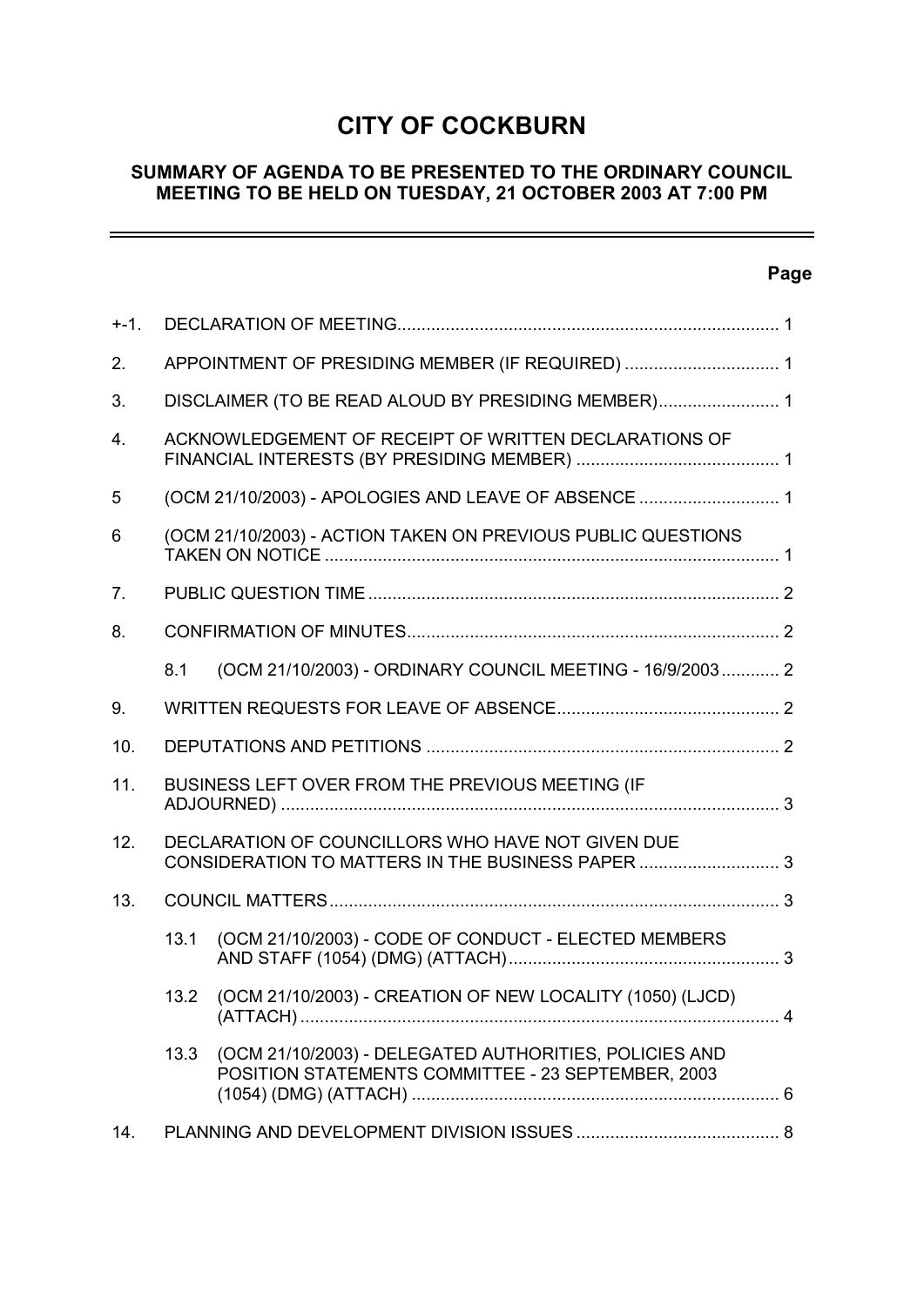# CITY OF COCKBURN

## SUMMARY OF AGENDA TO BE PRESENTED TO THE ORDINARY COUNCIL MEETING TO BE HELD ON TUESDAY, 21 OCTOBER 2003 AT 7:00 PM

| | | | Page |
|---|---|---|---|
| +-1. | DECLARATION OF MEETING | | 1 |
| 2. | APPOINTMENT OF PRESIDING MEMBER (IF REQUIRED) | | 1 |
| 3. | DISCLAIMER (TO BE READ ALOUD BY PRESIDING MEMBER) | | 1 |
| 4. | ACKNOWLEDGEMENT OF RECEIPT OF WRITTEN DECLARATIONS OF FINANCIAL INTERESTS (BY PRESIDING MEMBER) | | 1 |
| 5 | (OCM 21/10/2003) - APOLOGIES AND LEAVE OF ABSENCE | | 1 |
| 6 | (OCM 21/10/2003) - ACTION TAKEN ON PREVIOUS PUBLIC QUESTIONS TAKEN ON NOTICE | | 1 |
| 7. | PUBLIC QUESTION TIME | | 2 |
| 8. | CONFIRMATION OF MINUTES | | 2 |
| | 8.1 | (OCM 21/10/2003) - ORDINARY COUNCIL MEETING - 16/9/2003 | 2 |
| 9. | WRITTEN REQUESTS FOR LEAVE OF ABSENCE | | 2 |
| 10. | DEPUTATIONS AND PETITIONS | | 2 |
| 11. | BUSINESS LEFT OVER FROM THE PREVIOUS MEETING (IF ADJOURNED) | | 3 |
| 12. | DECLARATION OF COUNCILLORS WHO HAVE NOT GIVEN DUE CONSIDERATION TO MATTERS IN THE BUSINESS PAPER | | 3 |
| 13. | COUNCIL MATTERS | | 3 |
| | 13.1 | (OCM 21/10/2003) - CODE OF CONDUCT - ELECTED MEMBERS AND STAFF (1054) (DMG) (ATTACH) | 3 |
| | 13.2 | (OCM 21/10/2003) - CREATION OF NEW LOCALITY (1050) (LJCD) (ATTACH) | 4 |
| | 13.3 | (OCM 21/10/2003) - DELEGATED AUTHORITIES, POLICIES AND POSITION STATEMENTS COMMITTEE - 23 SEPTEMBER, 2003 (1054) (DMG) (ATTACH) | 6 |
| 14. | PLANNING AND DEVELOPMENT DIVISION ISSUES | | 8 |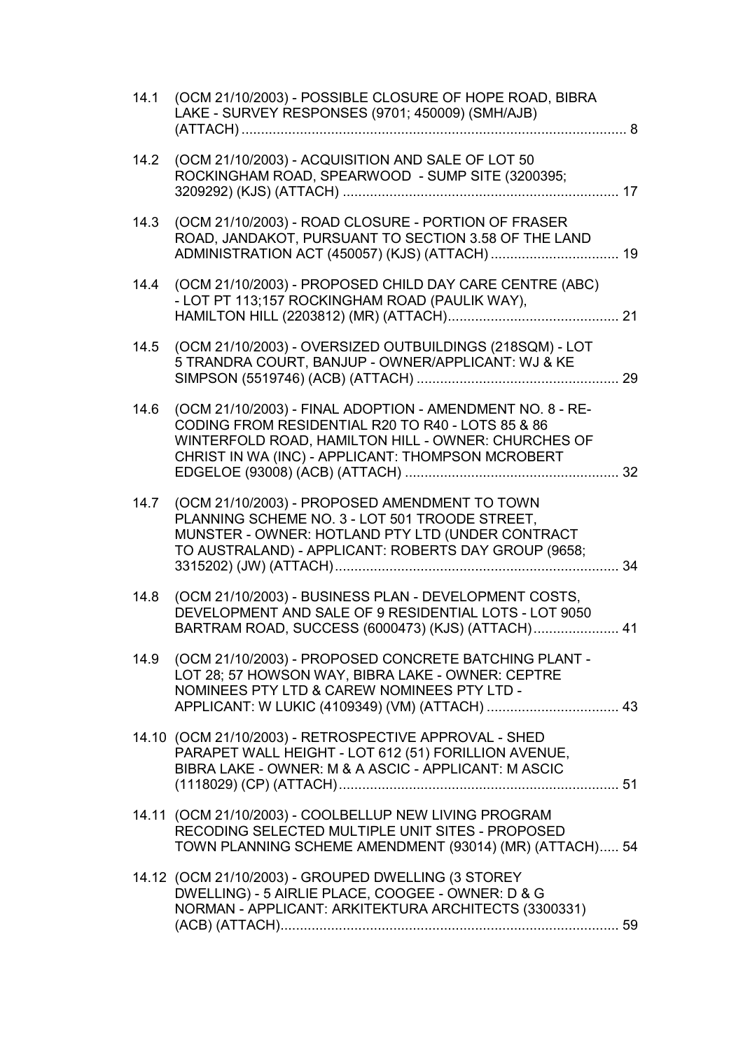| | | |
|---|---|---|
| 14.1 | (OCM 21/10/2003) - POSSIBLE CLOSURE OF HOPE ROAD, BIBRA LAKE - SURVEY RESPONSES (9701; 450009) (SMH/AJB) (ATTACH) | 8 |
| 14.2 | (OCM 21/10/2003) - ACQUISITION AND SALE OF LOT 50 ROCKINGHAM ROAD, SPEARWOOD - SUMP SITE (3200395; 3209292) (KJS) (ATTACH) | 17 |
| 14.3 | (OCM 21/10/2003) - ROAD CLOSURE - PORTION OF FRASER ROAD, JANDAKOT, PURSUANT TO SECTION 3.58 OF THE LAND ADMINISTRATION ACT (450057) (KJS) (ATTACH) | 19 |
| 14.4 | (OCM 21/10/2003) - PROPOSED CHILD DAY CARE CENTRE (ABC) - LOT PT 113;157 ROCKINGHAM ROAD (PAULIK WAY), HAMILTON HILL (2203812) (MR) (ATTACH) | 21 |
| 14.5 | (OCM 21/10/2003) - OVERSIZED OUTBUILDINGS (218SQM) - LOT 5 TRANDRA COURT, BANJUP - OWNER/APPLICANT: WJ & KE SIMPSON (5519746) (ACB) (ATTACH) | 29 |
| 14.6 | (OCM 21/10/2003) - FINAL ADOPTION - AMENDMENT NO. 8 - RE-CODING FROM RESIDENTIAL R20 TO R40 - LOTS 85 & 86 WINTERFOLD ROAD, HAMILTON HILL - OWNER: CHURCHES OF CHRIST IN WA (INC) - APPLICANT: THOMPSON MCROBERT EDGELOE (93008) (ACB) (ATTACH) | 32 |
| 14.7 | (OCM 21/10/2003) - PROPOSED AMENDMENT TO TOWN PLANNING SCHEME NO. 3 - LOT 501 TROODE STREET, MUNSTER - OWNER: HOTLAND PTY LTD (UNDER CONTRACT TO AUSTRALAND) - APPLICANT: ROBERTS DAY GROUP (9658; 3315202) (JW) (ATTACH) | 34 |
| 14.8 | (OCM 21/10/2003) - BUSINESS PLAN - DEVELOPMENT COSTS, DEVELOPMENT AND SALE OF 9 RESIDENTIAL LOTS - LOT 9050 BARTRAM ROAD, SUCCESS (6000473) (KJS) (ATTACH) | 41 |
| 14.9 | (OCM 21/10/2003) - PROPOSED CONCRETE BATCHING PLANT - LOT 28; 57 HOWSON WAY, BIBRA LAKE - OWNER: CEPTRE NOMINEES PTY LTD & CAREW NOMINEES PTY LTD - APPLICANT: W LUKIC (4109349) (VM) (ATTACH) | 43 |
| 14.10 | (OCM 21/10/2003) - RETROSPECTIVE APPROVAL - SHED PARAPET WALL HEIGHT - LOT 612 (51) FORILLION AVENUE, BIBRA LAKE - OWNER: M & A ASCIC - APPLICANT: M ASCIC (1118029) (CP) (ATTACH) | 51 |
| 14.11 | (OCM 21/10/2003) - COOLBELLUP NEW LIVING PROGRAM RECODING SELECTED MULTIPLE UNIT SITES - PROPOSED TOWN PLANNING SCHEME AMENDMENT (93014) (MR) (ATTACH) | 54 |
| 14.12 | (OCM 21/10/2003) - GROUPED DWELLING (3 STOREY DWELLING) - 5 AIRLIE PLACE, COOGEE - OWNER: D & G NORMAN - APPLICANT: ARKITEKTURA ARCHITECTS (3300331) (ACB) (ATTACH) | 59 |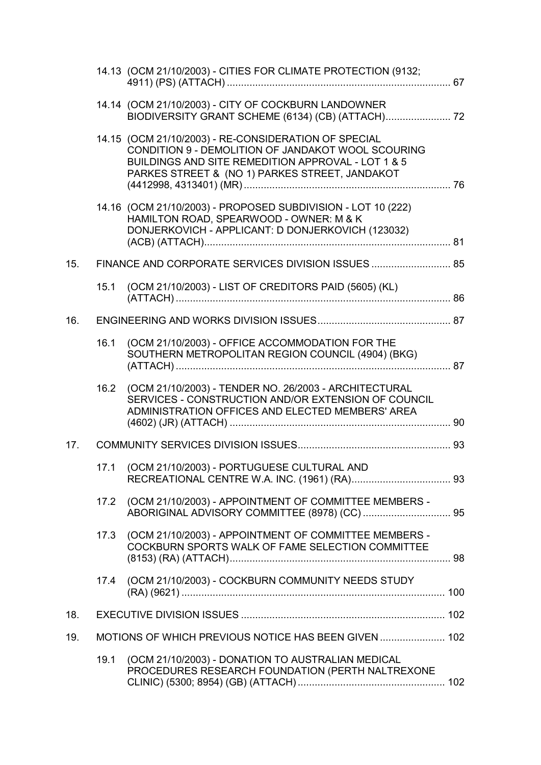14.13 (OCM 21/10/2003) - CITIES FOR CLIMATE PROTECTION (9132; 4911) (PS) (ATTACH) ............................................................................. 67

14.14 (OCM 21/10/2003) - CITY OF COCKBURN LANDOWNER BIODIVERSITY GRANT SCHEME (6134) (CB) (ATTACH)....................... 72

14.15 (OCM 21/10/2003) - RE-CONSIDERATION OF SPECIAL CONDITION 9 - DEMOLITION OF JANDAKOT WOOL SCOURING BUILDINGS AND SITE REMEDITION APPROVAL - LOT 1 & 5 PARKES STREET & (NO 1) PARKES STREET, JANDAKOT (4412998, 4313401) (MR)......................................................................... 76

14.16 (OCM 21/10/2003) - PROPOSED SUBDIVISION - LOT 10 (222) HAMILTON ROAD, SPEARWOOD - OWNER: M & K DONJERKOVICH - APPLICANT: D DONJERKOVICH (123032) (ACB) (ATTACH)....................................................................................... 81

15. FINANCE AND CORPORATE SERVICES DIVISION ISSUES ............................ 85

15.1 (OCM 21/10/2003) - LIST OF CREDITORS PAID (5605) (KL) (ATTACH) ................................................................................................ 86

16. ENGINEERING AND WORKS DIVISION ISSUES............................................... 87

16.1 (OCM 21/10/2003) - OFFICE ACCOMMODATION FOR THE SOUTHERN METROPOLITAN REGION COUNCIL (4904) (BKG) (ATTACH) ................................................................................................ 87

16.2 (OCM 21/10/2003) - TENDER NO. 26/2003 - ARCHITECTURAL SERVICES - CONSTRUCTION AND/OR EXTENSION OF COUNCIL ADMINISTRATION OFFICES AND ELECTED MEMBERS' AREA (4602) (JR) (ATTACH) ............................................................................. 90

17. COMMUNITY SERVICES DIVISION ISSUES...................................................... 93

17.1 (OCM 21/10/2003) - PORTUGUESE CULTURAL AND RECREATIONAL CENTRE W.A. INC. (1961) (RA)................................... 93

17.2 (OCM 21/10/2003) - APPOINTMENT OF COMMITTEE MEMBERS - ABORIGINAL ADVISORY COMMITTEE (8978) (CC) ............................... 95

17.3 (OCM 21/10/2003) - APPOINTMENT OF COMMITTEE MEMBERS - COCKBURN SPORTS WALK OF FAME SELECTION COMMITTEE (8153) (RA) (ATTACH).............................................................................. 98

17.4 (OCM 21/10/2003) - COCKBURN COMMUNITY NEEDS STUDY (RA) (9621) ............................................................................................. 100

18. EXECUTIVE DIVISION ISSUES ........................................................................ 102

19. MOTIONS OF WHICH PREVIOUS NOTICE HAS BEEN GIVEN ....................... 102

19.1 (OCM 21/10/2003) - DONATION TO AUSTRALIAN MEDICAL PROCEDURES RESEARCH FOUNDATION (PERTH NALTREXONE CLINIC) (5300; 8954) (GB) (ATTACH) .................................................... 102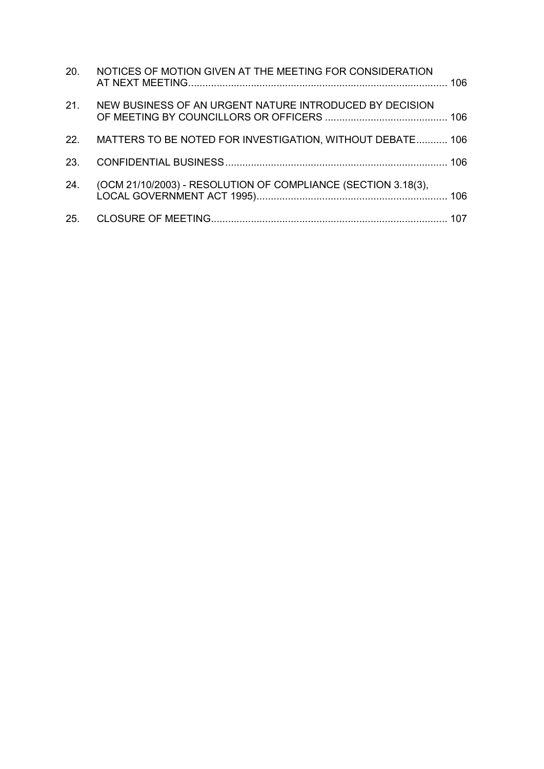20. NOTICES OF MOTION GIVEN AT THE MEETING FOR CONSIDERATION AT NEXT MEETING........................................................................................ 106

21. NEW BUSINESS OF AN URGENT NATURE INTRODUCED BY DECISION OF MEETING BY COUNCILLORS OR OFFICERS ........................................... 106

22. MATTERS TO BE NOTED FOR INVESTIGATION, WITHOUT DEBATE........... 106

23. CONFIDENTIAL BUSINESS............................................................................ 106

24. (OCM 21/10/2003) - RESOLUTION OF COMPLIANCE (SECTION 3.18(3), LOCAL GOVERNMENT ACT 1995)................................................................... 106

25. CLOSURE OF MEETING.................................................................................. 107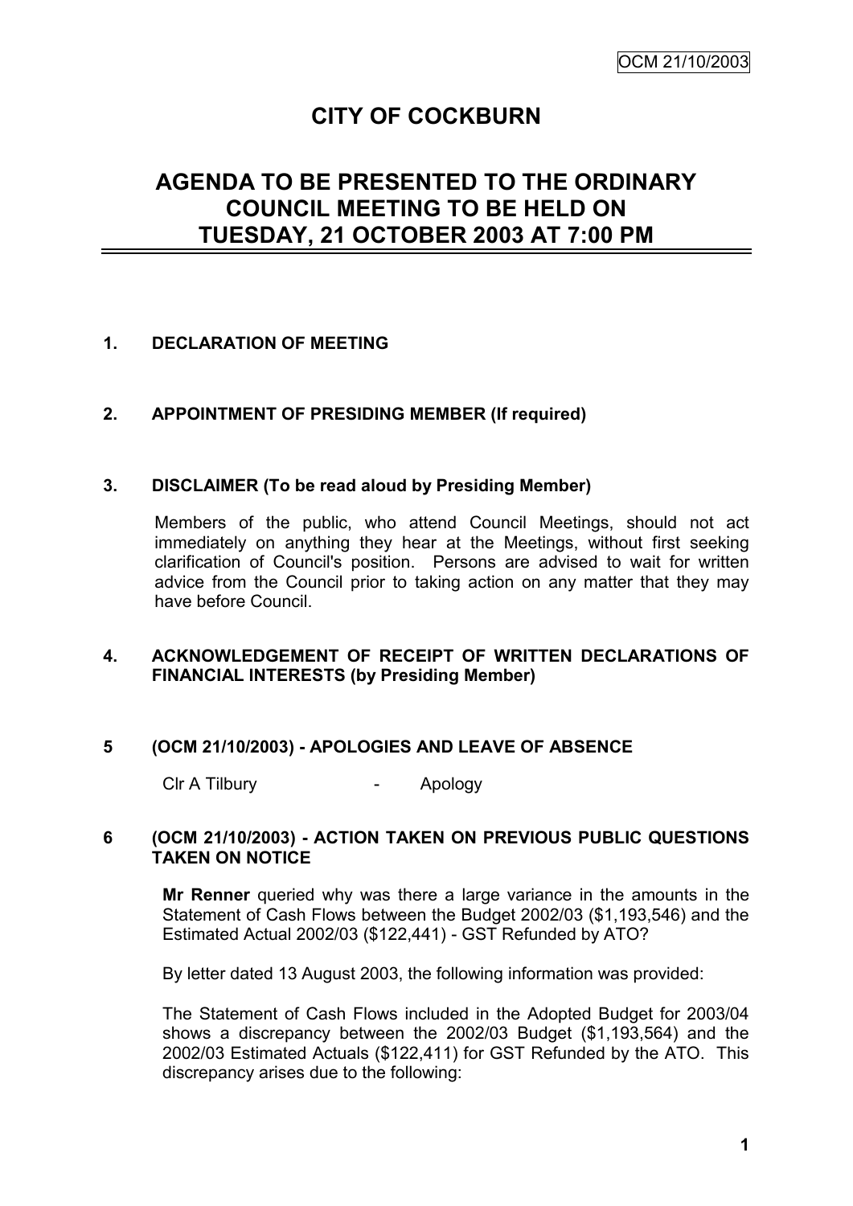# CITY OF COCKBURN

## AGENDA TO BE PRESENTED TO THE ORDINARY COUNCIL MEETING TO BE HELD ON TUESDAY, 21 OCTOBER 2003 AT 7:00 PM

### 1. DECLARATION OF MEETING

### 2. APPOINTMENT OF PRESIDING MEMBER (If required)

### 3. DISCLAIMER (To be read aloud by Presiding Member)

Members of the public, who attend Council Meetings, should not act immediately on anything they hear at the Meetings, without first seeking clarification of Council's position. Persons are advised to wait for written advice from the Council prior to taking action on any matter that they may have before Council.

### 4. ACKNOWLEDGEMENT OF RECEIPT OF WRITTEN DECLARATIONS OF FINANCIAL INTERESTS (by Presiding Member)

### 5 (OCM 21/10/2003) - APOLOGIES AND LEAVE OF ABSENCE

Clr A Tilbury - Apology

### 6 (OCM 21/10/2003) - ACTION TAKEN ON PREVIOUS PUBLIC QUESTIONS TAKEN ON NOTICE

**Mr Renner** queried why was there a large variance in the amounts in the Statement of Cash Flows between the Budget 2002/03 ($1,193,546) and the Estimated Actual 2002/03 ($122,441) - GST Refunded by ATO?

By letter dated 13 August 2003, the following information was provided:

The Statement of Cash Flows included in the Adopted Budget for 2003/04 shows a discrepancy between the 2002/03 Budget ($1,193,564) and the 2002/03 Estimated Actuals ($122,411) for GST Refunded by the ATO. This discrepancy arises due to the following: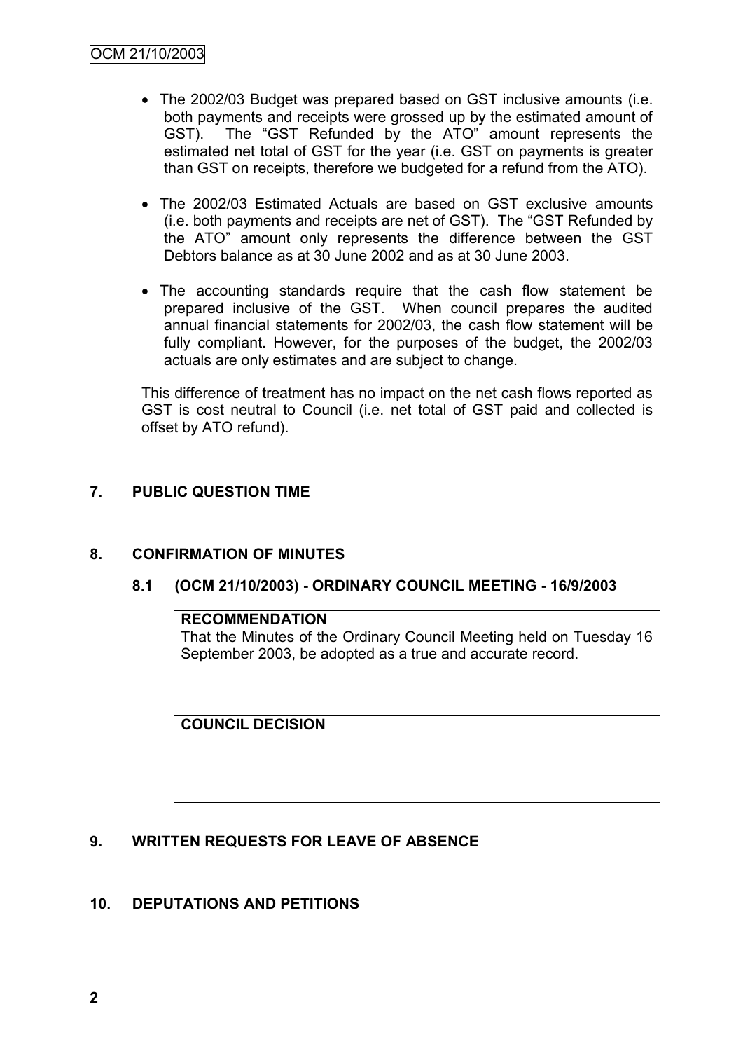- The 2002/03 Budget was prepared based on GST inclusive amounts (i.e. both payments and receipts were grossed up by the estimated amount of GST). The "GST Refunded by the ATO" amount represents the estimated net total of GST for the year (i.e. GST on payments is greater than GST on receipts, therefore we budgeted for a refund from the ATO).

- The 2002/03 Estimated Actuals are based on GST exclusive amounts (i.e. both payments and receipts are net of GST). The "GST Refunded by the ATO" amount only represents the difference between the GST Debtors balance as at 30 June 2002 and as at 30 June 2003.

- The accounting standards require that the cash flow statement be prepared inclusive of the GST. When council prepares the audited annual financial statements for 2002/03, the cash flow statement will be fully compliant. However, for the purposes of the budget, the 2002/03 actuals are only estimates and are subject to change.

This difference of treatment has no impact on the net cash flows reported as GST is cost neutral to Council (i.e. net total of GST paid and collected is offset by ATO refund).

## 7. PUBLIC QUESTION TIME

## 8. CONFIRMATION OF MINUTES

### 8.1 (OCM 21/10/2003) - ORDINARY COUNCIL MEETING - 16/9/2003

**RECOMMENDATION**

That the Minutes of the Ordinary Council Meeting held on Tuesday 16 September 2003, be adopted as a true and accurate record.

**COUNCIL DECISION**

## 9. WRITTEN REQUESTS FOR LEAVE OF ABSENCE

## 10. DEPUTATIONS AND PETITIONS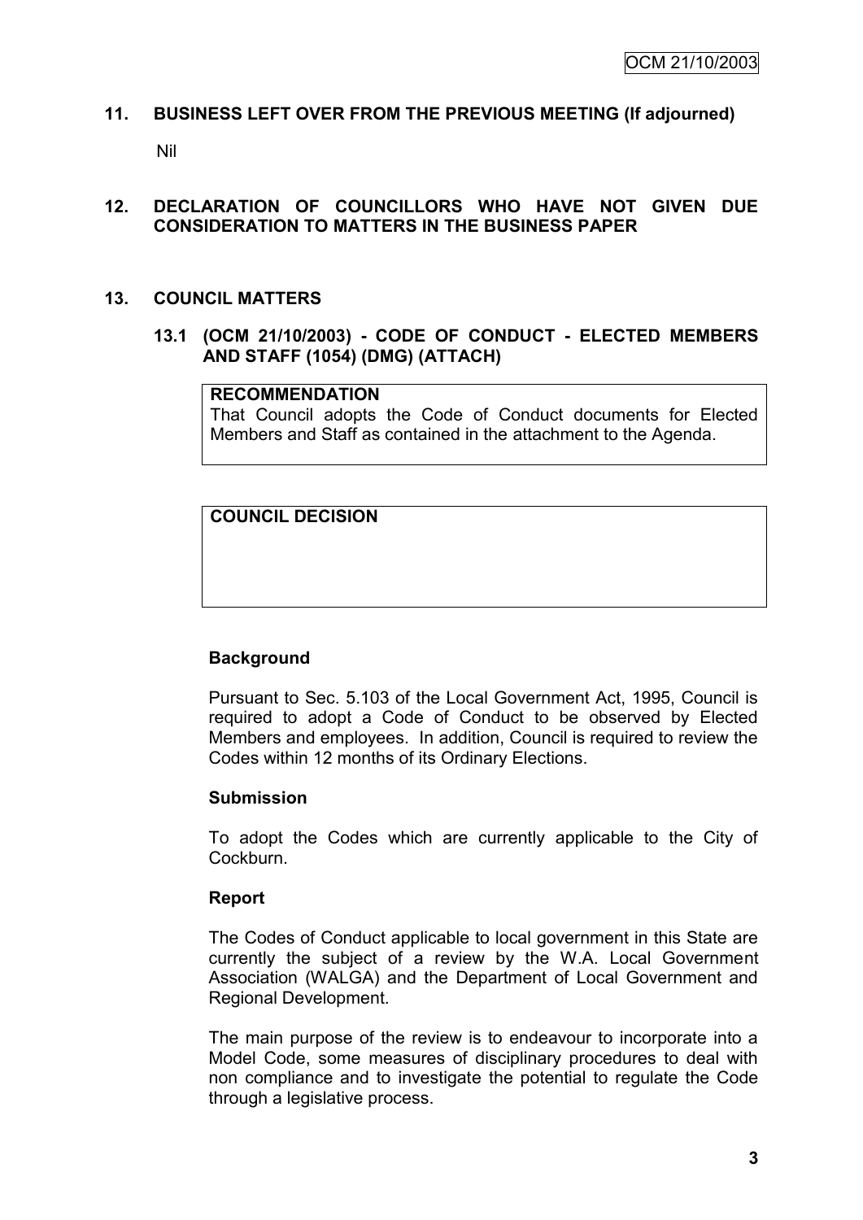## 11. BUSINESS LEFT OVER FROM THE PREVIOUS MEETING (If adjourned)

Nil

## 12. DECLARATION OF COUNCILLORS WHO HAVE NOT GIVEN DUE CONSIDERATION TO MATTERS IN THE BUSINESS PAPER

## 13. COUNCIL MATTERS

### 13.1 (OCM 21/10/2003) - CODE OF CONDUCT - ELECTED MEMBERS AND STAFF (1054) (DMG) (ATTACH)

**RECOMMENDATION**
That Council adopts the Code of Conduct documents for Elected Members and Staff as contained in the attachment to the Agenda.

**COUNCIL DECISION**

**Background**

Pursuant to Sec. 5.103 of the Local Government Act, 1995, Council is required to adopt a Code of Conduct to be observed by Elected Members and employees. In addition, Council is required to review the Codes within 12 months of its Ordinary Elections.

**Submission**

To adopt the Codes which are currently applicable to the City of Cockburn.

**Report**

The Codes of Conduct applicable to local government in this State are currently the subject of a review by the W.A. Local Government Association (WALGA) and the Department of Local Government and Regional Development.

The main purpose of the review is to endeavour to incorporate into a Model Code, some measures of disciplinary procedures to deal with non compliance and to investigate the potential to regulate the Code through a legislative process.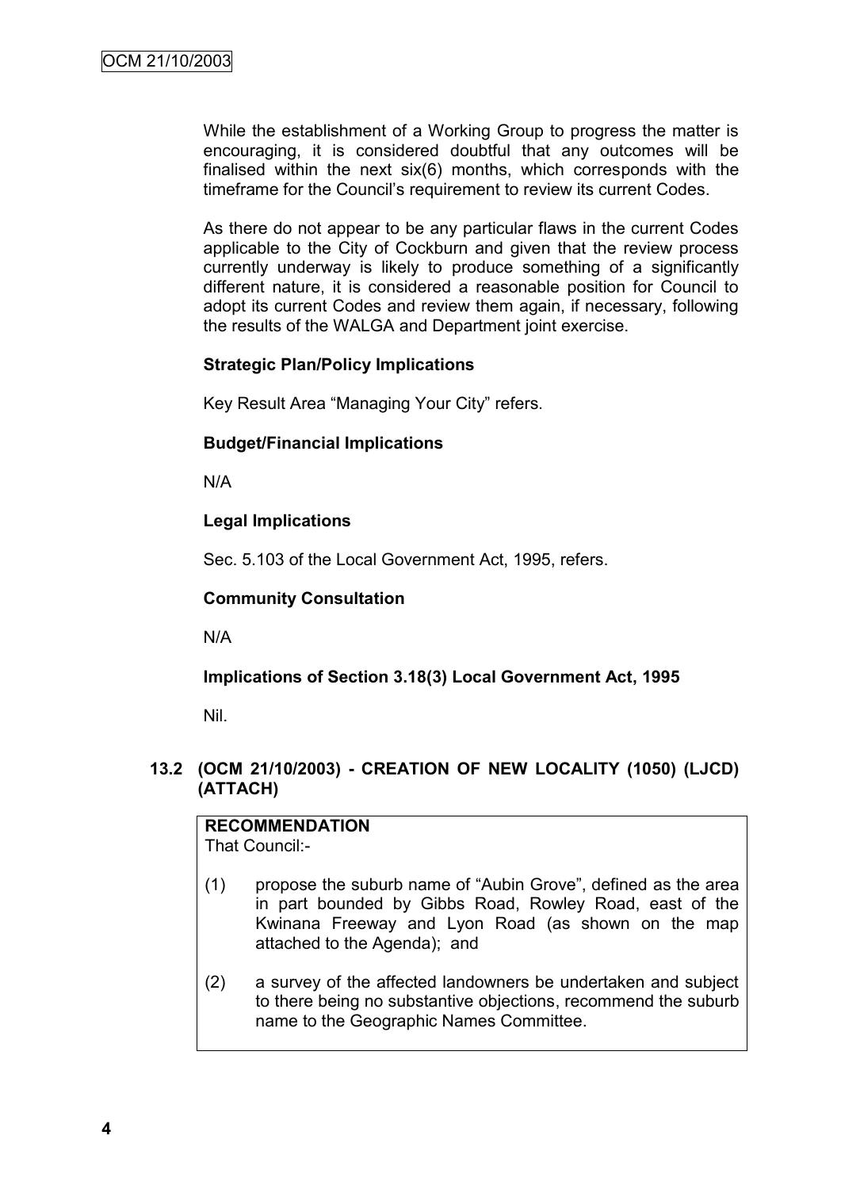While the establishment of a Working Group to progress the matter is encouraging, it is considered doubtful that any outcomes will be finalised within the next six(6) months, which corresponds with the timeframe for the Council's requirement to review its current Codes.

As there do not appear to be any particular flaws in the current Codes applicable to the City of Cockburn and given that the review process currently underway is likely to produce something of a significantly different nature, it is considered a reasonable position for Council to adopt its current Codes and review them again, if necessary, following the results of the WALGA and Department joint exercise.

**Strategic Plan/Policy Implications**

Key Result Area "Managing Your City" refers.

**Budget/Financial Implications**

N/A

**Legal Implications**

Sec. 5.103 of the Local Government Act, 1995, refers.

**Community Consultation**

N/A

**Implications of Section 3.18(3) Local Government Act, 1995**

Nil.

## 13.2 (OCM 21/10/2003) - CREATION OF NEW LOCALITY (1050) (LJCD) (ATTACH)

**RECOMMENDATION**
That Council:-

(1) propose the suburb name of "Aubin Grove", defined as the area in part bounded by Gibbs Road, Rowley Road, east of the Kwinana Freeway and Lyon Road (as shown on the map attached to the Agenda); and

(2) a survey of the affected landowners be undertaken and subject to there being no substantive objections, recommend the suburb name to the Geographic Names Committee.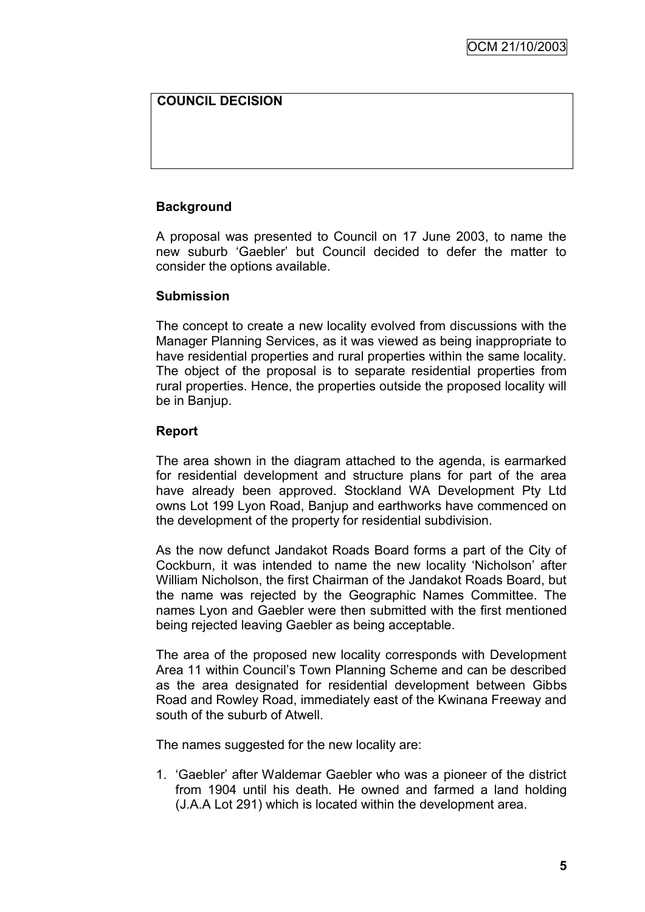**COUNCIL DECISION**

**Background**

A proposal was presented to Council on 17 June 2003, to name the new suburb 'Gaebler' but Council decided to defer the matter to consider the options available.

**Submission**

The concept to create a new locality evolved from discussions with the Manager Planning Services, as it was viewed as being inappropriate to have residential properties and rural properties within the same locality. The object of the proposal is to separate residential properties from rural properties. Hence, the properties outside the proposed locality will be in Banjup.

**Report**

The area shown in the diagram attached to the agenda, is earmarked for residential development and structure plans for part of the area have already been approved. Stockland WA Development Pty Ltd owns Lot 199 Lyon Road, Banjup and earthworks have commenced on the development of the property for residential subdivision.

As the now defunct Jandakot Roads Board forms a part of the City of Cockburn, it was intended to name the new locality 'Nicholson' after William Nicholson, the first Chairman of the Jandakot Roads Board, but the name was rejected by the Geographic Names Committee. The names Lyon and Gaebler were then submitted with the first mentioned being rejected leaving Gaebler as being acceptable.

The area of the proposed new locality corresponds with Development Area 11 within Council's Town Planning Scheme and can be described as the area designated for residential development between Gibbs Road and Rowley Road, immediately east of the Kwinana Freeway and south of the suburb of Atwell.

The names suggested for the new locality are:

1. 'Gaebler' after Waldemar Gaebler who was a pioneer of the district from 1904 until his death. He owned and farmed a land holding (J.A.A Lot 291) which is located within the development area.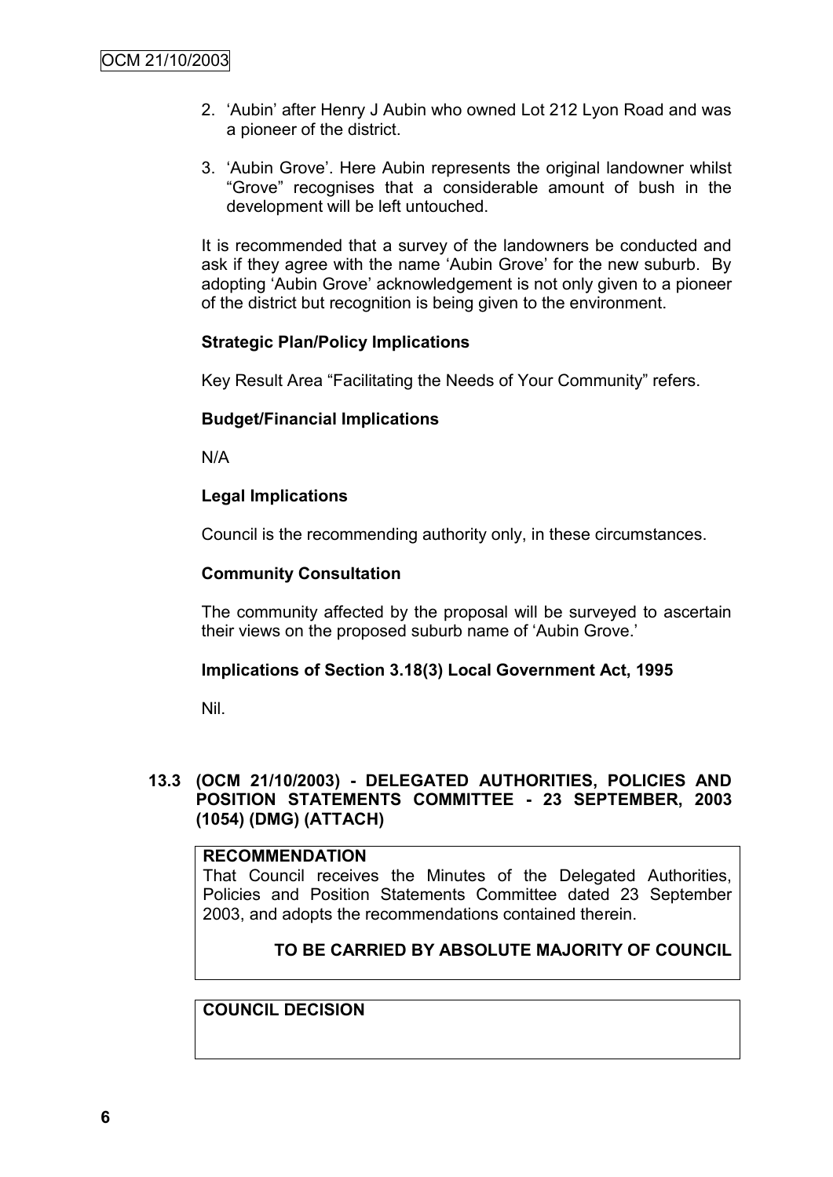2. 'Aubin' after Henry J Aubin who owned Lot 212 Lyon Road and was a pioneer of the district.

3. 'Aubin Grove'. Here Aubin represents the original landowner whilst "Grove" recognises that a considerable amount of bush in the development will be left untouched.

It is recommended that a survey of the landowners be conducted and ask if they agree with the name 'Aubin Grove' for the new suburb. By adopting 'Aubin Grove' acknowledgement is not only given to a pioneer of the district but recognition is being given to the environment.

**Strategic Plan/Policy Implications**

Key Result Area "Facilitating the Needs of Your Community" refers.

**Budget/Financial Implications**

N/A

**Legal Implications**

Council is the recommending authority only, in these circumstances.

**Community Consultation**

The community affected by the proposal will be surveyed to ascertain their views on the proposed suburb name of 'Aubin Grove.'

**Implications of Section 3.18(3) Local Government Act, 1995**

Nil.

### 13.3 (OCM 21/10/2003) - DELEGATED AUTHORITIES, POLICIES AND POSITION STATEMENTS COMMITTEE - 23 SEPTEMBER, 2003 (1054) (DMG) (ATTACH)

**RECOMMENDATION**

That Council receives the Minutes of the Delegated Authorities, Policies and Position Statements Committee dated 23 September 2003, and adopts the recommendations contained therein.

**TO BE CARRIED BY ABSOLUTE MAJORITY OF COUNCIL**

**COUNCIL DECISION**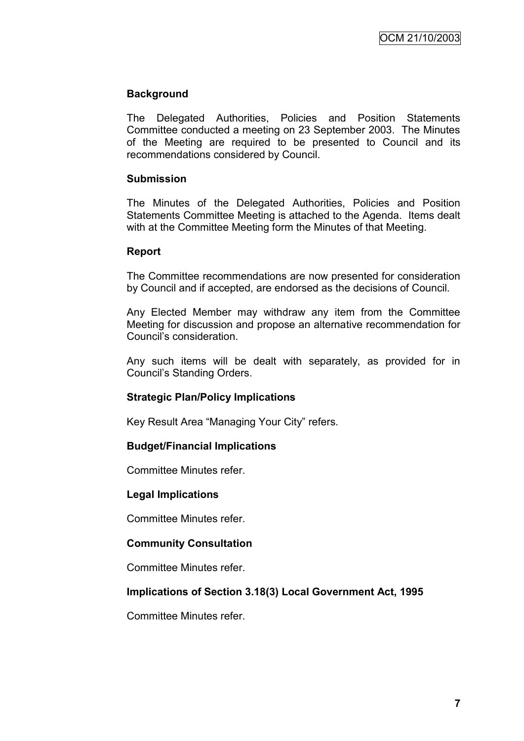**Background**

The Delegated Authorities, Policies and Position Statements Committee conducted a meeting on 23 September 2003. The Minutes of the Meeting are required to be presented to Council and its recommendations considered by Council.

**Submission**

The Minutes of the Delegated Authorities, Policies and Position Statements Committee Meeting is attached to the Agenda. Items dealt with at the Committee Meeting form the Minutes of that Meeting.

**Report**

The Committee recommendations are now presented for consideration by Council and if accepted, are endorsed as the decisions of Council.

Any Elected Member may withdraw any item from the Committee Meeting for discussion and propose an alternative recommendation for Council's consideration.

Any such items will be dealt with separately, as provided for in Council's Standing Orders.

**Strategic Plan/Policy Implications**

Key Result Area "Managing Your City" refers.

**Budget/Financial Implications**

Committee Minutes refer.

**Legal Implications**

Committee Minutes refer.

**Community Consultation**

Committee Minutes refer.

**Implications of Section 3.18(3) Local Government Act, 1995**

Committee Minutes refer.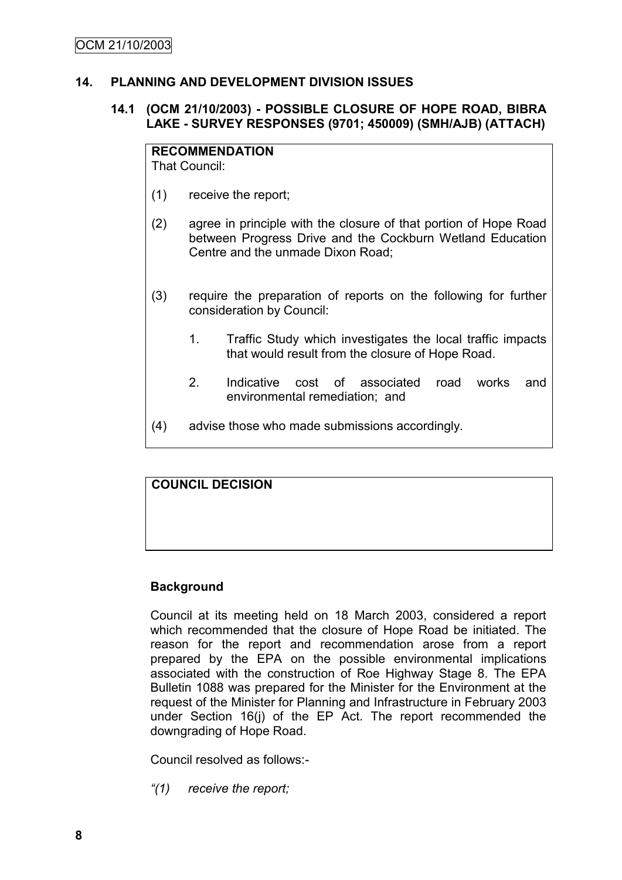## 14. PLANNING AND DEVELOPMENT DIVISION ISSUES

### 14.1 (OCM 21/10/2003) - POSSIBLE CLOSURE OF HOPE ROAD, BIBRA LAKE - SURVEY RESPONSES (9701; 450009) (SMH/AJB) (ATTACH)

**RECOMMENDATION**
That Council:

(1) receive the report;

(2) agree in principle with the closure of that portion of Hope Road between Progress Drive and the Cockburn Wetland Education Centre and the unmade Dixon Road;

(3) require the preparation of reports on the following for further consideration by Council:

1. Traffic Study which investigates the local traffic impacts that would result from the closure of Hope Road.

2. Indicative cost of associated road works and environmental remediation; and

(4) advise those who made submissions accordingly.

**COUNCIL DECISION**

**Background**

Council at its meeting held on 18 March 2003, considered a report which recommended that the closure of Hope Road be initiated. The reason for the report and recommendation arose from a report prepared by the EPA on the possible environmental implications associated with the construction of Roe Highway Stage 8. The EPA Bulletin 1088 was prepared for the Minister for the Environment at the request of the Minister for Planning and Infrastructure in February 2003 under Section 16(j) of the EP Act. The report recommended the downgrading of Hope Road.

Council resolved as follows:-

*"(1) receive the report;*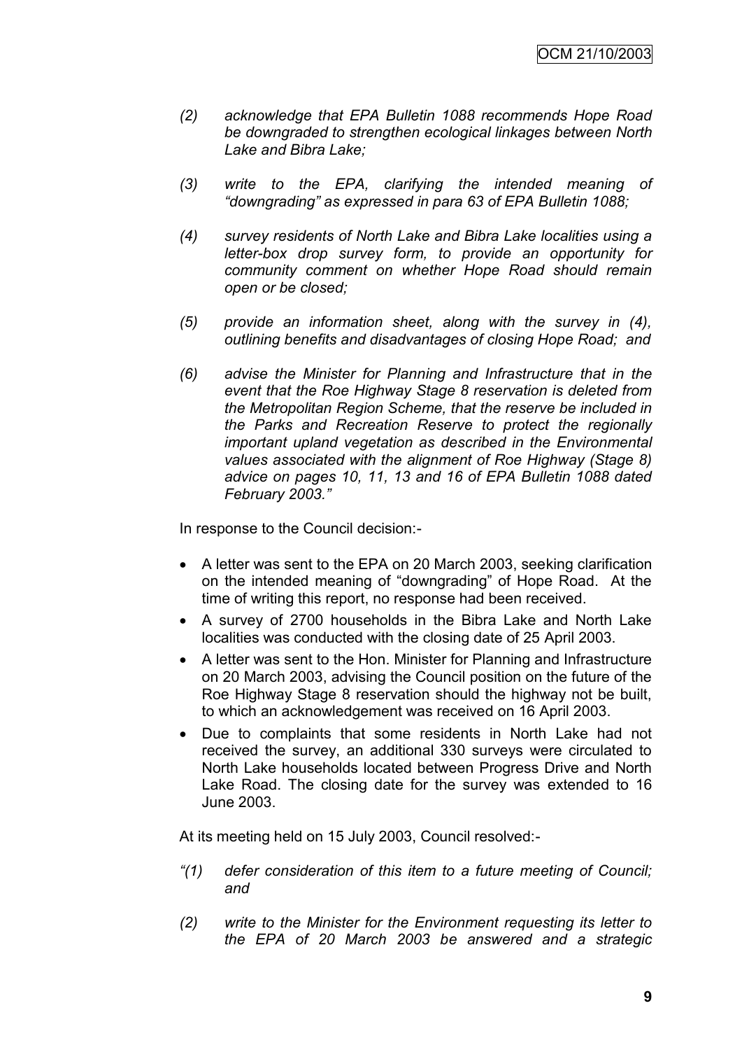*(2) acknowledge that EPA Bulletin 1088 recommends Hope Road be downgraded to strengthen ecological linkages between North Lake and Bibra Lake;*

*(3) write to the EPA, clarifying the intended meaning of "downgrading" as expressed in para 63 of EPA Bulletin 1088;*

*(4) survey residents of North Lake and Bibra Lake localities using a letter-box drop survey form, to provide an opportunity for community comment on whether Hope Road should remain open or be closed;*

*(5) provide an information sheet, along with the survey in (4), outlining benefits and disadvantages of closing Hope Road; and*

*(6) advise the Minister for Planning and Infrastructure that in the event that the Roe Highway Stage 8 reservation is deleted from the Metropolitan Region Scheme, that the reserve be included in the Parks and Recreation Reserve to protect the regionally important upland vegetation as described in the Environmental values associated with the alignment of Roe Highway (Stage 8) advice on pages 10, 11, 13 and 16 of EPA Bulletin 1088 dated February 2003."*

In response to the Council decision:-

- A letter was sent to the EPA on 20 March 2003, seeking clarification on the intended meaning of "downgrading" of Hope Road. At the time of writing this report, no response had been received.
- A survey of 2700 households in the Bibra Lake and North Lake localities was conducted with the closing date of 25 April 2003.
- A letter was sent to the Hon. Minister for Planning and Infrastructure on 20 March 2003, advising the Council position on the future of the Roe Highway Stage 8 reservation should the highway not be built, to which an acknowledgement was received on 16 April 2003.
- Due to complaints that some residents in North Lake had not received the survey, an additional 330 surveys were circulated to North Lake households located between Progress Drive and North Lake Road. The closing date for the survey was extended to 16 June 2003.

At its meeting held on 15 July 2003, Council resolved:-

*"(1) defer consideration of this item to a future meeting of Council; and*

*(2) write to the Minister for the Environment requesting its letter to the EPA of 20 March 2003 be answered and a strategic*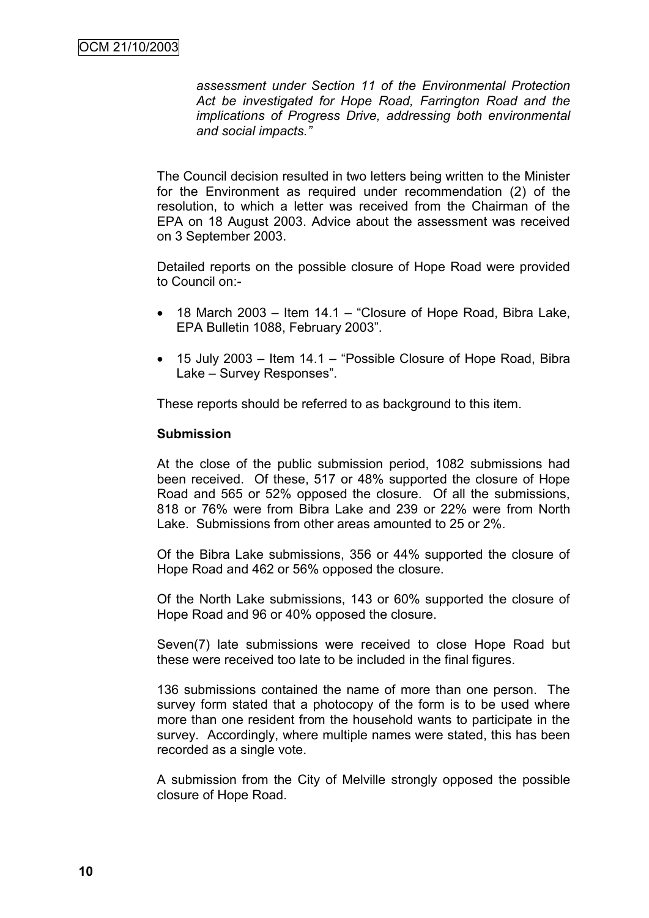*assessment under Section 11 of the Environmental Protection Act be investigated for Hope Road, Farrington Road and the implications of Progress Drive, addressing both environmental and social impacts."*

The Council decision resulted in two letters being written to the Minister for the Environment as required under recommendation (2) of the resolution, to which a letter was received from the Chairman of the EPA on 18 August 2003. Advice about the assessment was received on 3 September 2003.

Detailed reports on the possible closure of Hope Road were provided to Council on:-

- 18 March 2003 – Item 14.1 – "Closure of Hope Road, Bibra Lake, EPA Bulletin 1088, February 2003".
- 15 July 2003 – Item 14.1 – "Possible Closure of Hope Road, Bibra Lake – Survey Responses".

These reports should be referred to as background to this item.

**Submission**

At the close of the public submission period, 1082 submissions had been received. Of these, 517 or 48% supported the closure of Hope Road and 565 or 52% opposed the closure. Of all the submissions, 818 or 76% were from Bibra Lake and 239 or 22% were from North Lake. Submissions from other areas amounted to 25 or 2%.

Of the Bibra Lake submissions, 356 or 44% supported the closure of Hope Road and 462 or 56% opposed the closure.

Of the North Lake submissions, 143 or 60% supported the closure of Hope Road and 96 or 40% opposed the closure.

Seven(7) late submissions were received to close Hope Road but these were received too late to be included in the final figures.

136 submissions contained the name of more than one person. The survey form stated that a photocopy of the form is to be used where more than one resident from the household wants to participate in the survey. Accordingly, where multiple names were stated, this has been recorded as a single vote.

A submission from the City of Melville strongly opposed the possible closure of Hope Road.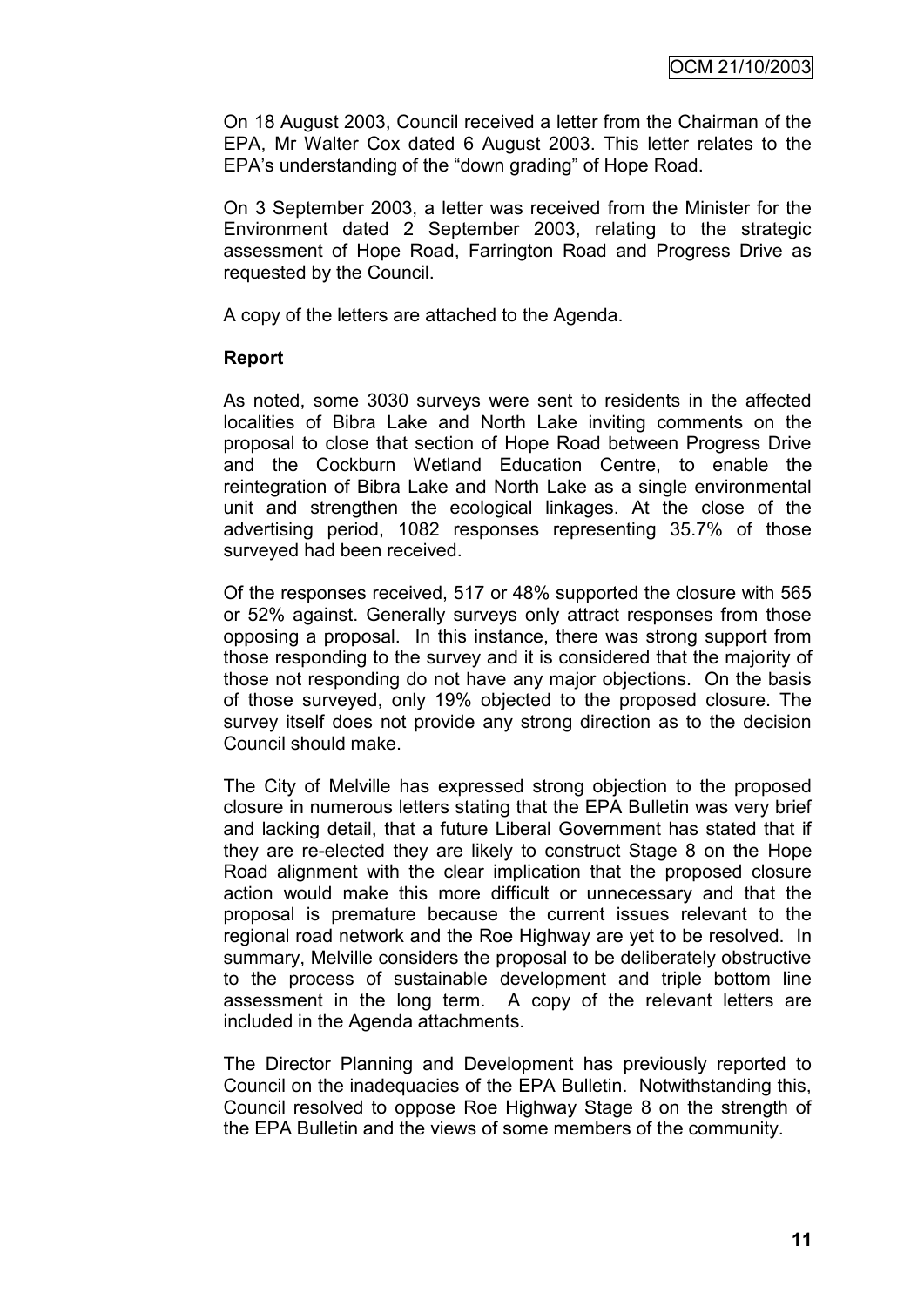On 18 August 2003, Council received a letter from the Chairman of the EPA, Mr Walter Cox dated 6 August 2003. This letter relates to the EPA's understanding of the "down grading" of Hope Road.

On 3 September 2003, a letter was received from the Minister for the Environment dated 2 September 2003, relating to the strategic assessment of Hope Road, Farrington Road and Progress Drive as requested by the Council.

A copy of the letters are attached to the Agenda.

**Report**

As noted, some 3030 surveys were sent to residents in the affected localities of Bibra Lake and North Lake inviting comments on the proposal to close that section of Hope Road between Progress Drive and the Cockburn Wetland Education Centre, to enable the reintegration of Bibra Lake and North Lake as a single environmental unit and strengthen the ecological linkages. At the close of the advertising period, 1082 responses representing 35.7% of those surveyed had been received.

Of the responses received, 517 or 48% supported the closure with 565 or 52% against. Generally surveys only attract responses from those opposing a proposal. In this instance, there was strong support from those responding to the survey and it is considered that the majority of those not responding do not have any major objections. On the basis of those surveyed, only 19% objected to the proposed closure. The survey itself does not provide any strong direction as to the decision Council should make.

The City of Melville has expressed strong objection to the proposed closure in numerous letters stating that the EPA Bulletin was very brief and lacking detail, that a future Liberal Government has stated that if they are re-elected they are likely to construct Stage 8 on the Hope Road alignment with the clear implication that the proposed closure action would make this more difficult or unnecessary and that the proposal is premature because the current issues relevant to the regional road network and the Roe Highway are yet to be resolved. In summary, Melville considers the proposal to be deliberately obstructive to the process of sustainable development and triple bottom line assessment in the long term. A copy of the relevant letters are included in the Agenda attachments.

The Director Planning and Development has previously reported to Council on the inadequacies of the EPA Bulletin. Notwithstanding this, Council resolved to oppose Roe Highway Stage 8 on the strength of the EPA Bulletin and the views of some members of the community.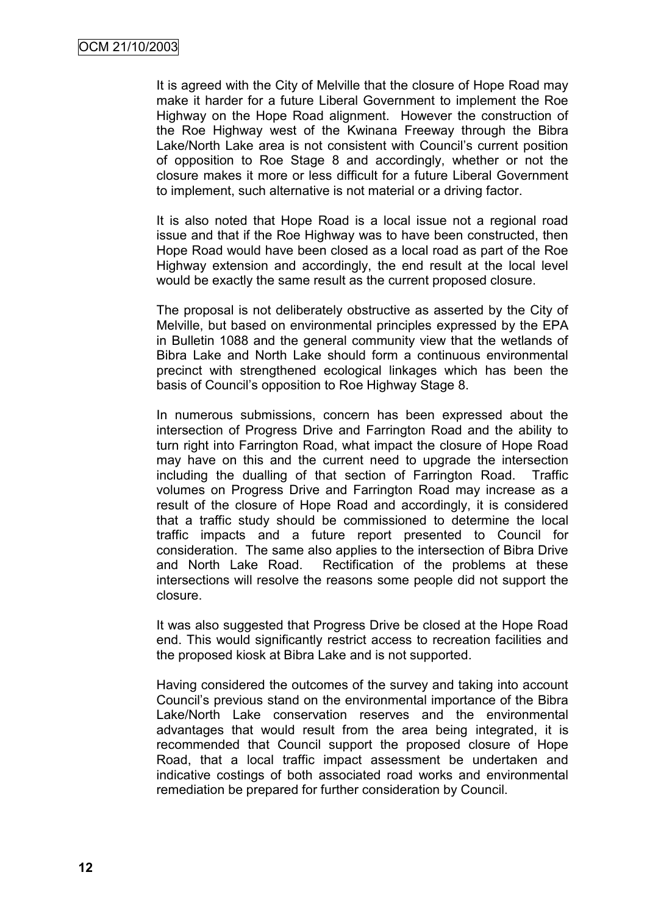It is agreed with the City of Melville that the closure of Hope Road may make it harder for a future Liberal Government to implement the Roe Highway on the Hope Road alignment. However the construction of the Roe Highway west of the Kwinana Freeway through the Bibra Lake/North Lake area is not consistent with Council's current position of opposition to Roe Stage 8 and accordingly, whether or not the closure makes it more or less difficult for a future Liberal Government to implement, such alternative is not material or a driving factor.

It is also noted that Hope Road is a local issue not a regional road issue and that if the Roe Highway was to have been constructed, then Hope Road would have been closed as a local road as part of the Roe Highway extension and accordingly, the end result at the local level would be exactly the same result as the current proposed closure.

The proposal is not deliberately obstructive as asserted by the City of Melville, but based on environmental principles expressed by the EPA in Bulletin 1088 and the general community view that the wetlands of Bibra Lake and North Lake should form a continuous environmental precinct with strengthened ecological linkages which has been the basis of Council's opposition to Roe Highway Stage 8.

In numerous submissions, concern has been expressed about the intersection of Progress Drive and Farrington Road and the ability to turn right into Farrington Road, what impact the closure of Hope Road may have on this and the current need to upgrade the intersection including the dualling of that section of Farrington Road. Traffic volumes on Progress Drive and Farrington Road may increase as a result of the closure of Hope Road and accordingly, it is considered that a traffic study should be commissioned to determine the local traffic impacts and a future report presented to Council for consideration. The same also applies to the intersection of Bibra Drive and North Lake Road. Rectification of the problems at these intersections will resolve the reasons some people did not support the closure.

It was also suggested that Progress Drive be closed at the Hope Road end. This would significantly restrict access to recreation facilities and the proposed kiosk at Bibra Lake and is not supported.

Having considered the outcomes of the survey and taking into account Council's previous stand on the environmental importance of the Bibra Lake/North Lake conservation reserves and the environmental advantages that would result from the area being integrated, it is recommended that Council support the proposed closure of Hope Road, that a local traffic impact assessment be undertaken and indicative costings of both associated road works and environmental remediation be prepared for further consideration by Council.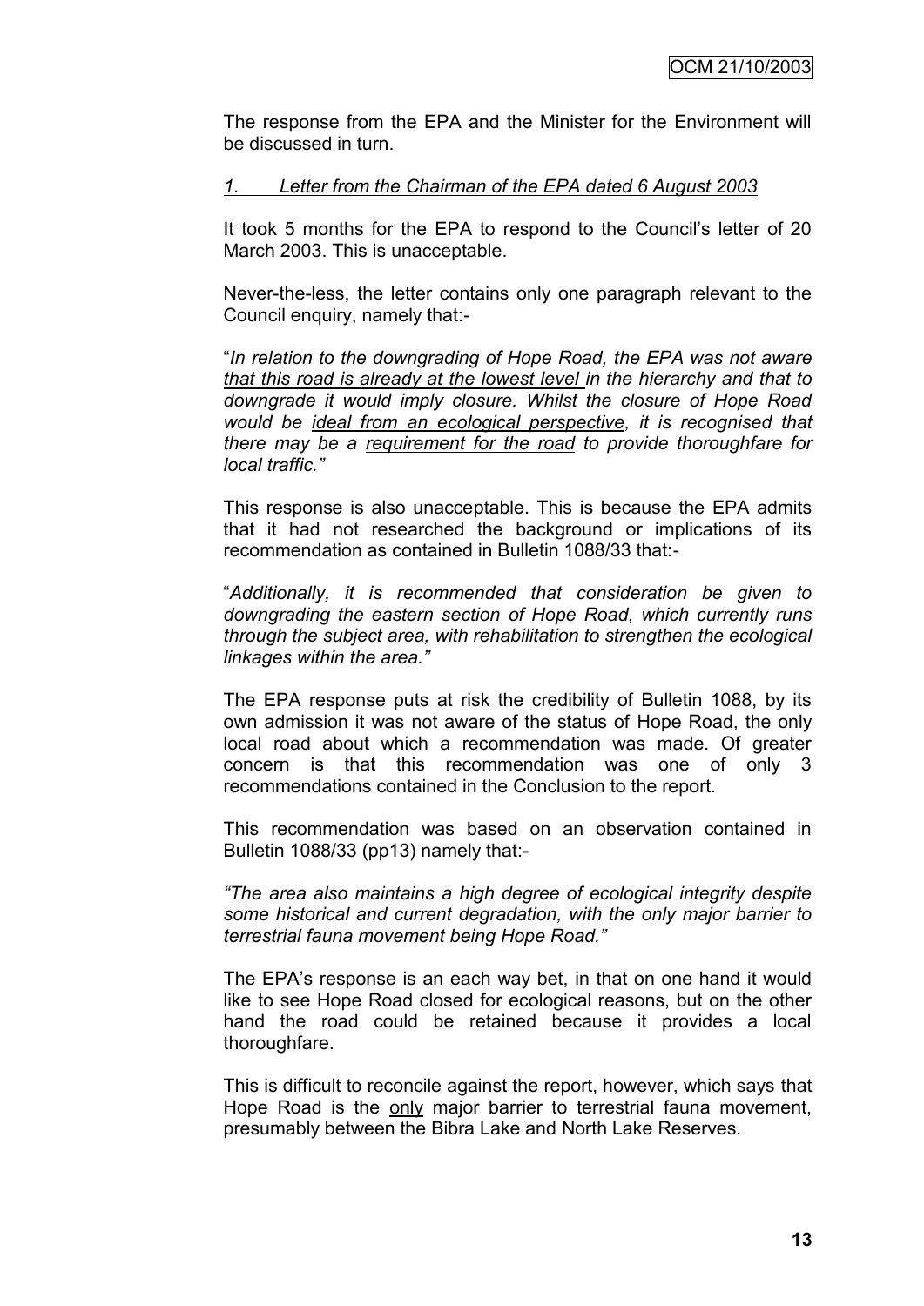The response from the EPA and the Minister for the Environment will be discussed in turn.

*1. Letter from the Chairman of the EPA dated 6 August 2003*

It took 5 months for the EPA to respond to the Council's letter of 20 March 2003. This is unacceptable.

Never-the-less, the letter contains only one paragraph relevant to the Council enquiry, namely that:-

"*In relation to the downgrading of Hope Road, <u>the EPA was not aware that this road is already at the lowest level</u> in the hierarchy and that to downgrade it would imply closure. Whilst the closure of Hope Road would be <u>ideal from an ecological perspective</u>, it is recognised that there may be a <u>requirement for the road</u> to provide thoroughfare for local traffic.*"

This response is also unacceptable. This is because the EPA admits that it had not researched the background or implications of its recommendation as contained in Bulletin 1088/33 that:-

"*Additionally, it is recommended that consideration be given to downgrading the eastern section of Hope Road, which currently runs through the subject area, with rehabilitation to strengthen the ecological linkages within the area.*"

The EPA response puts at risk the credibility of Bulletin 1088, by its own admission it was not aware of the status of Hope Road, the only local road about which a recommendation was made. Of greater concern is that this recommendation was one of only 3 recommendations contained in the Conclusion to the report.

This recommendation was based on an observation contained in Bulletin 1088/33 (pp13) namely that:-

*"The area also maintains a high degree of ecological integrity despite some historical and current degradation, with the only major barrier to terrestrial fauna movement being Hope Road."*

The EPA's response is an each way bet, in that on one hand it would like to see Hope Road closed for ecological reasons, but on the other hand the road could be retained because it provides a local thoroughfare.

This is difficult to reconcile against the report, however, which says that Hope Road is the <u>only</u> major barrier to terrestrial fauna movement, presumably between the Bibra Lake and North Lake Reserves.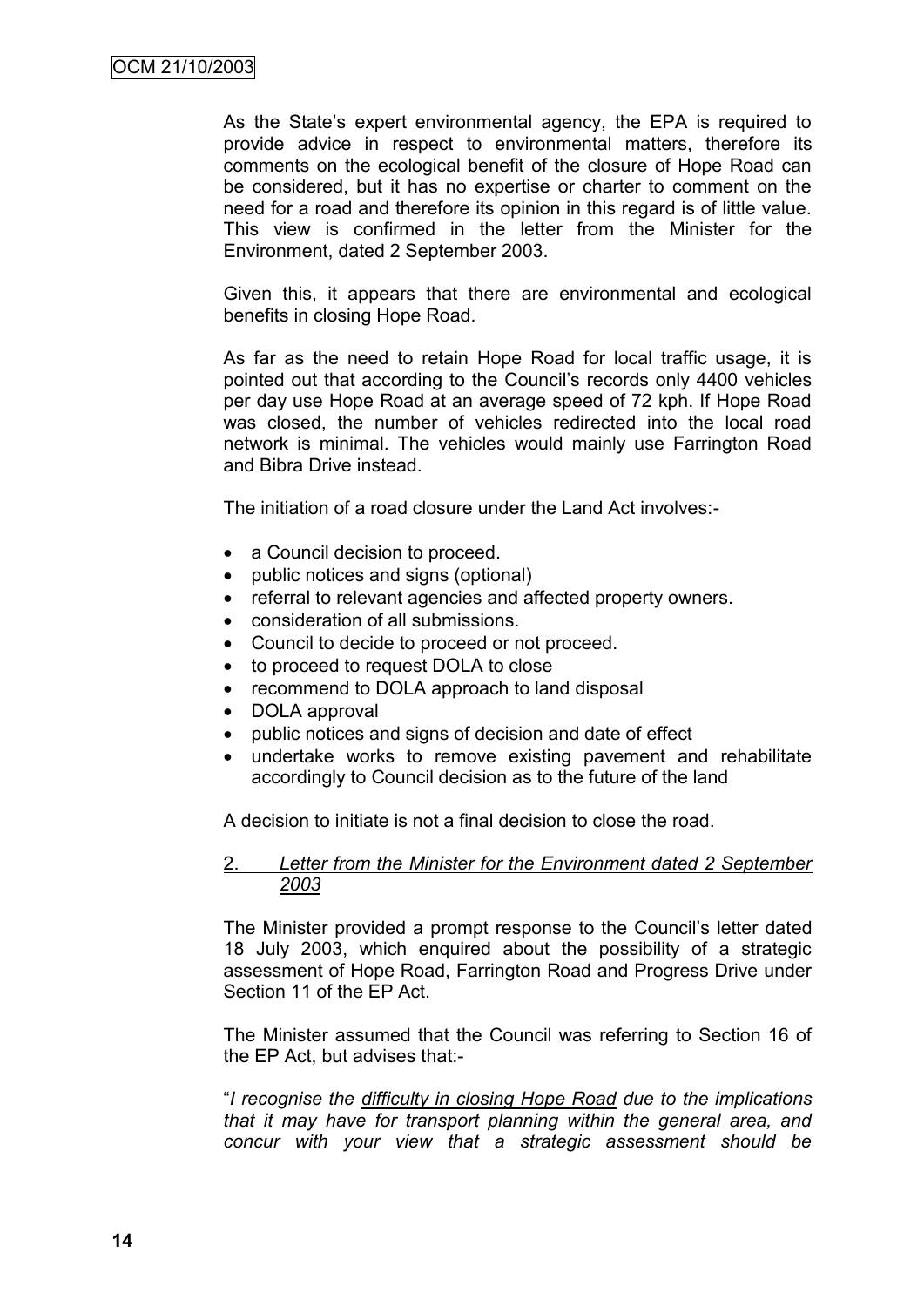As the State's expert environmental agency, the EPA is required to provide advice in respect to environmental matters, therefore its comments on the ecological benefit of the closure of Hope Road can be considered, but it has no expertise or charter to comment on the need for a road and therefore its opinion in this regard is of little value. This view is confirmed in the letter from the Minister for the Environment, dated 2 September 2003.

Given this, it appears that there are environmental and ecological benefits in closing Hope Road.

As far as the need to retain Hope Road for local traffic usage, it is pointed out that according to the Council's records only 4400 vehicles per day use Hope Road at an average speed of 72 kph. If Hope Road was closed, the number of vehicles redirected into the local road network is minimal. The vehicles would mainly use Farrington Road and Bibra Drive instead.

The initiation of a road closure under the Land Act involves:-

- a Council decision to proceed.
- public notices and signs (optional)
- referral to relevant agencies and affected property owners.
- consideration of all submissions.
- Council to decide to proceed or not proceed.
- to proceed to request DOLA to close
- recommend to DOLA approach to land disposal
- DOLA approval
- public notices and signs of decision and date of effect
- undertake works to remove existing pavement and rehabilitate accordingly to Council decision as to the future of the land

A decision to initiate is not a final decision to close the road.

2. *Letter from the Minister for the Environment dated 2 September 2003*

The Minister provided a prompt response to the Council's letter dated 18 July 2003, which enquired about the possibility of a strategic assessment of Hope Road, Farrington Road and Progress Drive under Section 11 of the EP Act.

The Minister assumed that the Council was referring to Section 16 of the EP Act, but advises that:-

"*I recognise the difficulty in closing Hope Road due to the implications that it may have for transport planning within the general area, and concur with your view that a strategic assessment should be*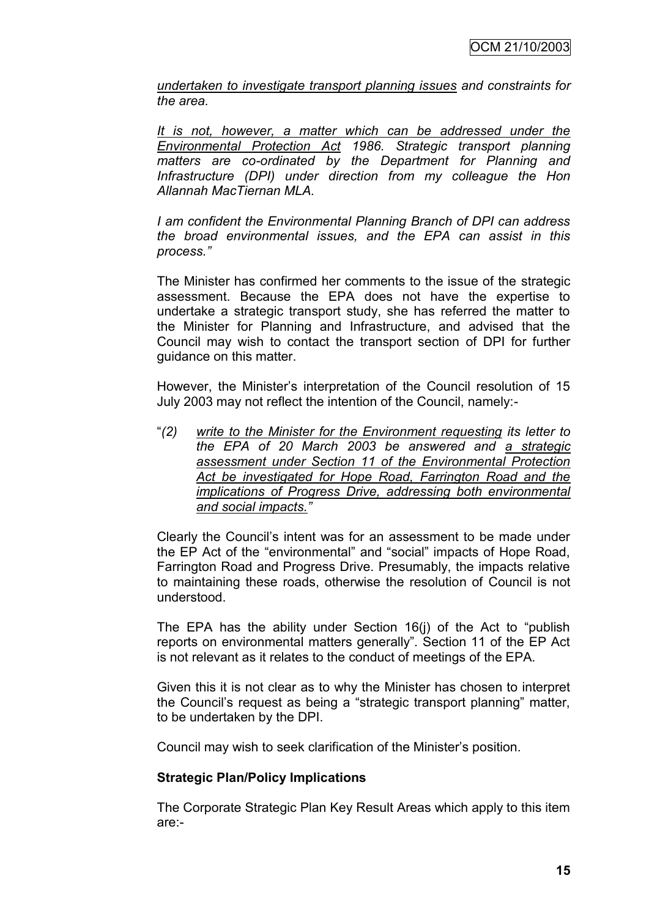*<u>undertaken to investigate transport planning issues</u> and constraints for the area.*

*<u>It is not, however, a matter which can be addressed under the Environmental Protection Act</u> 1986. Strategic transport planning matters are co-ordinated by the Department for Planning and Infrastructure (DPI) under direction from my colleague the Hon Allannah MacTiernan MLA.*

*I am confident the Environmental Planning Branch of DPI can address the broad environmental issues, and the EPA can assist in this process."*

The Minister has confirmed her comments to the issue of the strategic assessment. Because the EPA does not have the expertise to undertake a strategic transport study, she has referred the matter to the Minister for Planning and Infrastructure, and advised that the Council may wish to contact the transport section of DPI for further guidance on this matter.

However, the Minister's interpretation of the Council resolution of 15 July 2003 may not reflect the intention of the Council, namely:-

"*(2) <u>write to the Minister for the Environment requesting</u> its letter to the EPA of 20 March 2003 be answered and <u>a strategic assessment under Section 11 of the Environmental Protection Act be investigated for Hope Road, Farrington Road and the implications of Progress Drive, addressing both environmental and social impacts."</u>*

Clearly the Council's intent was for an assessment to be made under the EP Act of the "environmental" and "social" impacts of Hope Road, Farrington Road and Progress Drive. Presumably, the impacts relative to maintaining these roads, otherwise the resolution of Council is not understood.

The EPA has the ability under Section 16(j) of the Act to "publish reports on environmental matters generally". Section 11 of the EP Act is not relevant as it relates to the conduct of meetings of the EPA.

Given this it is not clear as to why the Minister has chosen to interpret the Council's request as being a "strategic transport planning" matter, to be undertaken by the DPI.

Council may wish to seek clarification of the Minister's position.

**Strategic Plan/Policy Implications**

The Corporate Strategic Plan Key Result Areas which apply to this item are:-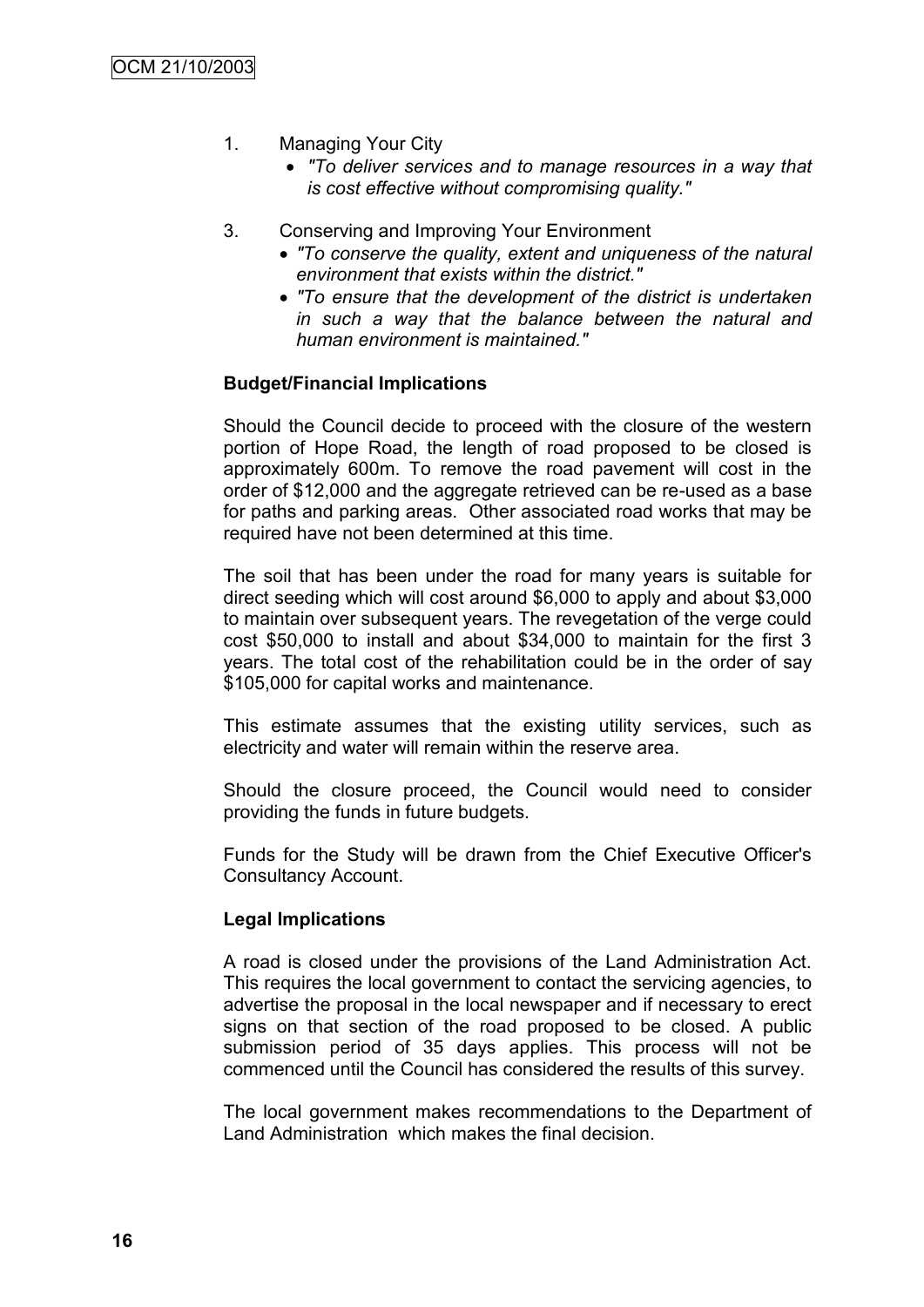1. Managing Your City
    - *"To deliver services and to manage resources in a way that is cost effective without compromising quality."*

3. Conserving and Improving Your Environment
    - *"To conserve the quality, extent and uniqueness of the natural environment that exists within the district."*
    - *"To ensure that the development of the district is undertaken in such a way that the balance between the natural and human environment is maintained."*

**Budget/Financial Implications**

Should the Council decide to proceed with the closure of the western portion of Hope Road, the length of road proposed to be closed is approximately 600m. To remove the road pavement will cost in the order of $12,000 and the aggregate retrieved can be re-used as a base for paths and parking areas. Other associated road works that may be required have not been determined at this time.

The soil that has been under the road for many years is suitable for direct seeding which will cost around $6,000 to apply and about $3,000 to maintain over subsequent years. The revegetation of the verge could cost $50,000 to install and about $34,000 to maintain for the first 3 years. The total cost of the rehabilitation could be in the order of say $105,000 for capital works and maintenance.

This estimate assumes that the existing utility services, such as electricity and water will remain within the reserve area.

Should the closure proceed, the Council would need to consider providing the funds in future budgets.

Funds for the Study will be drawn from the Chief Executive Officer's Consultancy Account.

**Legal Implications**

A road is closed under the provisions of the Land Administration Act. This requires the local government to contact the servicing agencies, to advertise the proposal in the local newspaper and if necessary to erect signs on that section of the road proposed to be closed. A public submission period of 35 days applies. This process will not be commenced until the Council has considered the results of this survey.

The local government makes recommendations to the Department of Land Administration which makes the final decision.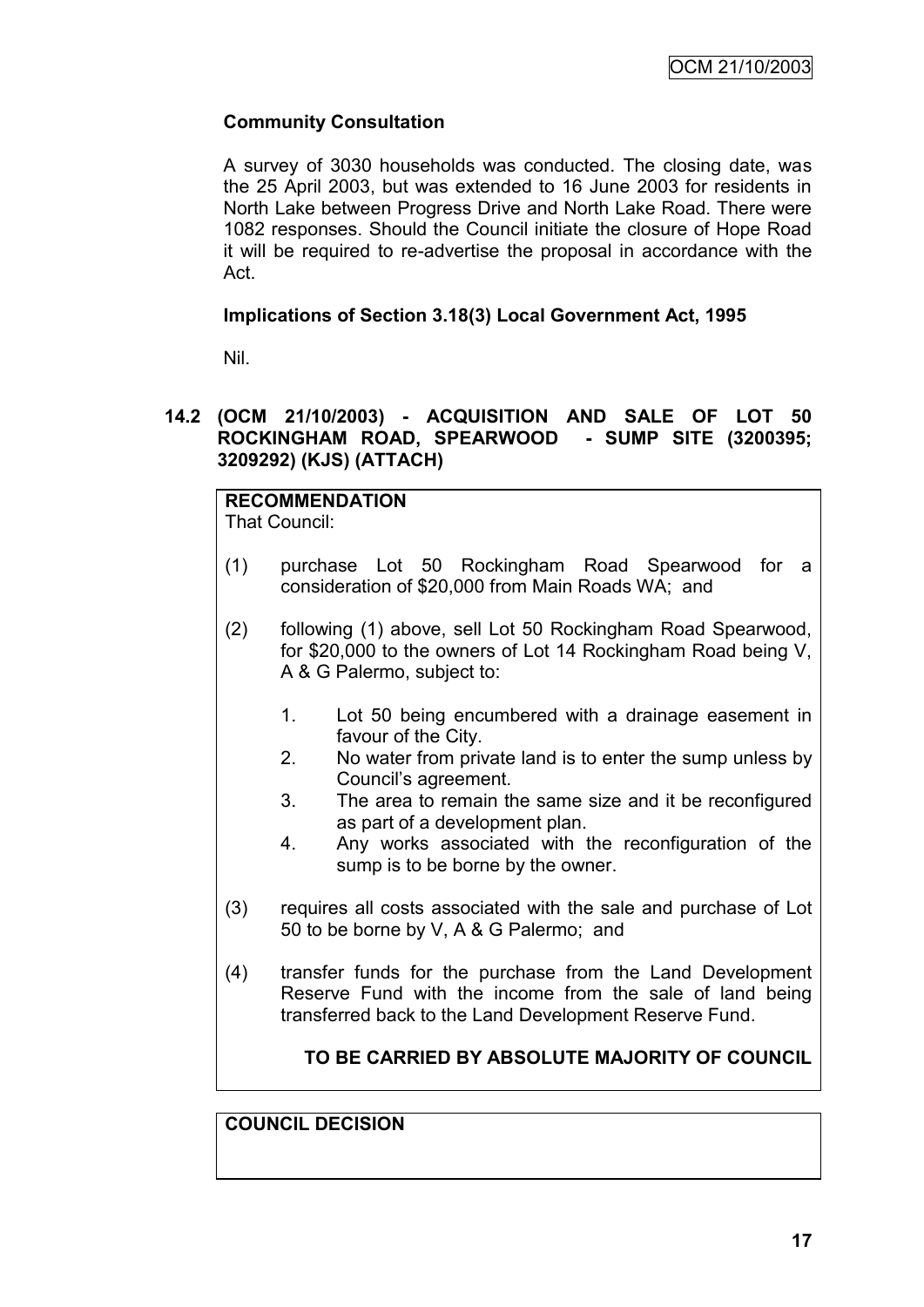**Community Consultation**

A survey of 3030 households was conducted. The closing date, was the 25 April 2003, but was extended to 16 June 2003 for residents in North Lake between Progress Drive and North Lake Road. There were 1082 responses. Should the Council initiate the closure of Hope Road it will be required to re-advertise the proposal in accordance with the Act.

**Implications of Section 3.18(3) Local Government Act, 1995**

Nil.

### 14.2 (OCM 21/10/2003) - ACQUISITION AND SALE OF LOT 50 ROCKINGHAM ROAD, SPEARWOOD - SUMP SITE (3200395; 3209292) (KJS) (ATTACH)

**RECOMMENDATION**

That Council:

(1) purchase Lot 50 Rockingham Road Spearwood for a consideration of $20,000 from Main Roads WA; and

(2) following (1) above, sell Lot 50 Rockingham Road Spearwood, for $20,000 to the owners of Lot 14 Rockingham Road being V, A & G Palermo, subject to:

1. Lot 50 being encumbered with a drainage easement in favour of the City.
2. No water from private land is to enter the sump unless by Council's agreement.
3. The area to remain the same size and it be reconfigured as part of a development plan.
4. Any works associated with the reconfiguration of the sump is to be borne by the owner.

(3) requires all costs associated with the sale and purchase of Lot 50 to be borne by V, A & G Palermo; and

(4) transfer funds for the purchase from the Land Development Reserve Fund with the income from the sale of land being transferred back to the Land Development Reserve Fund.

**TO BE CARRIED BY ABSOLUTE MAJORITY OF COUNCIL**

**COUNCIL DECISION**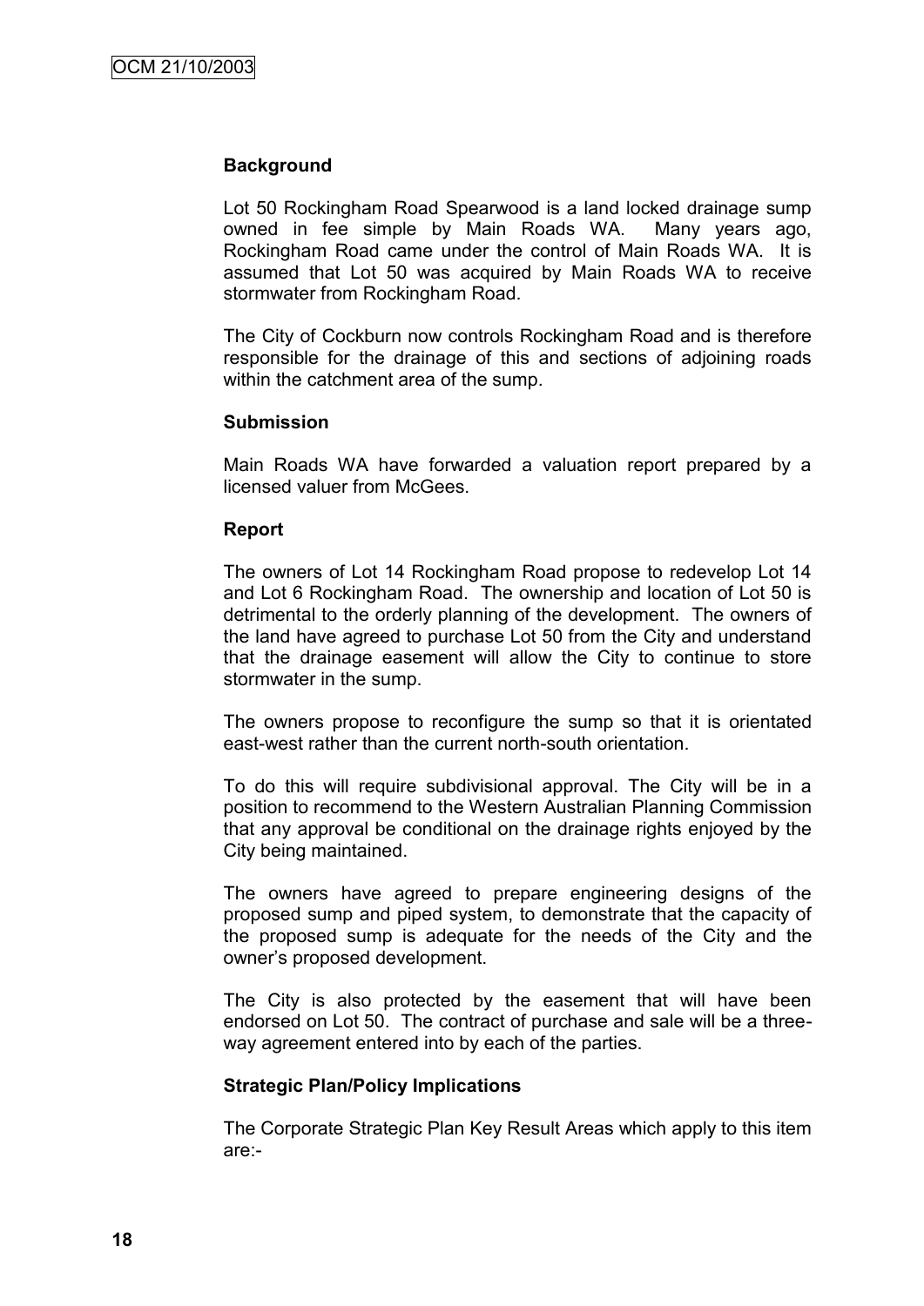**Background**

Lot 50 Rockingham Road Spearwood is a land locked drainage sump owned in fee simple by Main Roads WA. Many years ago, Rockingham Road came under the control of Main Roads WA. It is assumed that Lot 50 was acquired by Main Roads WA to receive stormwater from Rockingham Road.

The City of Cockburn now controls Rockingham Road and is therefore responsible for the drainage of this and sections of adjoining roads within the catchment area of the sump.

**Submission**

Main Roads WA have forwarded a valuation report prepared by a licensed valuer from McGees.

**Report**

The owners of Lot 14 Rockingham Road propose to redevelop Lot 14 and Lot 6 Rockingham Road. The ownership and location of Lot 50 is detrimental to the orderly planning of the development. The owners of the land have agreed to purchase Lot 50 from the City and understand that the drainage easement will allow the City to continue to store stormwater in the sump.

The owners propose to reconfigure the sump so that it is orientated east-west rather than the current north-south orientation.

To do this will require subdivisional approval. The City will be in a position to recommend to the Western Australian Planning Commission that any approval be conditional on the drainage rights enjoyed by the City being maintained.

The owners have agreed to prepare engineering designs of the proposed sump and piped system, to demonstrate that the capacity of the proposed sump is adequate for the needs of the City and the owner's proposed development.

The City is also protected by the easement that will have been endorsed on Lot 50. The contract of purchase and sale will be a three-way agreement entered into by each of the parties.

**Strategic Plan/Policy Implications**

The Corporate Strategic Plan Key Result Areas which apply to this item are:-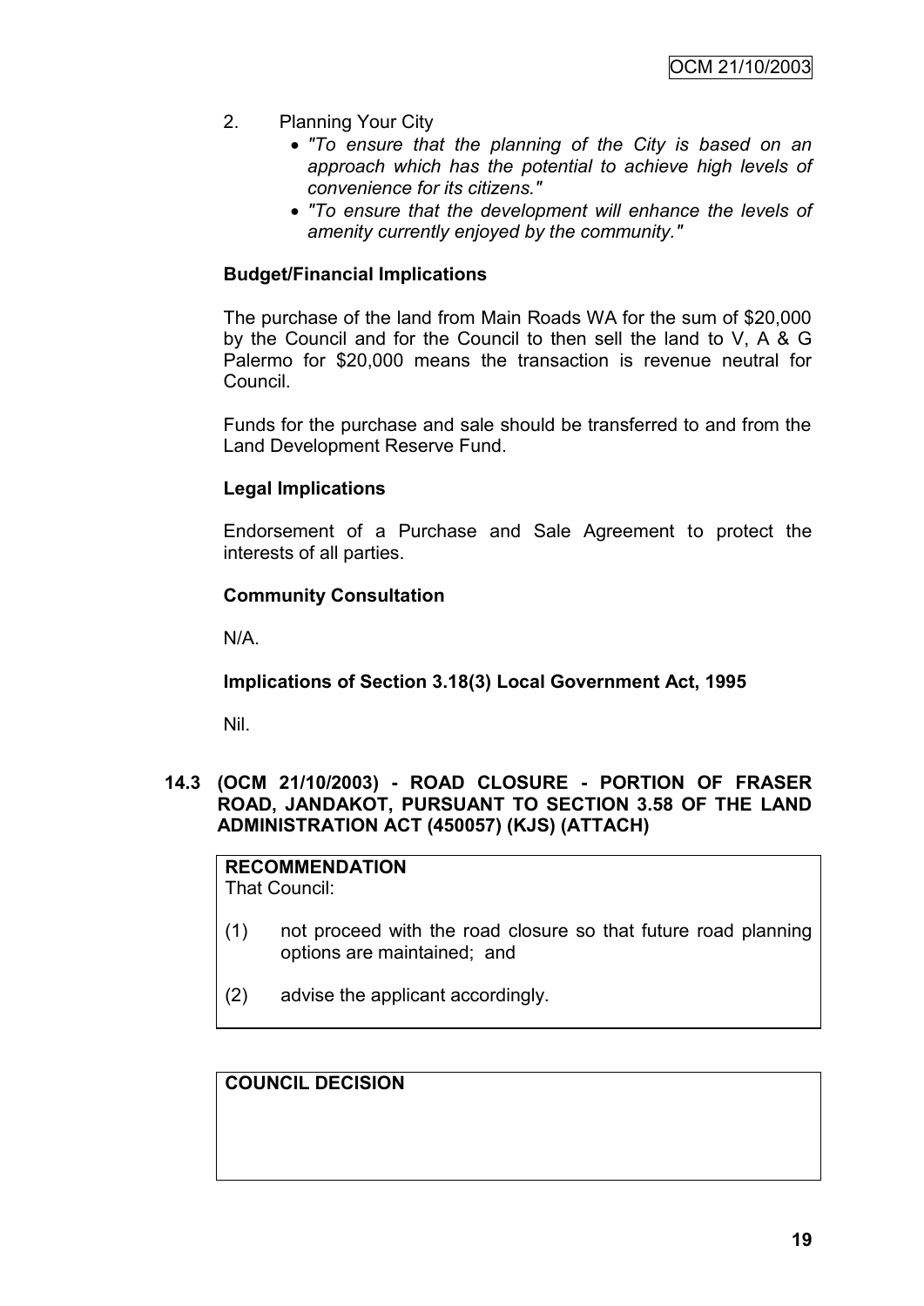2. Planning Your City
   - *"To ensure that the planning of the City is based on an approach which has the potential to achieve high levels of convenience for its citizens."*
   - *"To ensure that the development will enhance the levels of amenity currently enjoyed by the community."*

**Budget/Financial Implications**

The purchase of the land from Main Roads WA for the sum of $20,000 by the Council and for the Council to then sell the land to V, A & G Palermo for $20,000 means the transaction is revenue neutral for Council.

Funds for the purchase and sale should be transferred to and from the Land Development Reserve Fund.

**Legal Implications**

Endorsement of a Purchase and Sale Agreement to protect the interests of all parties.

**Community Consultation**

N/A.

**Implications of Section 3.18(3) Local Government Act, 1995**

Nil.

### 14.3 (OCM 21/10/2003) - ROAD CLOSURE - PORTION OF FRASER ROAD, JANDAKOT, PURSUANT TO SECTION 3.58 OF THE LAND ADMINISTRATION ACT (450057) (KJS) (ATTACH)

**RECOMMENDATION**
That Council:

(1) not proceed with the road closure so that future road planning options are maintained; and

(2) advise the applicant accordingly.

**COUNCIL DECISION**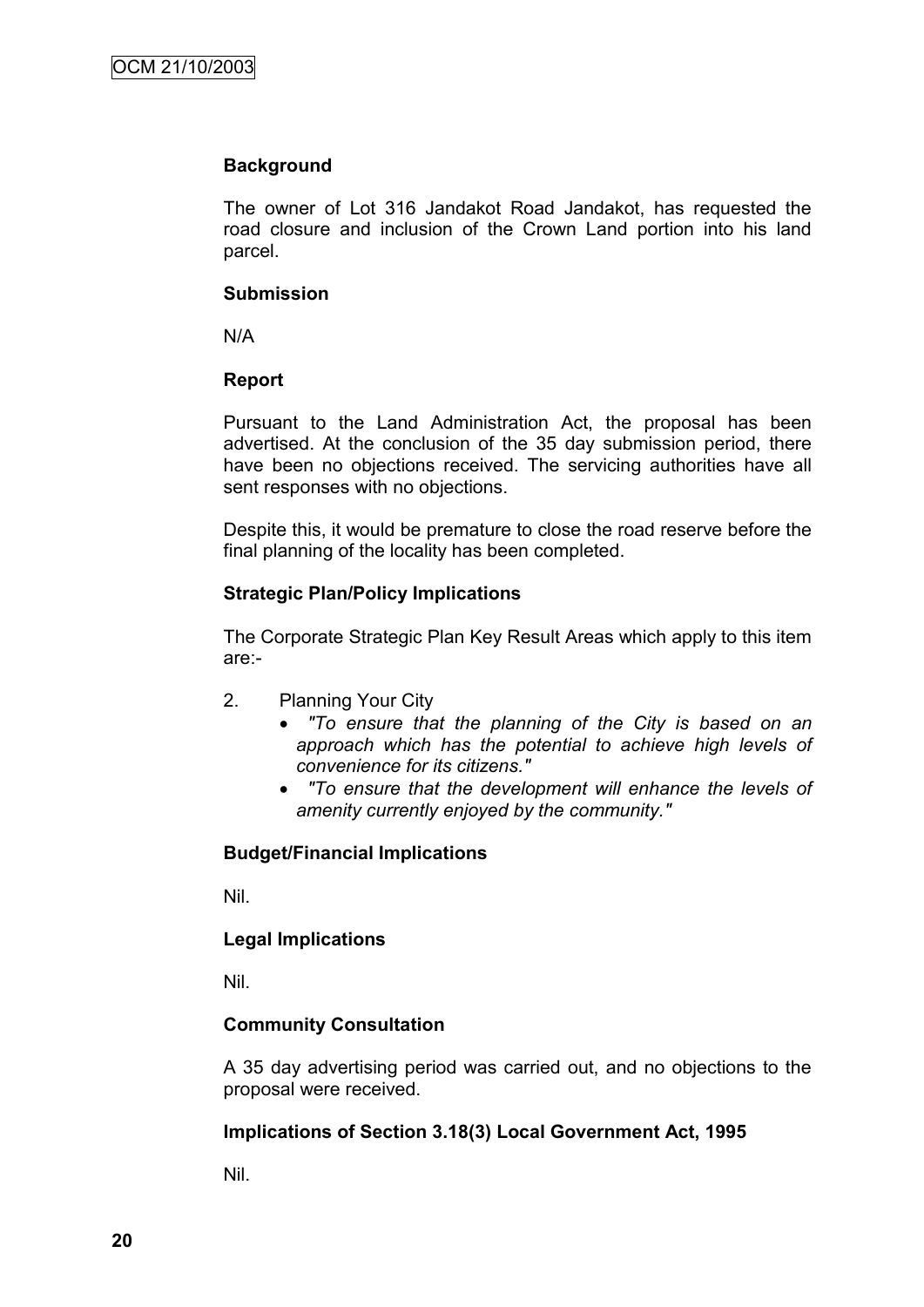**Background**

The owner of Lot 316 Jandakot Road Jandakot, has requested the road closure and inclusion of the Crown Land portion into his land parcel.

**Submission**

N/A

**Report**

Pursuant to the Land Administration Act, the proposal has been advertised. At the conclusion of the 35 day submission period, there have been no objections received. The servicing authorities have all sent responses with no objections.

Despite this, it would be premature to close the road reserve before the final planning of the locality has been completed.

**Strategic Plan/Policy Implications**

The Corporate Strategic Plan Key Result Areas which apply to this item are:-

2. Planning Your City
   - *"To ensure that the planning of the City is based on an approach which has the potential to achieve high levels of convenience for its citizens."*
   - *"To ensure that the development will enhance the levels of amenity currently enjoyed by the community."*

**Budget/Financial Implications**

Nil.

**Legal Implications**

Nil.

**Community Consultation**

A 35 day advertising period was carried out, and no objections to the proposal were received.

**Implications of Section 3.18(3) Local Government Act, 1995**

Nil.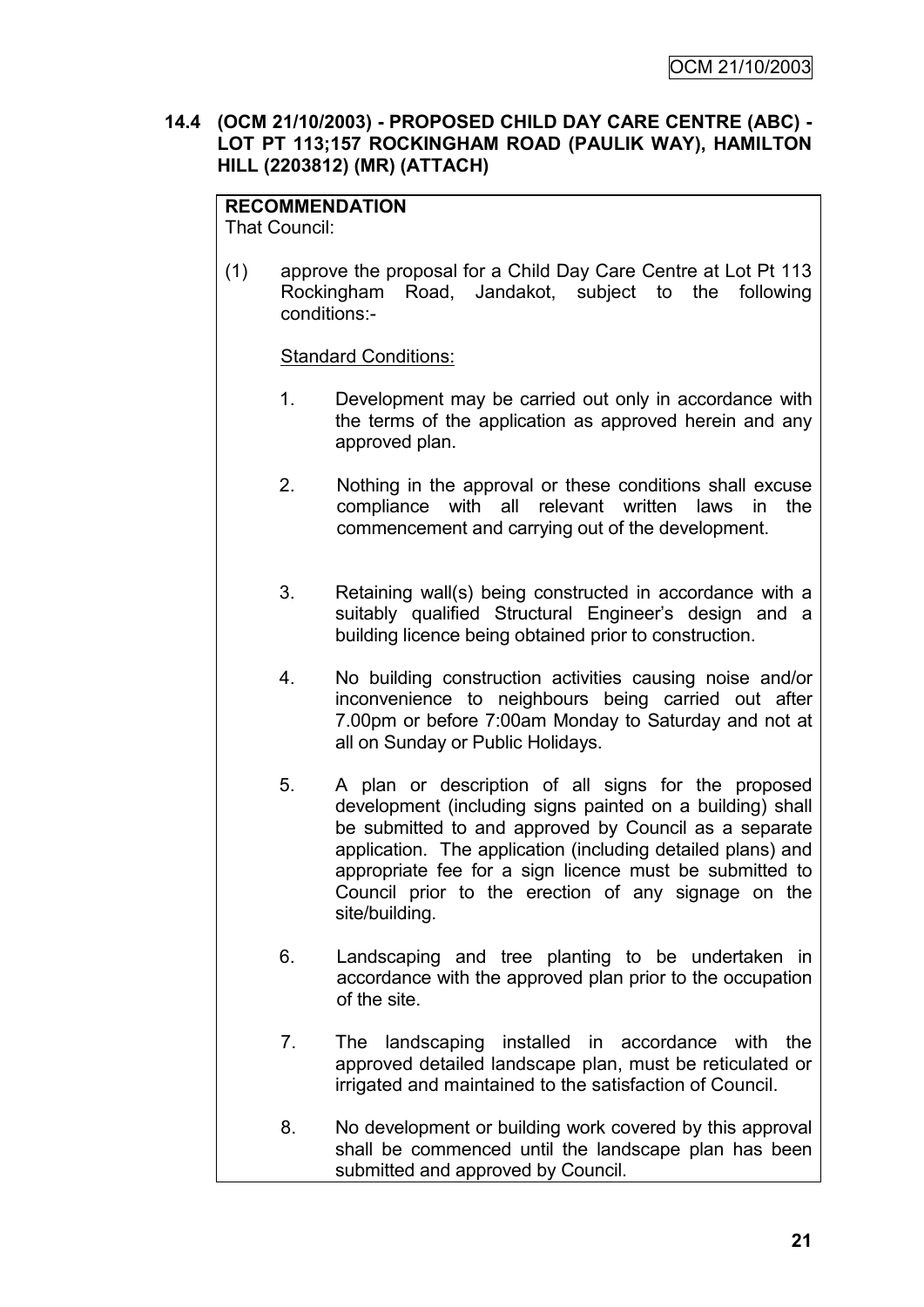**14.4 (OCM 21/10/2003) - PROPOSED CHILD DAY CARE CENTRE (ABC) - LOT PT 113;157 ROCKINGHAM ROAD (PAULIK WAY), HAMILTON HILL (2203812) (MR) (ATTACH)**

**RECOMMENDATION**
That Council:

(1) approve the proposal for a Child Day Care Centre at Lot Pt 113 Rockingham Road, Jandakot, subject to the following conditions:-

Standard Conditions:

1. Development may be carried out only in accordance with the terms of the application as approved herein and any approved plan.

2. Nothing in the approval or these conditions shall excuse compliance with all relevant written laws in the commencement and carrying out of the development.

3. Retaining wall(s) being constructed in accordance with a suitably qualified Structural Engineer's design and a building licence being obtained prior to construction.

4. No building construction activities causing noise and/or inconvenience to neighbours being carried out after 7.00pm or before 7:00am Monday to Saturday and not at all on Sunday or Public Holidays.

5. A plan or description of all signs for the proposed development (including signs painted on a building) shall be submitted to and approved by Council as a separate application. The application (including detailed plans) and appropriate fee for a sign licence must be submitted to Council prior to the erection of any signage on the site/building.

6. Landscaping and tree planting to be undertaken in accordance with the approved plan prior to the occupation of the site.

7. The landscaping installed in accordance with the approved detailed landscape plan, must be reticulated or irrigated and maintained to the satisfaction of Council.

8. No development or building work covered by this approval shall be commenced until the landscape plan has been submitted and approved by Council.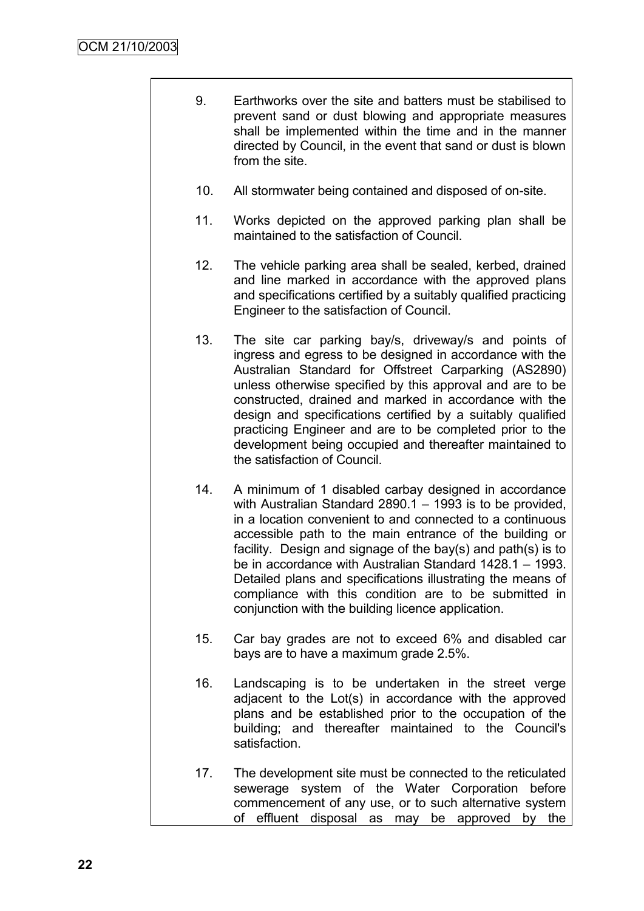9. Earthworks over the site and batters must be stabilised to prevent sand or dust blowing and appropriate measures shall be implemented within the time and in the manner directed by Council, in the event that sand or dust is blown from the site.

10. All stormwater being contained and disposed of on-site.

11. Works depicted on the approved parking plan shall be maintained to the satisfaction of Council.

12. The vehicle parking area shall be sealed, kerbed, drained and line marked in accordance with the approved plans and specifications certified by a suitably qualified practicing Engineer to the satisfaction of Council.

13. The site car parking bay/s, driveway/s and points of ingress and egress to be designed in accordance with the Australian Standard for Offstreet Carparking (AS2890) unless otherwise specified by this approval and are to be constructed, drained and marked in accordance with the design and specifications certified by a suitably qualified practicing Engineer and are to be completed prior to the development being occupied and thereafter maintained to the satisfaction of Council.

14. A minimum of 1 disabled carbay designed in accordance with Australian Standard 2890.1 – 1993 is to be provided, in a location convenient to and connected to a continuous accessible path to the main entrance of the building or facility. Design and signage of the bay(s) and path(s) is to be in accordance with Australian Standard 1428.1 – 1993. Detailed plans and specifications illustrating the means of compliance with this condition are to be submitted in conjunction with the building licence application.

15. Car bay grades are not to exceed 6% and disabled car bays are to have a maximum grade 2.5%.

16. Landscaping is to be undertaken in the street verge adjacent to the Lot(s) in accordance with the approved plans and be established prior to the occupation of the building; and thereafter maintained to the Council's satisfaction.

17. The development site must be connected to the reticulated sewerage system of the Water Corporation before commencement of any use, or to such alternative system of effluent disposal as may be approved by the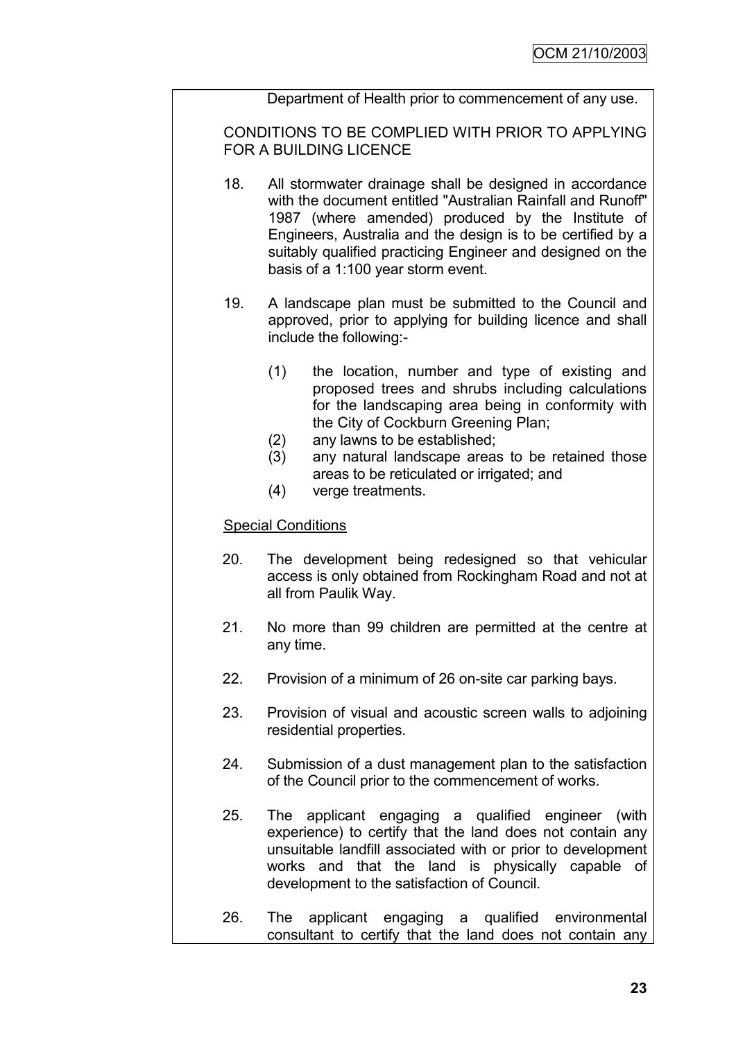Department of Health prior to commencement of any use.

CONDITIONS TO BE COMPLIED WITH PRIOR TO APPLYING FOR A BUILDING LICENCE

18. All stormwater drainage shall be designed in accordance with the document entitled "Australian Rainfall and Runoff" 1987 (where amended) produced by the Institute of Engineers, Australia and the design is to be certified by a suitably qualified practicing Engineer and designed on the basis of a 1:100 year storm event.

19. A landscape plan must be submitted to the Council and approved, prior to applying for building licence and shall include the following:-

    (1) the location, number and type of existing and proposed trees and shrubs including calculations for the landscaping area being in conformity with the City of Cockburn Greening Plan;
    (2) any lawns to be established;
    (3) any natural landscape areas to be retained those areas to be reticulated or irrigated; and
    (4) verge treatments.

<u>Special Conditions</u>

20. The development being redesigned so that vehicular access is only obtained from Rockingham Road and not at all from Paulik Way.

21. No more than 99 children are permitted at the centre at any time.

22. Provision of a minimum of 26 on-site car parking bays.

23. Provision of visual and acoustic screen walls to adjoining residential properties.

24. Submission of a dust management plan to the satisfaction of the Council prior to the commencement of works.

25. The applicant engaging a qualified engineer (with experience) to certify that the land does not contain any unsuitable landfill associated with or prior to development works and that the land is physically capable of development to the satisfaction of Council.

26. The applicant engaging a qualified environmental consultant to certify that the land does not contain any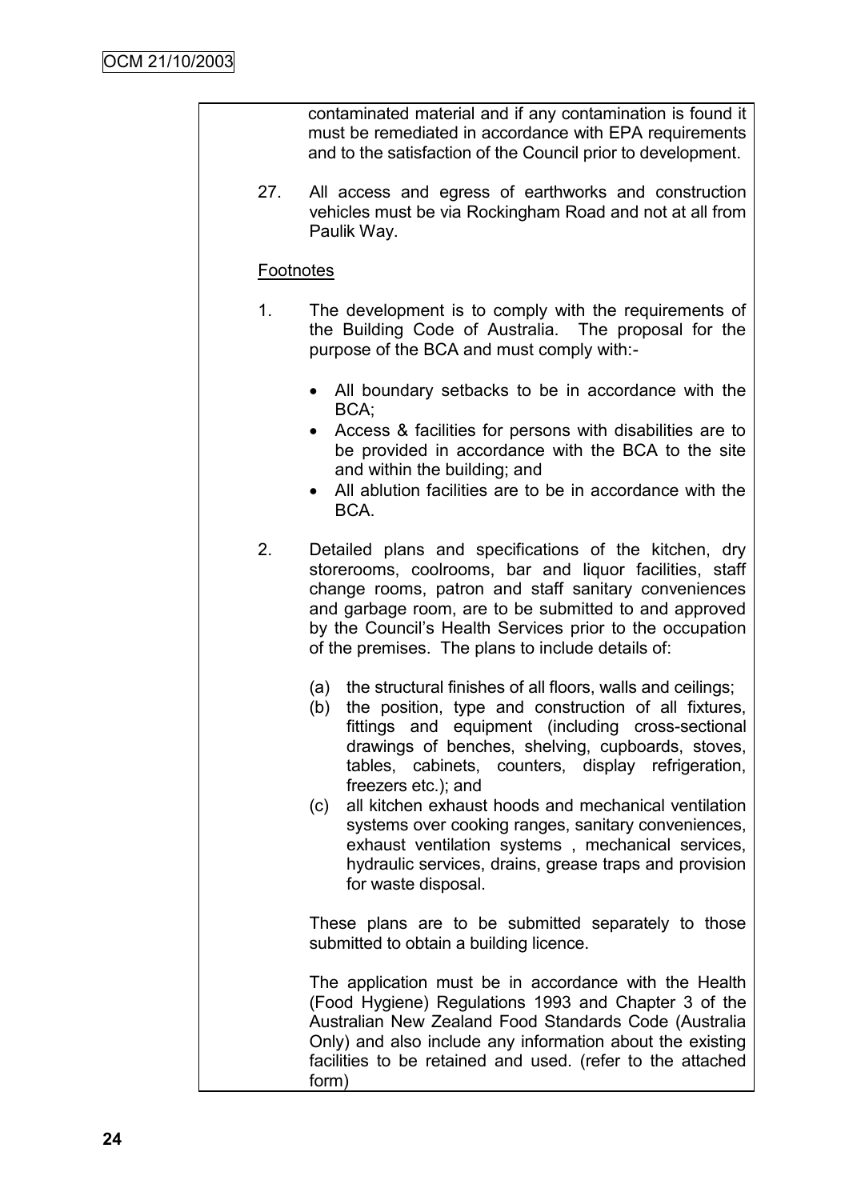contaminated material and if any contamination is found it must be remediated in accordance with EPA requirements and to the satisfaction of the Council prior to development.

27. All access and egress of earthworks and construction vehicles must be via Rockingham Road and not at all from Paulik Way.

Footnotes

1. The development is to comply with the requirements of the Building Code of Australia. The proposal for the purpose of the BCA and must comply with:-

   - All boundary setbacks to be in accordance with the BCA;
   - Access & facilities for persons with disabilities are to be provided in accordance with the BCA to the site and within the building; and
   - All ablution facilities are to be in accordance with the BCA.

2. Detailed plans and specifications of the kitchen, dry storerooms, coolrooms, bar and liquor facilities, staff change rooms, patron and staff sanitary conveniences and garbage room, are to be submitted to and approved by the Council's Health Services prior to the occupation of the premises. The plans to include details of:

   (a) the structural finishes of all floors, walls and ceilings;
   (b) the position, type and construction of all fixtures, fittings and equipment (including cross-sectional drawings of benches, shelving, cupboards, stoves, tables, cabinets, counters, display refrigeration, freezers etc.); and
   (c) all kitchen exhaust hoods and mechanical ventilation systems over cooking ranges, sanitary conveniences, exhaust ventilation systems , mechanical services, hydraulic services, drains, grease traps and provision for waste disposal.

   These plans are to be submitted separately to those submitted to obtain a building licence.

   The application must be in accordance with the Health (Food Hygiene) Regulations 1993 and Chapter 3 of the Australian New Zealand Food Standards Code (Australia Only) and also include any information about the existing facilities to be retained and used. (refer to the attached form)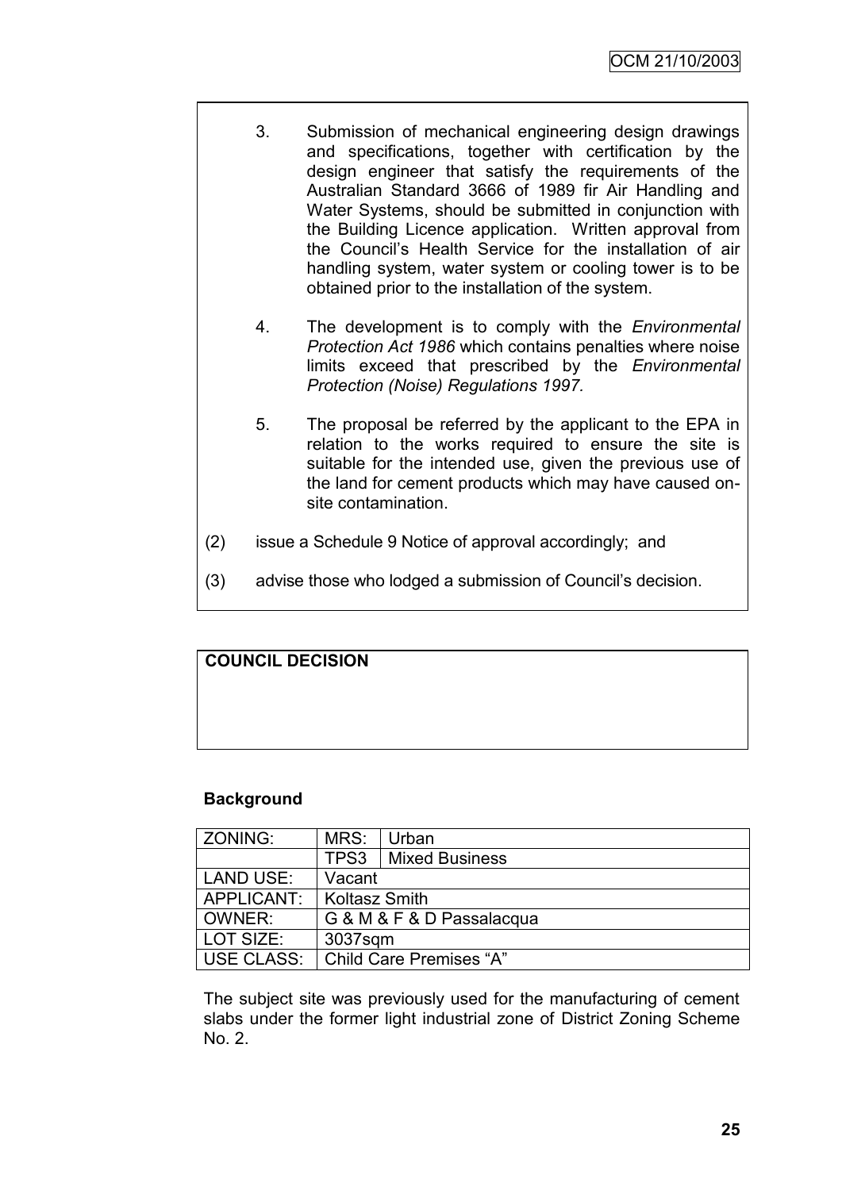3. Submission of mechanical engineering design drawings and specifications, together with certification by the design engineer that satisfy the requirements of the Australian Standard 3666 of 1989 fir Air Handling and Water Systems, should be submitted in conjunction with the Building Licence application. Written approval from the Council's Health Service for the installation of air handling system, water system or cooling tower is to be obtained prior to the installation of the system.

4. The development is to comply with the *Environmental Protection Act 1986* which contains penalties where noise limits exceed that prescribed by the *Environmental Protection (Noise) Regulations 1997*.

5. The proposal be referred by the applicant to the EPA in relation to the works required to ensure the site is suitable for the intended use, given the previous use of the land for cement products which may have caused on-site contamination.

(2) issue a Schedule 9 Notice of approval accordingly; and

(3) advise those who lodged a submission of Council's decision.

**COUNCIL DECISION**

**Background**

| ZONING: | MRS: | Urban |
|---|---|---|
| | TPS3 | Mixed Business |
| LAND USE: | Vacant | |
| APPLICANT: | Koltasz Smith | |
| OWNER: | G & M & F & D Passalacqua | |
| LOT SIZE: | 3037sqm | |
| USE CLASS: | Child Care Premises "A" | |

The subject site was previously used for the manufacturing of cement slabs under the former light industrial zone of District Zoning Scheme No. 2.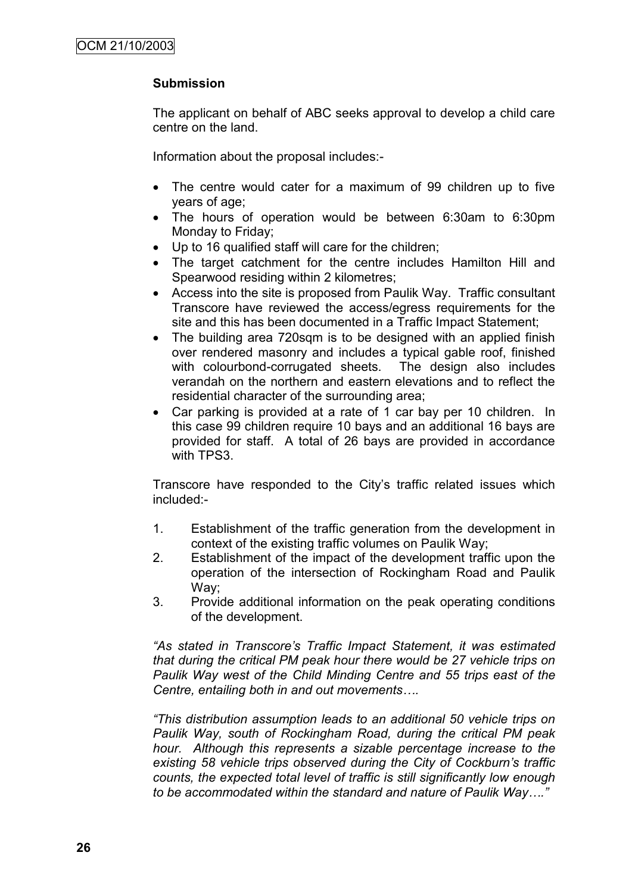**Submission**

The applicant on behalf of ABC seeks approval to develop a child care centre on the land.

Information about the proposal includes:-

- The centre would cater for a maximum of 99 children up to five years of age;
- The hours of operation would be between 6:30am to 6:30pm Monday to Friday;
- Up to 16 qualified staff will care for the children;
- The target catchment for the centre includes Hamilton Hill and Spearwood residing within 2 kilometres;
- Access into the site is proposed from Paulik Way. Traffic consultant Transcore have reviewed the access/egress requirements for the site and this has been documented in a Traffic Impact Statement;
- The building area 720sqm is to be designed with an applied finish over rendered masonry and includes a typical gable roof, finished with colourbond-corrugated sheets. The design also includes verandah on the northern and eastern elevations and to reflect the residential character of the surrounding area;
- Car parking is provided at a rate of 1 car bay per 10 children. In this case 99 children require 10 bays and an additional 16 bays are provided for staff. A total of 26 bays are provided in accordance with TPS3.

Transcore have responded to the City's traffic related issues which included:-

1. Establishment of the traffic generation from the development in context of the existing traffic volumes on Paulik Way;
2. Establishment of the impact of the development traffic upon the operation of the intersection of Rockingham Road and Paulik Way;
3. Provide additional information on the peak operating conditions of the development.

*"As stated in Transcore's Traffic Impact Statement, it was estimated that during the critical PM peak hour there would be 27 vehicle trips on Paulik Way west of the Child Minding Centre and 55 trips east of the Centre, entailing both in and out movements….*

*"This distribution assumption leads to an additional 50 vehicle trips on Paulik Way, south of Rockingham Road, during the critical PM peak hour. Although this represents a sizable percentage increase to the existing 58 vehicle trips observed during the City of Cockburn's traffic counts, the expected total level of traffic is still significantly low enough to be accommodated within the standard and nature of Paulik Way…."*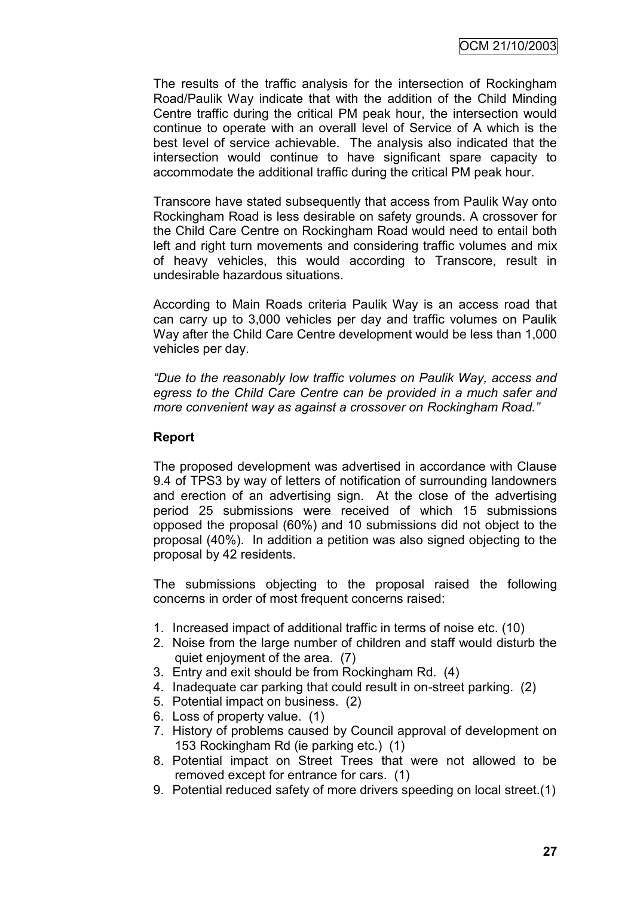The results of the traffic analysis for the intersection of Rockingham Road/Paulik Way indicate that with the addition of the Child Minding Centre traffic during the critical PM peak hour, the intersection would continue to operate with an overall level of Service of A which is the best level of service achievable. The analysis also indicated that the intersection would continue to have significant spare capacity to accommodate the additional traffic during the critical PM peak hour.

Transcore have stated subsequently that access from Paulik Way onto Rockingham Road is less desirable on safety grounds. A crossover for the Child Care Centre on Rockingham Road would need to entail both left and right turn movements and considering traffic volumes and mix of heavy vehicles, this would according to Transcore, result in undesirable hazardous situations.

According to Main Roads criteria Paulik Way is an access road that can carry up to 3,000 vehicles per day and traffic volumes on Paulik Way after the Child Care Centre development would be less than 1,000 vehicles per day.

*"Due to the reasonably low traffic volumes on Paulik Way, access and egress to the Child Care Centre can be provided in a much safer and more convenient way as against a crossover on Rockingham Road."*

**Report**

The proposed development was advertised in accordance with Clause 9.4 of TPS3 by way of letters of notification of surrounding landowners and erection of an advertising sign. At the close of the advertising period 25 submissions were received of which 15 submissions opposed the proposal (60%) and 10 submissions did not object to the proposal (40%). In addition a petition was also signed objecting to the proposal by 42 residents.

The submissions objecting to the proposal raised the following concerns in order of most frequent concerns raised:

1. Increased impact of additional traffic in terms of noise etc. (10)
2. Noise from the large number of children and staff would disturb the quiet enjoyment of the area. (7)
3. Entry and exit should be from Rockingham Rd. (4)
4. Inadequate car parking that could result in on-street parking. (2)
5. Potential impact on business. (2)
6. Loss of property value. (1)
7. History of problems caused by Council approval of development on 153 Rockingham Rd (ie parking etc.) (1)
8. Potential impact on Street Trees that were not allowed to be removed except for entrance for cars. (1)
9. Potential reduced safety of more drivers speeding on local street.(1)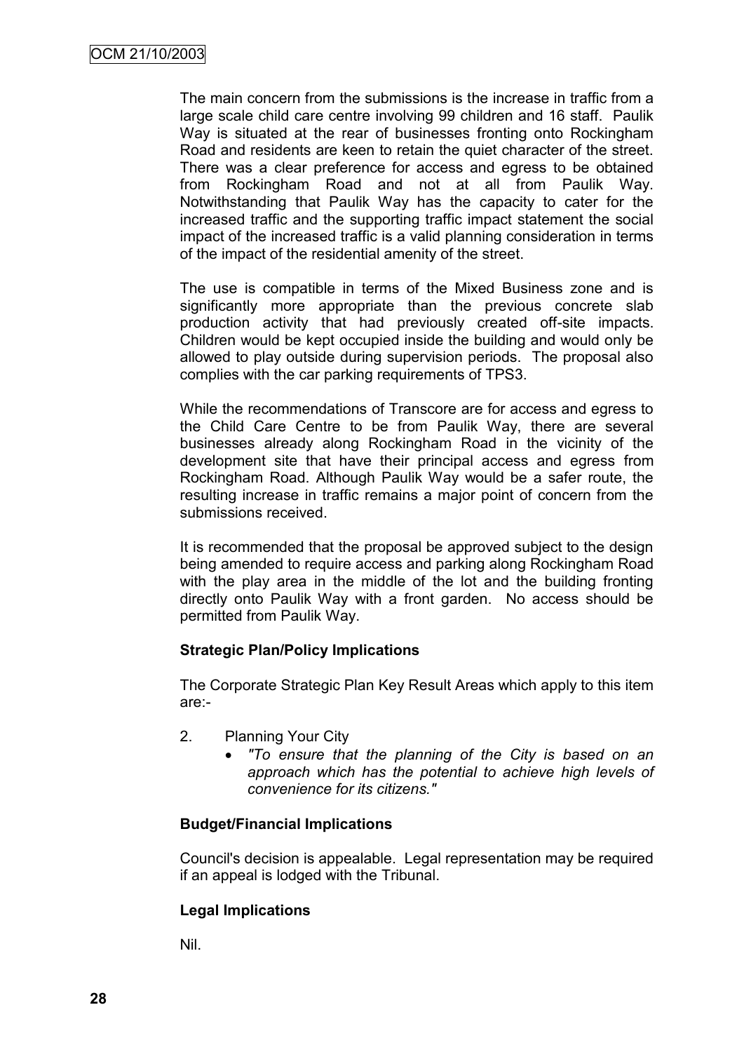The main concern from the submissions is the increase in traffic from a large scale child care centre involving 99 children and 16 staff. Paulik Way is situated at the rear of businesses fronting onto Rockingham Road and residents are keen to retain the quiet character of the street. There was a clear preference for access and egress to be obtained from Rockingham Road and not at all from Paulik Way. Notwithstanding that Paulik Way has the capacity to cater for the increased traffic and the supporting traffic impact statement the social impact of the increased traffic is a valid planning consideration in terms of the impact of the residential amenity of the street.

The use is compatible in terms of the Mixed Business zone and is significantly more appropriate than the previous concrete slab production activity that had previously created off-site impacts. Children would be kept occupied inside the building and would only be allowed to play outside during supervision periods. The proposal also complies with the car parking requirements of TPS3.

While the recommendations of Transcore are for access and egress to the Child Care Centre to be from Paulik Way, there are several businesses already along Rockingham Road in the vicinity of the development site that have their principal access and egress from Rockingham Road. Although Paulik Way would be a safer route, the resulting increase in traffic remains a major point of concern from the submissions received.

It is recommended that the proposal be approved subject to the design being amended to require access and parking along Rockingham Road with the play area in the middle of the lot and the building fronting directly onto Paulik Way with a front garden. No access should be permitted from Paulik Way.

**Strategic Plan/Policy Implications**

The Corporate Strategic Plan Key Result Areas which apply to this item are:-

2. Planning Your City
   - *"To ensure that the planning of the City is based on an approach which has the potential to achieve high levels of convenience for its citizens."*

**Budget/Financial Implications**

Council's decision is appealable. Legal representation may be required if an appeal is lodged with the Tribunal.

**Legal Implications**

Nil.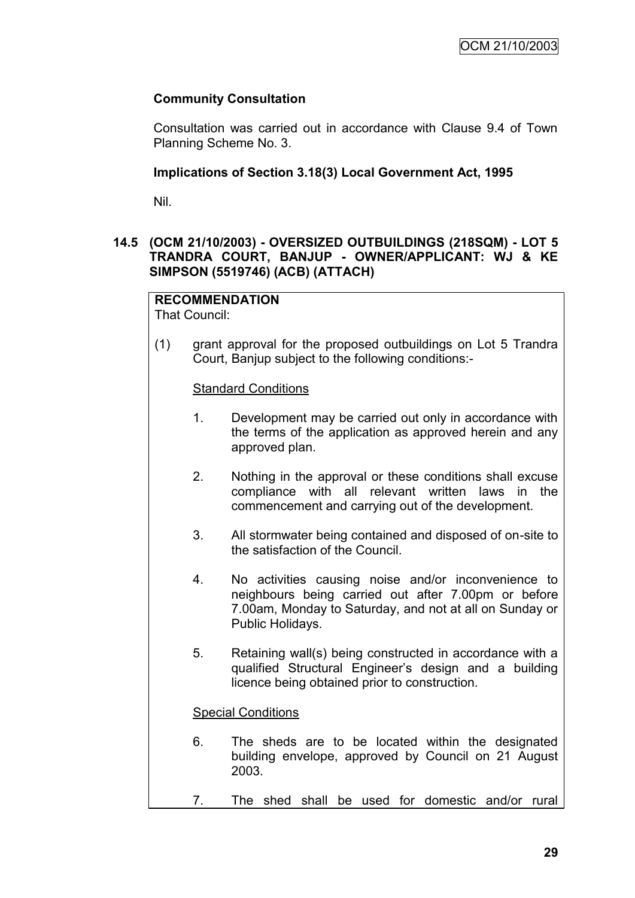**Community Consultation**

Consultation was carried out in accordance with Clause 9.4 of Town Planning Scheme No. 3.

**Implications of Section 3.18(3) Local Government Act, 1995**

Nil.

### 14.5 (OCM 21/10/2003) - OVERSIZED OUTBUILDINGS (218SQM) - LOT 5 TRANDRA COURT, BANJUP - OWNER/APPLICANT: WJ & KE SIMPSON (5519746) (ACB) (ATTACH)

**RECOMMENDATION**

That Council:

(1) grant approval for the proposed outbuildings on Lot 5 Trandra Court, Banjup subject to the following conditions:-

Standard Conditions

1. Development may be carried out only in accordance with the terms of the application as approved herein and any approved plan.

2. Nothing in the approval or these conditions shall excuse compliance with all relevant written laws in the commencement and carrying out of the development.

3. All stormwater being contained and disposed of on-site to the satisfaction of the Council.

4. No activities causing noise and/or inconvenience to neighbours being carried out after 7.00pm or before 7.00am, Monday to Saturday, and not at all on Sunday or Public Holidays.

5. Retaining wall(s) being constructed in accordance with a qualified Structural Engineer's design and a building licence being obtained prior to construction.

Special Conditions

6. The sheds are to be located within the designated building envelope, approved by Council on 21 August 2003.

7. The shed shall be used for domestic and/or rural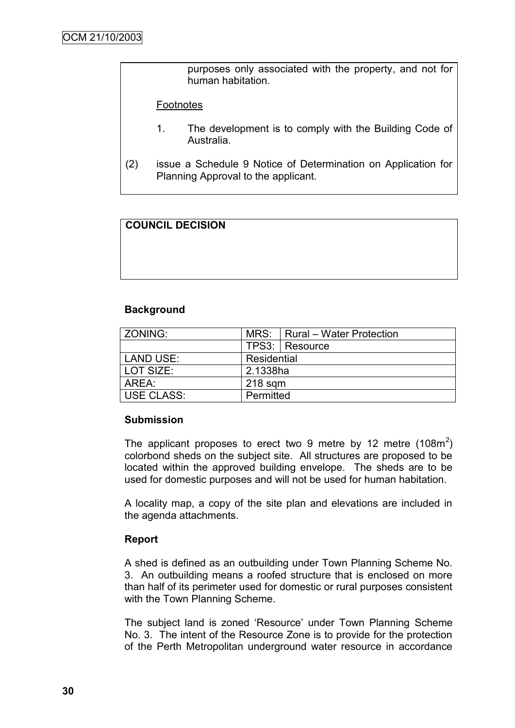purposes only associated with the property, and not for human habitation.

Footnotes

1. The development is to comply with the Building Code of Australia.

(2) issue a Schedule 9 Notice of Determination on Application for Planning Approval to the applicant.

**COUNCIL DECISION**

**Background**

| ZONING: | MRS: | Rural – Water Protection |
|---|---|---|
| | TPS3: | Resource |
| LAND USE: | Residential | |
| LOT SIZE: | 2.1338ha | |
| AREA: | 218 sqm | |
| USE CLASS: | Permitted | |

**Submission**

The applicant proposes to erect two 9 metre by 12 metre ($108m^2$) colorbond sheds on the subject site. All structures are proposed to be located within the approved building envelope. The sheds are to be used for domestic purposes and will not be used for human habitation.

A locality map, a copy of the site plan and elevations are included in the agenda attachments.

**Report**

A shed is defined as an outbuilding under Town Planning Scheme No. 3. An outbuilding means a roofed structure that is enclosed on more than half of its perimeter used for domestic or rural purposes consistent with the Town Planning Scheme.

The subject land is zoned 'Resource' under Town Planning Scheme No. 3. The intent of the Resource Zone is to provide for the protection of the Perth Metropolitan underground water resource in accordance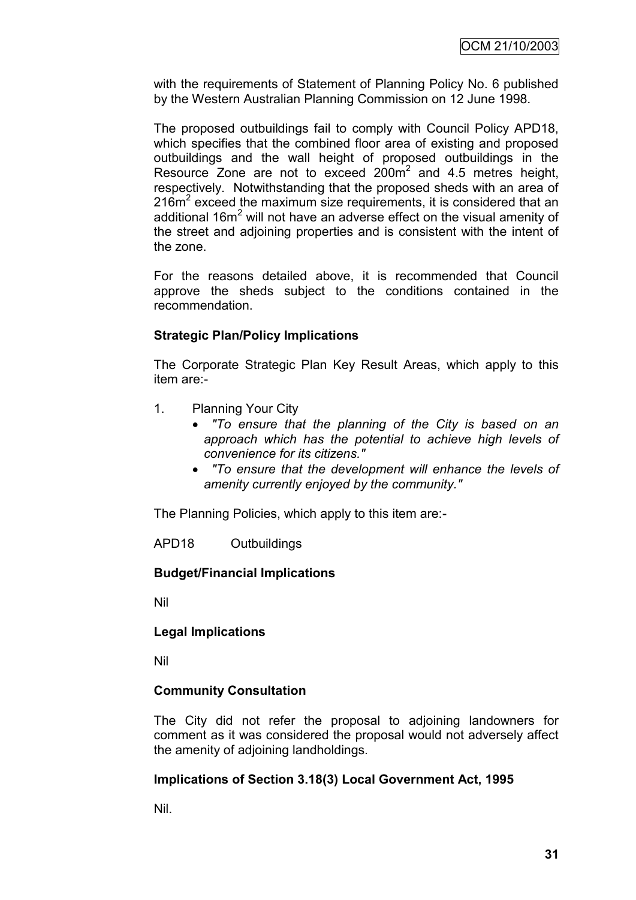with the requirements of Statement of Planning Policy No. 6 published by the Western Australian Planning Commission on 12 June 1998.

The proposed outbuildings fail to comply with Council Policy APD18, which specifies that the combined floor area of existing and proposed outbuildings and the wall height of proposed outbuildings in the Resource Zone are not to exceed $200m^2$ and 4.5 metres height, respectively. Notwithstanding that the proposed sheds with an area of $216m^2$ exceed the maximum size requirements, it is considered that an additional $16m^2$ will not have an adverse effect on the visual amenity of the street and adjoining properties and is consistent with the intent of the zone.

For the reasons detailed above, it is recommended that Council approve the sheds subject to the conditions contained in the recommendation.

**Strategic Plan/Policy Implications**

The Corporate Strategic Plan Key Result Areas, which apply to this item are:-

1. Planning Your City
   - *"To ensure that the planning of the City is based on an approach which has the potential to achieve high levels of convenience for its citizens."*
   - *"To ensure that the development will enhance the levels of amenity currently enjoyed by the community."*

The Planning Policies, which apply to this item are:-

APD18 Outbuildings

**Budget/Financial Implications**

Nil

**Legal Implications**

Nil

**Community Consultation**

The City did not refer the proposal to adjoining landowners for comment as it was considered the proposal would not adversely affect the amenity of adjoining landholdings.

**Implications of Section 3.18(3) Local Government Act, 1995**

Nil.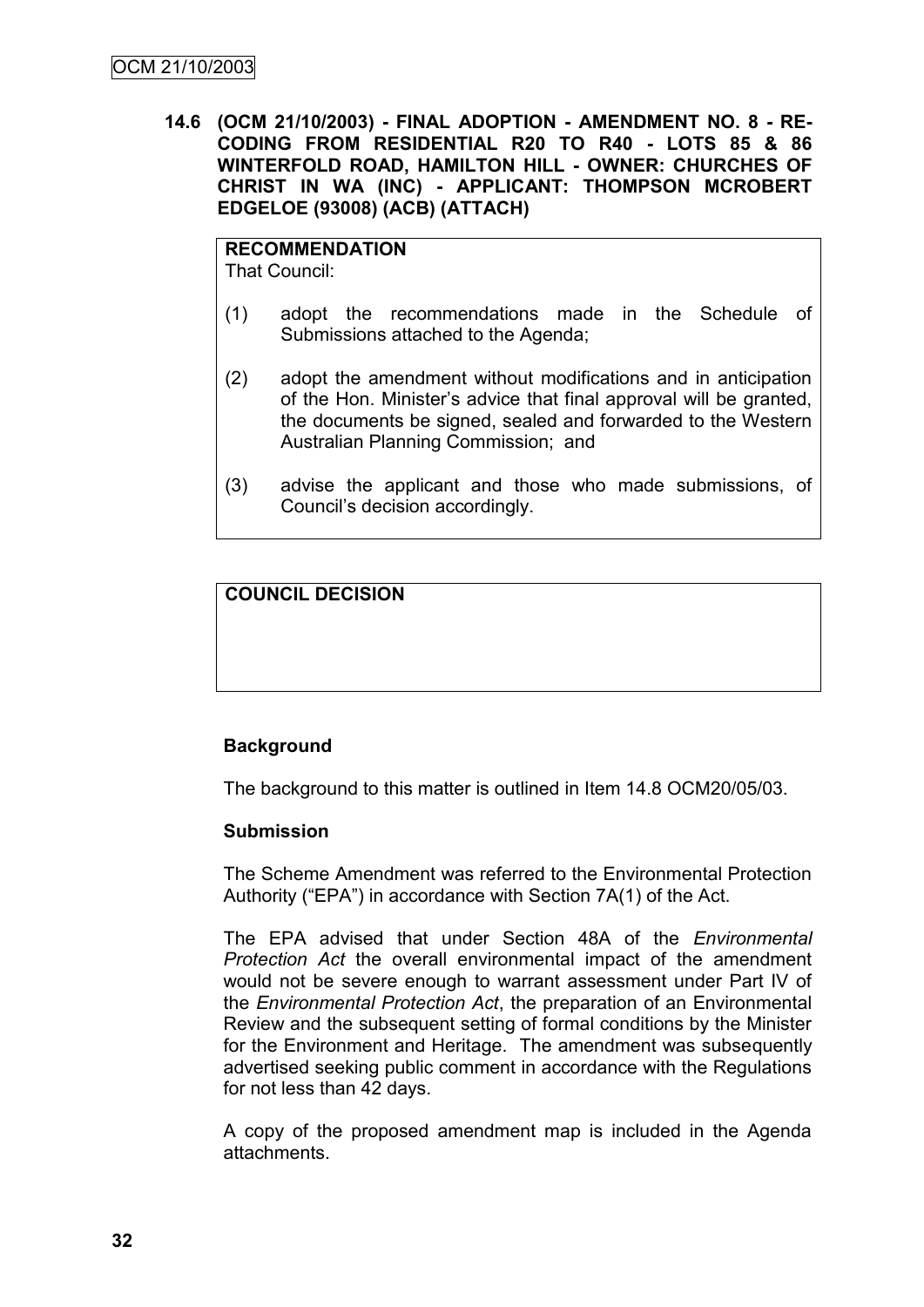**14.6 (OCM 21/10/2003) - FINAL ADOPTION - AMENDMENT NO. 8 - RE-CODING FROM RESIDENTIAL R20 TO R40 - LOTS 85 & 86 WINTERFOLD ROAD, HAMILTON HILL - OWNER: CHURCHES OF CHRIST IN WA (INC) - APPLICANT: THOMPSON MCROBERT EDGELOE (93008) (ACB) (ATTACH)**

**RECOMMENDATION**
That Council:

(1) adopt the recommendations made in the Schedule of Submissions attached to the Agenda;

(2) adopt the amendment without modifications and in anticipation of the Hon. Minister's advice that final approval will be granted, the documents be signed, sealed and forwarded to the Western Australian Planning Commission; and

(3) advise the applicant and those who made submissions, of Council's decision accordingly.

**COUNCIL DECISION**

**Background**

The background to this matter is outlined in Item 14.8 OCM20/05/03.

**Submission**

The Scheme Amendment was referred to the Environmental Protection Authority ("EPA") in accordance with Section 7A(1) of the Act.

The EPA advised that under Section 48A of the *Environmental Protection Act* the overall environmental impact of the amendment would not be severe enough to warrant assessment under Part IV of the *Environmental Protection Act*, the preparation of an Environmental Review and the subsequent setting of formal conditions by the Minister for the Environment and Heritage. The amendment was subsequently advertised seeking public comment in accordance with the Regulations for not less than 42 days.

A copy of the proposed amendment map is included in the Agenda attachments.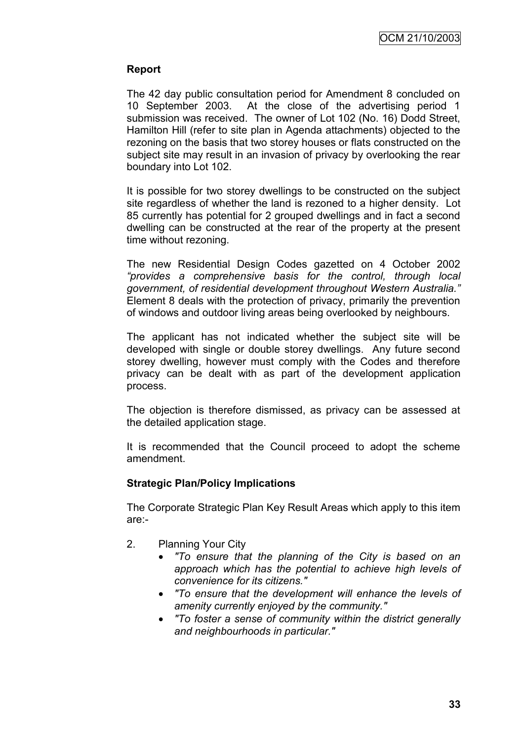**Report**

The 42 day public consultation period for Amendment 8 concluded on 10 September 2003. At the close of the advertising period 1 submission was received. The owner of Lot 102 (No. 16) Dodd Street, Hamilton Hill (refer to site plan in Agenda attachments) objected to the rezoning on the basis that two storey houses or flats constructed on the subject site may result in an invasion of privacy by overlooking the rear boundary into Lot 102.

It is possible for two storey dwellings to be constructed on the subject site regardless of whether the land is rezoned to a higher density. Lot 85 currently has potential for 2 grouped dwellings and in fact a second dwelling can be constructed at the rear of the property at the present time without rezoning.

The new Residential Design Codes gazetted on 4 October 2002 *"provides a comprehensive basis for the control, through local government, of residential development throughout Western Australia."* Element 8 deals with the protection of privacy, primarily the prevention of windows and outdoor living areas being overlooked by neighbours.

The applicant has not indicated whether the subject site will be developed with single or double storey dwellings. Any future second storey dwelling, however must comply with the Codes and therefore privacy can be dealt with as part of the development application process.

The objection is therefore dismissed, as privacy can be assessed at the detailed application stage.

It is recommended that the Council proceed to adopt the scheme amendment.

**Strategic Plan/Policy Implications**

The Corporate Strategic Plan Key Result Areas which apply to this item are:-

2. Planning Your City
   - *"To ensure that the planning of the City is based on an approach which has the potential to achieve high levels of convenience for its citizens."*
   - *"To ensure that the development will enhance the levels of amenity currently enjoyed by the community."*
   - *"To foster a sense of community within the district generally and neighbourhoods in particular."*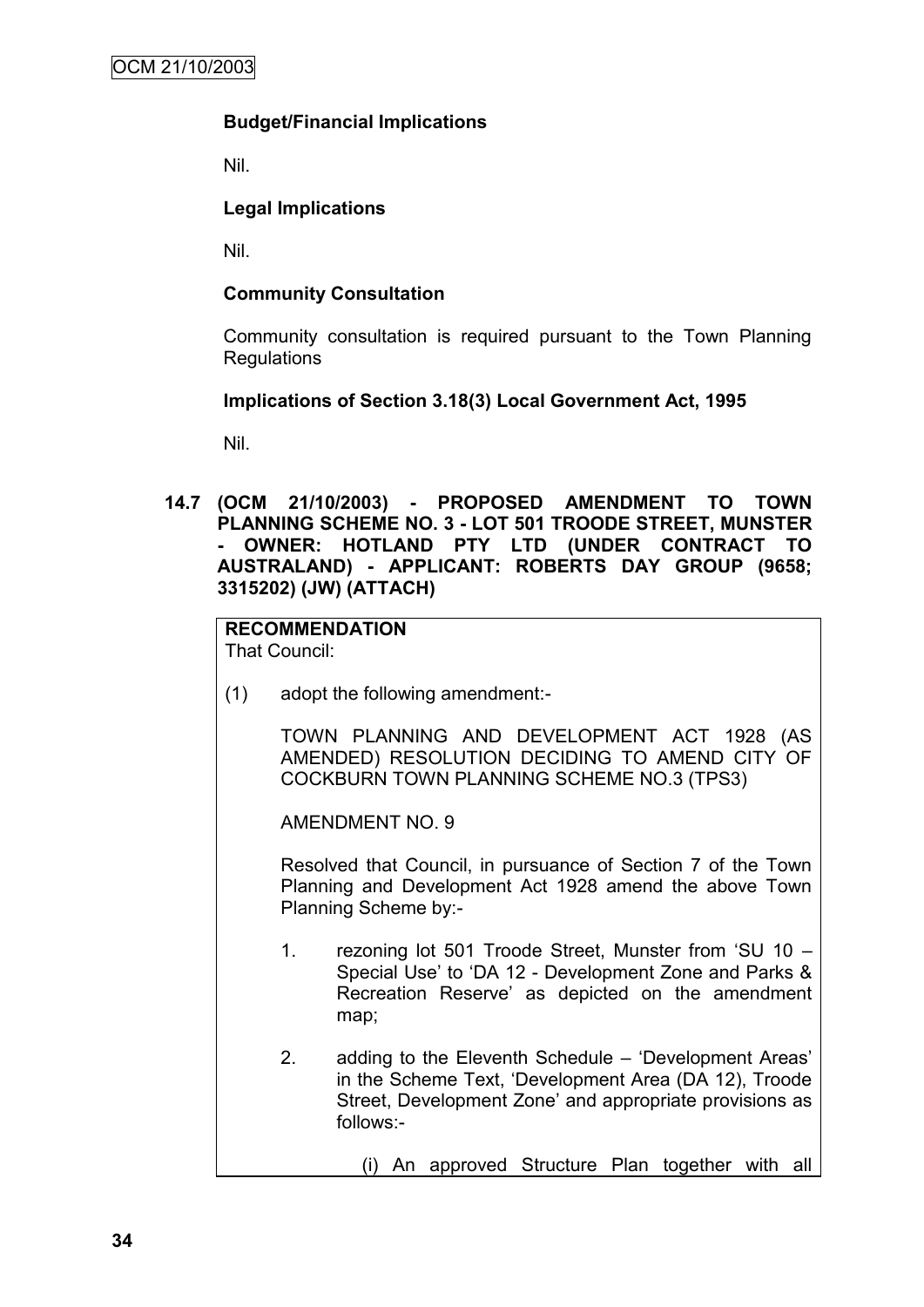**Budget/Financial Implications**

Nil.

**Legal Implications**

Nil.

**Community Consultation**

Community consultation is required pursuant to the Town Planning Regulations

**Implications of Section 3.18(3) Local Government Act, 1995**

Nil.

**14.7 (OCM 21/10/2003) - PROPOSED AMENDMENT TO TOWN PLANNING SCHEME NO. 3 - LOT 501 TROODE STREET, MUNSTER - OWNER: HOTLAND PTY LTD (UNDER CONTRACT TO AUSTRALAND) - APPLICANT: ROBERTS DAY GROUP (9658; 3315202) (JW) (ATTACH)**

**RECOMMENDATION**

That Council:

(1) adopt the following amendment:-

TOWN PLANNING AND DEVELOPMENT ACT 1928 (AS AMENDED) RESOLUTION DECIDING TO AMEND CITY OF COCKBURN TOWN PLANNING SCHEME NO.3 (TPS3)

AMENDMENT NO. 9

Resolved that Council, in pursuance of Section 7 of the Town Planning and Development Act 1928 amend the above Town Planning Scheme by:-

1. rezoning lot 501 Troode Street, Munster from 'SU 10 – Special Use' to 'DA 12 - Development Zone and Parks & Recreation Reserve' as depicted on the amendment map;

2. adding to the Eleventh Schedule – 'Development Areas' in the Scheme Text, 'Development Area (DA 12), Troode Street, Development Zone' and appropriate provisions as follows:-

   (i) An approved Structure Plan together with all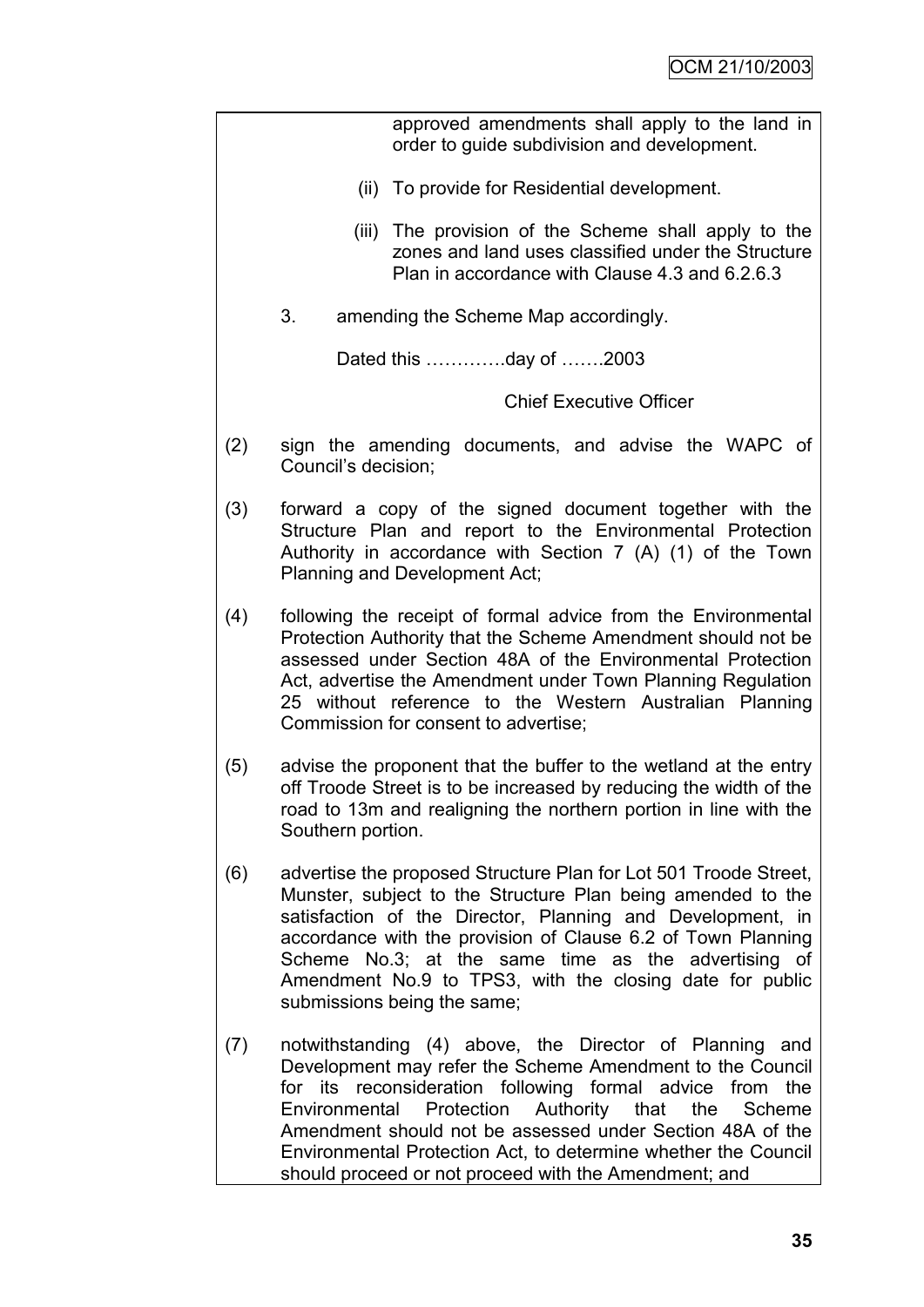approved amendments shall apply to the land in order to guide subdivision and development.

(ii) To provide for Residential development.

(iii) The provision of the Scheme shall apply to the zones and land uses classified under the Structure Plan in accordance with Clause 4.3 and 6.2.6.3

3. amending the Scheme Map accordingly.

Dated this ………….day of …….2003

Chief Executive Officer

(2) sign the amending documents, and advise the WAPC of Council's decision;

(3) forward a copy of the signed document together with the Structure Plan and report to the Environmental Protection Authority in accordance with Section 7 (A) (1) of the Town Planning and Development Act;

(4) following the receipt of formal advice from the Environmental Protection Authority that the Scheme Amendment should not be assessed under Section 48A of the Environmental Protection Act, advertise the Amendment under Town Planning Regulation 25 without reference to the Western Australian Planning Commission for consent to advertise;

(5) advise the proponent that the buffer to the wetland at the entry off Troode Street is to be increased by reducing the width of the road to 13m and realigning the northern portion in line with the Southern portion.

(6) advertise the proposed Structure Plan for Lot 501 Troode Street, Munster, subject to the Structure Plan being amended to the satisfaction of the Director, Planning and Development, in accordance with the provision of Clause 6.2 of Town Planning Scheme No.3; at the same time as the advertising of Amendment No.9 to TPS3, with the closing date for public submissions being the same;

(7) notwithstanding (4) above, the Director of Planning and Development may refer the Scheme Amendment to the Council for its reconsideration following formal advice from the Environmental Protection Authority that the Scheme Amendment should not be assessed under Section 48A of the Environmental Protection Act, to determine whether the Council should proceed or not proceed with the Amendment; and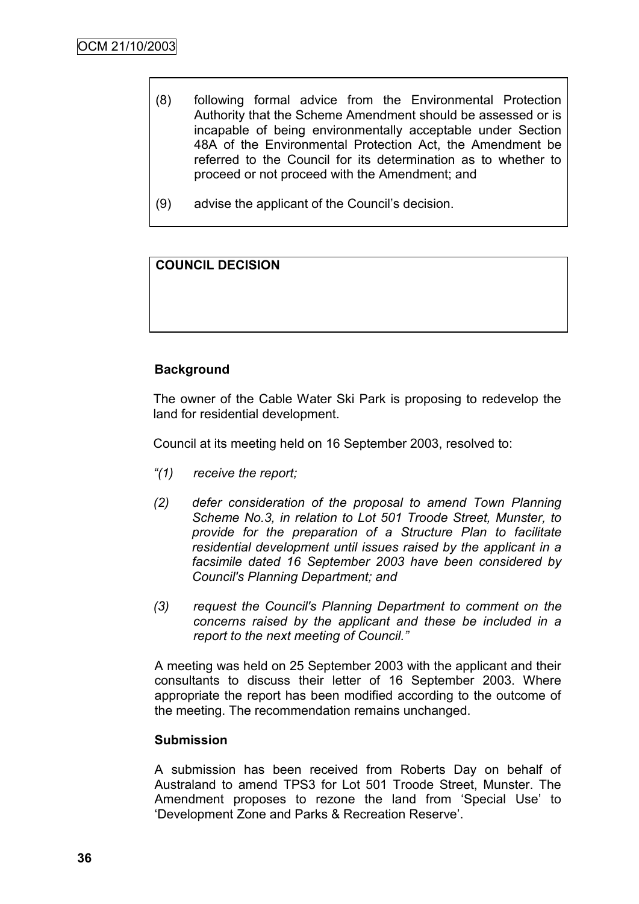(8) following formal advice from the Environmental Protection Authority that the Scheme Amendment should be assessed or is incapable of being environmentally acceptable under Section 48A of the Environmental Protection Act, the Amendment be referred to the Council for its determination as to whether to proceed or not proceed with the Amendment; and

(9) advise the applicant of the Council's decision.

**COUNCIL DECISION**

**Background**

The owner of the Cable Water Ski Park is proposing to redevelop the land for residential development.

Council at its meeting held on 16 September 2003, resolved to:

*"(1) receive the report;*

*(2) defer consideration of the proposal to amend Town Planning Scheme No.3, in relation to Lot 501 Troode Street, Munster, to provide for the preparation of a Structure Plan to facilitate residential development until issues raised by the applicant in a facsimile dated 16 September 2003 have been considered by Council's Planning Department; and*

*(3) request the Council's Planning Department to comment on the concerns raised by the applicant and these be included in a report to the next meeting of Council."*

A meeting was held on 25 September 2003 with the applicant and their consultants to discuss their letter of 16 September 2003. Where appropriate the report has been modified according to the outcome of the meeting. The recommendation remains unchanged.

**Submission**

A submission has been received from Roberts Day on behalf of Australand to amend TPS3 for Lot 501 Troode Street, Munster. The Amendment proposes to rezone the land from 'Special Use' to 'Development Zone and Parks & Recreation Reserve'.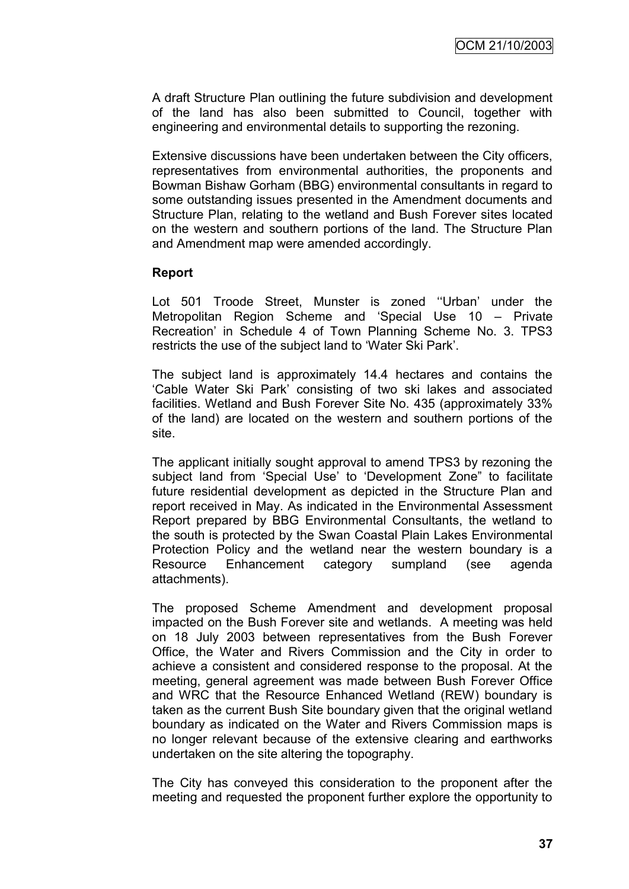A draft Structure Plan outlining the future subdivision and development of the land has also been submitted to Council, together with engineering and environmental details to supporting the rezoning.

Extensive discussions have been undertaken between the City officers, representatives from environmental authorities, the proponents and Bowman Bishaw Gorham (BBG) environmental consultants in regard to some outstanding issues presented in the Amendment documents and Structure Plan, relating to the wetland and Bush Forever sites located on the western and southern portions of the land. The Structure Plan and Amendment map were amended accordingly.

**Report**

Lot 501 Troode Street, Munster is zoned ''Urban' under the Metropolitan Region Scheme and 'Special Use 10 – Private Recreation' in Schedule 4 of Town Planning Scheme No. 3. TPS3 restricts the use of the subject land to 'Water Ski Park'.

The subject land is approximately 14.4 hectares and contains the 'Cable Water Ski Park' consisting of two ski lakes and associated facilities. Wetland and Bush Forever Site No. 435 (approximately 33% of the land) are located on the western and southern portions of the site.

The applicant initially sought approval to amend TPS3 by rezoning the subject land from 'Special Use' to 'Development Zone" to facilitate future residential development as depicted in the Structure Plan and report received in May. As indicated in the Environmental Assessment Report prepared by BBG Environmental Consultants, the wetland to the south is protected by the Swan Coastal Plain Lakes Environmental Protection Policy and the wetland near the western boundary is a Resource Enhancement category sumpland (see agenda attachments).

The proposed Scheme Amendment and development proposal impacted on the Bush Forever site and wetlands. A meeting was held on 18 July 2003 between representatives from the Bush Forever Office, the Water and Rivers Commission and the City in order to achieve a consistent and considered response to the proposal. At the meeting, general agreement was made between Bush Forever Office and WRC that the Resource Enhanced Wetland (REW) boundary is taken as the current Bush Site boundary given that the original wetland boundary as indicated on the Water and Rivers Commission maps is no longer relevant because of the extensive clearing and earthworks undertaken on the site altering the topography.

The City has conveyed this consideration to the proponent after the meeting and requested the proponent further explore the opportunity to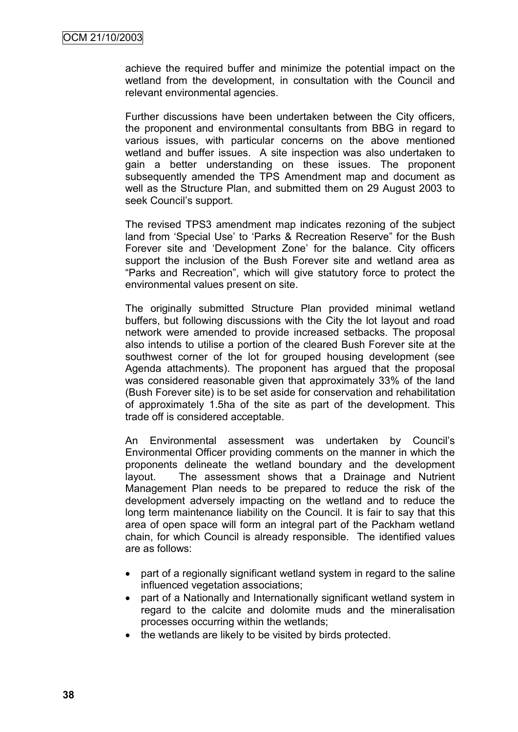achieve the required buffer and minimize the potential impact on the wetland from the development, in consultation with the Council and relevant environmental agencies.

Further discussions have been undertaken between the City officers, the proponent and environmental consultants from BBG in regard to various issues, with particular concerns on the above mentioned wetland and buffer issues. A site inspection was also undertaken to gain a better understanding on these issues. The proponent subsequently amended the TPS Amendment map and document as well as the Structure Plan, and submitted them on 29 August 2003 to seek Council's support.

The revised TPS3 amendment map indicates rezoning of the subject land from 'Special Use' to 'Parks & Recreation Reserve" for the Bush Forever site and 'Development Zone' for the balance. City officers support the inclusion of the Bush Forever site and wetland area as "Parks and Recreation", which will give statutory force to protect the environmental values present on site.

The originally submitted Structure Plan provided minimal wetland buffers, but following discussions with the City the lot layout and road network were amended to provide increased setbacks. The proposal also intends to utilise a portion of the cleared Bush Forever site at the southwest corner of the lot for grouped housing development (see Agenda attachments). The proponent has argued that the proposal was considered reasonable given that approximately 33% of the land (Bush Forever site) is to be set aside for conservation and rehabilitation of approximately 1.5ha of the site as part of the development. This trade off is considered acceptable.

An Environmental assessment was undertaken by Council's Environmental Officer providing comments on the manner in which the proponents delineate the wetland boundary and the development layout. The assessment shows that a Drainage and Nutrient Management Plan needs to be prepared to reduce the risk of the development adversely impacting on the wetland and to reduce the long term maintenance liability on the Council. It is fair to say that this area of open space will form an integral part of the Packham wetland chain, for which Council is already responsible. The identified values are as follows:

- part of a regionally significant wetland system in regard to the saline influenced vegetation associations;
- part of a Nationally and Internationally significant wetland system in regard to the calcite and dolomite muds and the mineralisation processes occurring within the wetlands;
- the wetlands are likely to be visited by birds protected.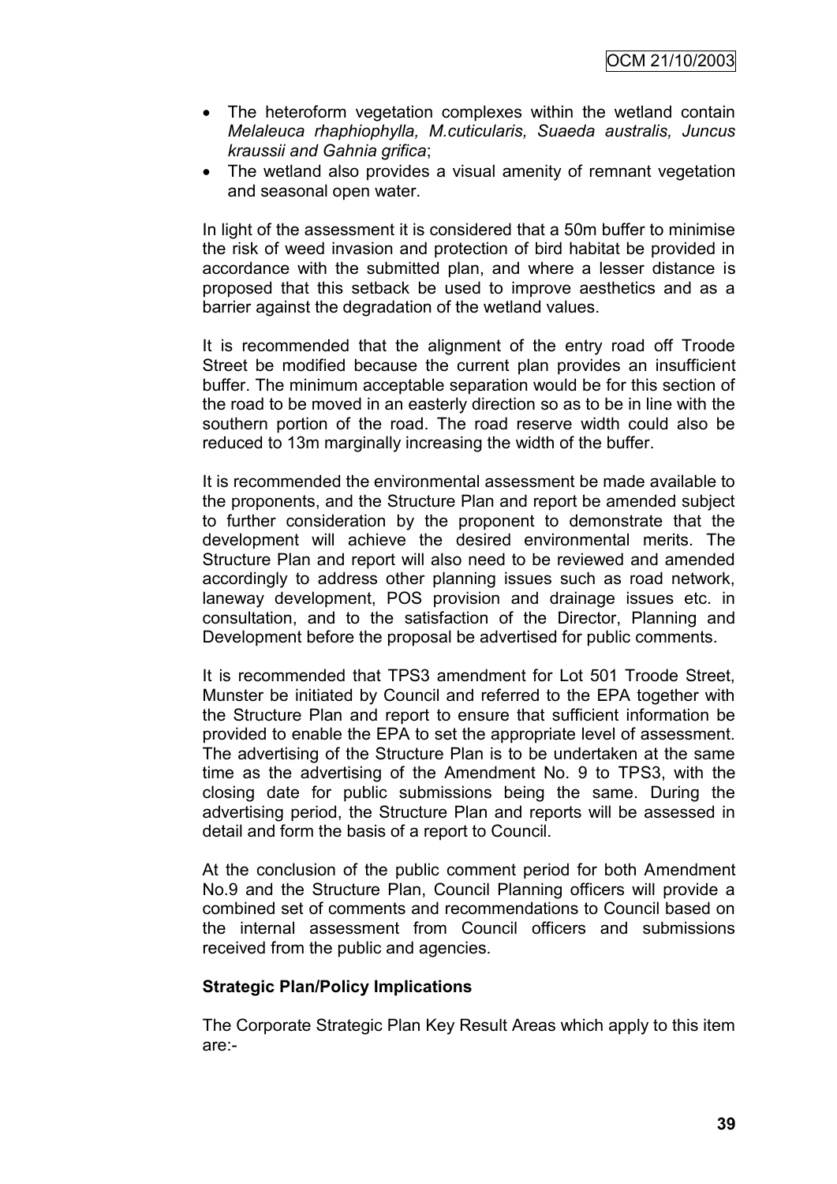- The heteroform vegetation complexes within the wetland contain *Melaleuca rhaphiophylla, M.cuticularis, Suaeda australis, Juncus kraussii and Gahnia grifica*;
- The wetland also provides a visual amenity of remnant vegetation and seasonal open water.

In light of the assessment it is considered that a 50m buffer to minimise the risk of weed invasion and protection of bird habitat be provided in accordance with the submitted plan, and where a lesser distance is proposed that this setback be used to improve aesthetics and as a barrier against the degradation of the wetland values.

It is recommended that the alignment of the entry road off Troode Street be modified because the current plan provides an insufficient buffer. The minimum acceptable separation would be for this section of the road to be moved in an easterly direction so as to be in line with the southern portion of the road. The road reserve width could also be reduced to 13m marginally increasing the width of the buffer.

It is recommended the environmental assessment be made available to the proponents, and the Structure Plan and report be amended subject to further consideration by the proponent to demonstrate that the development will achieve the desired environmental merits. The Structure Plan and report will also need to be reviewed and amended accordingly to address other planning issues such as road network, laneway development, POS provision and drainage issues etc. in consultation, and to the satisfaction of the Director, Planning and Development before the proposal be advertised for public comments.

It is recommended that TPS3 amendment for Lot 501 Troode Street, Munster be initiated by Council and referred to the EPA together with the Structure Plan and report to ensure that sufficient information be provided to enable the EPA to set the appropriate level of assessment. The advertising of the Structure Plan is to be undertaken at the same time as the advertising of the Amendment No. 9 to TPS3, with the closing date for public submissions being the same. During the advertising period, the Structure Plan and reports will be assessed in detail and form the basis of a report to Council.

At the conclusion of the public comment period for both Amendment No.9 and the Structure Plan, Council Planning officers will provide a combined set of comments and recommendations to Council based on the internal assessment from Council officers and submissions received from the public and agencies.

**Strategic Plan/Policy Implications**

The Corporate Strategic Plan Key Result Areas which apply to this item are:-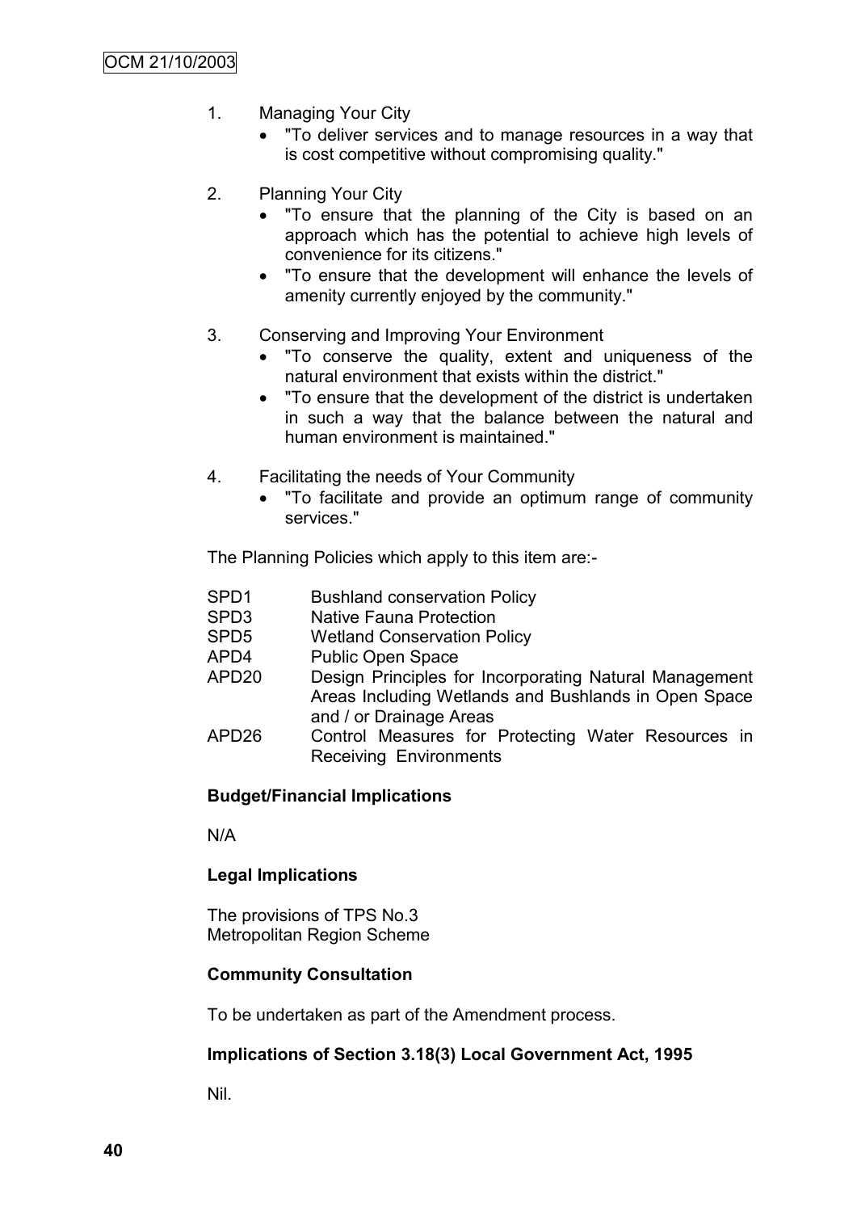1. Managing Your City
   - "To deliver services and to manage resources in a way that is cost competitive without compromising quality."

2. Planning Your City
   - "To ensure that the planning of the City is based on an approach which has the potential to achieve high levels of convenience for its citizens."
   - "To ensure that the development will enhance the levels of amenity currently enjoyed by the community."

3. Conserving and Improving Your Environment
   - "To conserve the quality, extent and uniqueness of the natural environment that exists within the district."
   - "To ensure that the development of the district is undertaken in such a way that the balance between the natural and human environment is maintained."

4. Facilitating the needs of Your Community
   - "To facilitate and provide an optimum range of community services."

The Planning Policies which apply to this item are:-

| | |
|---|---|
| SPD1 | Bushland conservation Policy |
| SPD3 | Native Fauna Protection |
| SPD5 | Wetland Conservation Policy |
| APD4 | Public Open Space |
| APD20 | Design Principles for Incorporating Natural Management Areas Including Wetlands and Bushlands in Open Space and / or Drainage Areas |
| APD26 | Control Measures for Protecting Water Resources in Receiving Environments |

**Budget/Financial Implications**

N/A

**Legal Implications**

The provisions of TPS No.3
Metropolitan Region Scheme

**Community Consultation**

To be undertaken as part of the Amendment process.

**Implications of Section 3.18(3) Local Government Act, 1995**

Nil.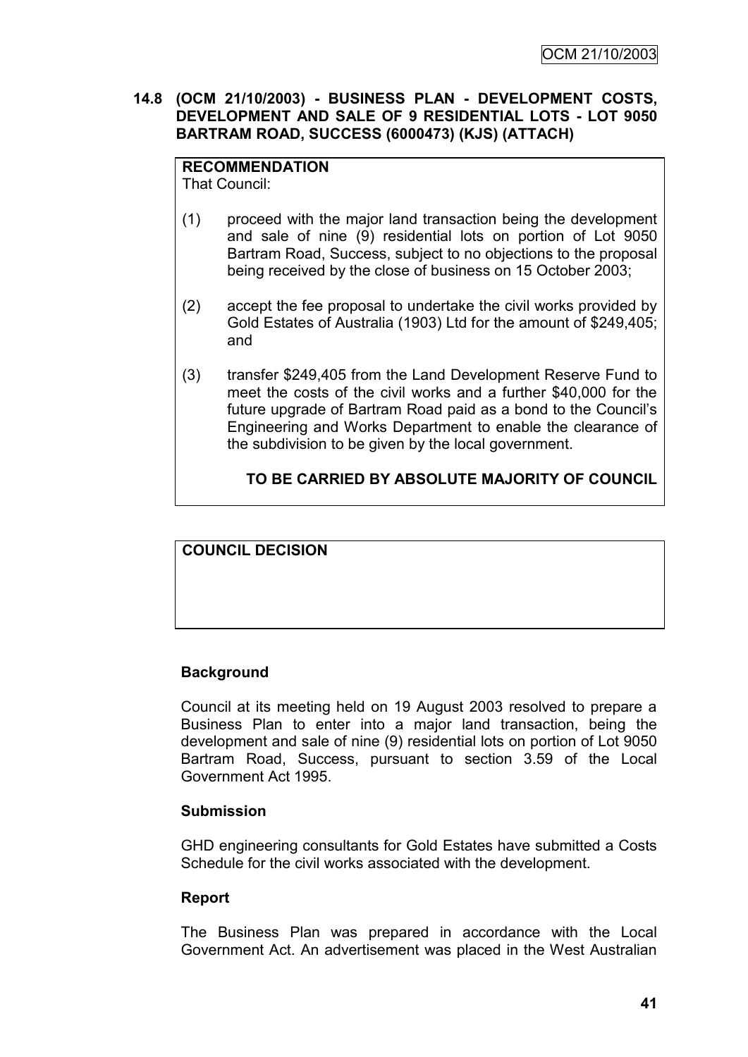**14.8 (OCM 21/10/2003) - BUSINESS PLAN - DEVELOPMENT COSTS, DEVELOPMENT AND SALE OF 9 RESIDENTIAL LOTS - LOT 9050 BARTRAM ROAD, SUCCESS (6000473) (KJS) (ATTACH)**

**RECOMMENDATION**

That Council:

(1) proceed with the major land transaction being the development and sale of nine (9) residential lots on portion of Lot 9050 Bartram Road, Success, subject to no objections to the proposal being received by the close of business on 15 October 2003;

(2) accept the fee proposal to undertake the civil works provided by Gold Estates of Australia (1903) Ltd for the amount of $249,405; and

(3) transfer $249,405 from the Land Development Reserve Fund to meet the costs of the civil works and a further $40,000 for the future upgrade of Bartram Road paid as a bond to the Council's Engineering and Works Department to enable the clearance of the subdivision to be given by the local government.

**TO BE CARRIED BY ABSOLUTE MAJORITY OF COUNCIL**

**COUNCIL DECISION**

**Background**

Council at its meeting held on 19 August 2003 resolved to prepare a Business Plan to enter into a major land transaction, being the development and sale of nine (9) residential lots on portion of Lot 9050 Bartram Road, Success, pursuant to section 3.59 of the Local Government Act 1995.

**Submission**

GHD engineering consultants for Gold Estates have submitted a Costs Schedule for the civil works associated with the development.

**Report**

The Business Plan was prepared in accordance with the Local Government Act. An advertisement was placed in the West Australian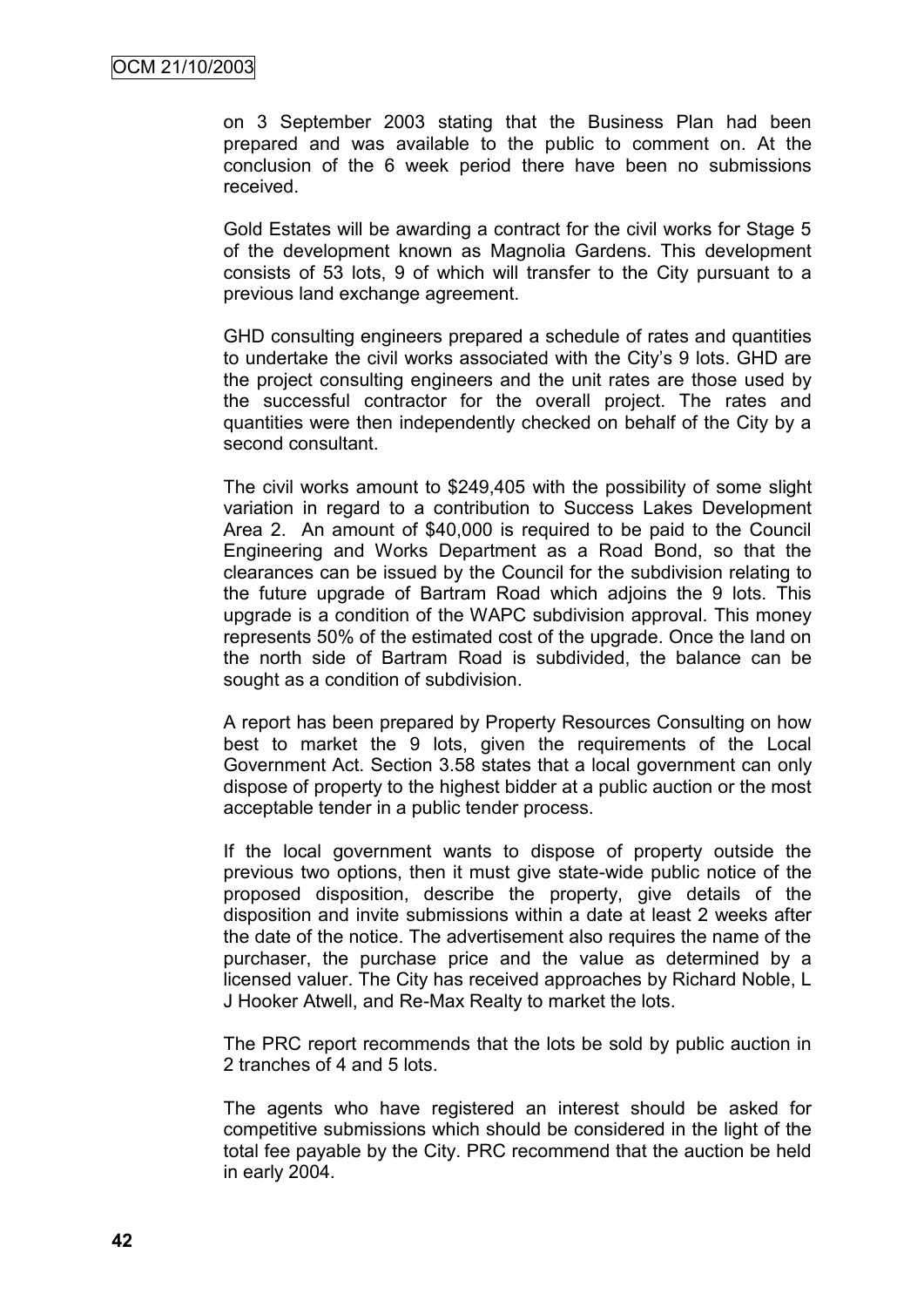on 3 September 2003 stating that the Business Plan had been prepared and was available to the public to comment on. At the conclusion of the 6 week period there have been no submissions received.

Gold Estates will be awarding a contract for the civil works for Stage 5 of the development known as Magnolia Gardens. This development consists of 53 lots, 9 of which will transfer to the City pursuant to a previous land exchange agreement.

GHD consulting engineers prepared a schedule of rates and quantities to undertake the civil works associated with the City's 9 lots. GHD are the project consulting engineers and the unit rates are those used by the successful contractor for the overall project. The rates and quantities were then independently checked on behalf of the City by a second consultant.

The civil works amount to $249,405 with the possibility of some slight variation in regard to a contribution to Success Lakes Development Area 2. An amount of $40,000 is required to be paid to the Council Engineering and Works Department as a Road Bond, so that the clearances can be issued by the Council for the subdivision relating to the future upgrade of Bartram Road which adjoins the 9 lots. This upgrade is a condition of the WAPC subdivision approval. This money represents 50% of the estimated cost of the upgrade. Once the land on the north side of Bartram Road is subdivided, the balance can be sought as a condition of subdivision.

A report has been prepared by Property Resources Consulting on how best to market the 9 lots, given the requirements of the Local Government Act. Section 3.58 states that a local government can only dispose of property to the highest bidder at a public auction or the most acceptable tender in a public tender process.

If the local government wants to dispose of property outside the previous two options, then it must give state-wide public notice of the proposed disposition, describe the property, give details of the disposition and invite submissions within a date at least 2 weeks after the date of the notice. The advertisement also requires the name of the purchaser, the purchase price and the value as determined by a licensed valuer. The City has received approaches by Richard Noble, L J Hooker Atwell, and Re-Max Realty to market the lots.

The PRC report recommends that the lots be sold by public auction in 2 tranches of 4 and 5 lots.

The agents who have registered an interest should be asked for competitive submissions which should be considered in the light of the total fee payable by the City. PRC recommend that the auction be held in early 2004.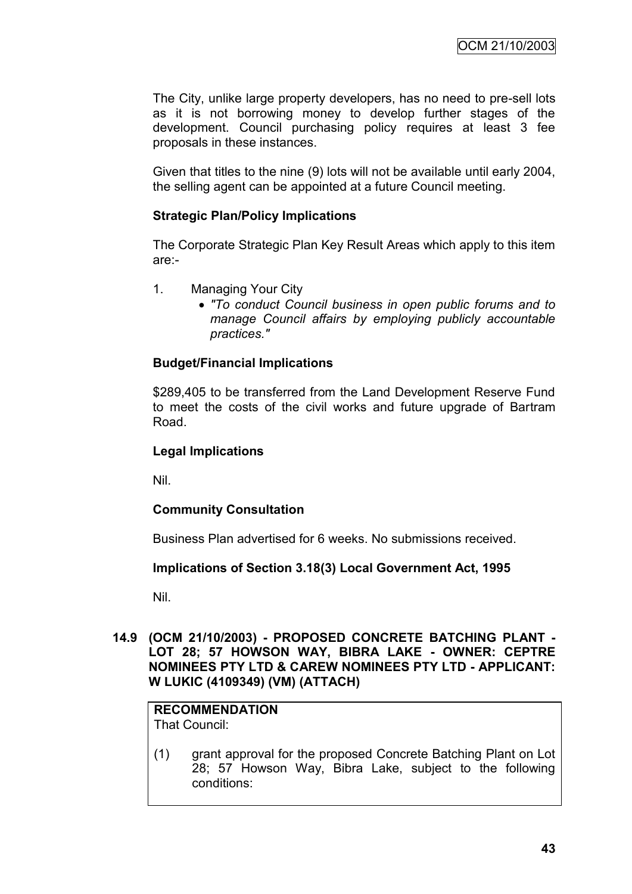The City, unlike large property developers, has no need to pre-sell lots as it is not borrowing money to develop further stages of the development. Council purchasing policy requires at least 3 fee proposals in these instances.

Given that titles to the nine (9) lots will not be available until early 2004, the selling agent can be appointed at a future Council meeting.

**Strategic Plan/Policy Implications**

The Corporate Strategic Plan Key Result Areas which apply to this item are:-

1. Managing Your City
   - *"To conduct Council business in open public forums and to manage Council affairs by employing publicly accountable practices."*

**Budget/Financial Implications**

$289,405 to be transferred from the Land Development Reserve Fund to meet the costs of the civil works and future upgrade of Bartram Road.

**Legal Implications**

Nil.

**Community Consultation**

Business Plan advertised for 6 weeks. No submissions received.

**Implications of Section 3.18(3) Local Government Act, 1995**

Nil.

**14.9 (OCM 21/10/2003) - PROPOSED CONCRETE BATCHING PLANT - LOT 28; 57 HOWSON WAY, BIBRA LAKE - OWNER: CEPTRE NOMINEES PTY LTD & CAREW NOMINEES PTY LTD - APPLICANT: W LUKIC (4109349) (VM) (ATTACH)**

**RECOMMENDATION**
That Council:

(1) grant approval for the proposed Concrete Batching Plant on Lot 28; 57 Howson Way, Bibra Lake, subject to the following conditions: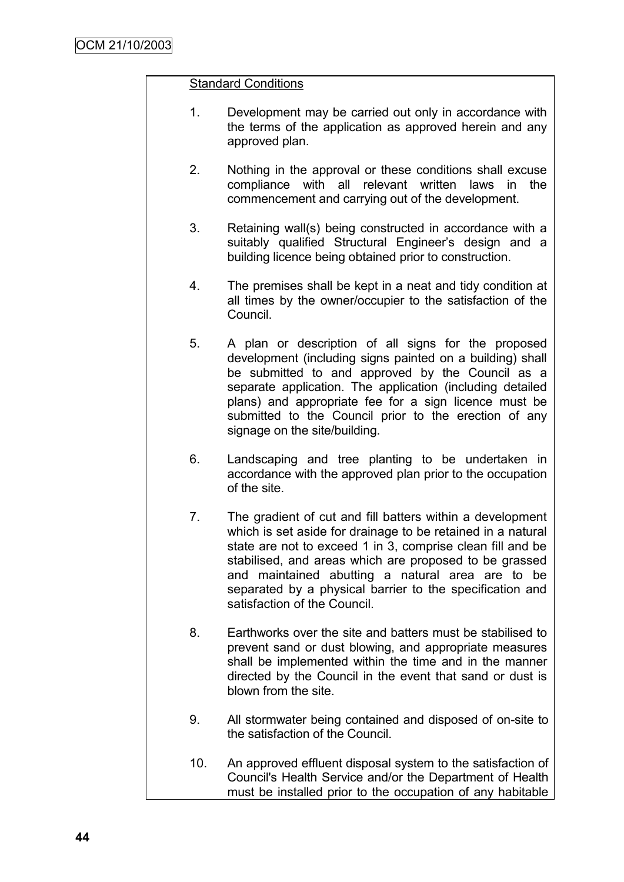Standard Conditions

1. Development may be carried out only in accordance with the terms of the application as approved herein and any approved plan.

2. Nothing in the approval or these conditions shall excuse compliance with all relevant written laws in the commencement and carrying out of the development.

3. Retaining wall(s) being constructed in accordance with a suitably qualified Structural Engineer's design and a building licence being obtained prior to construction.

4. The premises shall be kept in a neat and tidy condition at all times by the owner/occupier to the satisfaction of the Council.

5. A plan or description of all signs for the proposed development (including signs painted on a building) shall be submitted to and approved by the Council as a separate application. The application (including detailed plans) and appropriate fee for a sign licence must be submitted to the Council prior to the erection of any signage on the site/building.

6. Landscaping and tree planting to be undertaken in accordance with the approved plan prior to the occupation of the site.

7. The gradient of cut and fill batters within a development which is set aside for drainage to be retained in a natural state are not to exceed 1 in 3, comprise clean fill and be stabilised, and areas which are proposed to be grassed and maintained abutting a natural area are to be separated by a physical barrier to the specification and satisfaction of the Council.

8. Earthworks over the site and batters must be stabilised to prevent sand or dust blowing, and appropriate measures shall be implemented within the time and in the manner directed by the Council in the event that sand or dust is blown from the site.

9. All stormwater being contained and disposed of on-site to the satisfaction of the Council.

10. An approved effluent disposal system to the satisfaction of Council's Health Service and/or the Department of Health must be installed prior to the occupation of any habitable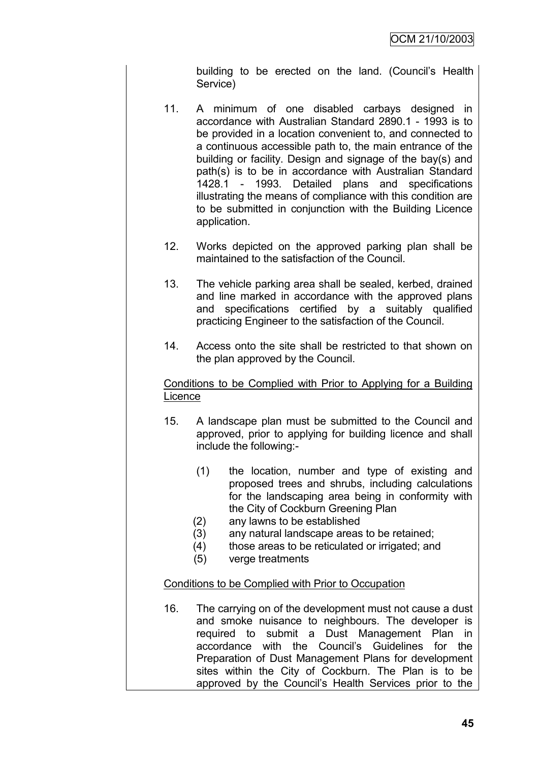building to be erected on the land. (Council's Health Service)

11. A minimum of one disabled carbays designed in accordance with Australian Standard 2890.1 - 1993 is to be provided in a location convenient to, and connected to a continuous accessible path to, the main entrance of the building or facility. Design and signage of the bay(s) and path(s) is to be in accordance with Australian Standard 1428.1 - 1993. Detailed plans and specifications illustrating the means of compliance with this condition are to be submitted in conjunction with the Building Licence application.

12. Works depicted on the approved parking plan shall be maintained to the satisfaction of the Council.

13. The vehicle parking area shall be sealed, kerbed, drained and line marked in accordance with the approved plans and specifications certified by a suitably qualified practicing Engineer to the satisfaction of the Council.

14. Access onto the site shall be restricted to that shown on the plan approved by the Council.

Conditions to be Complied with Prior to Applying for a Building Licence

15. A landscape plan must be submitted to the Council and approved, prior to applying for building licence and shall include the following:-

    (1) the location, number and type of existing and proposed trees and shrubs, including calculations for the landscaping area being in conformity with the City of Cockburn Greening Plan
    (2) any lawns to be established
    (3) any natural landscape areas to be retained;
    (4) those areas to be reticulated or irrigated; and
    (5) verge treatments

Conditions to be Complied with Prior to Occupation

16. The carrying on of the development must not cause a dust and smoke nuisance to neighbours. The developer is required to submit a Dust Management Plan in accordance with the Council's Guidelines for the Preparation of Dust Management Plans for development sites within the City of Cockburn. The Plan is to be approved by the Council's Health Services prior to the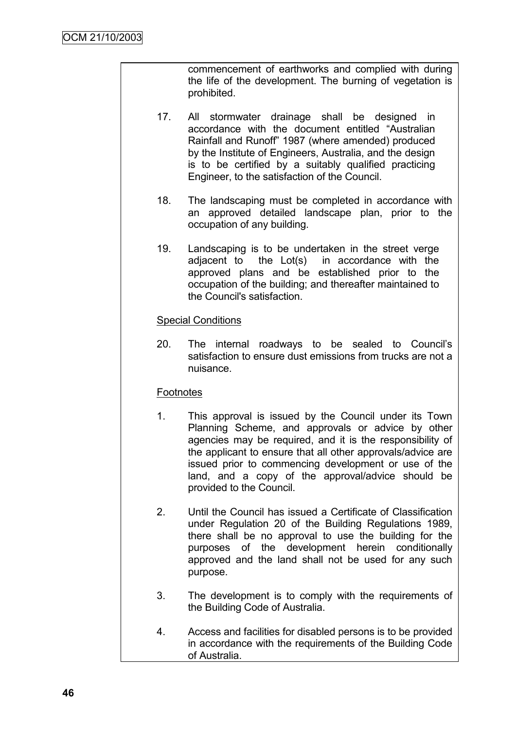commencement of earthworks and complied with during the life of the development. The burning of vegetation is prohibited.

17. All stormwater drainage shall be designed in accordance with the document entitled "Australian Rainfall and Runoff" 1987 (where amended) produced by the Institute of Engineers, Australia, and the design is to be certified by a suitably qualified practicing Engineer, to the satisfaction of the Council.

18. The landscaping must be completed in accordance with an approved detailed landscape plan, prior to the occupation of any building.

19. Landscaping is to be undertaken in the street verge adjacent to the Lot(s) in accordance with the approved plans and be established prior to the occupation of the building; and thereafter maintained to the Council's satisfaction.

Special Conditions

20. The internal roadways to be sealed to Council's satisfaction to ensure dust emissions from trucks are not a nuisance.

Footnotes

1. This approval is issued by the Council under its Town Planning Scheme, and approvals or advice by other agencies may be required, and it is the responsibility of the applicant to ensure that all other approvals/advice are issued prior to commencing development or use of the land, and a copy of the approval/advice should be provided to the Council.

2. Until the Council has issued a Certificate of Classification under Regulation 20 of the Building Regulations 1989, there shall be no approval to use the building for the purposes of the development herein conditionally approved and the land shall not be used for any such purpose.

3. The development is to comply with the requirements of the Building Code of Australia.

4. Access and facilities for disabled persons is to be provided in accordance with the requirements of the Building Code of Australia.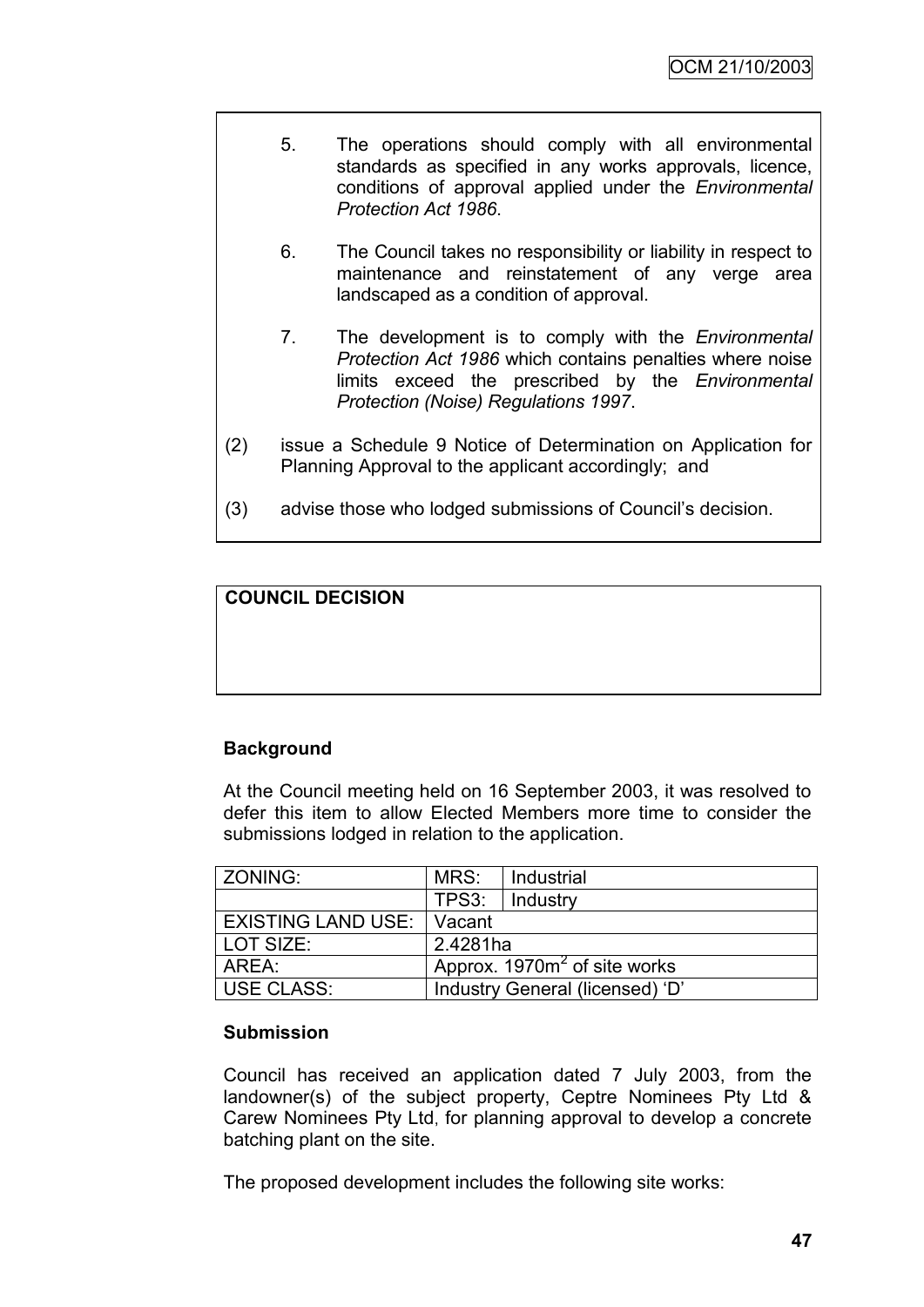5. The operations should comply with all environmental standards as specified in any works approvals, licence, conditions of approval applied under the *Environmental Protection Act 1986*.

6. The Council takes no responsibility or liability in respect to maintenance and reinstatement of any verge area landscaped as a condition of approval.

7. The development is to comply with the *Environmental Protection Act 1986* which contains penalties where noise limits exceed the prescribed by the *Environmental Protection (Noise) Regulations 1997*.

(2) issue a Schedule 9 Notice of Determination on Application for Planning Approval to the applicant accordingly; and

(3) advise those who lodged submissions of Council's decision.

**COUNCIL DECISION**

**Background**

At the Council meeting held on 16 September 2003, it was resolved to defer this item to allow Elected Members more time to consider the submissions lodged in relation to the application.

| ZONING: | MRS: | Industrial |
|---|---|---|
| | TPS3: | Industry |
| EXISTING LAND USE: | Vacant | |
| LOT SIZE: | 2.4281ha | |
| AREA: | Approx. 1970m$^2$ of site works | |
| USE CLASS: | Industry General (licensed) 'D' | |

**Submission**

Council has received an application dated 7 July 2003, from the landowner(s) of the subject property, Ceptre Nominees Pty Ltd & Carew Nominees Pty Ltd, for planning approval to develop a concrete batching plant on the site.

The proposed development includes the following site works: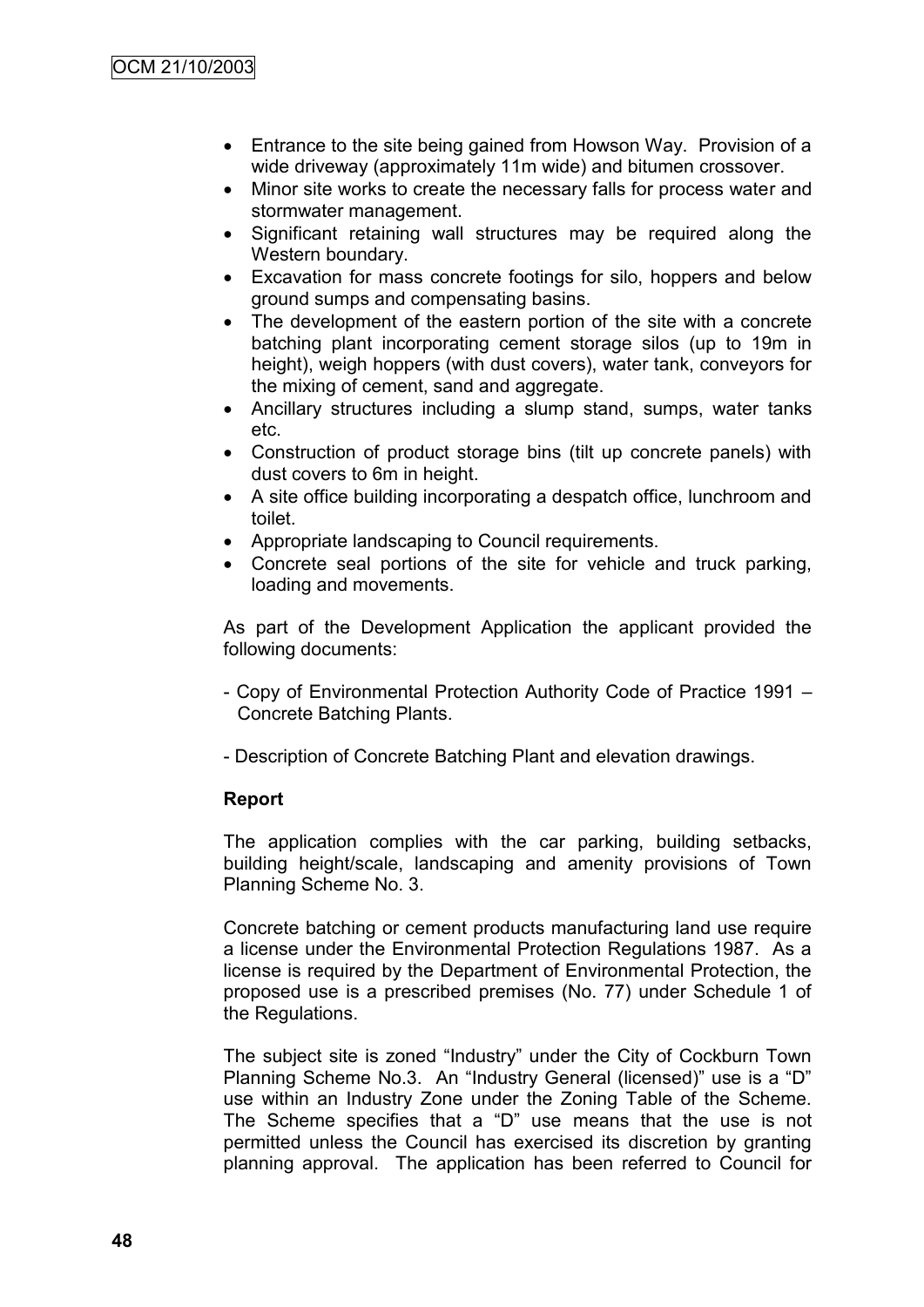- Entrance to the site being gained from Howson Way. Provision of a wide driveway (approximately 11m wide) and bitumen crossover.
- Minor site works to create the necessary falls for process water and stormwater management.
- Significant retaining wall structures may be required along the Western boundary.
- Excavation for mass concrete footings for silo, hoppers and below ground sumps and compensating basins.
- The development of the eastern portion of the site with a concrete batching plant incorporating cement storage silos (up to 19m in height), weigh hoppers (with dust covers), water tank, conveyors for the mixing of cement, sand and aggregate.
- Ancillary structures including a slump stand, sumps, water tanks etc.
- Construction of product storage bins (tilt up concrete panels) with dust covers to 6m in height.
- A site office building incorporating a despatch office, lunchroom and toilet.
- Appropriate landscaping to Council requirements.
- Concrete seal portions of the site for vehicle and truck parking, loading and movements.

As part of the Development Application the applicant provided the following documents:

- Copy of Environmental Protection Authority Code of Practice 1991 – Concrete Batching Plants.

- Description of Concrete Batching Plant and elevation drawings.

**Report**

The application complies with the car parking, building setbacks, building height/scale, landscaping and amenity provisions of Town Planning Scheme No. 3.

Concrete batching or cement products manufacturing land use require a license under the Environmental Protection Regulations 1987. As a license is required by the Department of Environmental Protection, the proposed use is a prescribed premises (No. 77) under Schedule 1 of the Regulations.

The subject site is zoned "Industry" under the City of Cockburn Town Planning Scheme No.3. An "Industry General (licensed)" use is a "D" use within an Industry Zone under the Zoning Table of the Scheme. The Scheme specifies that a "D" use means that the use is not permitted unless the Council has exercised its discretion by granting planning approval. The application has been referred to Council for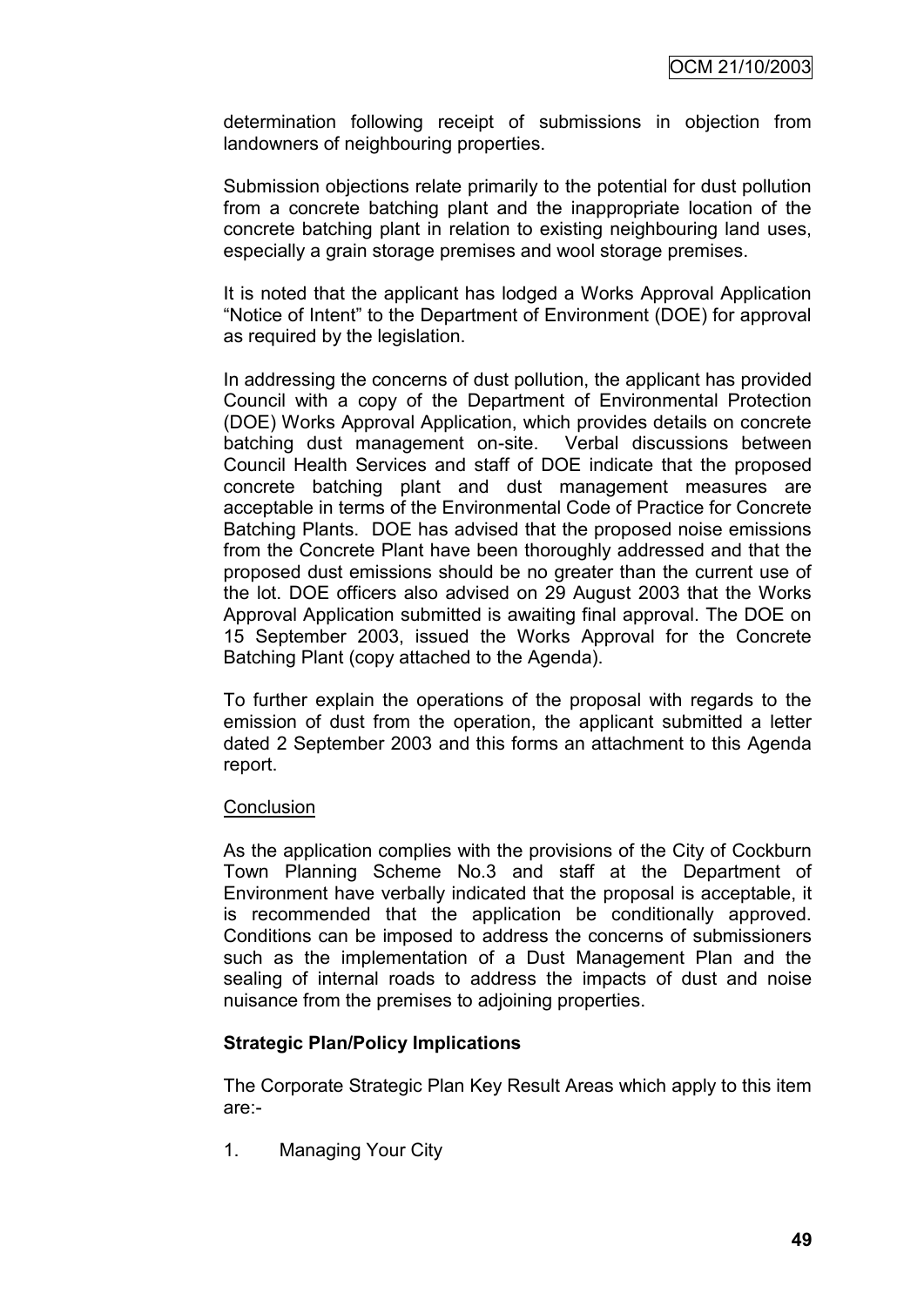determination following receipt of submissions in objection from landowners of neighbouring properties.

Submission objections relate primarily to the potential for dust pollution from a concrete batching plant and the inappropriate location of the concrete batching plant in relation to existing neighbouring land uses, especially a grain storage premises and wool storage premises.

It is noted that the applicant has lodged a Works Approval Application "Notice of Intent" to the Department of Environment (DOE) for approval as required by the legislation.

In addressing the concerns of dust pollution, the applicant has provided Council with a copy of the Department of Environmental Protection (DOE) Works Approval Application, which provides details on concrete batching dust management on-site. Verbal discussions between Council Health Services and staff of DOE indicate that the proposed concrete batching plant and dust management measures are acceptable in terms of the Environmental Code of Practice for Concrete Batching Plants. DOE has advised that the proposed noise emissions from the Concrete Plant have been thoroughly addressed and that the proposed dust emissions should be no greater than the current use of the lot. DOE officers also advised on 29 August 2003 that the Works Approval Application submitted is awaiting final approval. The DOE on 15 September 2003, issued the Works Approval for the Concrete Batching Plant (copy attached to the Agenda).

To further explain the operations of the proposal with regards to the emission of dust from the operation, the applicant submitted a letter dated 2 September 2003 and this forms an attachment to this Agenda report.

Conclusion

As the application complies with the provisions of the City of Cockburn Town Planning Scheme No.3 and staff at the Department of Environment have verbally indicated that the proposal is acceptable, it is recommended that the application be conditionally approved. Conditions can be imposed to address the concerns of submissioners such as the implementation of a Dust Management Plan and the sealing of internal roads to address the impacts of dust and noise nuisance from the premises to adjoining properties.

**Strategic Plan/Policy Implications**

The Corporate Strategic Plan Key Result Areas which apply to this item are:-

1. Managing Your City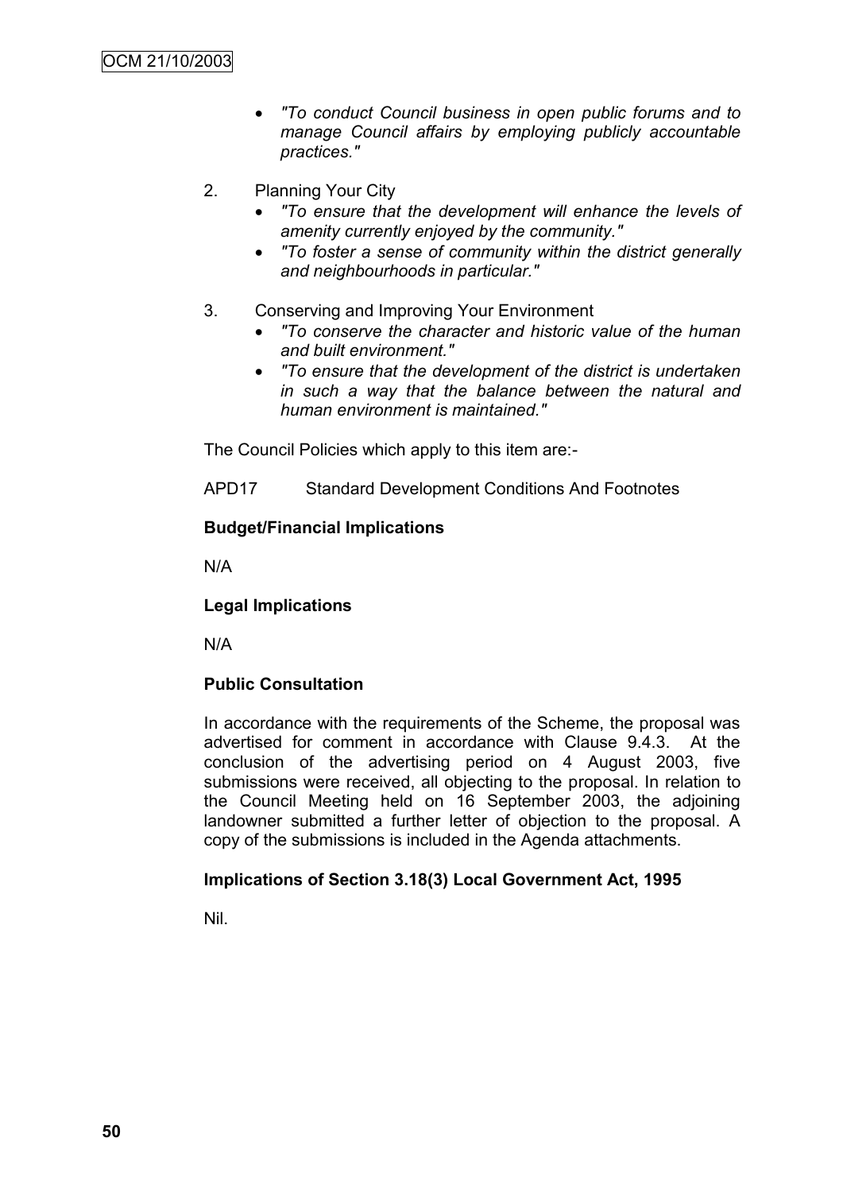- *"To conduct Council business in open public forums and to manage Council affairs by employing publicly accountable practices."*

2. Planning Your City
    - *"To ensure that the development will enhance the levels of amenity currently enjoyed by the community."*
    - *"To foster a sense of community within the district generally and neighbourhoods in particular."*

3. Conserving and Improving Your Environment
    - *"To conserve the character and historic value of the human and built environment."*
    - *"To ensure that the development of the district is undertaken in such a way that the balance between the natural and human environment is maintained."*

The Council Policies which apply to this item are:-

APD17 Standard Development Conditions And Footnotes

**Budget/Financial Implications**

N/A

**Legal Implications**

N/A

**Public Consultation**

In accordance with the requirements of the Scheme, the proposal was advertised for comment in accordance with Clause 9.4.3. At the conclusion of the advertising period on 4 August 2003, five submissions were received, all objecting to the proposal. In relation to the Council Meeting held on 16 September 2003, the adjoining landowner submitted a further letter of objection to the proposal. A copy of the submissions is included in the Agenda attachments.

**Implications of Section 3.18(3) Local Government Act, 1995**

Nil.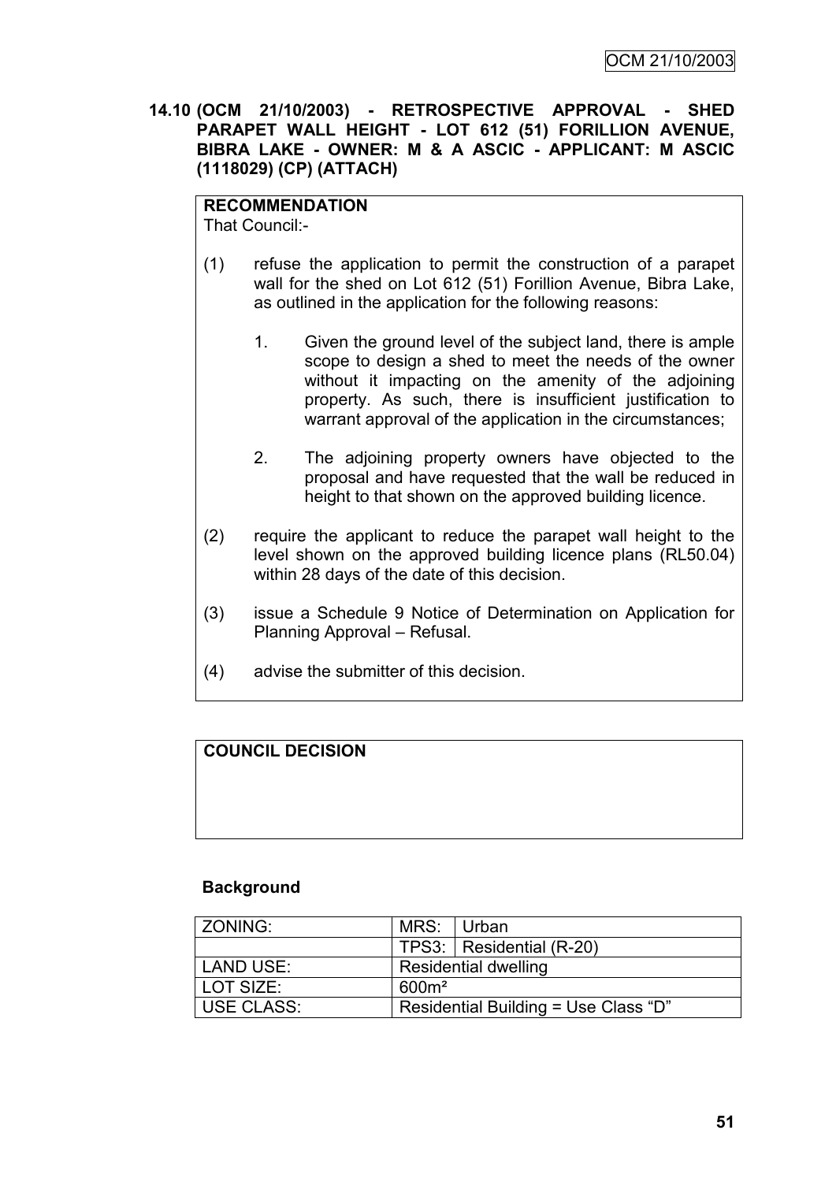**14.10 (OCM 21/10/2003) - RETROSPECTIVE APPROVAL - SHED PARAPET WALL HEIGHT - LOT 612 (51) FORILLION AVENUE, BIBRA LAKE - OWNER: M & A ASCIC - APPLICANT: M ASCIC (1118029) (CP) (ATTACH)**

**RECOMMENDATION**

That Council:-

(1) refuse the application to permit the construction of a parapet wall for the shed on Lot 612 (51) Forillion Avenue, Bibra Lake, as outlined in the application for the following reasons:

1. Given the ground level of the subject land, there is ample scope to design a shed to meet the needs of the owner without it impacting on the amenity of the adjoining property. As such, there is insufficient justification to warrant approval of the application in the circumstances;

2. The adjoining property owners have objected to the proposal and have requested that the wall be reduced in height to that shown on the approved building licence.

(2) require the applicant to reduce the parapet wall height to the level shown on the approved building licence plans (RL50.04) within 28 days of the date of this decision.

(3) issue a Schedule 9 Notice of Determination on Application for Planning Approval – Refusal.

(4) advise the submitter of this decision.

**COUNCIL DECISION**

**Background**

| ZONING: | MRS: | Urban |
|---|---|---|
| | TPS3: | Residential (R-20) |
| LAND USE: | Residential dwelling | |
| LOT SIZE: | 600m² | |
| USE CLASS: | Residential Building = Use Class "D" | |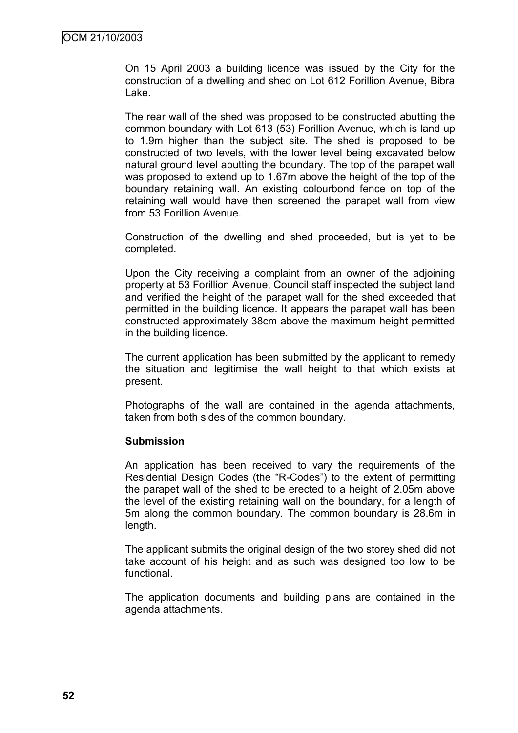On 15 April 2003 a building licence was issued by the City for the construction of a dwelling and shed on Lot 612 Forillion Avenue, Bibra Lake.

The rear wall of the shed was proposed to be constructed abutting the common boundary with Lot 613 (53) Forillion Avenue, which is land up to 1.9m higher than the subject site. The shed is proposed to be constructed of two levels, with the lower level being excavated below natural ground level abutting the boundary. The top of the parapet wall was proposed to extend up to 1.67m above the height of the top of the boundary retaining wall. An existing colourbond fence on top of the retaining wall would have then screened the parapet wall from view from 53 Forillion Avenue.

Construction of the dwelling and shed proceeded, but is yet to be completed.

Upon the City receiving a complaint from an owner of the adjoining property at 53 Forillion Avenue, Council staff inspected the subject land and verified the height of the parapet wall for the shed exceeded that permitted in the building licence. It appears the parapet wall has been constructed approximately 38cm above the maximum height permitted in the building licence.

The current application has been submitted by the applicant to remedy the situation and legitimise the wall height to that which exists at present.

Photographs of the wall are contained in the agenda attachments, taken from both sides of the common boundary.

**Submission**

An application has been received to vary the requirements of the Residential Design Codes (the "R-Codes") to the extent of permitting the parapet wall of the shed to be erected to a height of 2.05m above the level of the existing retaining wall on the boundary, for a length of 5m along the common boundary. The common boundary is 28.6m in length.

The applicant submits the original design of the two storey shed did not take account of his height and as such was designed too low to be functional.

The application documents and building plans are contained in the agenda attachments.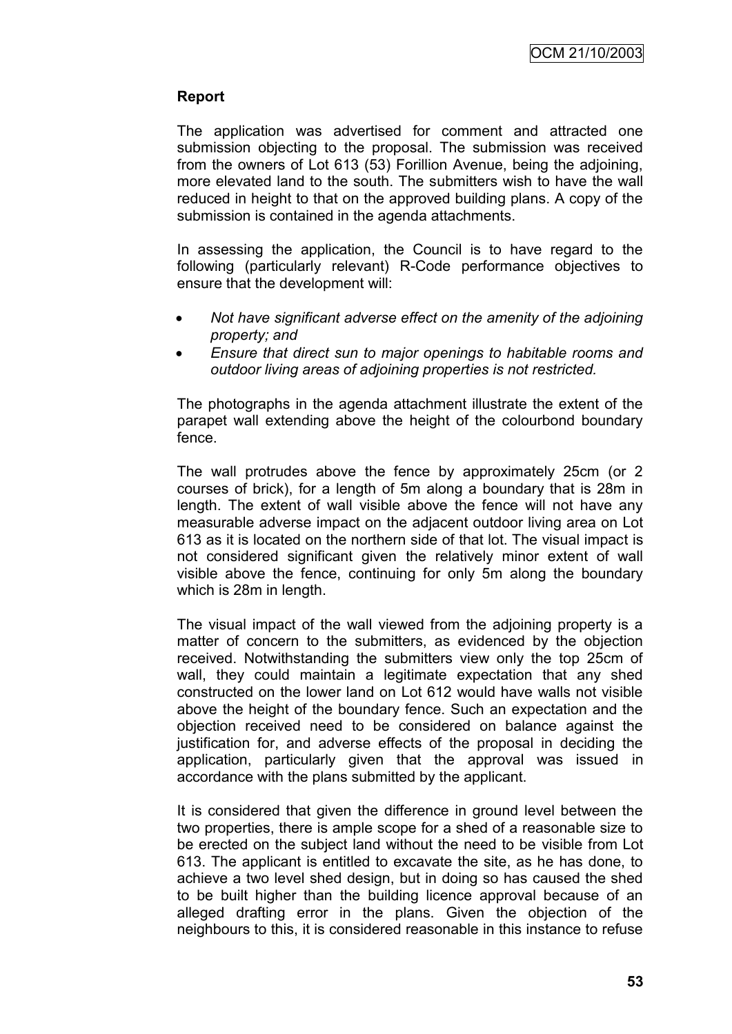**Report**

The application was advertised for comment and attracted one submission objecting to the proposal. The submission was received from the owners of Lot 613 (53) Forillion Avenue, being the adjoining, more elevated land to the south. The submitters wish to have the wall reduced in height to that on the approved building plans. A copy of the submission is contained in the agenda attachments.

In assessing the application, the Council is to have regard to the following (particularly relevant) R-Code performance objectives to ensure that the development will:

- *Not have significant adverse effect on the amenity of the adjoining property; and*
- *Ensure that direct sun to major openings to habitable rooms and outdoor living areas of adjoining properties is not restricted.*

The photographs in the agenda attachment illustrate the extent of the parapet wall extending above the height of the colourbond boundary fence.

The wall protrudes above the fence by approximately 25cm (or 2 courses of brick), for a length of 5m along a boundary that is 28m in length. The extent of wall visible above the fence will not have any measurable adverse impact on the adjacent outdoor living area on Lot 613 as it is located on the northern side of that lot. The visual impact is not considered significant given the relatively minor extent of wall visible above the fence, continuing for only 5m along the boundary which is 28m in length.

The visual impact of the wall viewed from the adjoining property is a matter of concern to the submitters, as evidenced by the objection received. Notwithstanding the submitters view only the top 25cm of wall, they could maintain a legitimate expectation that any shed constructed on the lower land on Lot 612 would have walls not visible above the height of the boundary fence. Such an expectation and the objection received need to be considered on balance against the justification for, and adverse effects of the proposal in deciding the application, particularly given that the approval was issued in accordance with the plans submitted by the applicant.

It is considered that given the difference in ground level between the two properties, there is ample scope for a shed of a reasonable size to be erected on the subject land without the need to be visible from Lot 613. The applicant is entitled to excavate the site, as he has done, to achieve a two level shed design, but in doing so has caused the shed to be built higher than the building licence approval because of an alleged drafting error in the plans. Given the objection of the neighbours to this, it is considered reasonable in this instance to refuse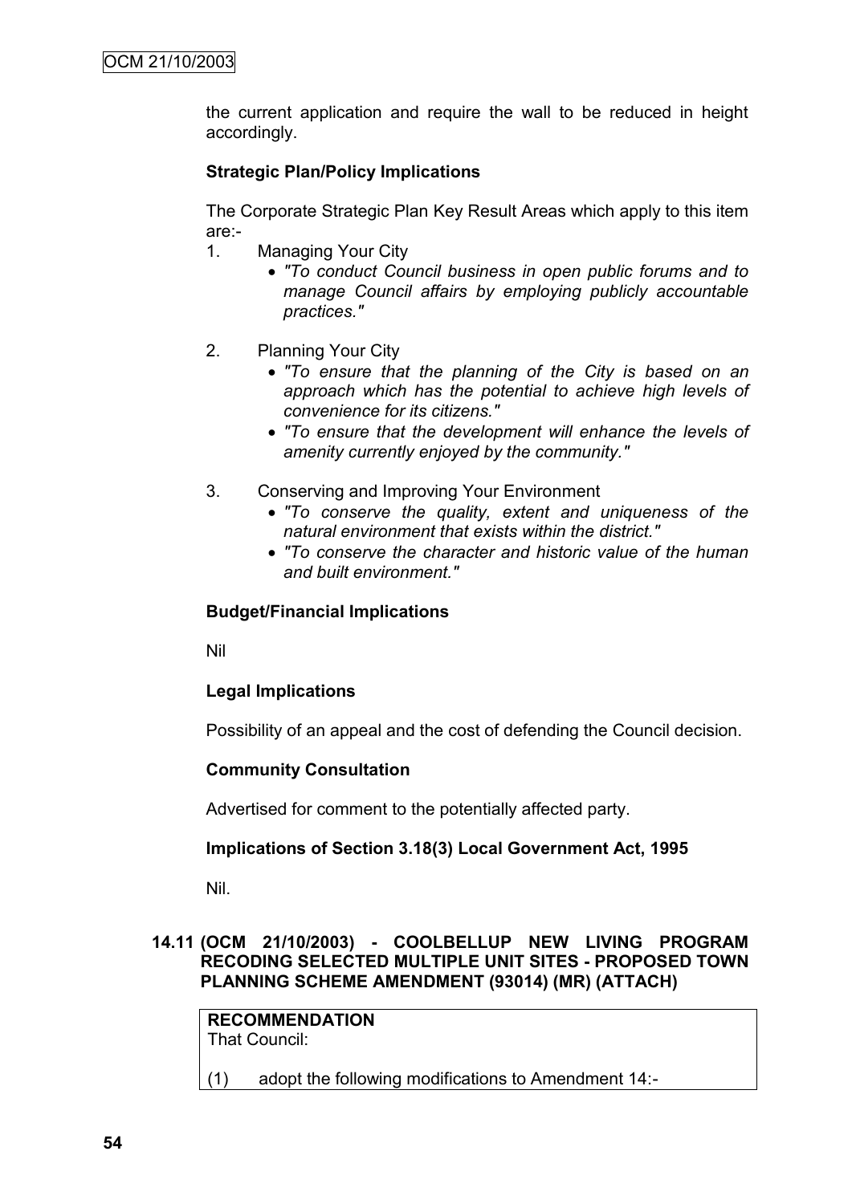the current application and require the wall to be reduced in height accordingly.

**Strategic Plan/Policy Implications**

The Corporate Strategic Plan Key Result Areas which apply to this item are:-

1. Managing Your City
   - *"To conduct Council business in open public forums and to manage Council affairs by employing publicly accountable practices."*

2. Planning Your City
   - *"To ensure that the planning of the City is based on an approach which has the potential to achieve high levels of convenience for its citizens."*
   - *"To ensure that the development will enhance the levels of amenity currently enjoyed by the community."*

3. Conserving and Improving Your Environment
   - *"To conserve the quality, extent and uniqueness of the natural environment that exists within the district."*
   - *"To conserve the character and historic value of the human and built environment."*

**Budget/Financial Implications**

Nil

**Legal Implications**

Possibility of an appeal and the cost of defending the Council decision.

**Community Consultation**

Advertised for comment to the potentially affected party.

**Implications of Section 3.18(3) Local Government Act, 1995**

Nil.

## 14.11 (OCM 21/10/2003) - COOLBELLUP NEW LIVING PROGRAM RECODING SELECTED MULTIPLE UNIT SITES - PROPOSED TOWN PLANNING SCHEME AMENDMENT (93014) (MR) (ATTACH)

**RECOMMENDATION**
That Council:

(1) adopt the following modifications to Amendment 14:-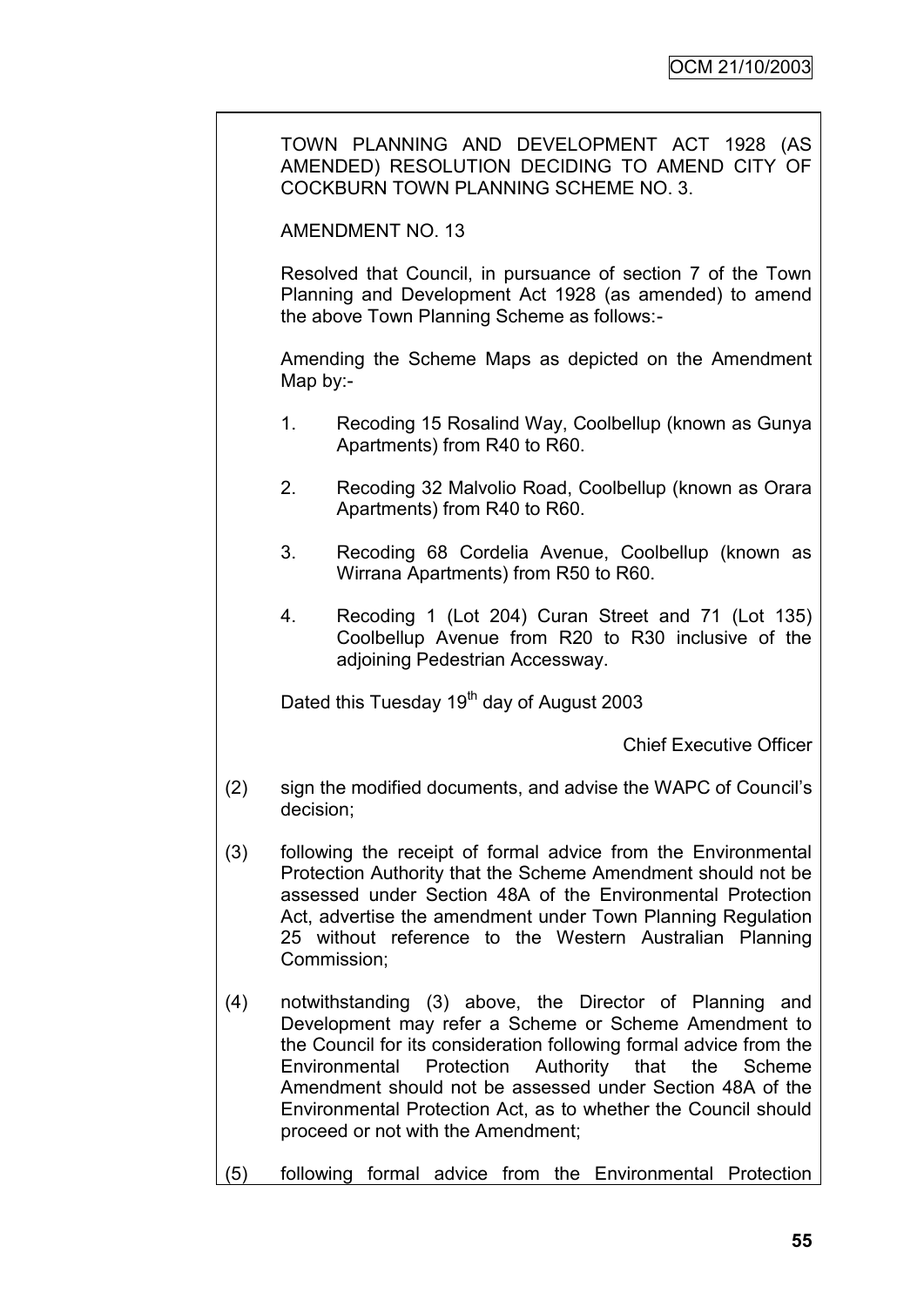TOWN PLANNING AND DEVELOPMENT ACT 1928 (AS AMENDED) RESOLUTION DECIDING TO AMEND CITY OF COCKBURN TOWN PLANNING SCHEME NO. 3.

AMENDMENT NO. 13

Resolved that Council, in pursuance of section 7 of the Town Planning and Development Act 1928 (as amended) to amend the above Town Planning Scheme as follows:-

Amending the Scheme Maps as depicted on the Amendment Map by:-

1. Recoding 15 Rosalind Way, Coolbellup (known as Gunya Apartments) from R40 to R60.

2. Recoding 32 Malvolio Road, Coolbellup (known as Orara Apartments) from R40 to R60.

3. Recoding 68 Cordelia Avenue, Coolbellup (known as Wirrana Apartments) from R50 to R60.

4. Recoding 1 (Lot 204) Curan Street and 71 (Lot 135) Coolbellup Avenue from R20 to R30 inclusive of the adjoining Pedestrian Accessway.

Dated this Tuesday 19th day of August 2003

Chief Executive Officer

(2) sign the modified documents, and advise the WAPC of Council's decision;

(3) following the receipt of formal advice from the Environmental Protection Authority that the Scheme Amendment should not be assessed under Section 48A of the Environmental Protection Act, advertise the amendment under Town Planning Regulation 25 without reference to the Western Australian Planning Commission;

(4) notwithstanding (3) above, the Director of Planning and Development may refer a Scheme or Scheme Amendment to the Council for its consideration following formal advice from the Environmental Protection Authority that the Scheme Amendment should not be assessed under Section 48A of the Environmental Protection Act, as to whether the Council should proceed or not with the Amendment;

(5) following formal advice from the Environmental Protection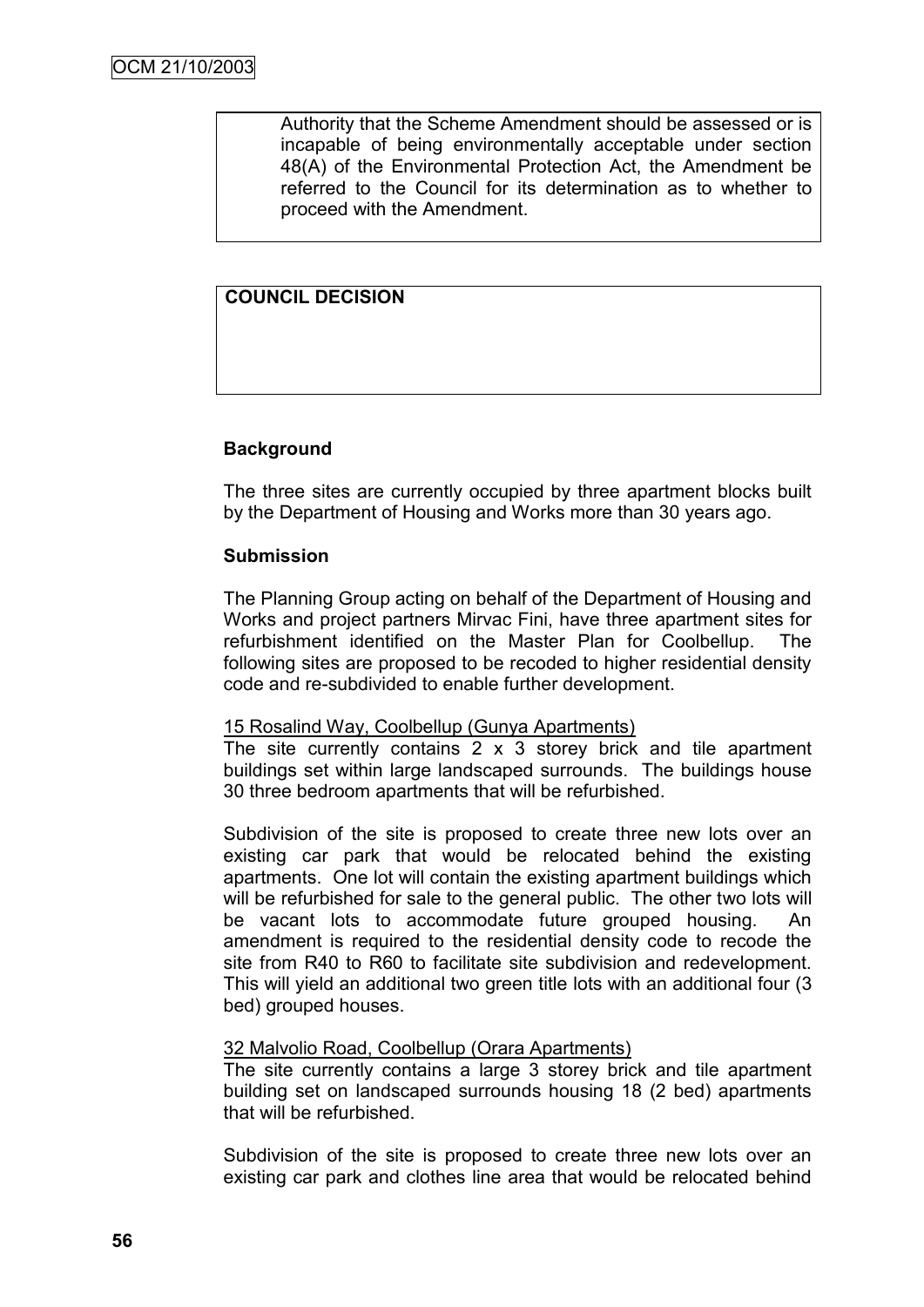Authority that the Scheme Amendment should be assessed or is incapable of being environmentally acceptable under section 48(A) of the Environmental Protection Act, the Amendment be referred to the Council for its determination as to whether to proceed with the Amendment.

**COUNCIL DECISION**

**Background**

The three sites are currently occupied by three apartment blocks built by the Department of Housing and Works more than 30 years ago.

**Submission**

The Planning Group acting on behalf of the Department of Housing and Works and project partners Mirvac Fini, have three apartment sites for refurbishment identified on the Master Plan for Coolbellup. The following sites are proposed to be recoded to higher residential density code and re-subdivided to enable further development.

15 Rosalind Way, Coolbellup (Gunya Apartments)

The site currently contains 2 x 3 storey brick and tile apartment buildings set within large landscaped surrounds. The buildings house 30 three bedroom apartments that will be refurbished.

Subdivision of the site is proposed to create three new lots over an existing car park that would be relocated behind the existing apartments. One lot will contain the existing apartment buildings which will be refurbished for sale to the general public. The other two lots will be vacant lots to accommodate future grouped housing. An amendment is required to the residential density code to recode the site from R40 to R60 to facilitate site subdivision and redevelopment. This will yield an additional two green title lots with an additional four (3 bed) grouped houses.

32 Malvolio Road, Coolbellup (Orara Apartments)

The site currently contains a large 3 storey brick and tile apartment building set on landscaped surrounds housing 18 (2 bed) apartments that will be refurbished.

Subdivision of the site is proposed to create three new lots over an existing car park and clothes line area that would be relocated behind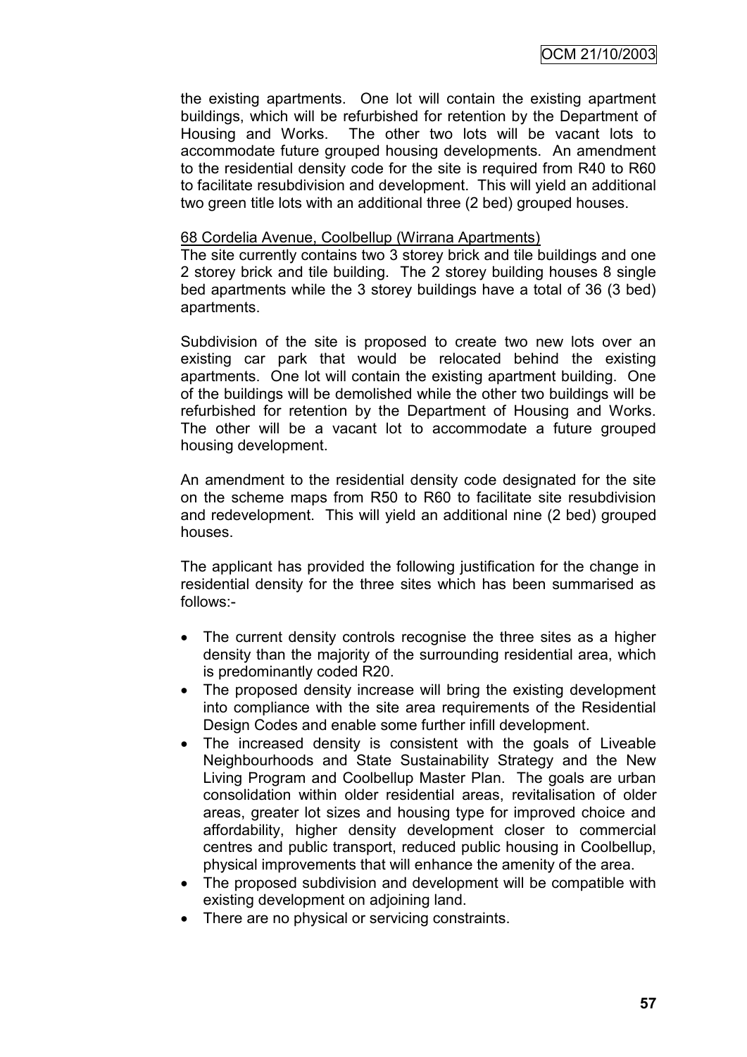the existing apartments. One lot will contain the existing apartment buildings, which will be refurbished for retention by the Department of Housing and Works. The other two lots will be vacant lots to accommodate future grouped housing developments. An amendment to the residential density code for the site is required from R40 to R60 to facilitate resubdivision and development. This will yield an additional two green title lots with an additional three (2 bed) grouped houses.

<u>68 Cordelia Avenue, Coolbellup (Wirrana Apartments)</u>

The site currently contains two 3 storey brick and tile buildings and one 2 storey brick and tile building. The 2 storey building houses 8 single bed apartments while the 3 storey buildings have a total of 36 (3 bed) apartments.

Subdivision of the site is proposed to create two new lots over an existing car park that would be relocated behind the existing apartments. One lot will contain the existing apartment building. One of the buildings will be demolished while the other two buildings will be refurbished for retention by the Department of Housing and Works. The other will be a vacant lot to accommodate a future grouped housing development.

An amendment to the residential density code designated for the site on the scheme maps from R50 to R60 to facilitate site resubdivision and redevelopment. This will yield an additional nine (2 bed) grouped houses.

The applicant has provided the following justification for the change in residential density for the three sites which has been summarised as follows:-

- The current density controls recognise the three sites as a higher density than the majority of the surrounding residential area, which is predominantly coded R20.
- The proposed density increase will bring the existing development into compliance with the site area requirements of the Residential Design Codes and enable some further infill development.
- The increased density is consistent with the goals of Liveable Neighbourhoods and State Sustainability Strategy and the New Living Program and Coolbellup Master Plan. The goals are urban consolidation within older residential areas, revitalisation of older areas, greater lot sizes and housing type for improved choice and affordability, higher density development closer to commercial centres and public transport, reduced public housing in Coolbellup, physical improvements that will enhance the amenity of the area.
- The proposed subdivision and development will be compatible with existing development on adjoining land.
- There are no physical or servicing constraints.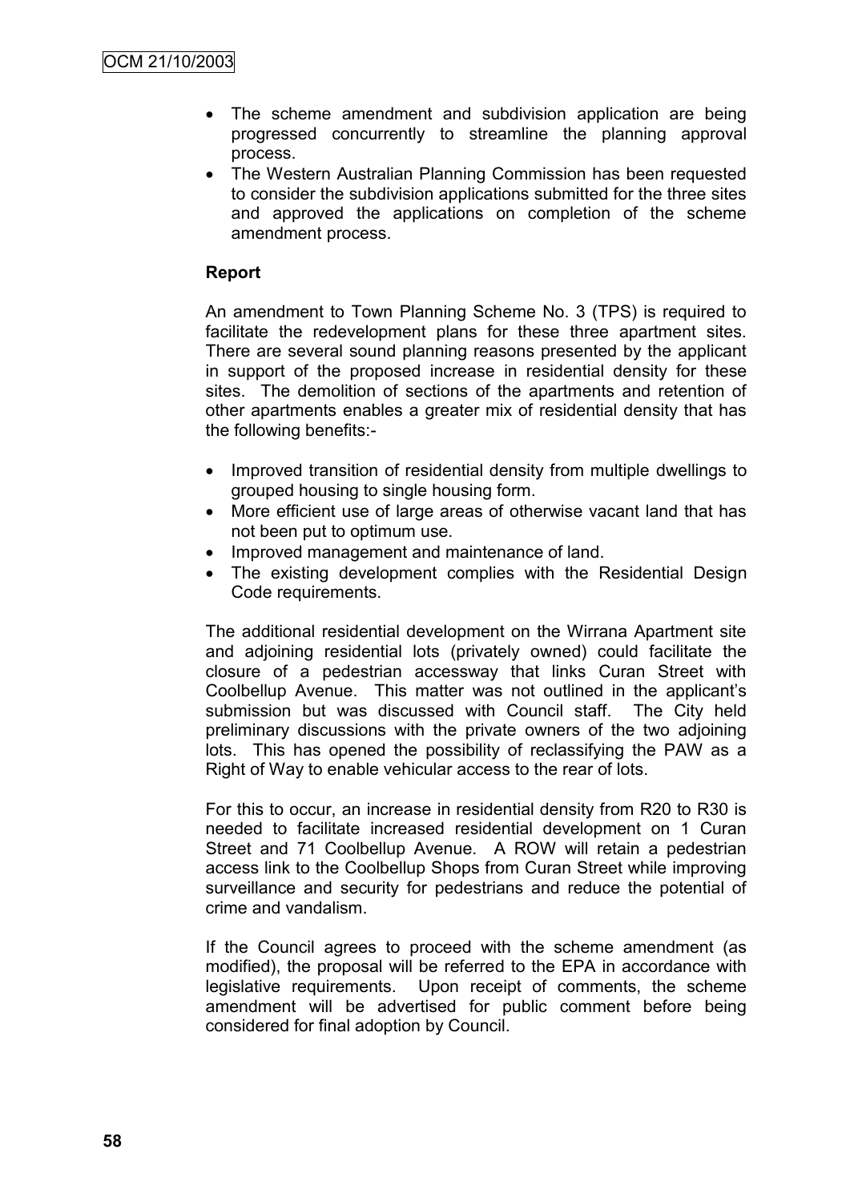- The scheme amendment and subdivision application are being progressed concurrently to streamline the planning approval process.
- The Western Australian Planning Commission has been requested to consider the subdivision applications submitted for the three sites and approved the applications on completion of the scheme amendment process.

**Report**

An amendment to Town Planning Scheme No. 3 (TPS) is required to facilitate the redevelopment plans for these three apartment sites. There are several sound planning reasons presented by the applicant in support of the proposed increase in residential density for these sites. The demolition of sections of the apartments and retention of other apartments enables a greater mix of residential density that has the following benefits:-

- Improved transition of residential density from multiple dwellings to grouped housing to single housing form.
- More efficient use of large areas of otherwise vacant land that has not been put to optimum use.
- Improved management and maintenance of land.
- The existing development complies with the Residential Design Code requirements.

The additional residential development on the Wirrana Apartment site and adjoining residential lots (privately owned) could facilitate the closure of a pedestrian accessway that links Curan Street with Coolbellup Avenue. This matter was not outlined in the applicant's submission but was discussed with Council staff. The City held preliminary discussions with the private owners of the two adjoining lots. This has opened the possibility of reclassifying the PAW as a Right of Way to enable vehicular access to the rear of lots.

For this to occur, an increase in residential density from R20 to R30 is needed to facilitate increased residential development on 1 Curan Street and 71 Coolbellup Avenue. A ROW will retain a pedestrian access link to the Coolbellup Shops from Curan Street while improving surveillance and security for pedestrians and reduce the potential of crime and vandalism.

If the Council agrees to proceed with the scheme amendment (as modified), the proposal will be referred to the EPA in accordance with legislative requirements. Upon receipt of comments, the scheme amendment will be advertised for public comment before being considered for final adoption by Council.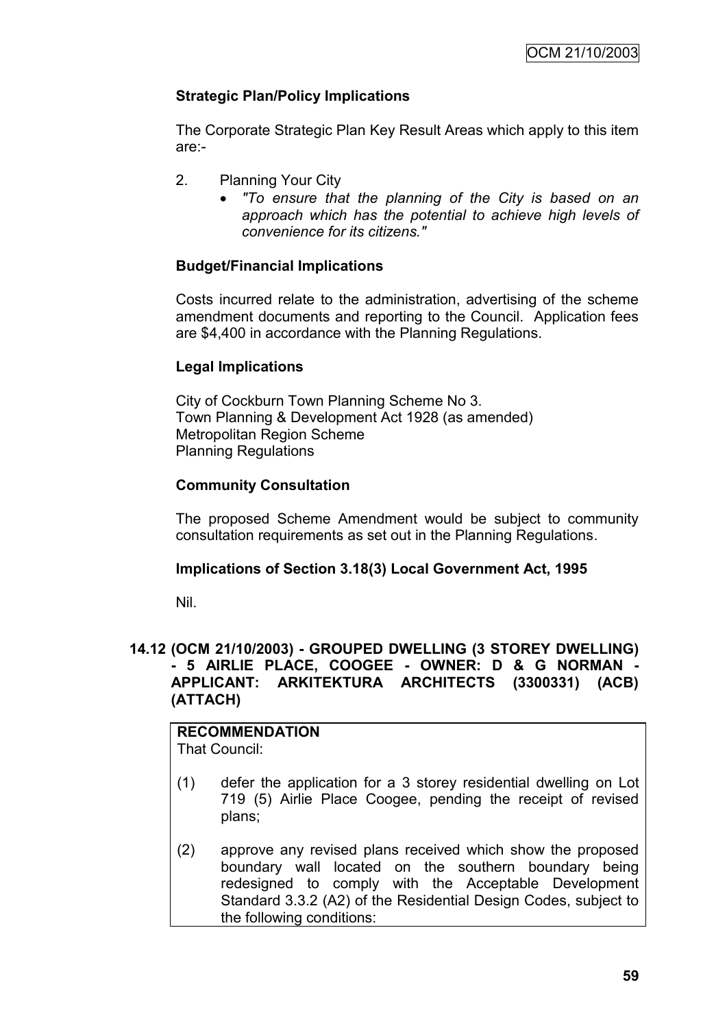**Strategic Plan/Policy Implications**

The Corporate Strategic Plan Key Result Areas which apply to this item are:-

2. Planning Your City
   - *"To ensure that the planning of the City is based on an approach which has the potential to achieve high levels of convenience for its citizens."*

**Budget/Financial Implications**

Costs incurred relate to the administration, advertising of the scheme amendment documents and reporting to the Council. Application fees are $4,400 in accordance with the Planning Regulations.

**Legal Implications**

City of Cockburn Town Planning Scheme No 3.
Town Planning & Development Act 1928 (as amended)
Metropolitan Region Scheme
Planning Regulations

**Community Consultation**

The proposed Scheme Amendment would be subject to community consultation requirements as set out in the Planning Regulations.

**Implications of Section 3.18(3) Local Government Act, 1995**

Nil.

## 14.12 (OCM 21/10/2003) - GROUPED DWELLING (3 STOREY DWELLING) - 5 AIRLIE PLACE, COOGEE - OWNER: D & G NORMAN - APPLICANT: ARKITEKTURA ARCHITECTS (3300331) (ACB) (ATTACH)

**RECOMMENDATION**
That Council:

(1) defer the application for a 3 storey residential dwelling on Lot 719 (5) Airlie Place Coogee, pending the receipt of revised plans;

(2) approve any revised plans received which show the proposed boundary wall located on the southern boundary being redesigned to comply with the Acceptable Development Standard 3.3.2 (A2) of the Residential Design Codes, subject to the following conditions: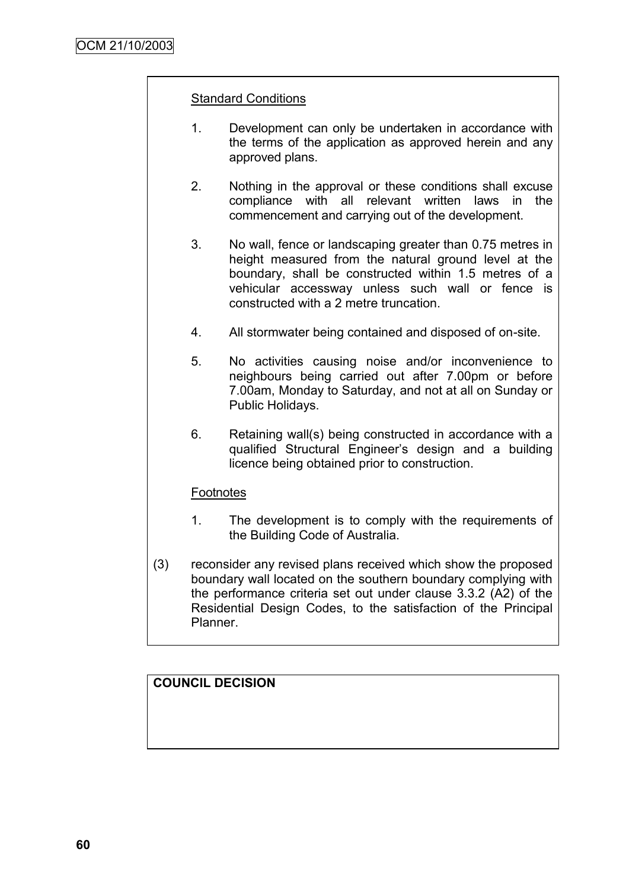<u>Standard Conditions</u>

1. Development can only be undertaken in accordance with the terms of the application as approved herein and any approved plans.

2. Nothing in the approval or these conditions shall excuse compliance with all relevant written laws in the commencement and carrying out of the development.

3. No wall, fence or landscaping greater than 0.75 metres in height measured from the natural ground level at the boundary, shall be constructed within 1.5 metres of a vehicular accessway unless such wall or fence is constructed with a 2 metre truncation.

4. All stormwater being contained and disposed of on-site.

5. No activities causing noise and/or inconvenience to neighbours being carried out after 7.00pm or before 7.00am, Monday to Saturday, and not at all on Sunday or Public Holidays.

6. Retaining wall(s) being constructed in accordance with a qualified Structural Engineer's design and a building licence being obtained prior to construction.

<u>Footnotes</u>

1. The development is to comply with the requirements of the Building Code of Australia.

(3) reconsider any revised plans received which show the proposed boundary wall located on the southern boundary complying with the performance criteria set out under clause 3.3.2 (A2) of the Residential Design Codes, to the satisfaction of the Principal Planner.

**COUNCIL DECISION**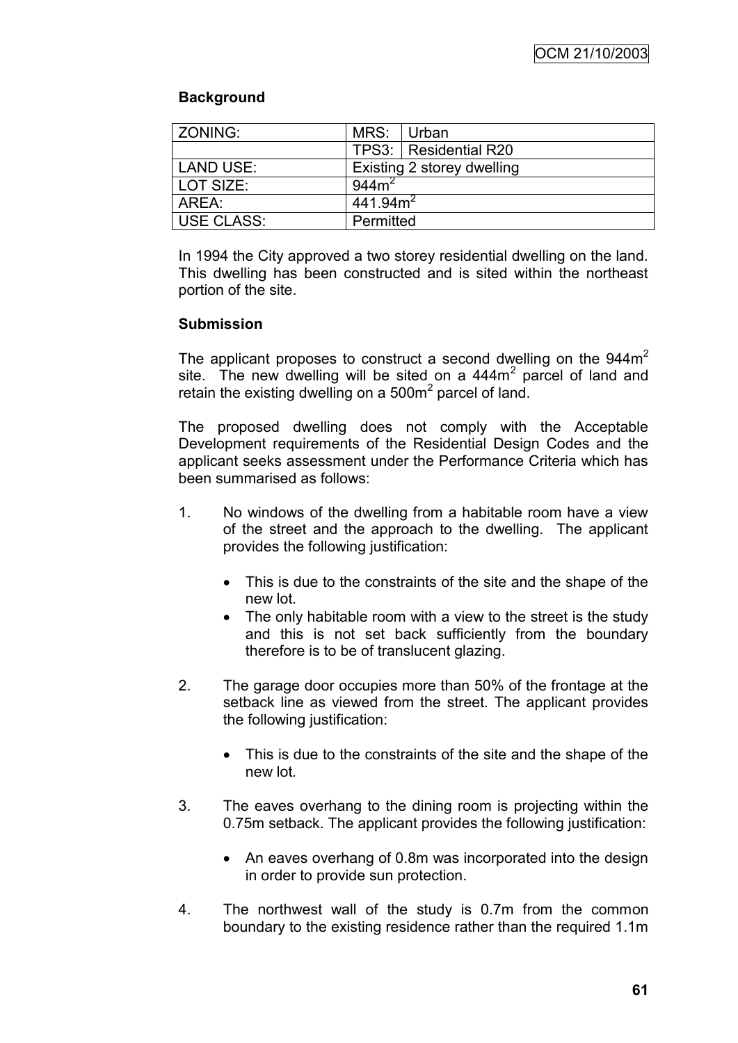**Background**

| ZONING: | MRS: | Urban |
|---|---|---|
| | TPS3: | Residential R20 |
| LAND USE: | Existing 2 storey dwelling | |
| LOT SIZE: | $944m^2$ | |
| AREA: | $441.94m^2$ | |
| USE CLASS: | Permitted | |

In 1994 the City approved a two storey residential dwelling on the land. This dwelling has been constructed and is sited within the northeast portion of the site.

**Submission**

The applicant proposes to construct a second dwelling on the $944m^2$ site. The new dwelling will be sited on a $444m^2$ parcel of land and retain the existing dwelling on a $500m^2$ parcel of land.

The proposed dwelling does not comply with the Acceptable Development requirements of the Residential Design Codes and the applicant seeks assessment under the Performance Criteria which has been summarised as follows:

1. No windows of the dwelling from a habitable room have a view of the street and the approach to the dwelling. The applicant provides the following justification:

    - This is due to the constraints of the site and the shape of the new lot.
    - The only habitable room with a view to the street is the study and this is not set back sufficiently from the boundary therefore is to be of translucent glazing.

2. The garage door occupies more than 50% of the frontage at the setback line as viewed from the street. The applicant provides the following justification:

    - This is due to the constraints of the site and the shape of the new lot.

3. The eaves overhang to the dining room is projecting within the 0.75m setback. The applicant provides the following justification:

    - An eaves overhang of 0.8m was incorporated into the design in order to provide sun protection.

4. The northwest wall of the study is 0.7m from the common boundary to the existing residence rather than the required 1.1m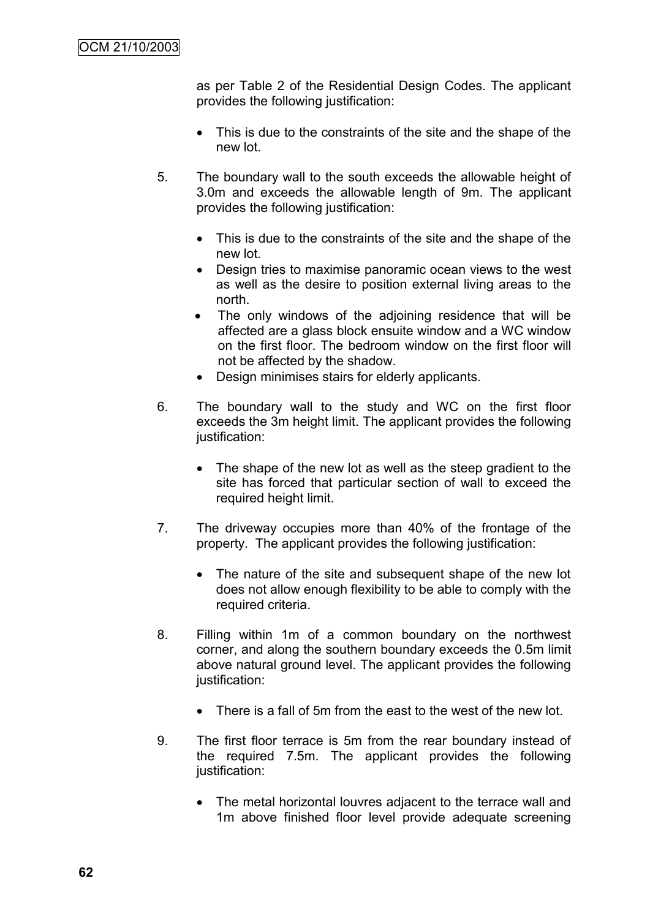as per Table 2 of the Residential Design Codes. The applicant provides the following justification:

- This is due to the constraints of the site and the shape of the new lot.

5. The boundary wall to the south exceeds the allowable height of 3.0m and exceeds the allowable length of 9m. The applicant provides the following justification:

   - This is due to the constraints of the site and the shape of the new lot.
   - Design tries to maximise panoramic ocean views to the west as well as the desire to position external living areas to the north.
   - The only windows of the adjoining residence that will be affected are a glass block ensuite window and a WC window on the first floor. The bedroom window on the first floor will not be affected by the shadow.
   - Design minimises stairs for elderly applicants.

6. The boundary wall to the study and WC on the first floor exceeds the 3m height limit. The applicant provides the following justification:

   - The shape of the new lot as well as the steep gradient to the site has forced that particular section of wall to exceed the required height limit.

7. The driveway occupies more than 40% of the frontage of the property. The applicant provides the following justification:

   - The nature of the site and subsequent shape of the new lot does not allow enough flexibility to be able to comply with the required criteria.

8. Filling within 1m of a common boundary on the northwest corner, and along the southern boundary exceeds the 0.5m limit above natural ground level. The applicant provides the following justification:

   - There is a fall of 5m from the east to the west of the new lot.

9. The first floor terrace is 5m from the rear boundary instead of the required 7.5m. The applicant provides the following justification:

   - The metal horizontal louvres adjacent to the terrace wall and 1m above finished floor level provide adequate screening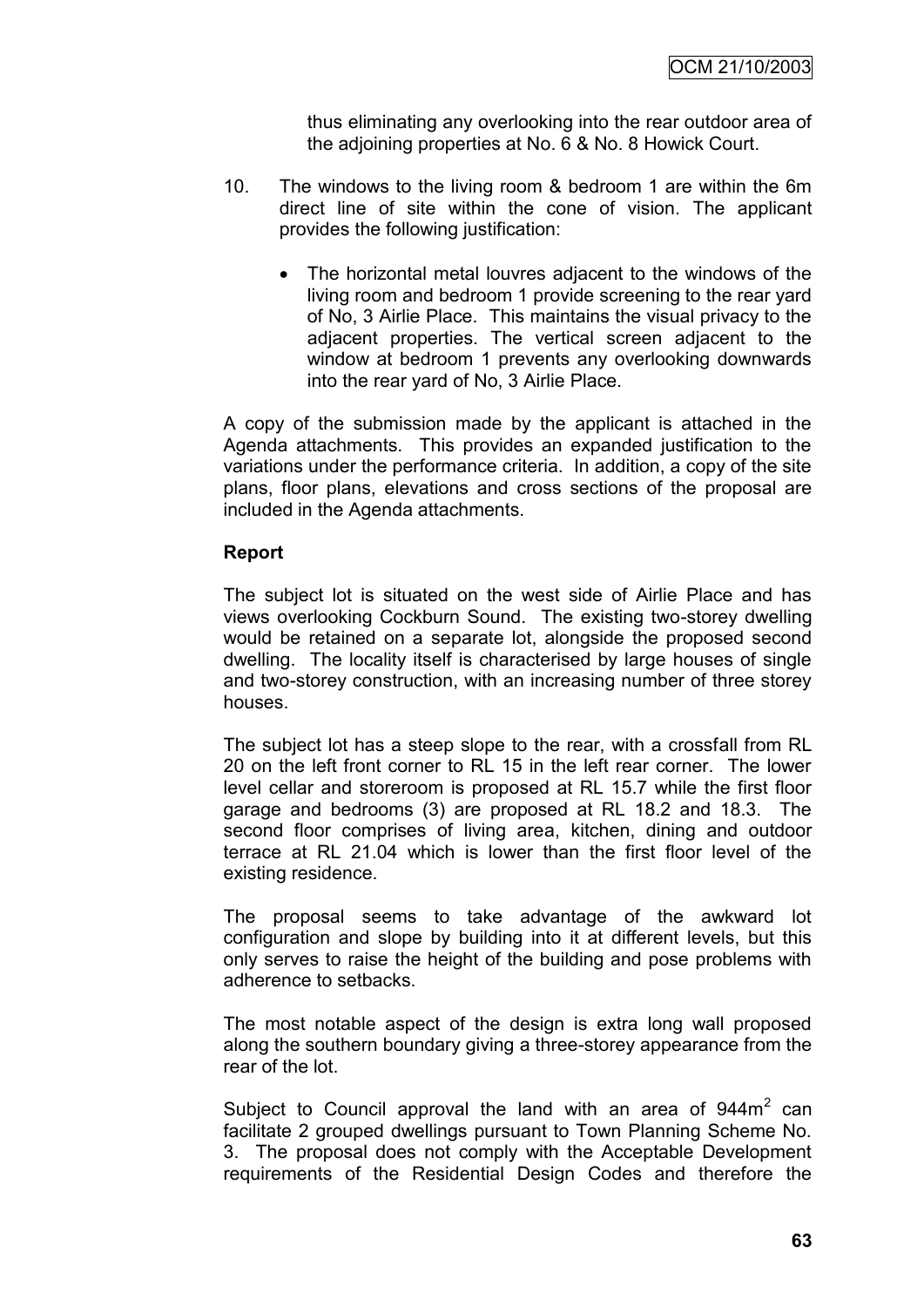thus eliminating any overlooking into the rear outdoor area of the adjoining properties at No. 6 & No. 8 Howick Court.

10. The windows to the living room & bedroom 1 are within the 6m direct line of site within the cone of vision. The applicant provides the following justification:

    - The horizontal metal louvres adjacent to the windows of the living room and bedroom 1 provide screening to the rear yard of No, 3 Airlie Place. This maintains the visual privacy to the adjacent properties. The vertical screen adjacent to the window at bedroom 1 prevents any overlooking downwards into the rear yard of No, 3 Airlie Place.

A copy of the submission made by the applicant is attached in the Agenda attachments. This provides an expanded justification to the variations under the performance criteria. In addition, a copy of the site plans, floor plans, elevations and cross sections of the proposal are included in the Agenda attachments.

**Report**

The subject lot is situated on the west side of Airlie Place and has views overlooking Cockburn Sound. The existing two-storey dwelling would be retained on a separate lot, alongside the proposed second dwelling. The locality itself is characterised by large houses of single and two-storey construction, with an increasing number of three storey houses.

The subject lot has a steep slope to the rear, with a crossfall from RL 20 on the left front corner to RL 15 in the left rear corner. The lower level cellar and storeroom is proposed at RL 15.7 while the first floor garage and bedrooms (3) are proposed at RL 18.2 and 18.3. The second floor comprises of living area, kitchen, dining and outdoor terrace at RL 21.04 which is lower than the first floor level of the existing residence.

The proposal seems to take advantage of the awkward lot configuration and slope by building into it at different levels, but this only serves to raise the height of the building and pose problems with adherence to setbacks.

The most notable aspect of the design is extra long wall proposed along the southern boundary giving a three-storey appearance from the rear of the lot.

Subject to Council approval the land with an area of 944m$^2$ can facilitate 2 grouped dwellings pursuant to Town Planning Scheme No. 3. The proposal does not comply with the Acceptable Development requirements of the Residential Design Codes and therefore the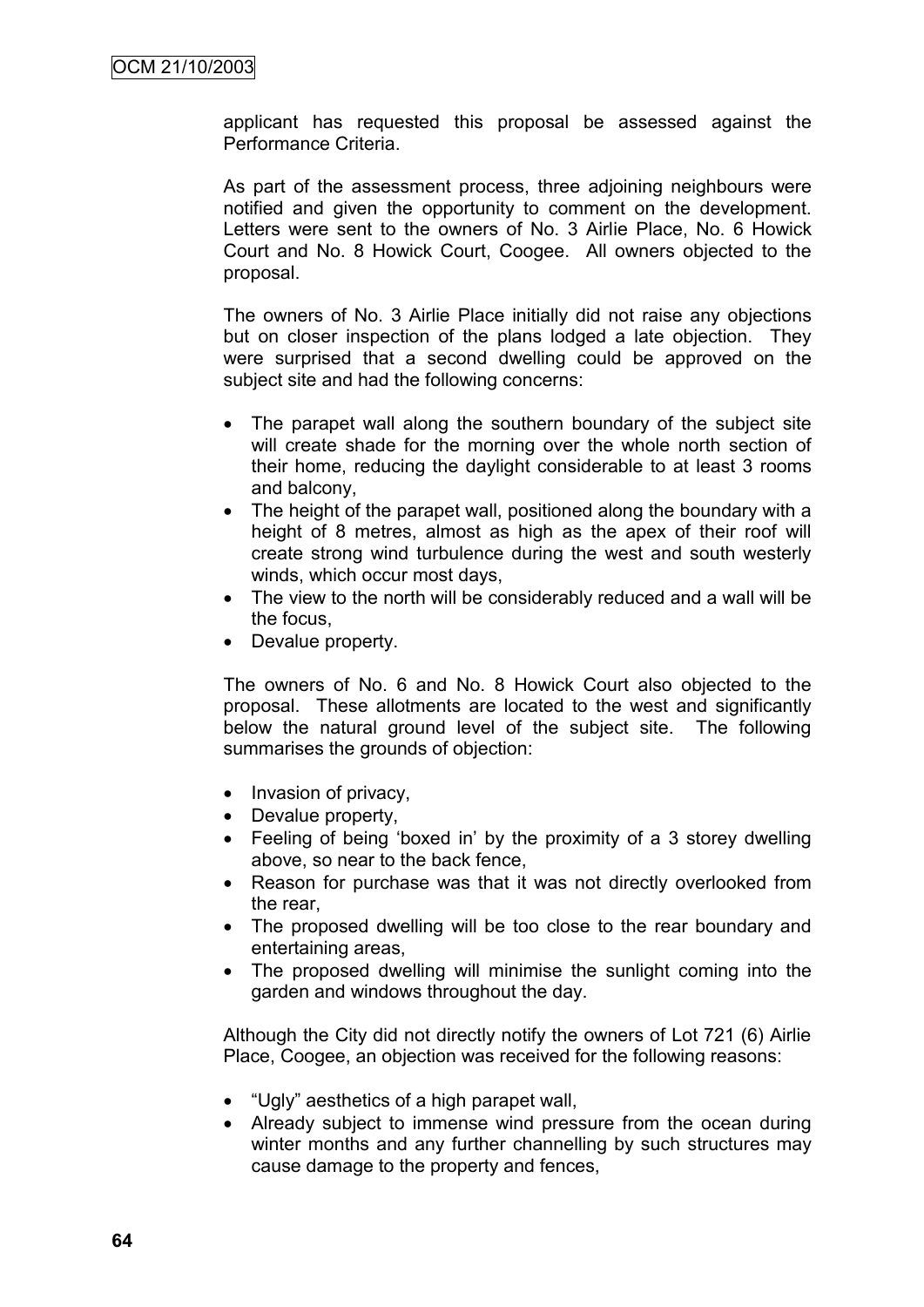applicant has requested this proposal be assessed against the Performance Criteria.

As part of the assessment process, three adjoining neighbours were notified and given the opportunity to comment on the development. Letters were sent to the owners of No. 3 Airlie Place, No. 6 Howick Court and No. 8 Howick Court, Coogee. All owners objected to the proposal.

The owners of No. 3 Airlie Place initially did not raise any objections but on closer inspection of the plans lodged a late objection. They were surprised that a second dwelling could be approved on the subject site and had the following concerns:

- The parapet wall along the southern boundary of the subject site will create shade for the morning over the whole north section of their home, reducing the daylight considerable to at least 3 rooms and balcony,
- The height of the parapet wall, positioned along the boundary with a height of 8 metres, almost as high as the apex of their roof will create strong wind turbulence during the west and south westerly winds, which occur most days,
- The view to the north will be considerably reduced and a wall will be the focus,
- Devalue property.

The owners of No. 6 and No. 8 Howick Court also objected to the proposal. These allotments are located to the west and significantly below the natural ground level of the subject site. The following summarises the grounds of objection:

- Invasion of privacy,
- Devalue property,
- Feeling of being 'boxed in' by the proximity of a 3 storey dwelling above, so near to the back fence,
- Reason for purchase was that it was not directly overlooked from the rear,
- The proposed dwelling will be too close to the rear boundary and entertaining areas,
- The proposed dwelling will minimise the sunlight coming into the garden and windows throughout the day.

Although the City did not directly notify the owners of Lot 721 (6) Airlie Place, Coogee, an objection was received for the following reasons:

- "Ugly" aesthetics of a high parapet wall,
- Already subject to immense wind pressure from the ocean during winter months and any further channelling by such structures may cause damage to the property and fences,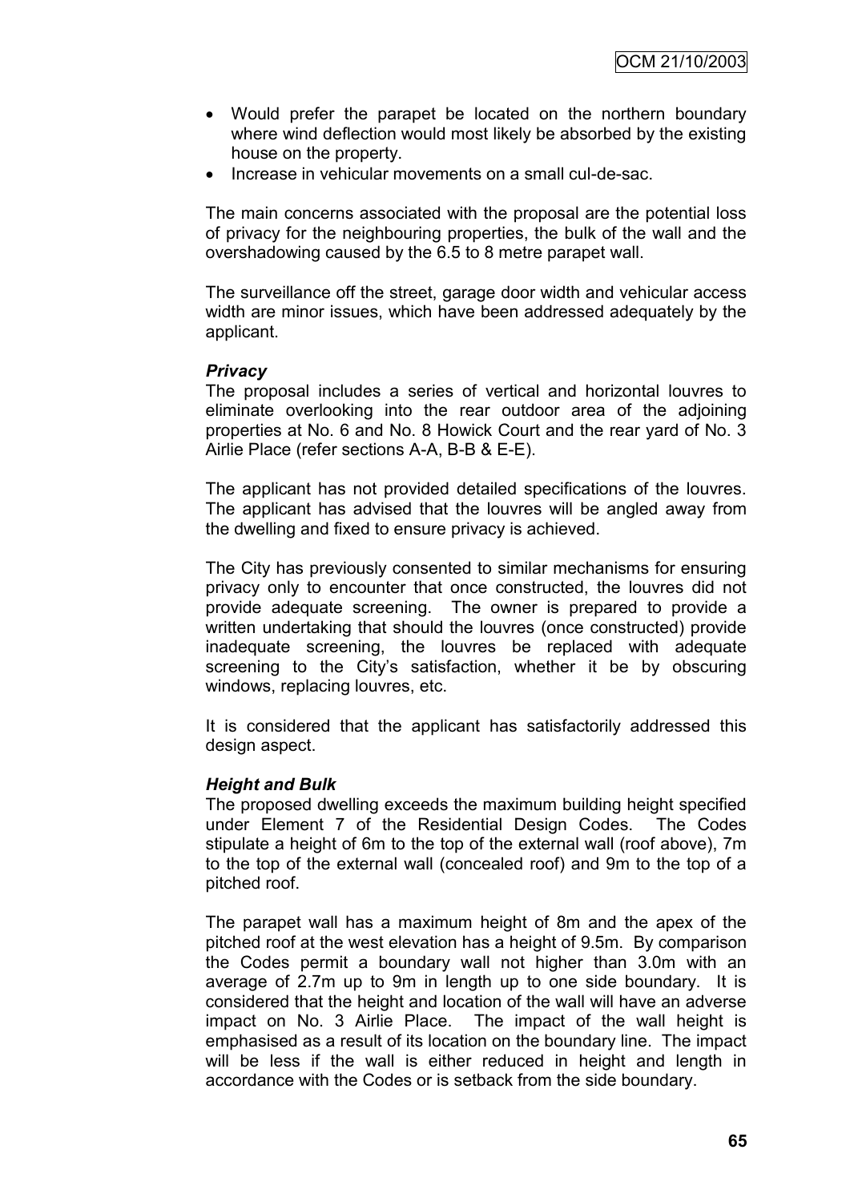- Would prefer the parapet be located on the northern boundary where wind deflection would most likely be absorbed by the existing house on the property.
- Increase in vehicular movements on a small cul-de-sac.

The main concerns associated with the proposal are the potential loss of privacy for the neighbouring properties, the bulk of the wall and the overshadowing caused by the 6.5 to 8 metre parapet wall.

The surveillance off the street, garage door width and vehicular access width are minor issues, which have been addressed adequately by the applicant.

***Privacy***

The proposal includes a series of vertical and horizontal louvres to eliminate overlooking into the rear outdoor area of the adjoining properties at No. 6 and No. 8 Howick Court and the rear yard of No. 3 Airlie Place (refer sections A-A, B-B & E-E).

The applicant has not provided detailed specifications of the louvres. The applicant has advised that the louvres will be angled away from the dwelling and fixed to ensure privacy is achieved.

The City has previously consented to similar mechanisms for ensuring privacy only to encounter that once constructed, the louvres did not provide adequate screening. The owner is prepared to provide a written undertaking that should the louvres (once constructed) provide inadequate screening, the louvres be replaced with adequate screening to the City's satisfaction, whether it be by obscuring windows, replacing louvres, etc.

It is considered that the applicant has satisfactorily addressed this design aspect.

***Height and Bulk***

The proposed dwelling exceeds the maximum building height specified under Element 7 of the Residential Design Codes. The Codes stipulate a height of 6m to the top of the external wall (roof above), 7m to the top of the external wall (concealed roof) and 9m to the top of a pitched roof.

The parapet wall has a maximum height of 8m and the apex of the pitched roof at the west elevation has a height of 9.5m. By comparison the Codes permit a boundary wall not higher than 3.0m with an average of 2.7m up to 9m in length up to one side boundary. It is considered that the height and location of the wall will have an adverse impact on No. 3 Airlie Place. The impact of the wall height is emphasised as a result of its location on the boundary line. The impact will be less if the wall is either reduced in height and length in accordance with the Codes or is setback from the side boundary.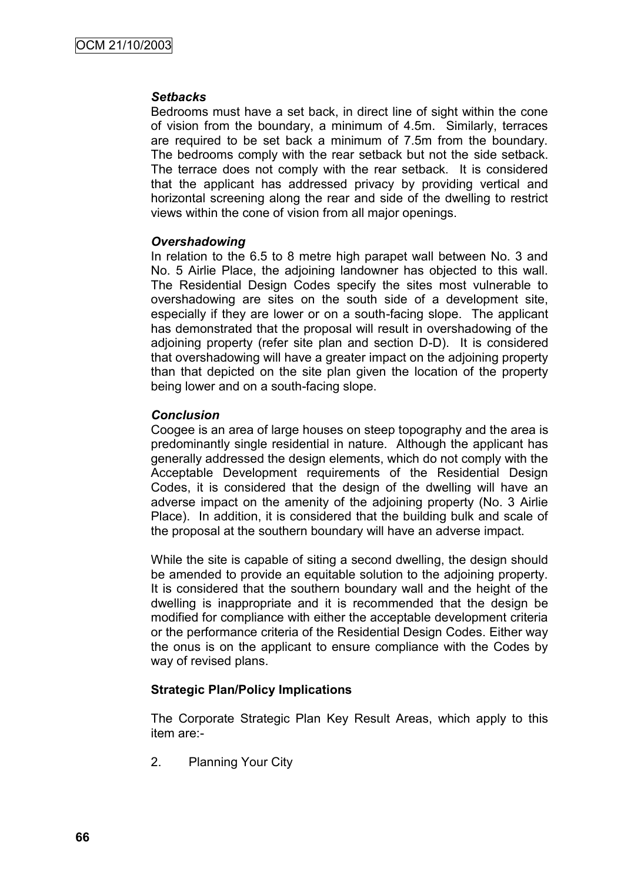***Setbacks***

Bedrooms must have a set back, in direct line of sight within the cone of vision from the boundary, a minimum of 4.5m. Similarly, terraces are required to be set back a minimum of 7.5m from the boundary. The bedrooms comply with the rear setback but not the side setback. The terrace does not comply with the rear setback. It is considered that the applicant has addressed privacy by providing vertical and horizontal screening along the rear and side of the dwelling to restrict views within the cone of vision from all major openings.

***Overshadowing***

In relation to the 6.5 to 8 metre high parapet wall between No. 3 and No. 5 Airlie Place, the adjoining landowner has objected to this wall. The Residential Design Codes specify the sites most vulnerable to overshadowing are sites on the south side of a development site, especially if they are lower or on a south-facing slope. The applicant has demonstrated that the proposal will result in overshadowing of the adjoining property (refer site plan and section D-D). It is considered that overshadowing will have a greater impact on the adjoining property than that depicted on the site plan given the location of the property being lower and on a south-facing slope.

***Conclusion***

Coogee is an area of large houses on steep topography and the area is predominantly single residential in nature. Although the applicant has generally addressed the design elements, which do not comply with the Acceptable Development requirements of the Residential Design Codes, it is considered that the design of the dwelling will have an adverse impact on the amenity of the adjoining property (No. 3 Airlie Place). In addition, it is considered that the building bulk and scale of the proposal at the southern boundary will have an adverse impact.

While the site is capable of siting a second dwelling, the design should be amended to provide an equitable solution to the adjoining property. It is considered that the southern boundary wall and the height of the dwelling is inappropriate and it is recommended that the design be modified for compliance with either the acceptable development criteria or the performance criteria of the Residential Design Codes. Either way the onus is on the applicant to ensure compliance with the Codes by way of revised plans.

**Strategic Plan/Policy Implications**

The Corporate Strategic Plan Key Result Areas, which apply to this item are:-

2. Planning Your City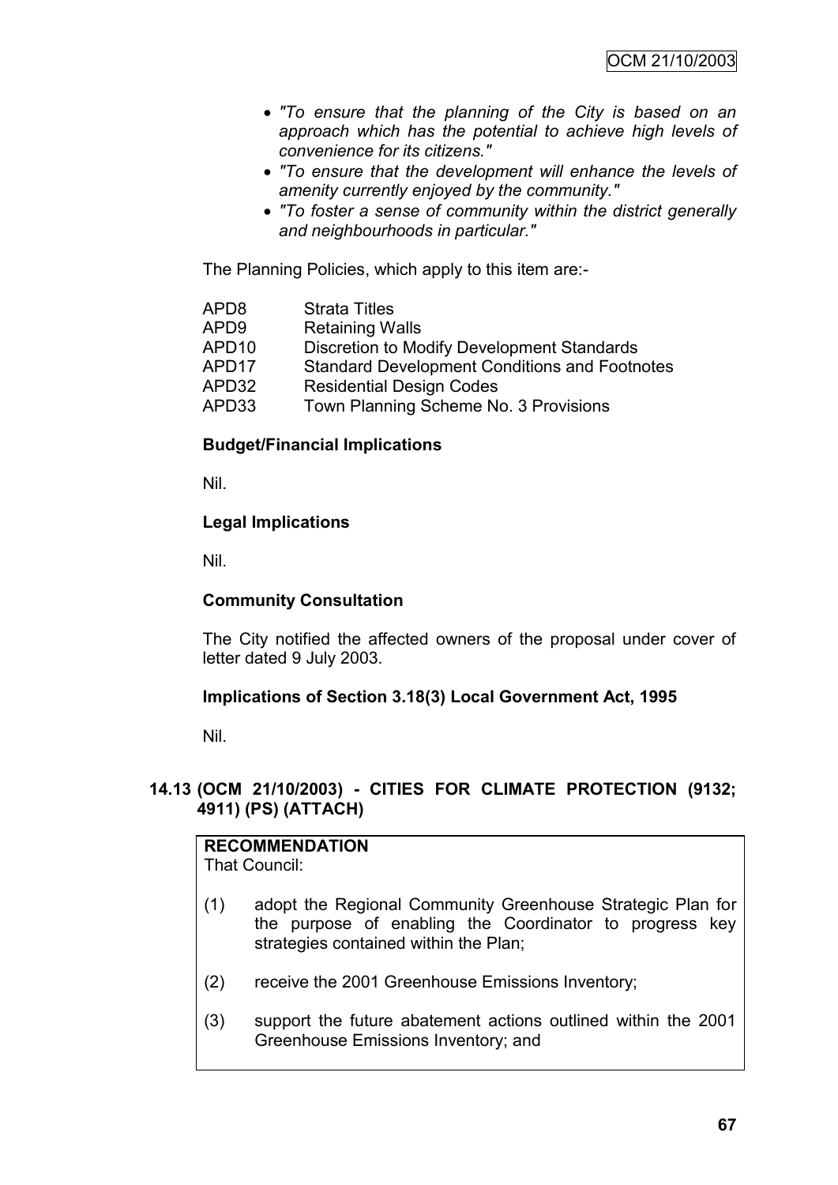- *"To ensure that the planning of the City is based on an approach which has the potential to achieve high levels of convenience for its citizens."*
- *"To ensure that the development will enhance the levels of amenity currently enjoyed by the community."*
- *"To foster a sense of community within the district generally and neighbourhoods in particular."*

The Planning Policies, which apply to this item are:-

| | |
|---|---|
| APD8 | Strata Titles |
| APD9 | Retaining Walls |
| APD10 | Discretion to Modify Development Standards |
| APD17 | Standard Development Conditions and Footnotes |
| APD32 | Residential Design Codes |
| APD33 | Town Planning Scheme No. 3 Provisions |

**Budget/Financial Implications**

Nil.

**Legal Implications**

Nil.

**Community Consultation**

The City notified the affected owners of the proposal under cover of letter dated 9 July 2003.

**Implications of Section 3.18(3) Local Government Act, 1995**

Nil.

## 14.13 (OCM 21/10/2003) - CITIES FOR CLIMATE PROTECTION (9132; 4911) (PS) (ATTACH)

**RECOMMENDATION**
That Council:

(1) adopt the Regional Community Greenhouse Strategic Plan for the purpose of enabling the Coordinator to progress key strategies contained within the Plan;

(2) receive the 2001 Greenhouse Emissions Inventory;

(3) support the future abatement actions outlined within the 2001 Greenhouse Emissions Inventory; and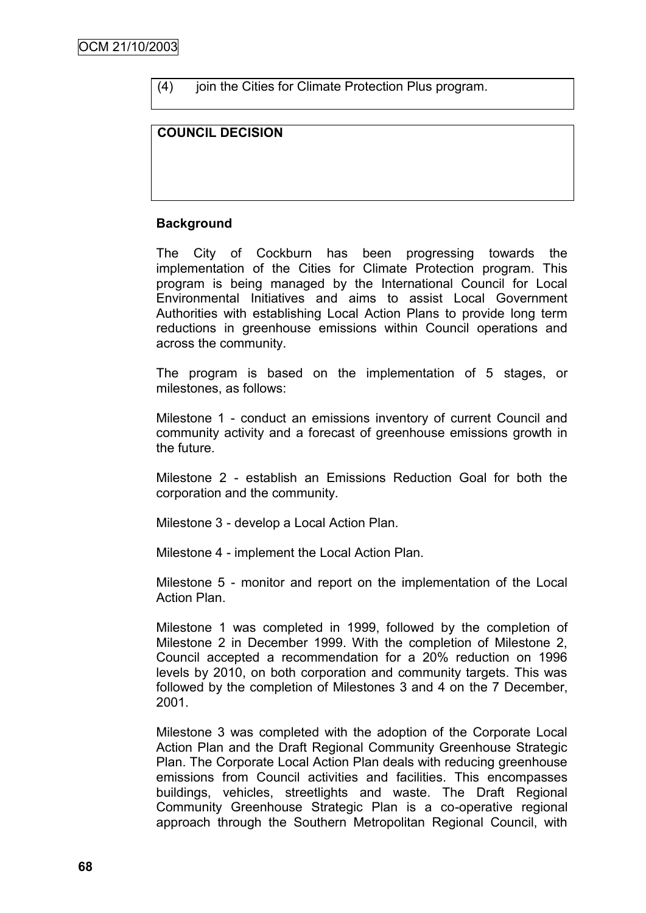(4) join the Cities for Climate Protection Plus program.

**COUNCIL DECISION**

**Background**

The City of Cockburn has been progressing towards the implementation of the Cities for Climate Protection program. This program is being managed by the International Council for Local Environmental Initiatives and aims to assist Local Government Authorities with establishing Local Action Plans to provide long term reductions in greenhouse emissions within Council operations and across the community.

The program is based on the implementation of 5 stages, or milestones, as follows:

Milestone 1 - conduct an emissions inventory of current Council and community activity and a forecast of greenhouse emissions growth in the future.

Milestone 2 - establish an Emissions Reduction Goal for both the corporation and the community.

Milestone 3 - develop a Local Action Plan.

Milestone 4 - implement the Local Action Plan.

Milestone 5 - monitor and report on the implementation of the Local Action Plan.

Milestone 1 was completed in 1999, followed by the completion of Milestone 2 in December 1999. With the completion of Milestone 2, Council accepted a recommendation for a 20% reduction on 1996 levels by 2010, on both corporation and community targets. This was followed by the completion of Milestones 3 and 4 on the 7 December, 2001.

Milestone 3 was completed with the adoption of the Corporate Local Action Plan and the Draft Regional Community Greenhouse Strategic Plan. The Corporate Local Action Plan deals with reducing greenhouse emissions from Council activities and facilities. This encompasses buildings, vehicles, streetlights and waste. The Draft Regional Community Greenhouse Strategic Plan is a co-operative regional approach through the Southern Metropolitan Regional Council, with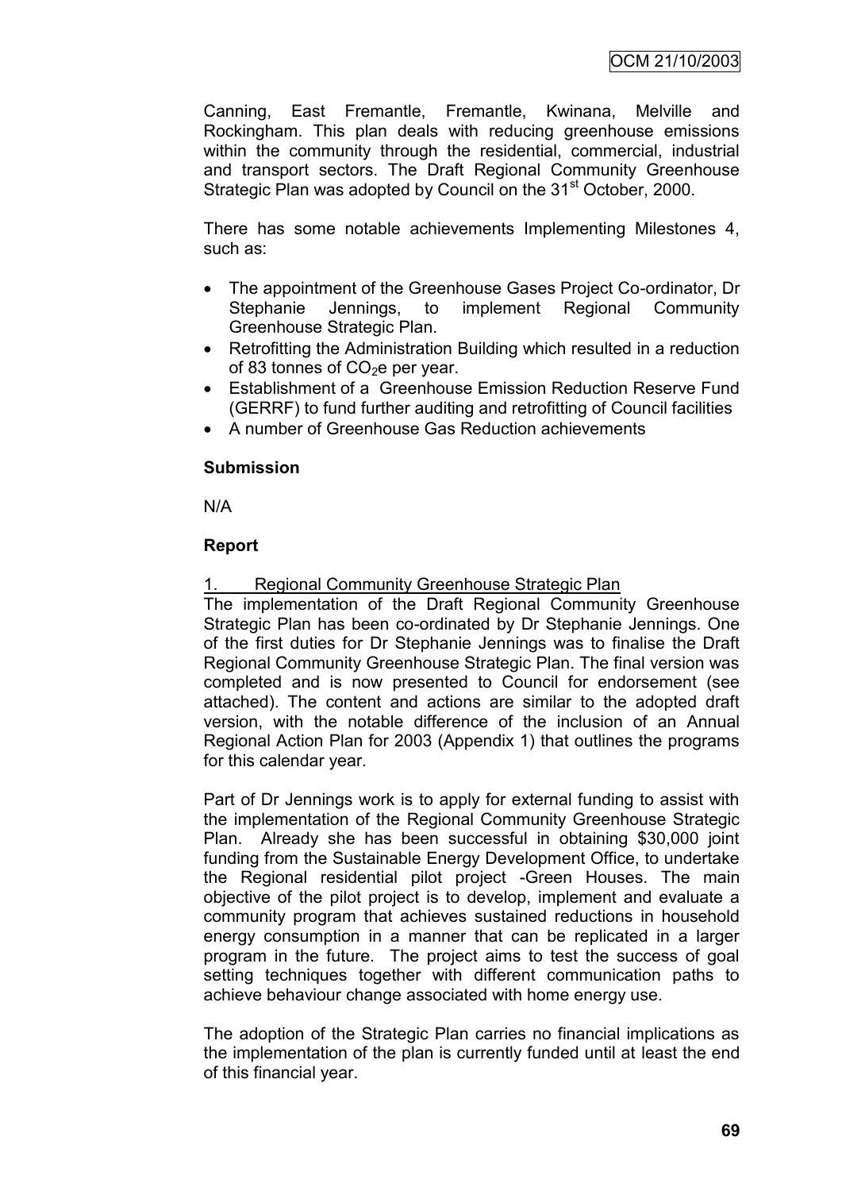Canning, East Fremantle, Fremantle, Kwinana, Melville and Rockingham. This plan deals with reducing greenhouse emissions within the community through the residential, commercial, industrial and transport sectors. The Draft Regional Community Greenhouse Strategic Plan was adopted by Council on the 31st October, 2000.

There has some notable achievements Implementing Milestones 4, such as:

- The appointment of the Greenhouse Gases Project Co-ordinator, Dr Stephanie Jennings, to implement Regional Community Greenhouse Strategic Plan.
- Retrofitting the Administration Building which resulted in a reduction of 83 tonnes of $CO_2e$ per year.
- Establishment of a Greenhouse Emission Reduction Reserve Fund (GERRF) to fund further auditing and retrofitting of Council facilities
- A number of Greenhouse Gas Reduction achievements

**Submission**

N/A

**Report**

1. Regional Community Greenhouse Strategic Plan

The implementation of the Draft Regional Community Greenhouse Strategic Plan has been co-ordinated by Dr Stephanie Jennings. One of the first duties for Dr Stephanie Jennings was to finalise the Draft Regional Community Greenhouse Strategic Plan. The final version was completed and is now presented to Council for endorsement (see attached). The content and actions are similar to the adopted draft version, with the notable difference of the inclusion of an Annual Regional Action Plan for 2003 (Appendix 1) that outlines the programs for this calendar year.

Part of Dr Jennings work is to apply for external funding to assist with the implementation of the Regional Community Greenhouse Strategic Plan. Already she has been successful in obtaining $30,000 joint funding from the Sustainable Energy Development Office, to undertake the Regional residential pilot project -Green Houses. The main objective of the pilot project is to develop, implement and evaluate a community program that achieves sustained reductions in household energy consumption in a manner that can be replicated in a larger program in the future. The project aims to test the success of goal setting techniques together with different communication paths to achieve behaviour change associated with home energy use.

The adoption of the Strategic Plan carries no financial implications as the implementation of the plan is currently funded until at least the end of this financial year.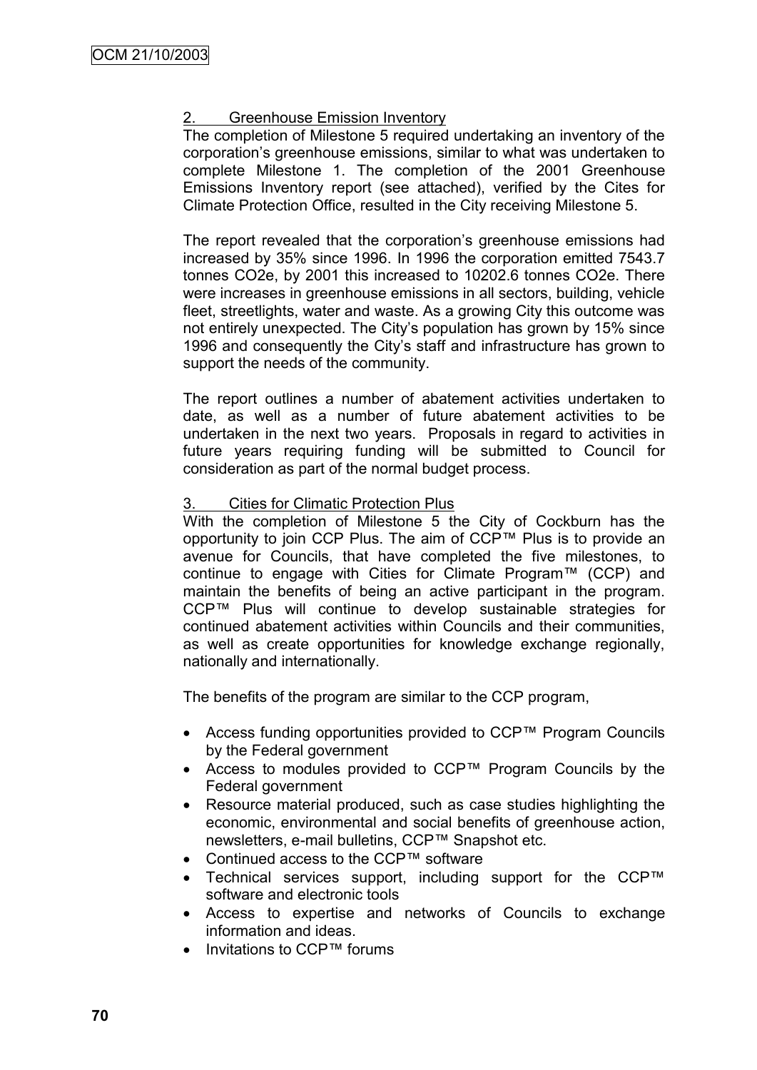2. Greenhouse Emission Inventory

The completion of Milestone 5 required undertaking an inventory of the corporation's greenhouse emissions, similar to what was undertaken to complete Milestone 1. The completion of the 2001 Greenhouse Emissions Inventory report (see attached), verified by the Cites for Climate Protection Office, resulted in the City receiving Milestone 5.

The report revealed that the corporation's greenhouse emissions had increased by 35% since 1996. In 1996 the corporation emitted 7543.7 tonnes $CO_2e$, by 2001 this increased to 10202.6 tonnes $CO_2e$. There were increases in greenhouse emissions in all sectors, building, vehicle fleet, streetlights, water and waste. As a growing City this outcome was not entirely unexpected. The City's population has grown by 15% since 1996 and consequently the City's staff and infrastructure has grown to support the needs of the community.

The report outlines a number of abatement activities undertaken to date, as well as a number of future abatement activities to be undertaken in the next two years. Proposals in regard to activities in future years requiring funding will be submitted to Council for consideration as part of the normal budget process.

3. Cities for Climatic Protection Plus

With the completion of Milestone 5 the City of Cockburn has the opportunity to join CCP Plus. The aim of CCP™ Plus is to provide an avenue for Councils, that have completed the five milestones, to continue to engage with Cities for Climate Program™ (CCP) and maintain the benefits of being an active participant in the program. CCP™ Plus will continue to develop sustainable strategies for continued abatement activities within Councils and their communities, as well as create opportunities for knowledge exchange regionally, nationally and internationally.

The benefits of the program are similar to the CCP program,

- Access funding opportunities provided to CCP™ Program Councils by the Federal government
- Access to modules provided to CCP™ Program Councils by the Federal government
- Resource material produced, such as case studies highlighting the economic, environmental and social benefits of greenhouse action, newsletters, e-mail bulletins, CCP™ Snapshot etc.
- Continued access to the CCP™ software
- Technical services support, including support for the CCP™ software and electronic tools
- Access to expertise and networks of Councils to exchange information and ideas.
- Invitations to CCP™ forums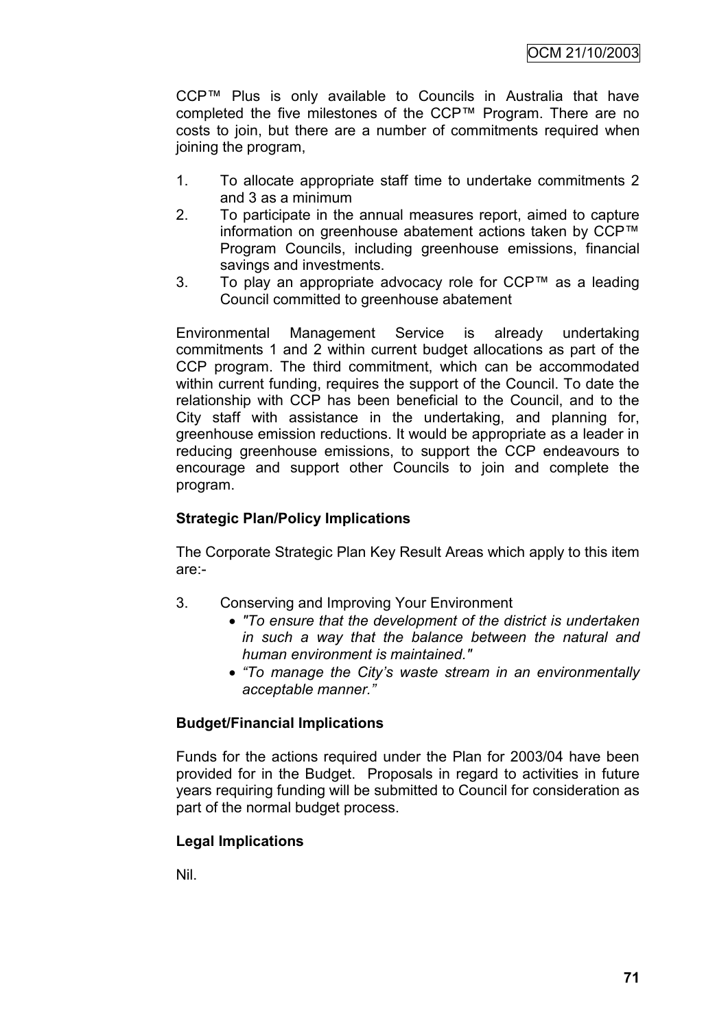CCP™ Plus is only available to Councils in Australia that have completed the five milestones of the CCP™ Program. There are no costs to join, but there are a number of commitments required when joining the program,

1. To allocate appropriate staff time to undertake commitments 2 and 3 as a minimum
2. To participate in the annual measures report, aimed to capture information on greenhouse abatement actions taken by CCP™ Program Councils, including greenhouse emissions, financial savings and investments.
3. To play an appropriate advocacy role for CCP™ as a leading Council committed to greenhouse abatement

Environmental Management Service is already undertaking commitments 1 and 2 within current budget allocations as part of the CCP program. The third commitment, which can be accommodated within current funding, requires the support of the Council. To date the relationship with CCP has been beneficial to the Council, and to the City staff with assistance in the undertaking, and planning for, greenhouse emission reductions. It would be appropriate as a leader in reducing greenhouse emissions, to support the CCP endeavours to encourage and support other Councils to join and complete the program.

**Strategic Plan/Policy Implications**

The Corporate Strategic Plan Key Result Areas which apply to this item are:-

3. Conserving and Improving Your Environment
   - *"To ensure that the development of the district is undertaken in such a way that the balance between the natural and human environment is maintained."*
   - *"To manage the City's waste stream in an environmentally acceptable manner."*

**Budget/Financial Implications**

Funds for the actions required under the Plan for 2003/04 have been provided for in the Budget. Proposals in regard to activities in future years requiring funding will be submitted to Council for consideration as part of the normal budget process.

**Legal Implications**

Nil.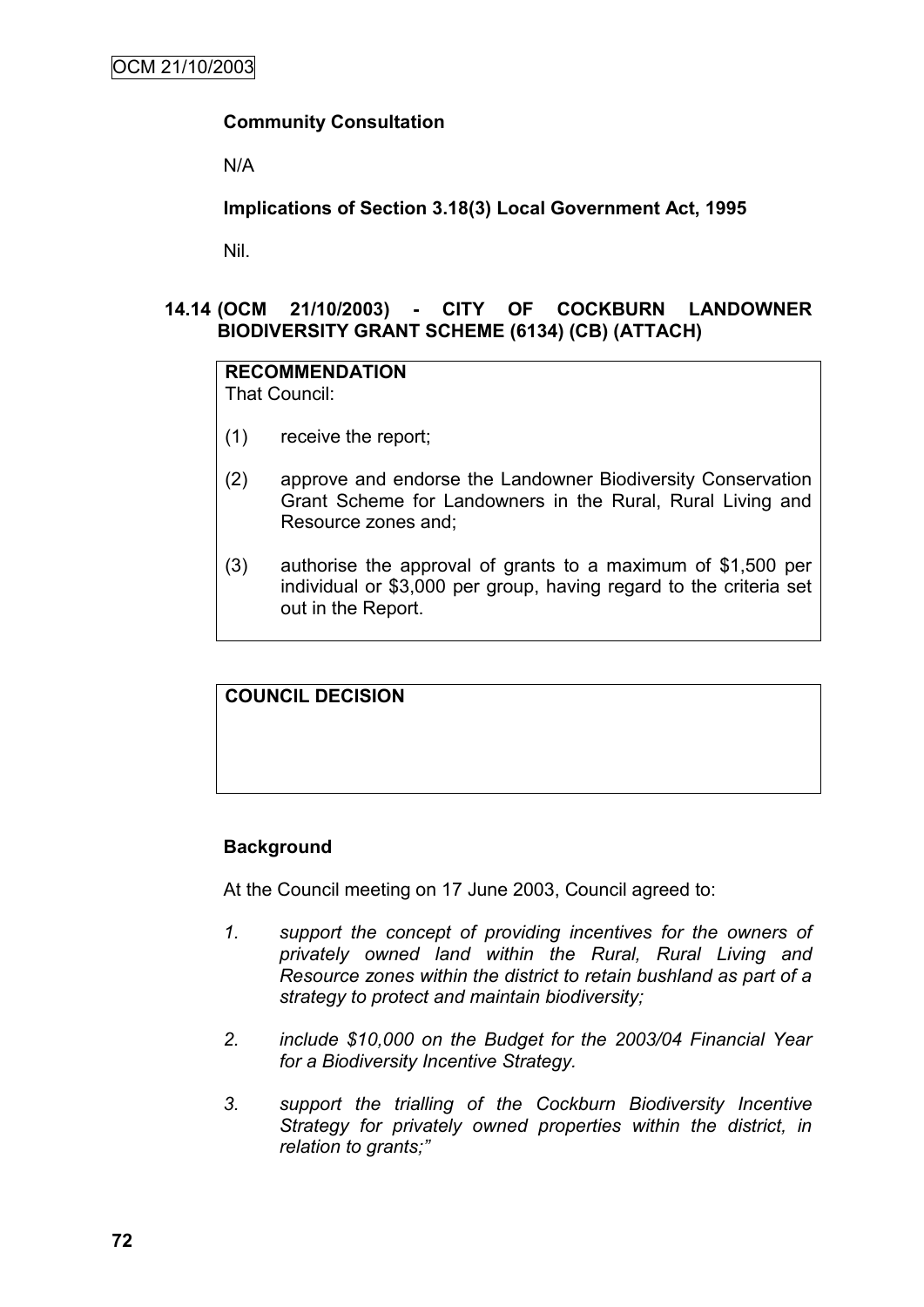**Community Consultation**

N/A

**Implications of Section 3.18(3) Local Government Act, 1995**

Nil.

## 14.14 (OCM 21/10/2003) - CITY OF COCKBURN LANDOWNER BIODIVERSITY GRANT SCHEME (6134) (CB) (ATTACH)

**RECOMMENDATION**
That Council:

(1) receive the report;

(2) approve and endorse the Landowner Biodiversity Conservation Grant Scheme for Landowners in the Rural, Rural Living and Resource zones and;

(3) authorise the approval of grants to a maximum of $1,500 per individual or $3,000 per group, having regard to the criteria set out in the Report.

**COUNCIL DECISION**

**Background**

At the Council meeting on 17 June 2003, Council agreed to:

1. *support the concept of providing incentives for the owners of privately owned land within the Rural, Rural Living and Resource zones within the district to retain bushland as part of a strategy to protect and maintain biodiversity;*

2. *include $10,000 on the Budget for the 2003/04 Financial Year for a Biodiversity Incentive Strategy.*

3. *support the trialling of the Cockburn Biodiversity Incentive Strategy for privately owned properties within the district, in relation to grants;"*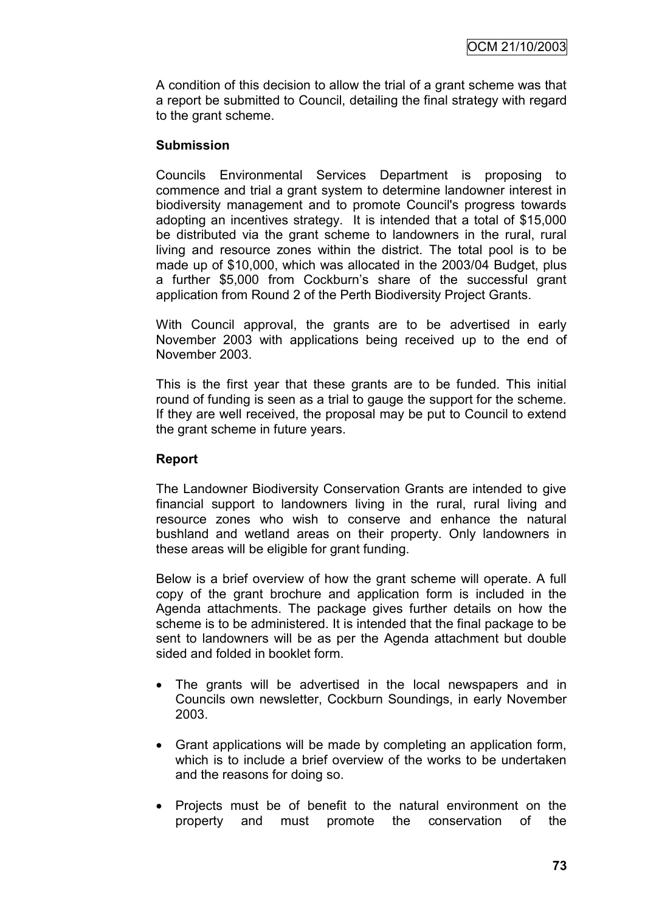A condition of this decision to allow the trial of a grant scheme was that a report be submitted to Council, detailing the final strategy with regard to the grant scheme.

**Submission**

Councils Environmental Services Department is proposing to commence and trial a grant system to determine landowner interest in biodiversity management and to promote Council's progress towards adopting an incentives strategy. It is intended that a total of $15,000 be distributed via the grant scheme to landowners in the rural, rural living and resource zones within the district. The total pool is to be made up of $10,000, which was allocated in the 2003/04 Budget, plus a further $5,000 from Cockburn's share of the successful grant application from Round 2 of the Perth Biodiversity Project Grants.

With Council approval, the grants are to be advertised in early November 2003 with applications being received up to the end of November 2003.

This is the first year that these grants are to be funded. This initial round of funding is seen as a trial to gauge the support for the scheme. If they are well received, the proposal may be put to Council to extend the grant scheme in future years.

**Report**

The Landowner Biodiversity Conservation Grants are intended to give financial support to landowners living in the rural, rural living and resource zones who wish to conserve and enhance the natural bushland and wetland areas on their property. Only landowners in these areas will be eligible for grant funding.

Below is a brief overview of how the grant scheme will operate. A full copy of the grant brochure and application form is included in the Agenda attachments. The package gives further details on how the scheme is to be administered. It is intended that the final package to be sent to landowners will be as per the Agenda attachment but double sided and folded in booklet form.

- The grants will be advertised in the local newspapers and in Councils own newsletter, Cockburn Soundings, in early November 2003.
- Grant applications will be made by completing an application form, which is to include a brief overview of the works to be undertaken and the reasons for doing so.
- Projects must be of benefit to the natural environment on the property and must promote the conservation of the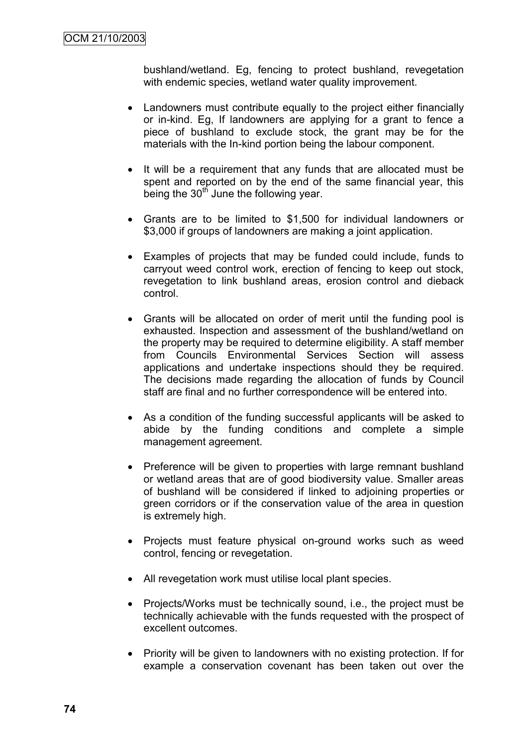bushland/wetland. Eg, fencing to protect bushland, revegetation with endemic species, wetland water quality improvement.

- Landowners must contribute equally to the project either financially or in-kind. Eg, If landowners are applying for a grant to fence a piece of bushland to exclude stock, the grant may be for the materials with the In-kind portion being the labour component.

- It will be a requirement that any funds that are allocated must be spent and reported on by the end of the same financial year, this being the 30th June the following year.

- Grants are to be limited to $1,500 for individual landowners or $3,000 if groups of landowners are making a joint application.

- Examples of projects that may be funded could include, funds to carryout weed control work, erection of fencing to keep out stock, revegetation to link bushland areas, erosion control and dieback control.

- Grants will be allocated on order of merit until the funding pool is exhausted. Inspection and assessment of the bushland/wetland on the property may be required to determine eligibility. A staff member from Councils Environmental Services Section will assess applications and undertake inspections should they be required. The decisions made regarding the allocation of funds by Council staff are final and no further correspondence will be entered into.

- As a condition of the funding successful applicants will be asked to abide by the funding conditions and complete a simple management agreement.

- Preference will be given to properties with large remnant bushland or wetland areas that are of good biodiversity value. Smaller areas of bushland will be considered if linked to adjoining properties or green corridors or if the conservation value of the area in question is extremely high.

- Projects must feature physical on-ground works such as weed control, fencing or revegetation.

- All revegetation work must utilise local plant species.

- Projects/Works must be technically sound, i.e., the project must be technically achievable with the funds requested with the prospect of excellent outcomes.

- Priority will be given to landowners with no existing protection. If for example a conservation covenant has been taken out over the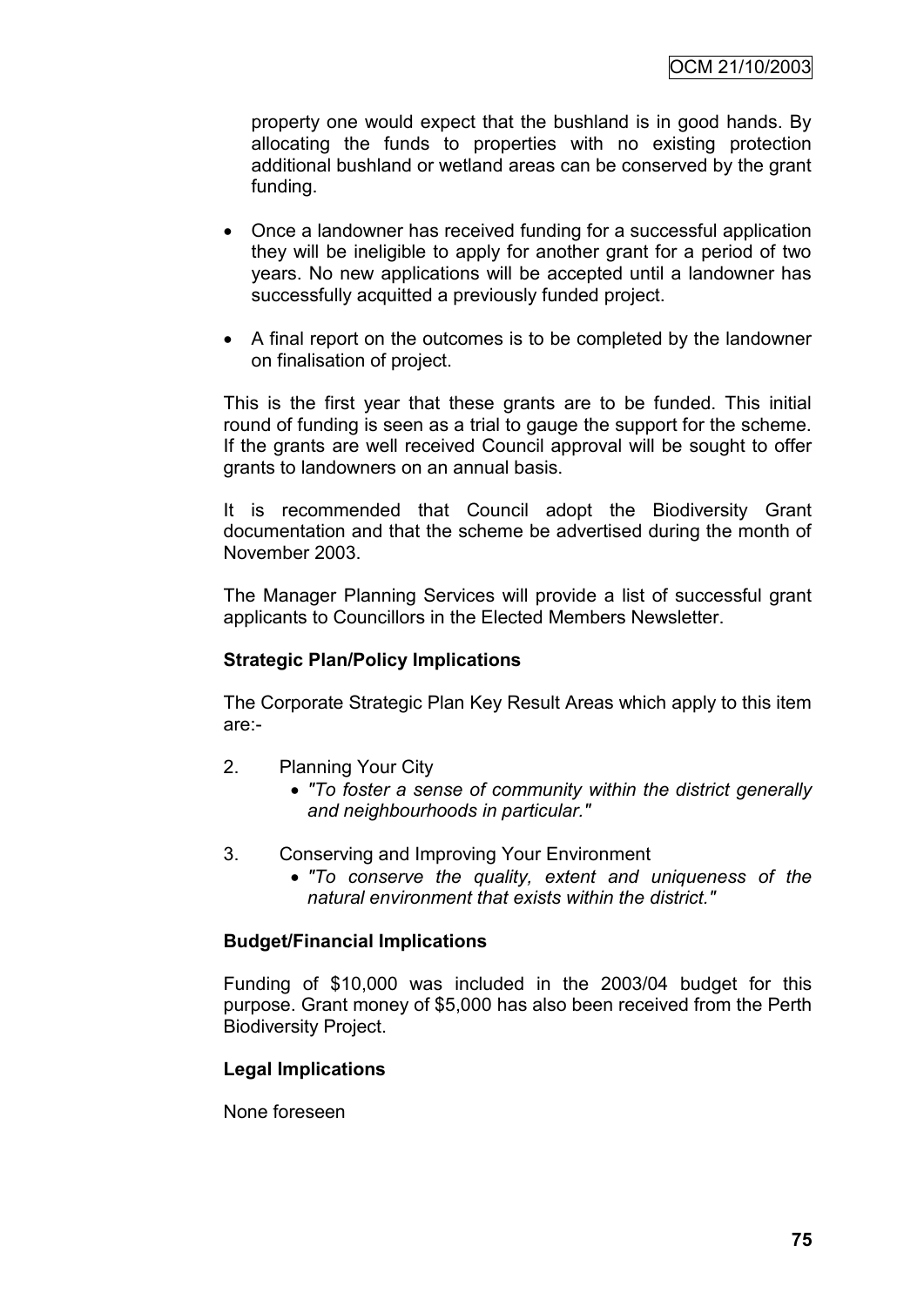property one would expect that the bushland is in good hands. By allocating the funds to properties with no existing protection additional bushland or wetland areas can be conserved by the grant funding.

- Once a landowner has received funding for a successful application they will be ineligible to apply for another grant for a period of two years. No new applications will be accepted until a landowner has successfully acquitted a previously funded project.

- A final report on the outcomes is to be completed by the landowner on finalisation of project.

This is the first year that these grants are to be funded. This initial round of funding is seen as a trial to gauge the support for the scheme. If the grants are well received Council approval will be sought to offer grants to landowners on an annual basis.

It is recommended that Council adopt the Biodiversity Grant documentation and that the scheme be advertised during the month of November 2003.

The Manager Planning Services will provide a list of successful grant applicants to Councillors in the Elected Members Newsletter.

**Strategic Plan/Policy Implications**

The Corporate Strategic Plan Key Result Areas which apply to this item are:-

2. Planning Your City
   - *"To foster a sense of community within the district generally and neighbourhoods in particular."*

3. Conserving and Improving Your Environment
   - *"To conserve the quality, extent and uniqueness of the natural environment that exists within the district."*

**Budget/Financial Implications**

Funding of $10,000 was included in the 2003/04 budget for this purpose. Grant money of $5,000 has also been received from the Perth Biodiversity Project.

**Legal Implications**

None foreseen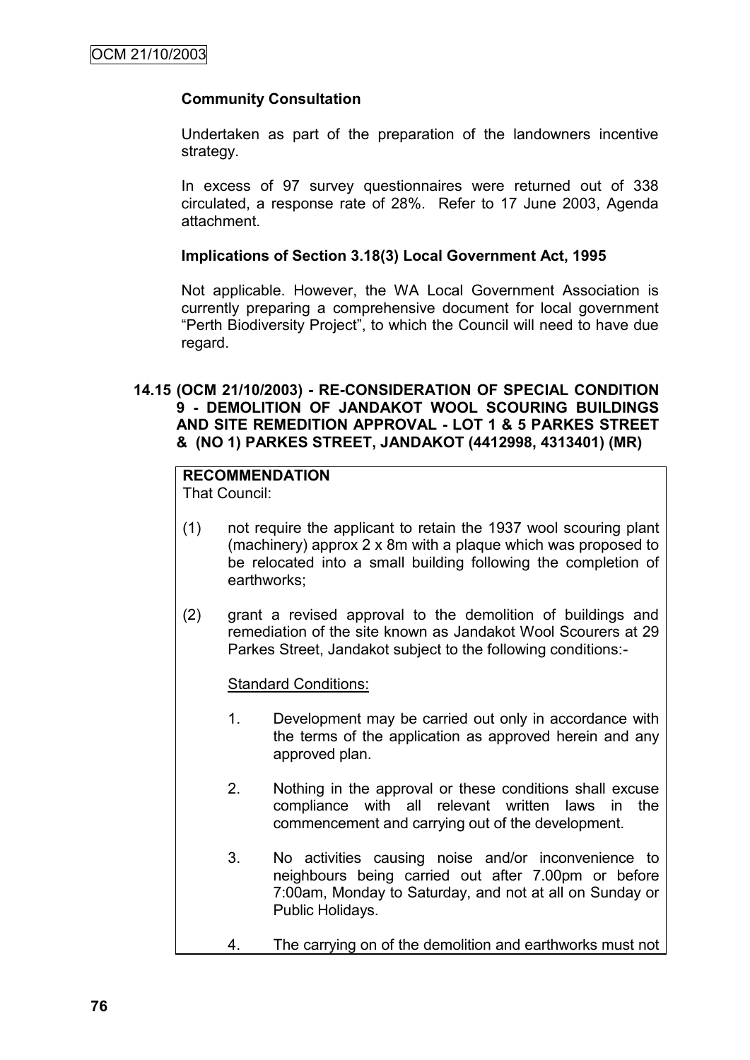### Community Consultation

Undertaken as part of the preparation of the landowners incentive strategy.

In excess of 97 survey questionnaires were returned out of 338 circulated, a response rate of 28%. Refer to 17 June 2003, Agenda attachment.

### Implications of Section 3.18(3) Local Government Act, 1995

Not applicable. However, the WA Local Government Association is currently preparing a comprehensive document for local government "Perth Biodiversity Project", to which the Council will need to have due regard.

## 14.15 (OCM 21/10/2003) - RE-CONSIDERATION OF SPECIAL CONDITION 9 - DEMOLITION OF JANDAKOT WOOL SCOURING BUILDINGS AND SITE REMEDITION APPROVAL - LOT 1 & 5 PARKES STREET & (NO 1) PARKES STREET, JANDAKOT (4412998, 4313401) (MR)

**RECOMMENDATION**
That Council:

(1) not require the applicant to retain the 1937 wool scouring plant (machinery) approx 2 x 8m with a plaque which was proposed to be relocated into a small building following the completion of earthworks;

(2) grant a revised approval to the demolition of buildings and remediation of the site known as Jandakot Wool Scourers at 29 Parkes Street, Jandakot subject to the following conditions:-

Standard Conditions:

1. Development may be carried out only in accordance with the terms of the application as approved herein and any approved plan.

2. Nothing in the approval or these conditions shall excuse compliance with all relevant written laws in the commencement and carrying out of the development.

3. No activities causing noise and/or inconvenience to neighbours being carried out after 7.00pm or before 7:00am, Monday to Saturday, and not at all on Sunday or Public Holidays.

4. The carrying on of the demolition and earthworks must not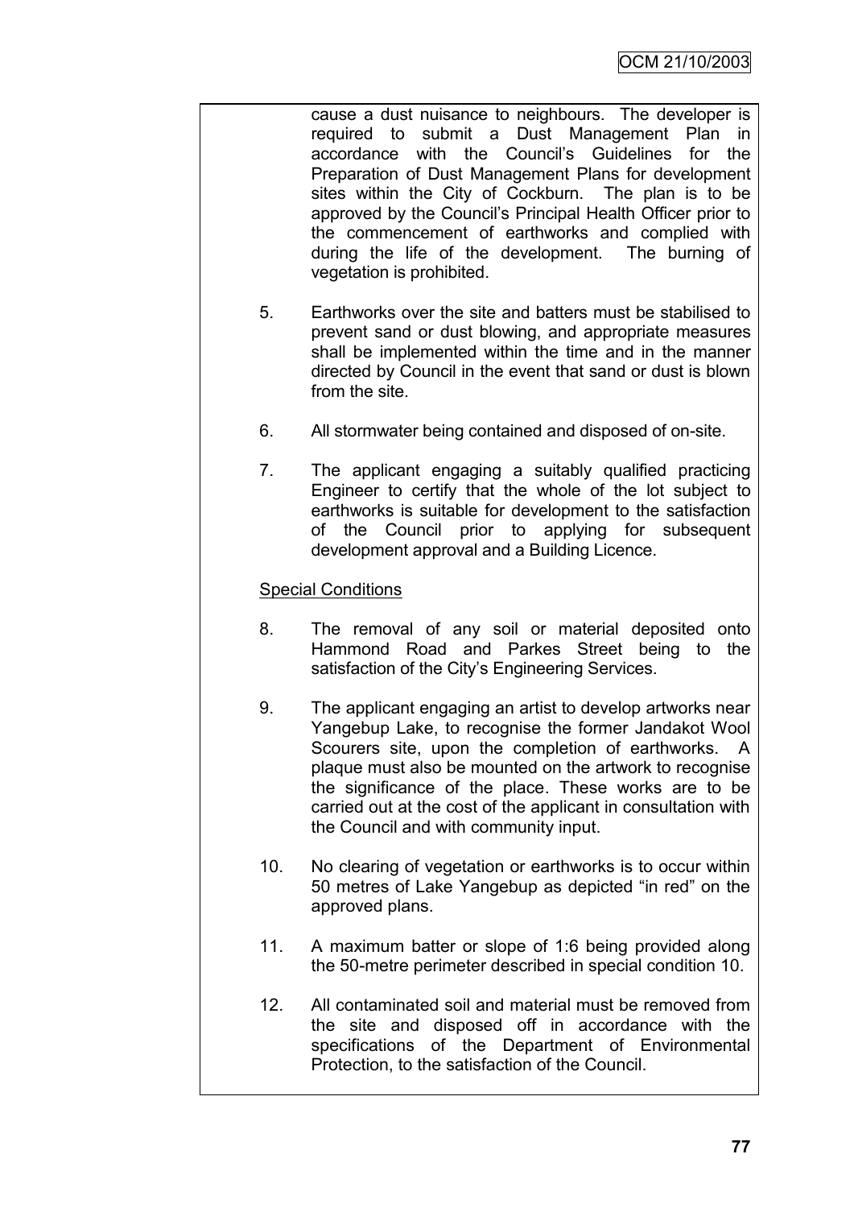cause a dust nuisance to neighbours. The developer is required to submit a Dust Management Plan in accordance with the Council's Guidelines for the Preparation of Dust Management Plans for development sites within the City of Cockburn. The plan is to be approved by the Council's Principal Health Officer prior to the commencement of earthworks and complied with during the life of the development. The burning of vegetation is prohibited.

5. Earthworks over the site and batters must be stabilised to prevent sand or dust blowing, and appropriate measures shall be implemented within the time and in the manner directed by Council in the event that sand or dust is blown from the site.

6. All stormwater being contained and disposed of on-site.

7. The applicant engaging a suitably qualified practicing Engineer to certify that the whole of the lot subject to earthworks is suitable for development to the satisfaction of the Council prior to applying for subsequent development approval and a Building Licence.

Special Conditions

8. The removal of any soil or material deposited onto Hammond Road and Parkes Street being to the satisfaction of the City's Engineering Services.

9. The applicant engaging an artist to develop artworks near Yangebup Lake, to recognise the former Jandakot Wool Scourers site, upon the completion of earthworks. A plaque must also be mounted on the artwork to recognise the significance of the place. These works are to be carried out at the cost of the applicant in consultation with the Council and with community input.

10. No clearing of vegetation or earthworks is to occur within 50 metres of Lake Yangebup as depicted "in red" on the approved plans.

11. A maximum batter or slope of 1:6 being provided along the 50-metre perimeter described in special condition 10.

12. All contaminated soil and material must be removed from the site and disposed off in accordance with the specifications of the Department of Environmental Protection, to the satisfaction of the Council.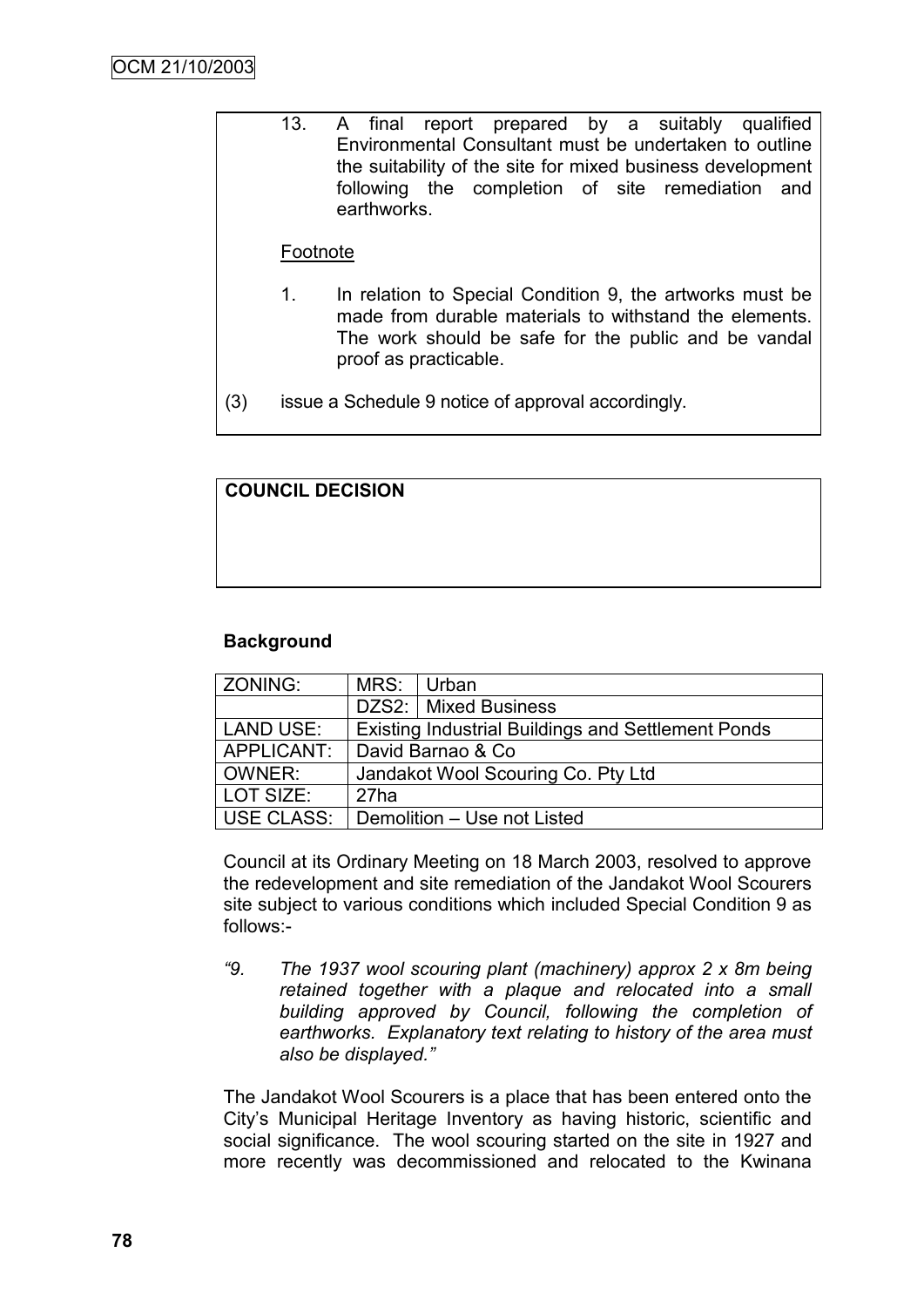13. A final report prepared by a suitably qualified Environmental Consultant must be undertaken to outline the suitability of the site for mixed business development following the completion of site remediation and earthworks.

Footnote

1. In relation to Special Condition 9, the artworks must be made from durable materials to withstand the elements. The work should be safe for the public and be vandal proof as practicable.

(3) issue a Schedule 9 notice of approval accordingly.

**COUNCIL DECISION**

**Background**

| ZONING: | MRS: | Urban |
|---|---|---|
| | DZS2: | Mixed Business |
| LAND USE: | Existing Industrial Buildings and Settlement Ponds | |
| APPLICANT: | David Barnao & Co | |
| OWNER: | Jandakot Wool Scouring Co. Pty Ltd | |
| LOT SIZE: | 27ha | |
| USE CLASS: | Demolition – Use not Listed | |

Council at its Ordinary Meeting on 18 March 2003, resolved to approve the redevelopment and site remediation of the Jandakot Wool Scourers site subject to various conditions which included Special Condition 9 as follows:-

*"9. The 1937 wool scouring plant (machinery) approx 2 x 8m being retained together with a plaque and relocated into a small building approved by Council, following the completion of earthworks. Explanatory text relating to history of the area must also be displayed."*

The Jandakot Wool Scourers is a place that has been entered onto the City's Municipal Heritage Inventory as having historic, scientific and social significance. The wool scouring started on the site in 1927 and more recently was decommissioned and relocated to the Kwinana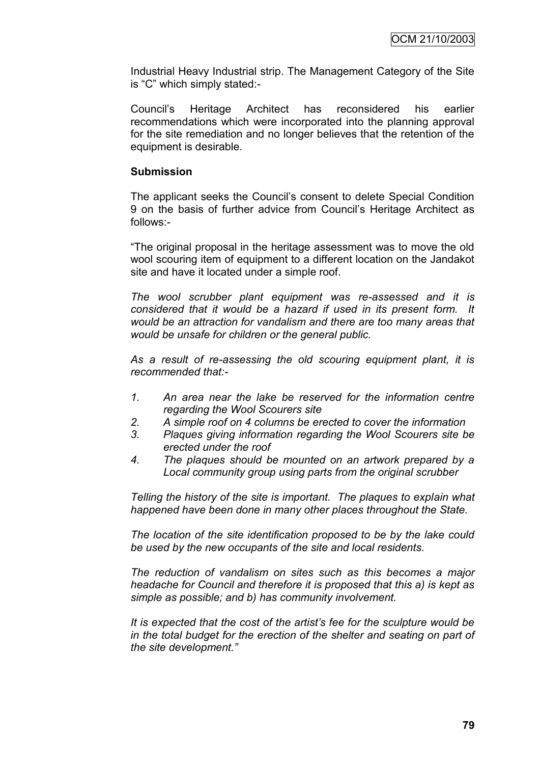Industrial Heavy Industrial strip. The Management Category of the Site is "C" which simply stated:-

Council's Heritage Architect has reconsidered his earlier recommendations which were incorporated into the planning approval for the site remediation and no longer believes that the retention of the equipment is desirable.

**Submission**

The applicant seeks the Council's consent to delete Special Condition 9 on the basis of further advice from Council's Heritage Architect as follows:-

"The original proposal in the heritage assessment was to move the old wool scouring item of equipment to a different location on the Jandakot site and have it located under a simple roof.

*The wool scrubber plant equipment was re-assessed and it is considered that it would be a hazard if used in its present form. It would be an attraction for vandalism and there are too many areas that would be unsafe for children or the general public.*

*As a result of re-assessing the old scouring equipment plant, it is recommended that:-*

1. *An area near the lake be reserved for the information centre regarding the Wool Scourers site*
2. *A simple roof on 4 columns be erected to cover the information*
3. *Plaques giving information regarding the Wool Scourers site be erected under the roof*
4. *The plaques should be mounted on an artwork prepared by a Local community group using parts from the original scrubber*

*Telling the history of the site is important. The plaques to explain what happened have been done in many other places throughout the State.*

*The location of the site identification proposed to be by the lake could be used by the new occupants of the site and local residents.*

*The reduction of vandalism on sites such as this becomes a major headache for Council and therefore it is proposed that this a) is kept as simple as possible; and b) has community involvement.*

*It is expected that the cost of the artist's fee for the sculpture would be in the total budget for the erection of the shelter and seating on part of the site development."*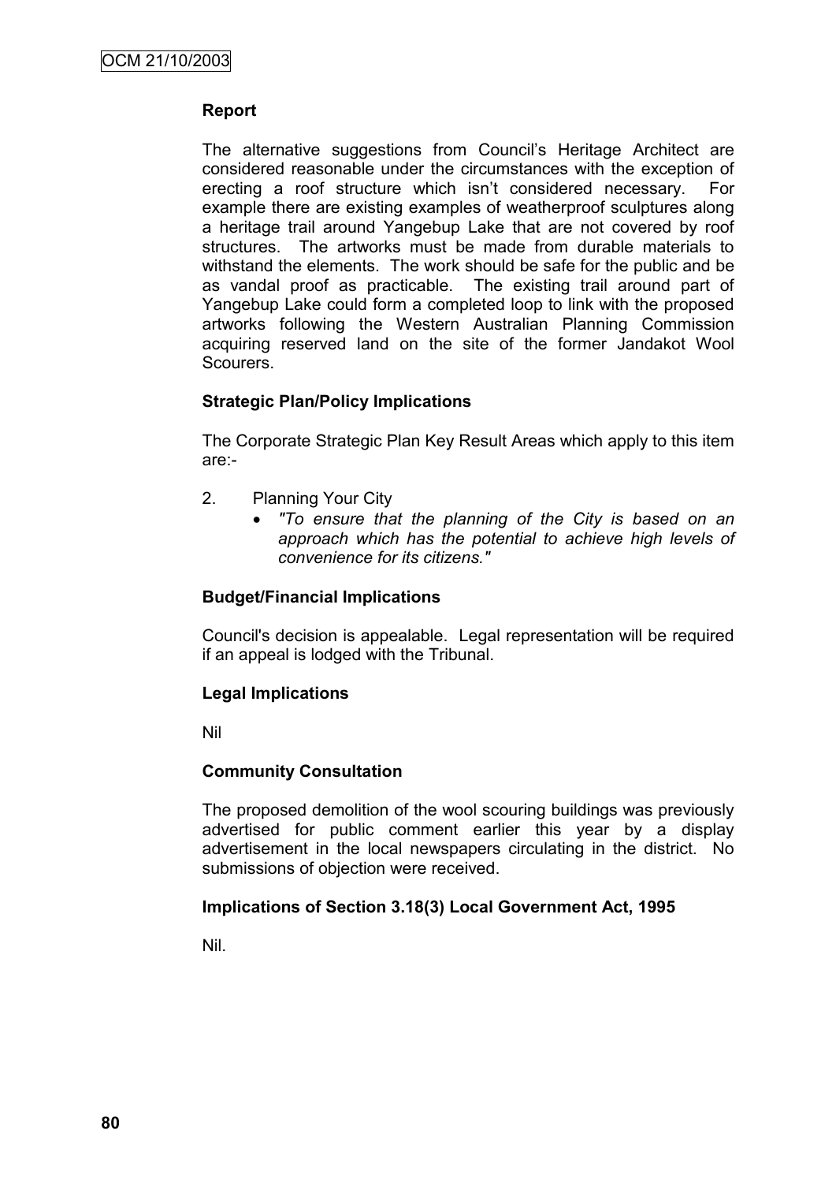**Report**

The alternative suggestions from Council's Heritage Architect are considered reasonable under the circumstances with the exception of erecting a roof structure which isn't considered necessary. For example there are existing examples of weatherproof sculptures along a heritage trail around Yangebup Lake that are not covered by roof structures. The artworks must be made from durable materials to withstand the elements. The work should be safe for the public and be as vandal proof as practicable. The existing trail around part of Yangebup Lake could form a completed loop to link with the proposed artworks following the Western Australian Planning Commission acquiring reserved land on the site of the former Jandakot Wool Scourers.

**Strategic Plan/Policy Implications**

The Corporate Strategic Plan Key Result Areas which apply to this item are:-

2. Planning Your City
   - *"To ensure that the planning of the City is based on an approach which has the potential to achieve high levels of convenience for its citizens."*

**Budget/Financial Implications**

Council's decision is appealable. Legal representation will be required if an appeal is lodged with the Tribunal.

**Legal Implications**

Nil

**Community Consultation**

The proposed demolition of the wool scouring buildings was previously advertised for public comment earlier this year by a display advertisement in the local newspapers circulating in the district. No submissions of objection were received.

**Implications of Section 3.18(3) Local Government Act, 1995**

Nil.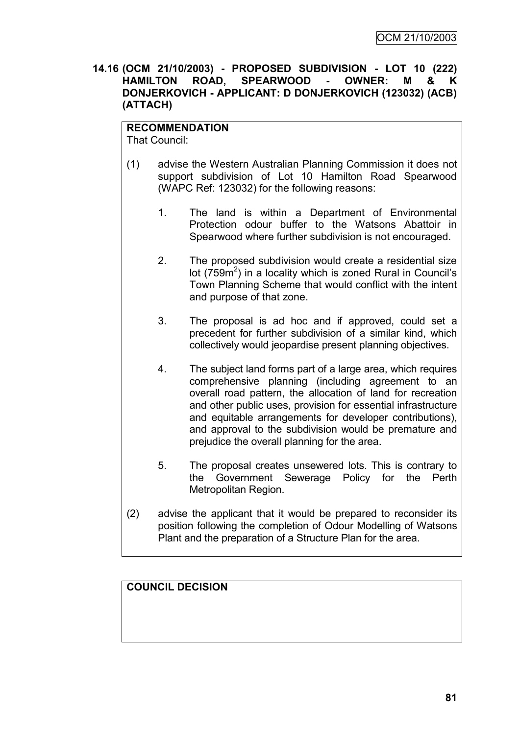**14.16 (OCM 21/10/2003) - PROPOSED SUBDIVISION - LOT 10 (222) HAMILTON ROAD, SPEARWOOD - OWNER: M & K DONJERKOVICH - APPLICANT: D DONJERKOVICH (123032) (ACB) (ATTACH)**

**RECOMMENDATION**

That Council:

(1) advise the Western Australian Planning Commission it does not support subdivision of Lot 10 Hamilton Road Spearwood (WAPC Ref: 123032) for the following reasons:

1. The land is within a Department of Environmental Protection odour buffer to the Watsons Abattoir in Spearwood where further subdivision is not encouraged.

2. The proposed subdivision would create a residential size lot (759m$^2$) in a locality which is zoned Rural in Council's Town Planning Scheme that would conflict with the intent and purpose of that zone.

3. The proposal is ad hoc and if approved, could set a precedent for further subdivision of a similar kind, which collectively would jeopardise present planning objectives.

4. The subject land forms part of a large area, which requires comprehensive planning (including agreement to an overall road pattern, the allocation of land for recreation and other public uses, provision for essential infrastructure and equitable arrangements for developer contributions), and approval to the subdivision would be premature and prejudice the overall planning for the area.

5. The proposal creates unsewered lots. This is contrary to the Government Sewerage Policy for the Perth Metropolitan Region.

(2) advise the applicant that it would be prepared to reconsider its position following the completion of Odour Modelling of Watsons Plant and the preparation of a Structure Plan for the area.

**COUNCIL DECISION**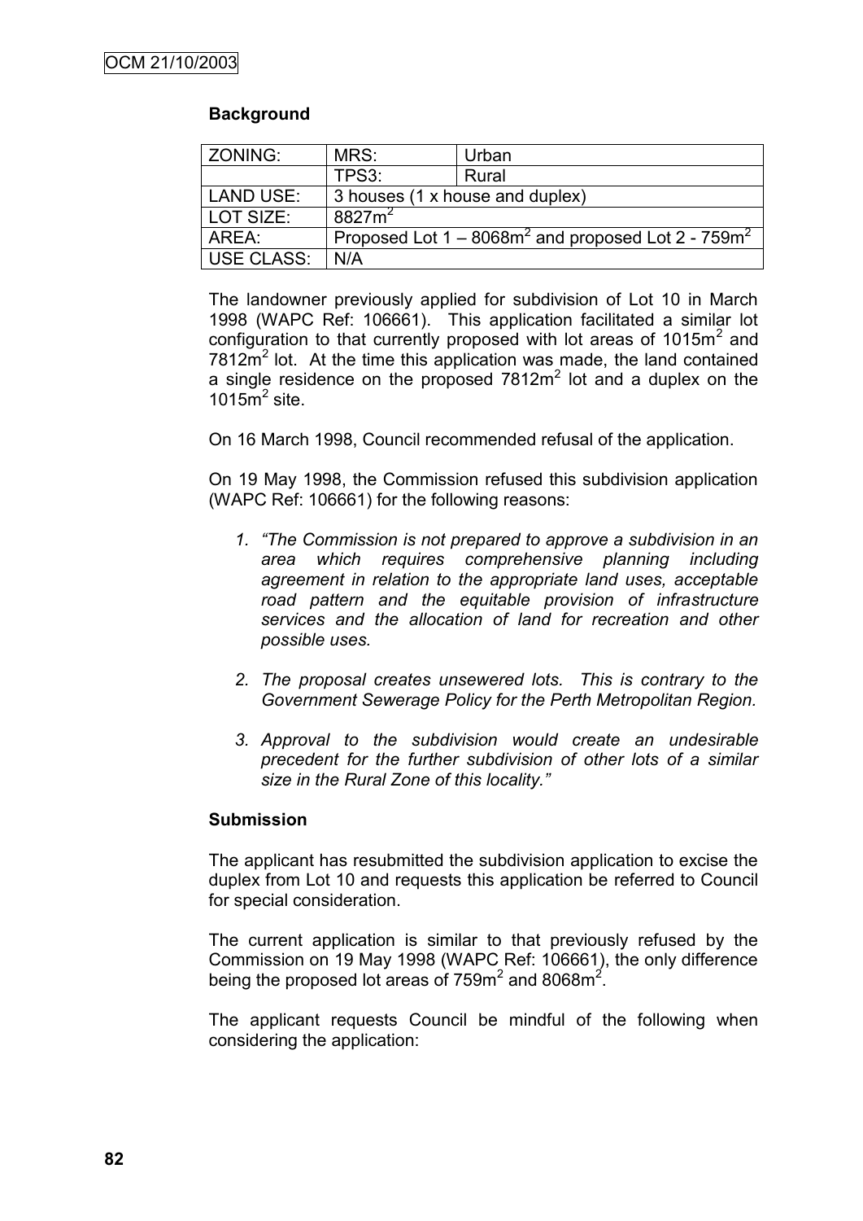**Background**

| ZONING: | MRS: | Urban |
|---|---|---|
| | TPS3: | Rural |
| LAND USE: | 3 houses (1 x house and duplex) | |
| LOT SIZE: | 8827m$^2$ | |
| AREA: | Proposed Lot 1 – 8068m$^2$ and proposed Lot 2 - 759m$^2$ | |
| USE CLASS: | N/A | |

The landowner previously applied for subdivision of Lot 10 in March 1998 (WAPC Ref: 106661). This application facilitated a similar lot configuration to that currently proposed with lot areas of 1015m$^2$ and 7812m$^2$ lot. At the time this application was made, the land contained a single residence on the proposed 7812m$^2$ lot and a duplex on the 1015m$^2$ site.

On 16 March 1998, Council recommended refusal of the application.

On 19 May 1998, the Commission refused this subdivision application (WAPC Ref: 106661) for the following reasons:

1. *"The Commission is not prepared to approve a subdivision in an area which requires comprehensive planning including agreement in relation to the appropriate land uses, acceptable road pattern and the equitable provision of infrastructure services and the allocation of land for recreation and other possible uses.*

2. *The proposal creates unsewered lots. This is contrary to the Government Sewerage Policy for the Perth Metropolitan Region.*

3. *Approval to the subdivision would create an undesirable precedent for the further subdivision of other lots of a similar size in the Rural Zone of this locality."*

**Submission**

The applicant has resubmitted the subdivision application to excise the duplex from Lot 10 and requests this application be referred to Council for special consideration.

The current application is similar to that previously refused by the Commission on 19 May 1998 (WAPC Ref: 106661), the only difference being the proposed lot areas of 759m$^2$ and 8068m$^2$.

The applicant requests Council be mindful of the following when considering the application: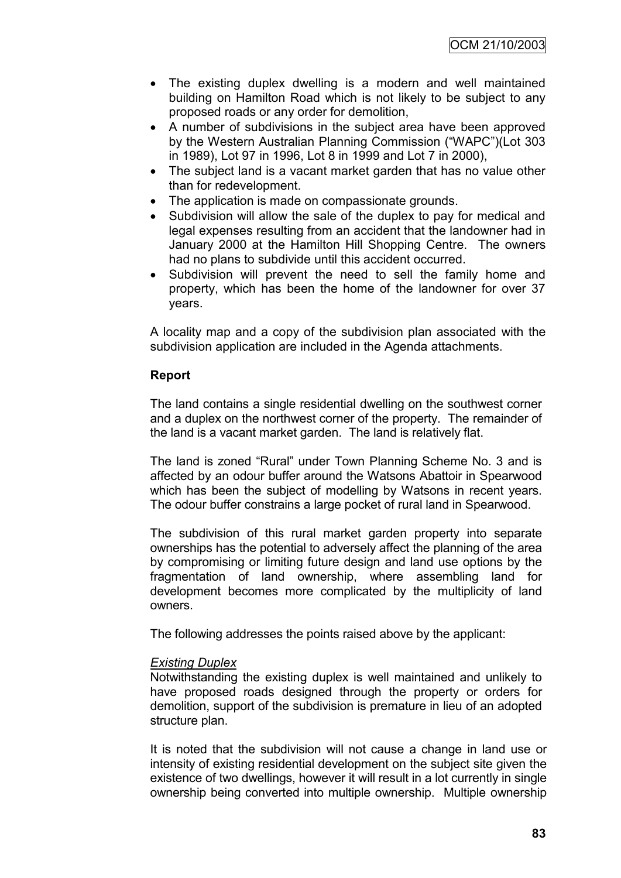- The existing duplex dwelling is a modern and well maintained building on Hamilton Road which is not likely to be subject to any proposed roads or any order for demolition,
- A number of subdivisions in the subject area have been approved by the Western Australian Planning Commission ("WAPC")(Lot 303 in 1989), Lot 97 in 1996, Lot 8 in 1999 and Lot 7 in 2000),
- The subject land is a vacant market garden that has no value other than for redevelopment.
- The application is made on compassionate grounds.
- Subdivision will allow the sale of the duplex to pay for medical and legal expenses resulting from an accident that the landowner had in January 2000 at the Hamilton Hill Shopping Centre. The owners had no plans to subdivide until this accident occurred.
- Subdivision will prevent the need to sell the family home and property, which has been the home of the landowner for over 37 years.

A locality map and a copy of the subdivision plan associated with the subdivision application are included in the Agenda attachments.

**Report**

The land contains a single residential dwelling on the southwest corner and a duplex on the northwest corner of the property. The remainder of the land is a vacant market garden. The land is relatively flat.

The land is zoned "Rural" under Town Planning Scheme No. 3 and is affected by an odour buffer around the Watsons Abattoir in Spearwood which has been the subject of modelling by Watsons in recent years. The odour buffer constrains a large pocket of rural land in Spearwood.

The subdivision of this rural market garden property into separate ownerships has the potential to adversely affect the planning of the area by compromising or limiting future design and land use options by the fragmentation of land ownership, where assembling land for development becomes more complicated by the multiplicity of land owners.

The following addresses the points raised above by the applicant:

*Existing Duplex*

Notwithstanding the existing duplex is well maintained and unlikely to have proposed roads designed through the property or orders for demolition, support of the subdivision is premature in lieu of an adopted structure plan.

It is noted that the subdivision will not cause a change in land use or intensity of existing residential development on the subject site given the existence of two dwellings, however it will result in a lot currently in single ownership being converted into multiple ownership. Multiple ownership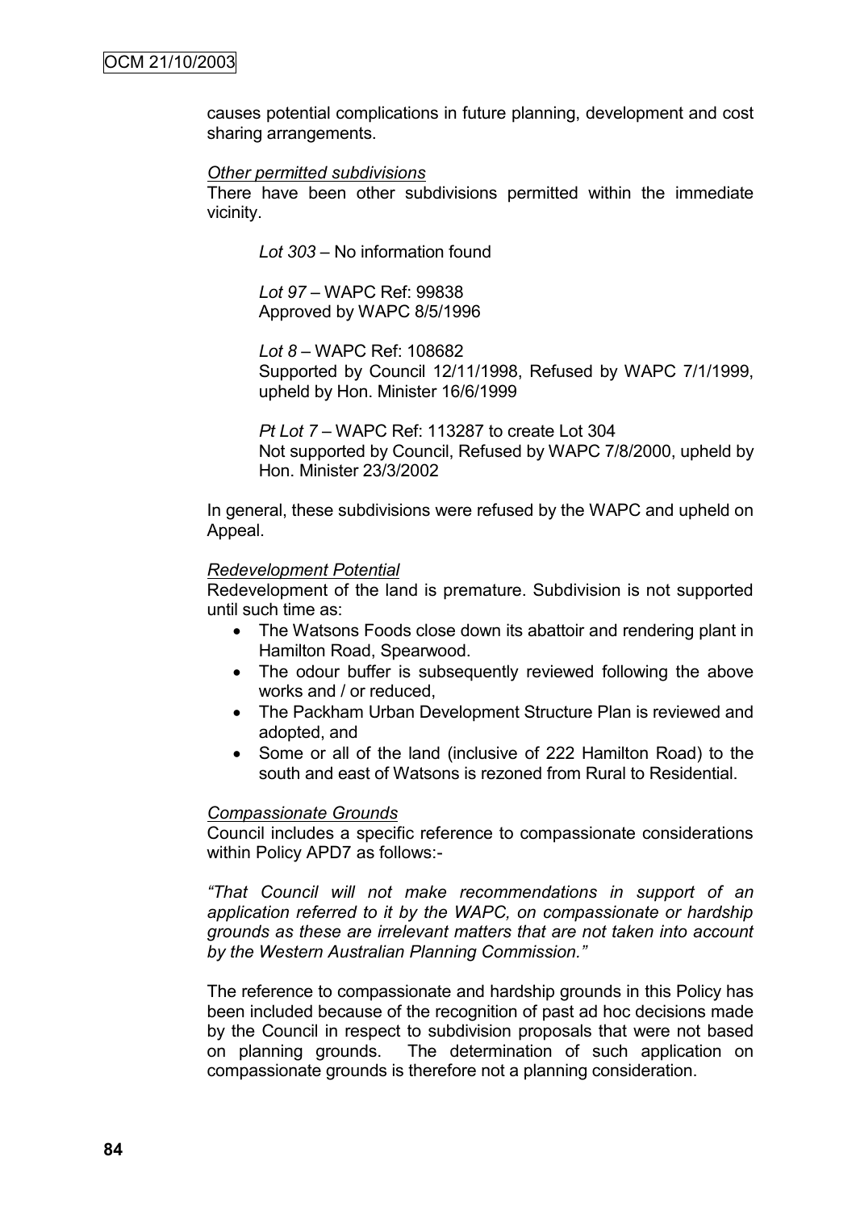causes potential complications in future planning, development and cost sharing arrangements.

*Other permitted subdivisions*

There have been other subdivisions permitted within the immediate vicinity.

*Lot 303* – No information found

*Lot 97* – WAPC Ref: 99838
Approved by WAPC 8/5/1996

*Lot 8* – WAPC Ref: 108682
Supported by Council 12/11/1998, Refused by WAPC 7/1/1999, upheld by Hon. Minister 16/6/1999

*Pt Lot 7* – WAPC Ref: 113287 to create Lot 304
Not supported by Council, Refused by WAPC 7/8/2000, upheld by Hon. Minister 23/3/2002

In general, these subdivisions were refused by the WAPC and upheld on Appeal.

*Redevelopment Potential*

Redevelopment of the land is premature. Subdivision is not supported until such time as:

- The Watsons Foods close down its abattoir and rendering plant in Hamilton Road, Spearwood.
- The odour buffer is subsequently reviewed following the above works and / or reduced,
- The Packham Urban Development Structure Plan is reviewed and adopted, and
- Some or all of the land (inclusive of 222 Hamilton Road) to the south and east of Watsons is rezoned from Rural to Residential.

*Compassionate Grounds*

Council includes a specific reference to compassionate considerations within Policy APD7 as follows:-

*"That Council will not make recommendations in support of an application referred to it by the WAPC, on compassionate or hardship grounds as these are irrelevant matters that are not taken into account by the Western Australian Planning Commission."*

The reference to compassionate and hardship grounds in this Policy has been included because of the recognition of past ad hoc decisions made by the Council in respect to subdivision proposals that were not based on planning grounds. The determination of such application on compassionate grounds is therefore not a planning consideration.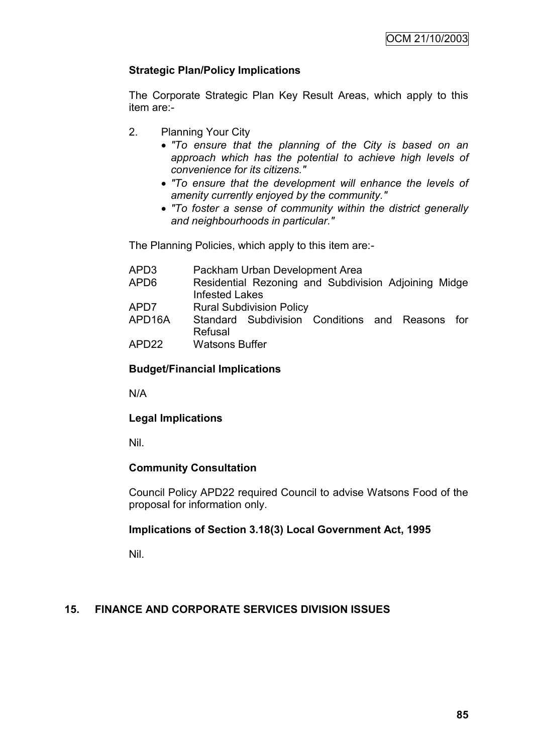**Strategic Plan/Policy Implications**

The Corporate Strategic Plan Key Result Areas, which apply to this item are:-

2. Planning Your City
   - *"To ensure that the planning of the City is based on an approach which has the potential to achieve high levels of convenience for its citizens."*
   - *"To ensure that the development will enhance the levels of amenity currently enjoyed by the community."*
   - *"To foster a sense of community within the district generally and neighbourhoods in particular."*

The Planning Policies, which apply to this item are:-

| | |
|---|---|
| APD3 | Packham Urban Development Area |
| APD6 | Residential Rezoning and Subdivision Adjoining Midge Infested Lakes |
| APD7 | Rural Subdivision Policy |
| APD16A | Standard Subdivision Conditions and Reasons for Refusal |
| APD22 | Watsons Buffer |

**Budget/Financial Implications**

N/A

**Legal Implications**

Nil.

**Community Consultation**

Council Policy APD22 required Council to advise Watsons Food of the proposal for information only.

**Implications of Section 3.18(3) Local Government Act, 1995**

Nil.

## 15. FINANCE AND CORPORATE SERVICES DIVISION ISSUES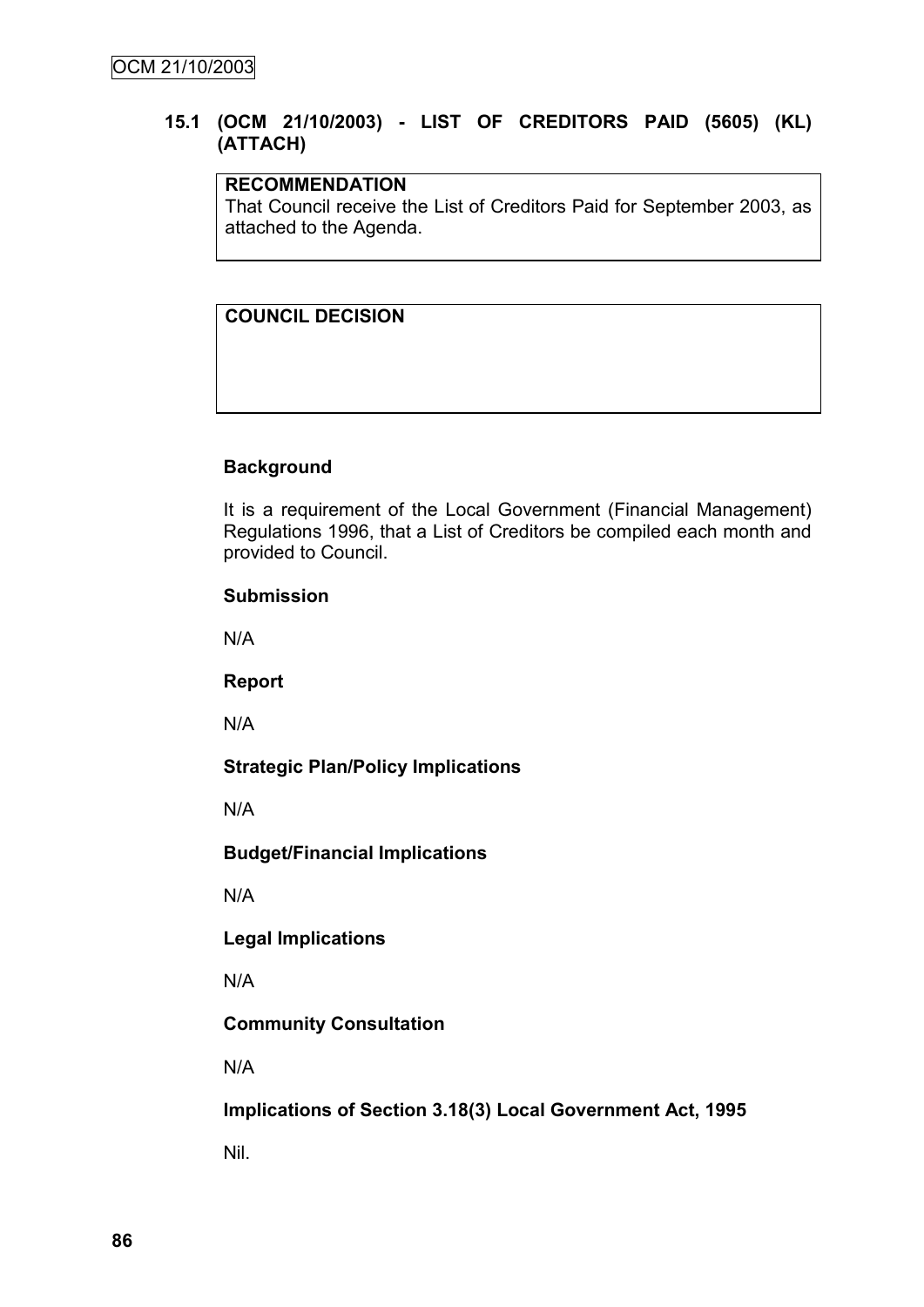## 15.1 (OCM 21/10/2003) - LIST OF CREDITORS PAID (5605) (KL) (ATTACH)

**RECOMMENDATION**

That Council receive the List of Creditors Paid for September 2003, as attached to the Agenda.

**COUNCIL DECISION**

**Background**

It is a requirement of the Local Government (Financial Management) Regulations 1996, that a List of Creditors be compiled each month and provided to Council.

**Submission**

N/A

**Report**

N/A

**Strategic Plan/Policy Implications**

N/A

**Budget/Financial Implications**

N/A

**Legal Implications**

N/A

**Community Consultation**

N/A

**Implications of Section 3.18(3) Local Government Act, 1995**

Nil.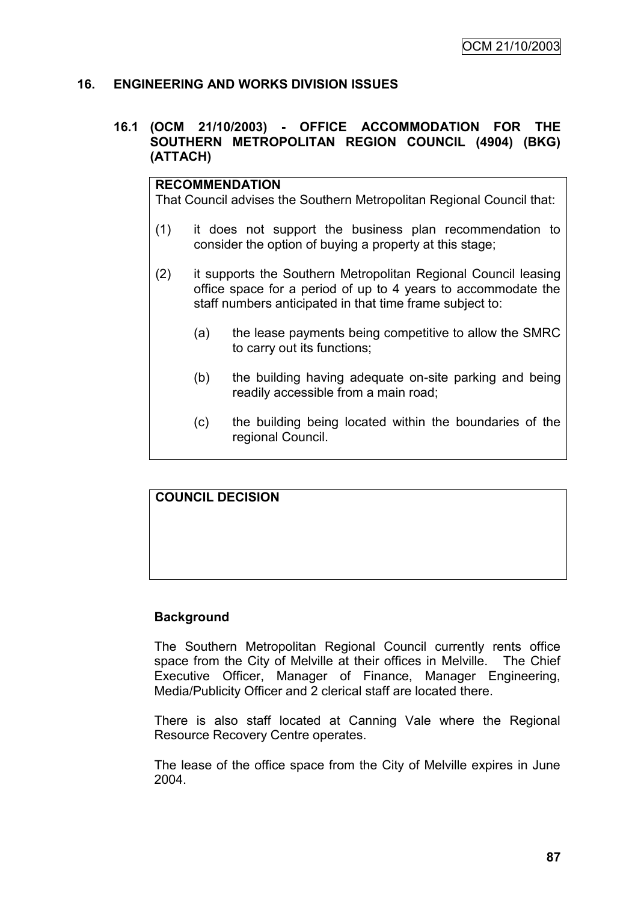## 16. ENGINEERING AND WORKS DIVISION ISSUES

### 16.1 (OCM 21/10/2003) - OFFICE ACCOMMODATION FOR THE SOUTHERN METROPOLITAN REGION COUNCIL (4904) (BKG) (ATTACH)

**RECOMMENDATION**

That Council advises the Southern Metropolitan Regional Council that:

(1) it does not support the business plan recommendation to consider the option of buying a property at this stage;

(2) it supports the Southern Metropolitan Regional Council leasing office space for a period of up to 4 years to accommodate the staff numbers anticipated in that time frame subject to:

   (a) the lease payments being competitive to allow the SMRC to carry out its functions;

   (b) the building having adequate on-site parking and being readily accessible from a main road;

   (c) the building being located within the boundaries of the regional Council.

**COUNCIL DECISION**

**Background**

The Southern Metropolitan Regional Council currently rents office space from the City of Melville at their offices in Melville. The Chief Executive Officer, Manager of Finance, Manager Engineering, Media/Publicity Officer and 2 clerical staff are located there.

There is also staff located at Canning Vale where the Regional Resource Recovery Centre operates.

The lease of the office space from the City of Melville expires in June 2004.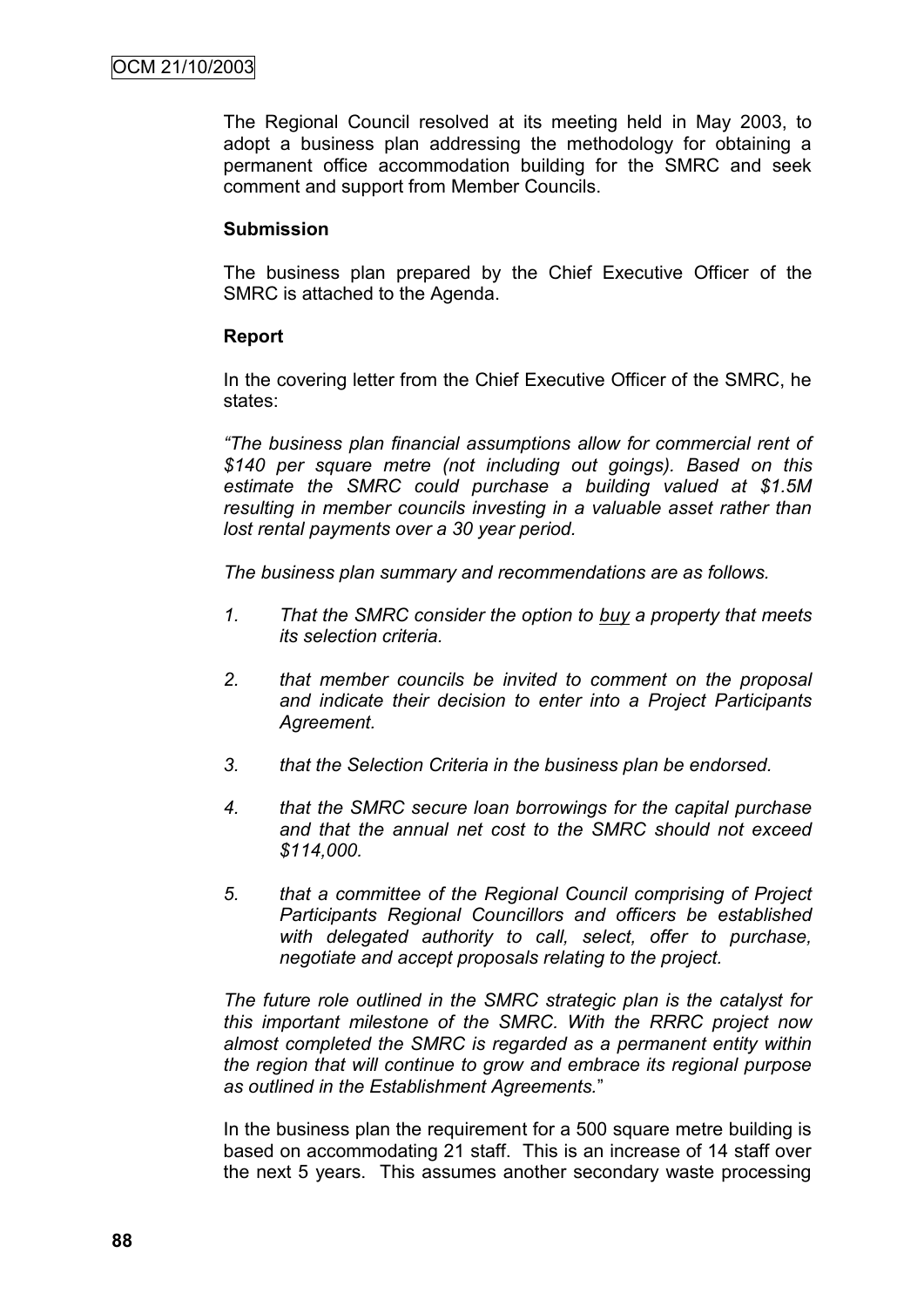The Regional Council resolved at its meeting held in May 2003, to adopt a business plan addressing the methodology for obtaining a permanent office accommodation building for the SMRC and seek comment and support from Member Councils.

**Submission**

The business plan prepared by the Chief Executive Officer of the SMRC is attached to the Agenda.

**Report**

In the covering letter from the Chief Executive Officer of the SMRC, he states:

*"The business plan financial assumptions allow for commercial rent of $140 per square metre (not including out goings). Based on this estimate the SMRC could purchase a building valued at $1.5M resulting in member councils investing in a valuable asset rather than lost rental payments over a 30 year period.*

*The business plan summary and recommendations are as follows.*

1. *That the SMRC consider the option to* ***buy*** *a property that meets its selection criteria.*

2. *that member councils be invited to comment on the proposal and indicate their decision to enter into a Project Participants Agreement.*

3. *that the Selection Criteria in the business plan be endorsed.*

4. *that the SMRC secure loan borrowings for the capital purchase and that the annual net cost to the SMRC should not exceed $114,000.*

5. *that a committee of the Regional Council comprising of Project Participants Regional Councillors and officers be established with delegated authority to call, select, offer to purchase, negotiate and accept proposals relating to the project.*

*The future role outlined in the SMRC strategic plan is the catalyst for this important milestone of the SMRC. With the RRRC project now almost completed the SMRC is regarded as a permanent entity within the region that will continue to grow and embrace its regional purpose as outlined in the Establishment Agreements.*"

In the business plan the requirement for a 500 square metre building is based on accommodating 21 staff. This is an increase of 14 staff over the next 5 years. This assumes another secondary waste processing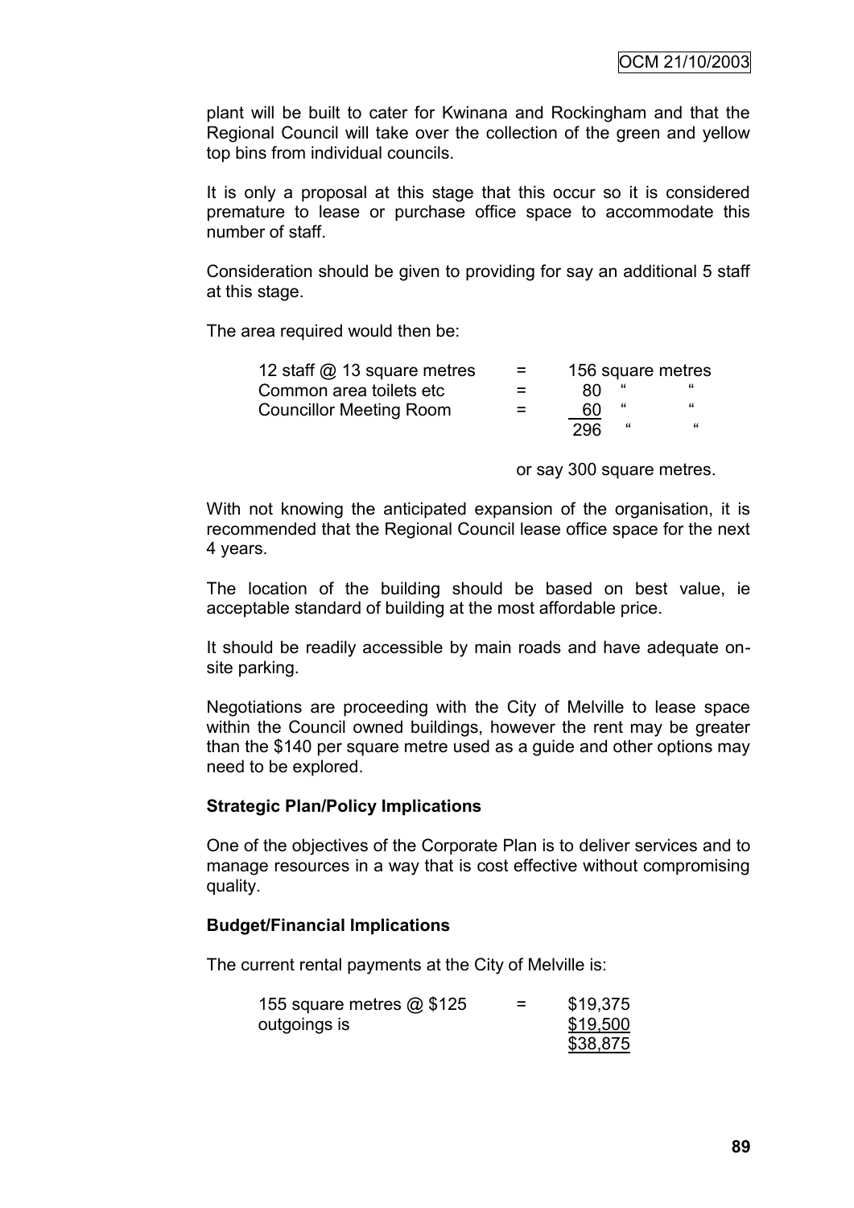plant will be built to cater for Kwinana and Rockingham and that the Regional Council will take over the collection of the green and yellow top bins from individual councils.

It is only a proposal at this stage that this occur so it is considered premature to lease or purchase office space to accommodate this number of staff.

Consideration should be given to providing for say an additional 5 staff at this stage.

The area required would then be:

| | | |
|---|---|---|
| 12 staff @ 13 square metres | = | 156 square metres |
| Common area toilets etc | = | 80 " " |
| Councillor Meeting Room | = | 60 " " |
| | | 296 " " |

or say 300 square metres.

With not knowing the anticipated expansion of the organisation, it is recommended that the Regional Council lease office space for the next 4 years.

The location of the building should be based on best value, ie acceptable standard of building at the most affordable price.

It should be readily accessible by main roads and have adequate on-site parking.

Negotiations are proceeding with the City of Melville to lease space within the Council owned buildings, however the rent may be greater than the $140 per square metre used as a guide and other options may need to be explored.

**Strategic Plan/Policy Implications**

One of the objectives of the Corporate Plan is to deliver services and to manage resources in a way that is cost effective without compromising quality.

**Budget/Financial Implications**

The current rental payments at the City of Melville is:

| | | |
|---|---|---|
| 155 square metres @ $125 | = | $19,375 |
| outgoings is | | $19,500 |
| | | $38,875 |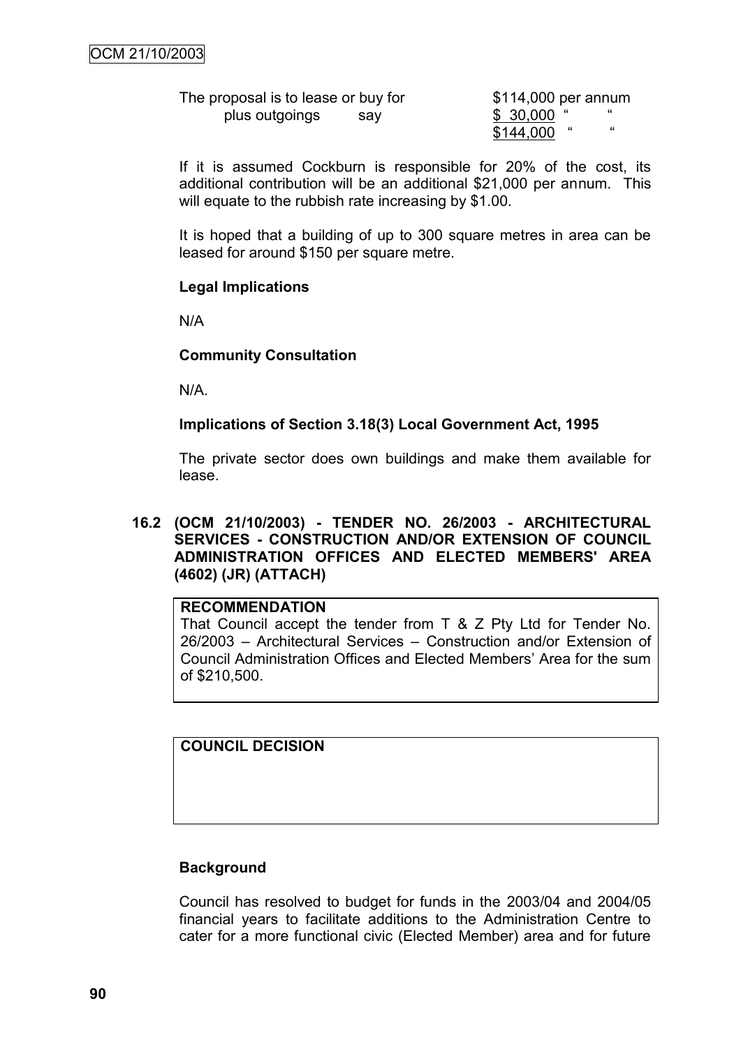| | |
|---|---|
| The proposal is to lease or buy for | $114,000 per annum |
| plus outgoings say | $ 30,000 " " |
| | $144,000 " " |

If it is assumed Cockburn is responsible for 20% of the cost, its additional contribution will be an additional $21,000 per annum. This will equate to the rubbish rate increasing by $1.00.

It is hoped that a building of up to 300 square metres in area can be leased for around $150 per square metre.

**Legal Implications**

N/A

**Community Consultation**

N/A.

**Implications of Section 3.18(3) Local Government Act, 1995**

The private sector does own buildings and make them available for lease.

### 16.2 (OCM 21/10/2003) - TENDER NO. 26/2003 - ARCHITECTURAL SERVICES - CONSTRUCTION AND/OR EXTENSION OF COUNCIL ADMINISTRATION OFFICES AND ELECTED MEMBERS' AREA (4602) (JR) (ATTACH)

**RECOMMENDATION**

That Council accept the tender from T & Z Pty Ltd for Tender No. 26/2003 – Architectural Services – Construction and/or Extension of Council Administration Offices and Elected Members' Area for the sum of $210,500.

**COUNCIL DECISION**

**Background**

Council has resolved to budget for funds in the 2003/04 and 2004/05 financial years to facilitate additions to the Administration Centre to cater for a more functional civic (Elected Member) area and for future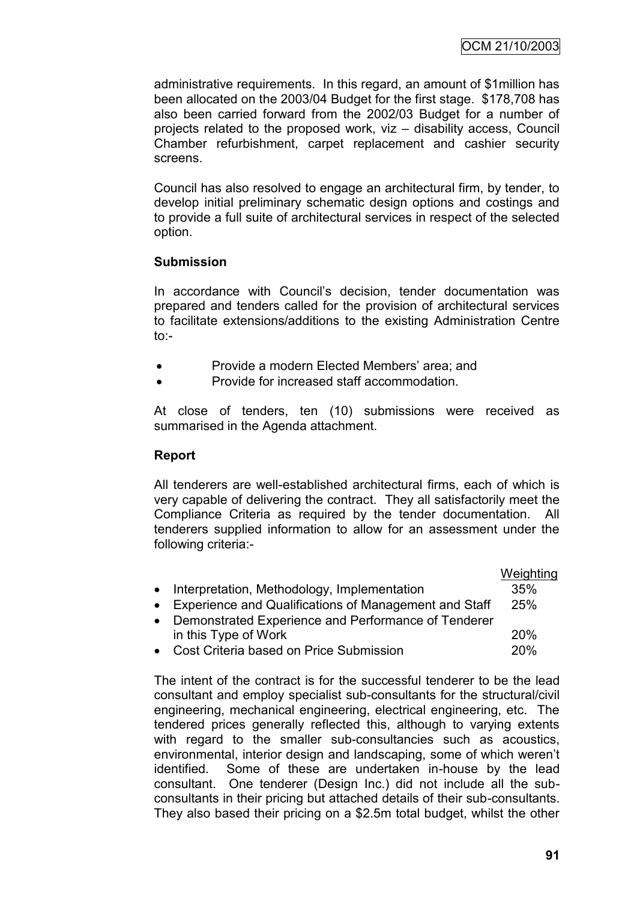administrative requirements. In this regard, an amount of $1million has been allocated on the 2003/04 Budget for the first stage. $178,708 has also been carried forward from the 2002/03 Budget for a number of projects related to the proposed work, viz – disability access, Council Chamber refurbishment, carpet replacement and cashier security screens.

Council has also resolved to engage an architectural firm, by tender, to develop initial preliminary schematic design options and costings and to provide a full suite of architectural services in respect of the selected option.

**Submission**

In accordance with Council's decision, tender documentation was prepared and tenders called for the provision of architectural services to facilitate extensions/additions to the existing Administration Centre to:-

- Provide a modern Elected Members' area; and
- Provide for increased staff accommodation.

At close of tenders, ten (10) submissions were received as summarised in the Agenda attachment.

**Report**

All tenderers are well-established architectural firms, each of which is very capable of delivering the contract. They all satisfactorily meet the Compliance Criteria as required by the tender documentation. All tenderers supplied information to allow for an assessment under the following criteria:-

| | Weighting |
|---|---|
| • Interpretation, Methodology, Implementation | 35% |
| • Experience and Qualifications of Management and Staff | 25% |
| • Demonstrated Experience and Performance of Tenderer in this Type of Work | 20% |
| • Cost Criteria based on Price Submission | 20% |

The intent of the contract is for the successful tenderer to be the lead consultant and employ specialist sub-consultants for the structural/civil engineering, mechanical engineering, electrical engineering, etc. The tendered prices generally reflected this, although to varying extents with regard to the smaller sub-consultancies such as acoustics, environmental, interior design and landscaping, some of which weren't identified. Some of these are undertaken in-house by the lead consultant. One tenderer (Design Inc.) did not include all the sub-consultants in their pricing but attached details of their sub-consultants. They also based their pricing on a $2.5m total budget, whilst the other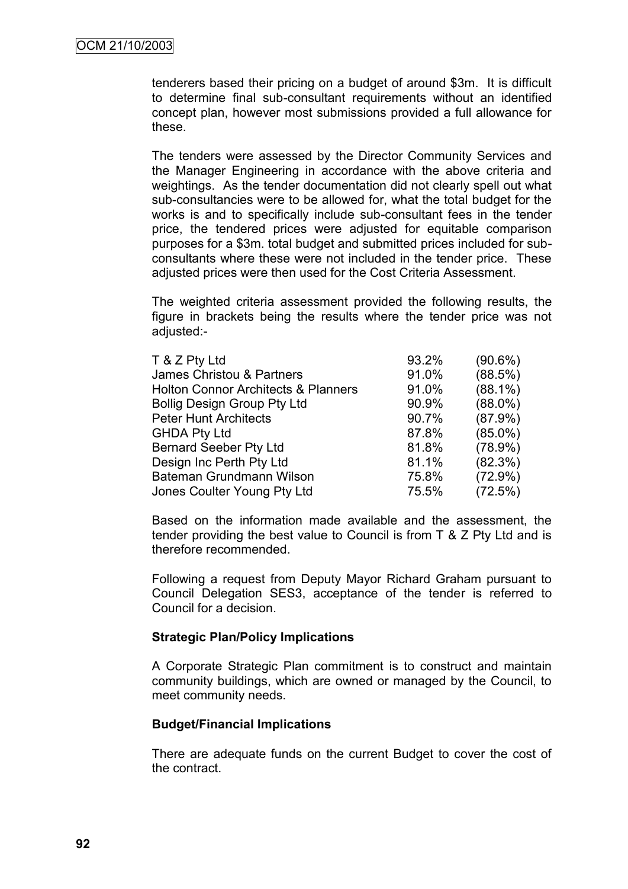tenderers based their pricing on a budget of around $3m. It is difficult to determine final sub-consultant requirements without an identified concept plan, however most submissions provided a full allowance for these.

The tenders were assessed by the Director Community Services and the Manager Engineering in accordance with the above criteria and weightings. As the tender documentation did not clearly spell out what sub-consultancies were to be allowed for, what the total budget for the works is and to specifically include sub-consultant fees in the tender price, the tendered prices were adjusted for equitable comparison purposes for a $3m. total budget and submitted prices included for sub-consultants where these were not included in the tender price. These adjusted prices were then used for the Cost Criteria Assessment.

The weighted criteria assessment provided the following results, the figure in brackets being the results where the tender price was not adjusted:-

| | | |
|---|---|---|
| T & Z Pty Ltd | 93.2% | (90.6%) |
| James Christou & Partners | 91.0% | (88.5%) |
| Holton Connor Architects & Planners | 91.0% | (88.1%) |
| Bollig Design Group Pty Ltd | 90.9% | (88.0%) |
| Peter Hunt Architects | 90.7% | (87.9%) |
| GHDA Pty Ltd | 87.8% | (85.0%) |
| Bernard Seeber Pty Ltd | 81.8% | (78.9%) |
| Design Inc Perth Pty Ltd | 81.1% | (82.3%) |
| Bateman Grundmann Wilson | 75.8% | (72.9%) |
| Jones Coulter Young Pty Ltd | 75.5% | (72.5%) |

Based on the information made available and the assessment, the tender providing the best value to Council is from T & Z Pty Ltd and is therefore recommended.

Following a request from Deputy Mayor Richard Graham pursuant to Council Delegation SES3, acceptance of the tender is referred to Council for a decision.

**Strategic Plan/Policy Implications**

A Corporate Strategic Plan commitment is to construct and maintain community buildings, which are owned or managed by the Council, to meet community needs.

**Budget/Financial Implications**

There are adequate funds on the current Budget to cover the cost of the contract.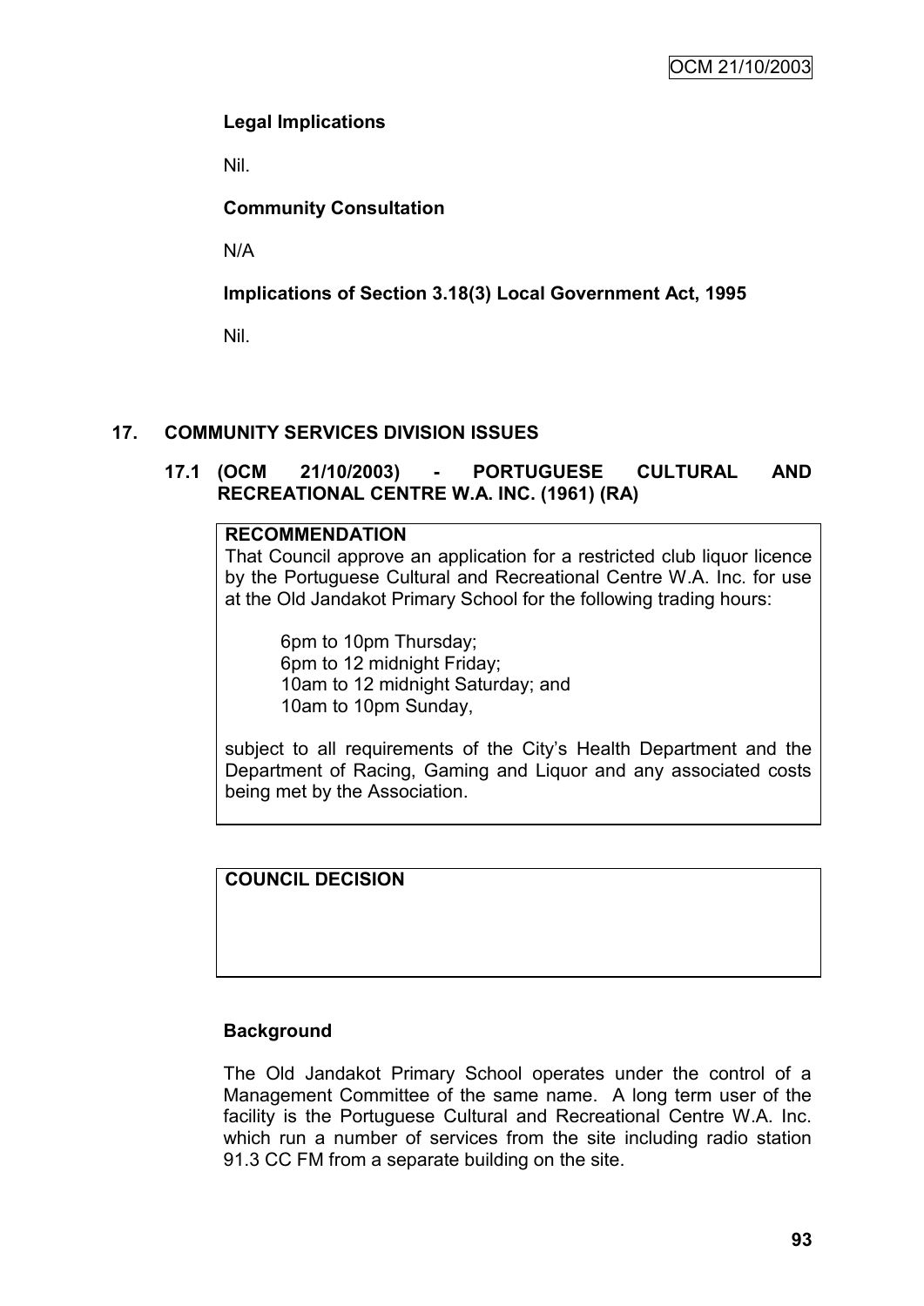**Legal Implications**

Nil.

**Community Consultation**

N/A

**Implications of Section 3.18(3) Local Government Act, 1995**

Nil.

## 17. COMMUNITY SERVICES DIVISION ISSUES

### 17.1 (OCM 21/10/2003) - PORTUGUESE CULTURAL AND RECREATIONAL CENTRE W.A. INC. (1961) (RA)

**RECOMMENDATION**

That Council approve an application for a restricted club liquor licence by the Portuguese Cultural and Recreational Centre W.A. Inc. for use at the Old Jandakot Primary School for the following trading hours:

6pm to 10pm Thursday;
6pm to 12 midnight Friday;
10am to 12 midnight Saturday; and
10am to 10pm Sunday,

subject to all requirements of the City's Health Department and the Department of Racing, Gaming and Liquor and any associated costs being met by the Association.

**COUNCIL DECISION**

**Background**

The Old Jandakot Primary School operates under the control of a Management Committee of the same name. A long term user of the facility is the Portuguese Cultural and Recreational Centre W.A. Inc. which run a number of services from the site including radio station 91.3 CC FM from a separate building on the site.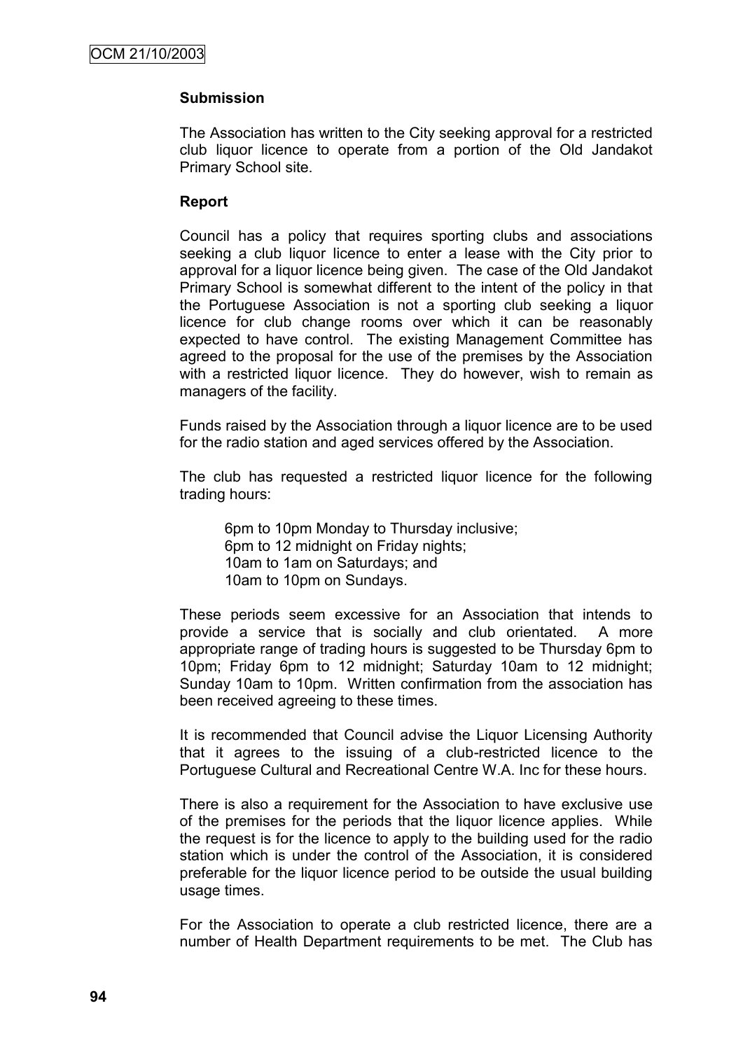**Submission**

The Association has written to the City seeking approval for a restricted club liquor licence to operate from a portion of the Old Jandakot Primary School site.

**Report**

Council has a policy that requires sporting clubs and associations seeking a club liquor licence to enter a lease with the City prior to approval for a liquor licence being given. The case of the Old Jandakot Primary School is somewhat different to the intent of the policy in that the Portuguese Association is not a sporting club seeking a liquor licence for club change rooms over which it can be reasonably expected to have control. The existing Management Committee has agreed to the proposal for the use of the premises by the Association with a restricted liquor licence. They do however, wish to remain as managers of the facility.

Funds raised by the Association through a liquor licence are to be used for the radio station and aged services offered by the Association.

The club has requested a restricted liquor licence for the following trading hours:

> 6pm to 10pm Monday to Thursday inclusive;
> 6pm to 12 midnight on Friday nights;
> 10am to 1am on Saturdays; and
> 10am to 10pm on Sundays.

These periods seem excessive for an Association that intends to provide a service that is socially and club orientated. A more appropriate range of trading hours is suggested to be Thursday 6pm to 10pm; Friday 6pm to 12 midnight; Saturday 10am to 12 midnight; Sunday 10am to 10pm. Written confirmation from the association has been received agreeing to these times.

It is recommended that Council advise the Liquor Licensing Authority that it agrees to the issuing of a club-restricted licence to the Portuguese Cultural and Recreational Centre W.A. Inc for these hours.

There is also a requirement for the Association to have exclusive use of the premises for the periods that the liquor licence applies. While the request is for the licence to apply to the building used for the radio station which is under the control of the Association, it is considered preferable for the liquor licence period to be outside the usual building usage times.

For the Association to operate a club restricted licence, there are a number of Health Department requirements to be met. The Club has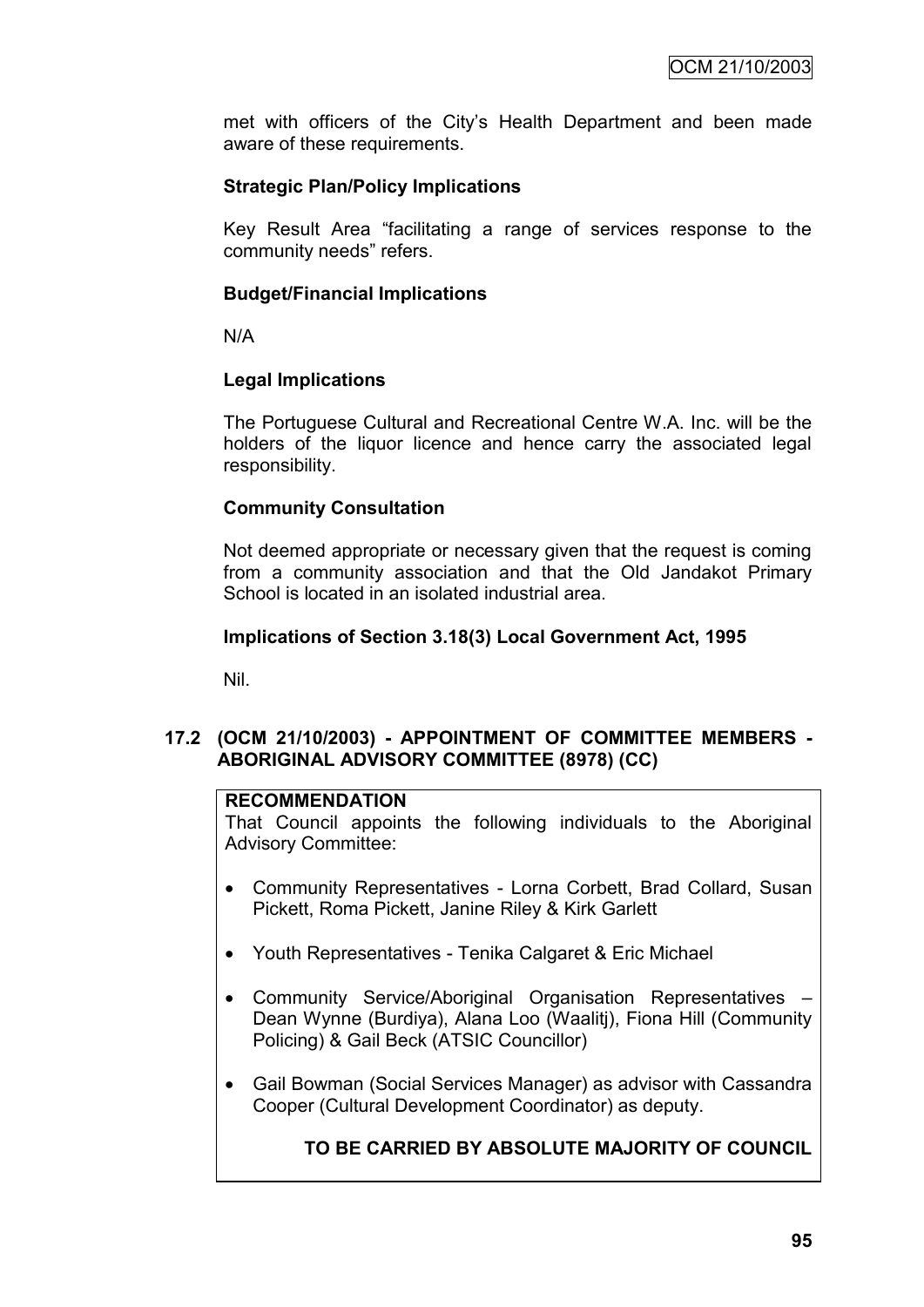met with officers of the City's Health Department and been made aware of these requirements.

**Strategic Plan/Policy Implications**

Key Result Area "facilitating a range of services response to the community needs" refers.

**Budget/Financial Implications**

N/A

**Legal Implications**

The Portuguese Cultural and Recreational Centre W.A. Inc. will be the holders of the liquor licence and hence carry the associated legal responsibility.

**Community Consultation**

Not deemed appropriate or necessary given that the request is coming from a community association and that the Old Jandakot Primary School is located in an isolated industrial area.

**Implications of Section 3.18(3) Local Government Act, 1995**

Nil.

## 17.2 (OCM 21/10/2003) - APPOINTMENT OF COMMITTEE MEMBERS - ABORIGINAL ADVISORY COMMITTEE (8978) (CC)

**RECOMMENDATION**

That Council appoints the following individuals to the Aboriginal Advisory Committee:

- Community Representatives - Lorna Corbett, Brad Collard, Susan Pickett, Roma Pickett, Janine Riley & Kirk Garlett
- Youth Representatives - Tenika Calgaret & Eric Michael
- Community Service/Aboriginal Organisation Representatives – Dean Wynne (Burdiya), Alana Loo (Waalitj), Fiona Hill (Community Policing) & Gail Beck (ATSIC Councillor)
- Gail Bowman (Social Services Manager) as advisor with Cassandra Cooper (Cultural Development Coordinator) as deputy.

**TO BE CARRIED BY ABSOLUTE MAJORITY OF COUNCIL**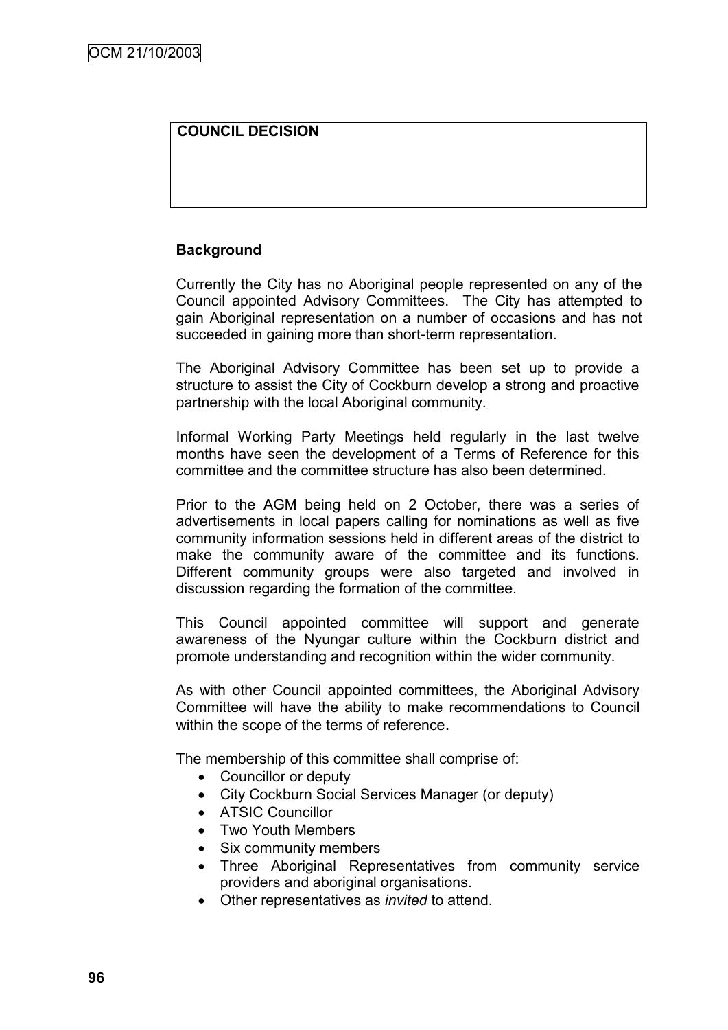**COUNCIL DECISION**

**Background**

Currently the City has no Aboriginal people represented on any of the Council appointed Advisory Committees. The City has attempted to gain Aboriginal representation on a number of occasions and has not succeeded in gaining more than short-term representation.

The Aboriginal Advisory Committee has been set up to provide a structure to assist the City of Cockburn develop a strong and proactive partnership with the local Aboriginal community.

Informal Working Party Meetings held regularly in the last twelve months have seen the development of a Terms of Reference for this committee and the committee structure has also been determined.

Prior to the AGM being held on 2 October, there was a series of advertisements in local papers calling for nominations as well as five community information sessions held in different areas of the district to make the community aware of the committee and its functions. Different community groups were also targeted and involved in discussion regarding the formation of the committee.

This Council appointed committee will support and generate awareness of the Nyungar culture within the Cockburn district and promote understanding and recognition within the wider community.

As with other Council appointed committees, the Aboriginal Advisory Committee will have the ability to make recommendations to Council within the scope of the terms of reference.

The membership of this committee shall comprise of:

- Councillor or deputy
- City Cockburn Social Services Manager (or deputy)
- ATSIC Councillor
- Two Youth Members
- Six community members
- Three Aboriginal Representatives from community service providers and aboriginal organisations.
- Other representatives as *invited* to attend.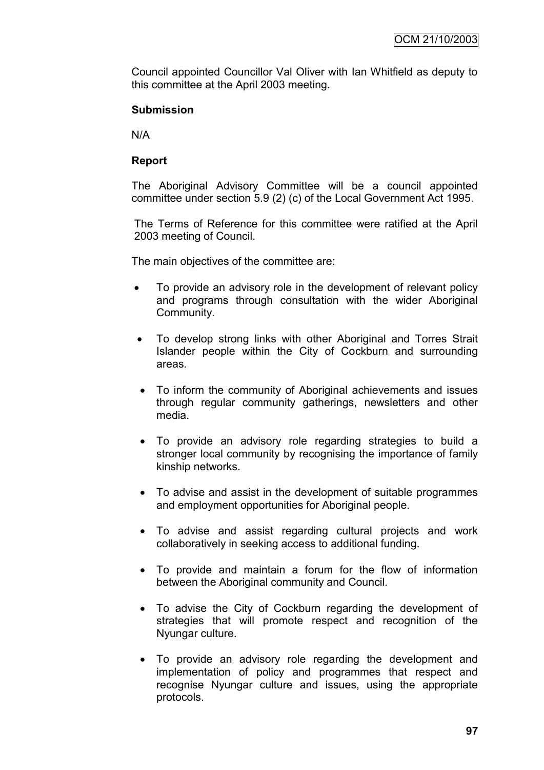Council appointed Councillor Val Oliver with Ian Whitfield as deputy to this committee at the April 2003 meeting.

**Submission**

N/A

**Report**

The Aboriginal Advisory Committee will be a council appointed committee under section 5.9 (2) (c) of the Local Government Act 1995.

The Terms of Reference for this committee were ratified at the April 2003 meeting of Council.

The main objectives of the committee are:

- To provide an advisory role in the development of relevant policy and programs through consultation with the wider Aboriginal Community.
- To develop strong links with other Aboriginal and Torres Strait Islander people within the City of Cockburn and surrounding areas.
- To inform the community of Aboriginal achievements and issues through regular community gatherings, newsletters and other media.
- To provide an advisory role regarding strategies to build a stronger local community by recognising the importance of family kinship networks.
- To advise and assist in the development of suitable programmes and employment opportunities for Aboriginal people.
- To advise and assist regarding cultural projects and work collaboratively in seeking access to additional funding.
- To provide and maintain a forum for the flow of information between the Aboriginal community and Council.
- To advise the City of Cockburn regarding the development of strategies that will promote respect and recognition of the Nyungar culture.
- To provide an advisory role regarding the development and implementation of policy and programmes that respect and recognise Nyungar culture and issues, using the appropriate protocols.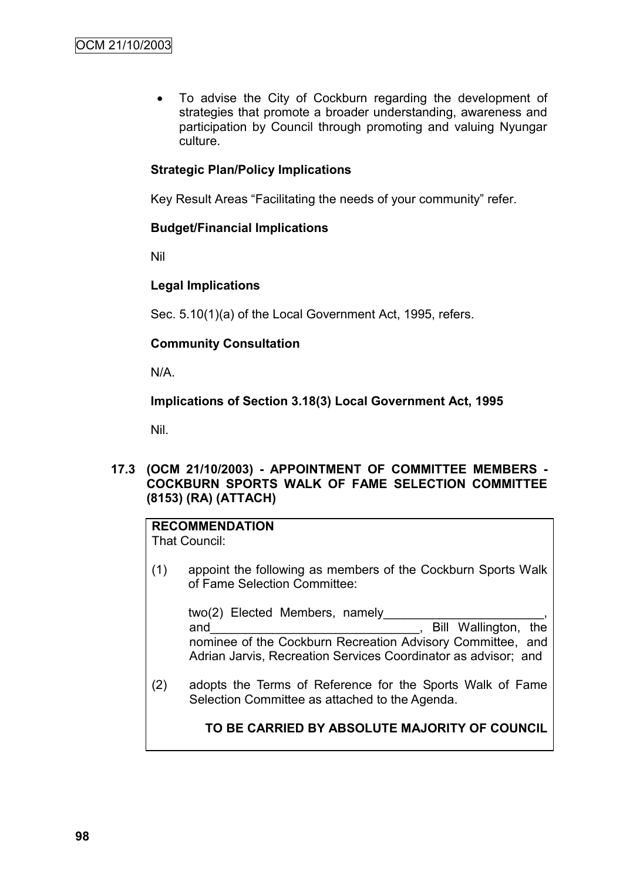- To advise the City of Cockburn regarding the development of strategies that promote a broader understanding, awareness and participation by Council through promoting and valuing Nyungar culture.

**Strategic Plan/Policy Implications**

Key Result Areas "Facilitating the needs of your community" refer.

**Budget/Financial Implications**

Nil

**Legal Implications**

Sec. 5.10(1)(a) of the Local Government Act, 1995, refers.

**Community Consultation**

N/A.

**Implications of Section 3.18(3) Local Government Act, 1995**

Nil.

### 17.3 (OCM 21/10/2003) - APPOINTMENT OF COMMITTEE MEMBERS - COCKBURN SPORTS WALK OF FAME SELECTION COMMITTEE (8153) (RA) (ATTACH)

**RECOMMENDATION**
That Council:

(1) appoint the following as members of the Cockburn Sports Walk of Fame Selection Committee:

two(2) Elected Members, namely_______________________, and_______________________________, Bill Wallington, the nominee of the Cockburn Recreation Advisory Committee, and Adrian Jarvis, Recreation Services Coordinator as advisor; and

(2) adopts the Terms of Reference for the Sports Walk of Fame Selection Committee as attached to the Agenda.

**TO BE CARRIED BY ABSOLUTE MAJORITY OF COUNCIL**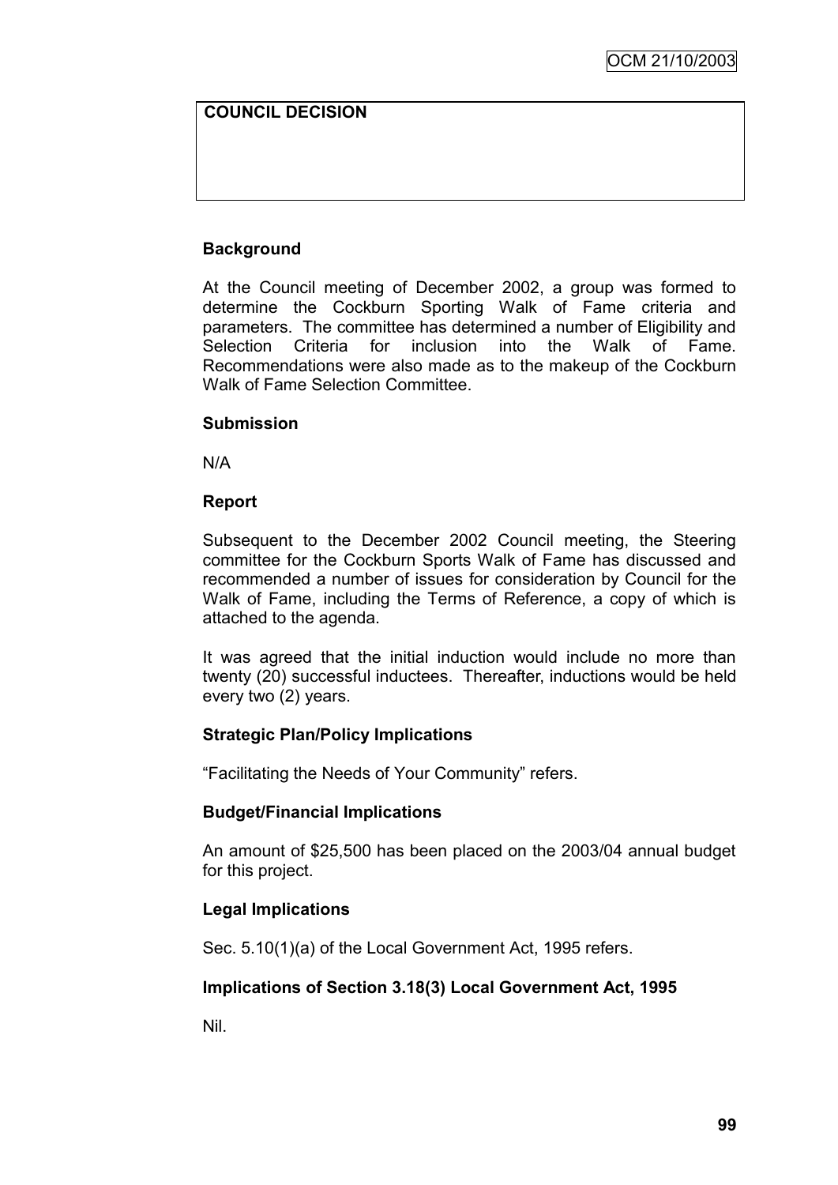**COUNCIL DECISION**

### Background

At the Council meeting of December 2002, a group was formed to determine the Cockburn Sporting Walk of Fame criteria and parameters. The committee has determined a number of Eligibility and Selection Criteria for inclusion into the Walk of Fame. Recommendations were also made as to the makeup of the Cockburn Walk of Fame Selection Committee.

### Submission

N/A

### Report

Subsequent to the December 2002 Council meeting, the Steering committee for the Cockburn Sports Walk of Fame has discussed and recommended a number of issues for consideration by Council for the Walk of Fame, including the Terms of Reference, a copy of which is attached to the agenda.

It was agreed that the initial induction would include no more than twenty (20) successful inductees. Thereafter, inductions would be held every two (2) years.

### Strategic Plan/Policy Implications

"Facilitating the Needs of Your Community" refers.

### Budget/Financial Implications

An amount of $25,500 has been placed on the 2003/04 annual budget for this project.

### Legal Implications

Sec. 5.10(1)(a) of the Local Government Act, 1995 refers.

### Implications of Section 3.18(3) Local Government Act, 1995

Nil.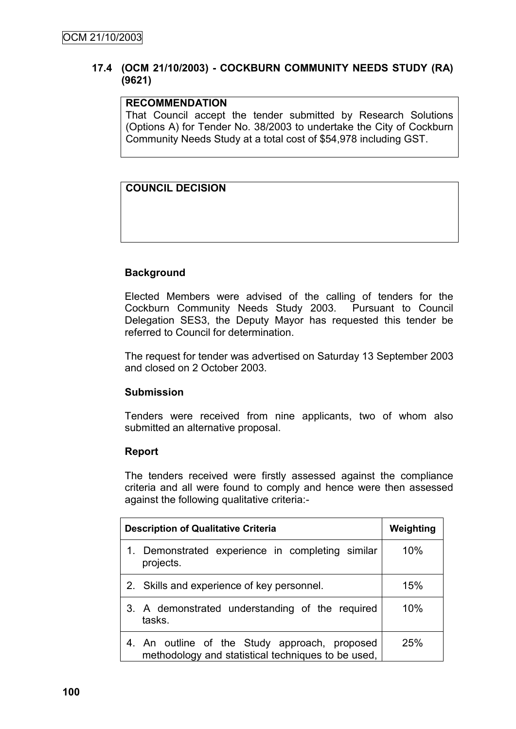### 17.4 (OCM 21/10/2003) - COCKBURN COMMUNITY NEEDS STUDY (RA) (9621)

**RECOMMENDATION**
That Council accept the tender submitted by Research Solutions (Options A) for Tender No. 38/2003 to undertake the City of Cockburn Community Needs Study at a total cost of $54,978 including GST.

**COUNCIL DECISION**

**Background**

Elected Members were advised of the calling of tenders for the Cockburn Community Needs Study 2003. Pursuant to Council Delegation SES3, the Deputy Mayor has requested this tender be referred to Council for determination.

The request for tender was advertised on Saturday 13 September 2003 and closed on 2 October 2003.

**Submission**

Tenders were received from nine applicants, two of whom also submitted an alternative proposal.

**Report**

The tenders received were firstly assessed against the compliance criteria and all were found to comply and hence were then assessed against the following qualitative criteria:-

| Description of Qualitative Criteria | Weighting |
|---|---|
| 1. Demonstrated experience in completing similar projects. | 10% |
| 2. Skills and experience of key personnel. | 15% |
| 3. A demonstrated understanding of the required tasks. | 10% |
| 4. An outline of the Study approach, proposed methodology and statistical techniques to be used, | 25% |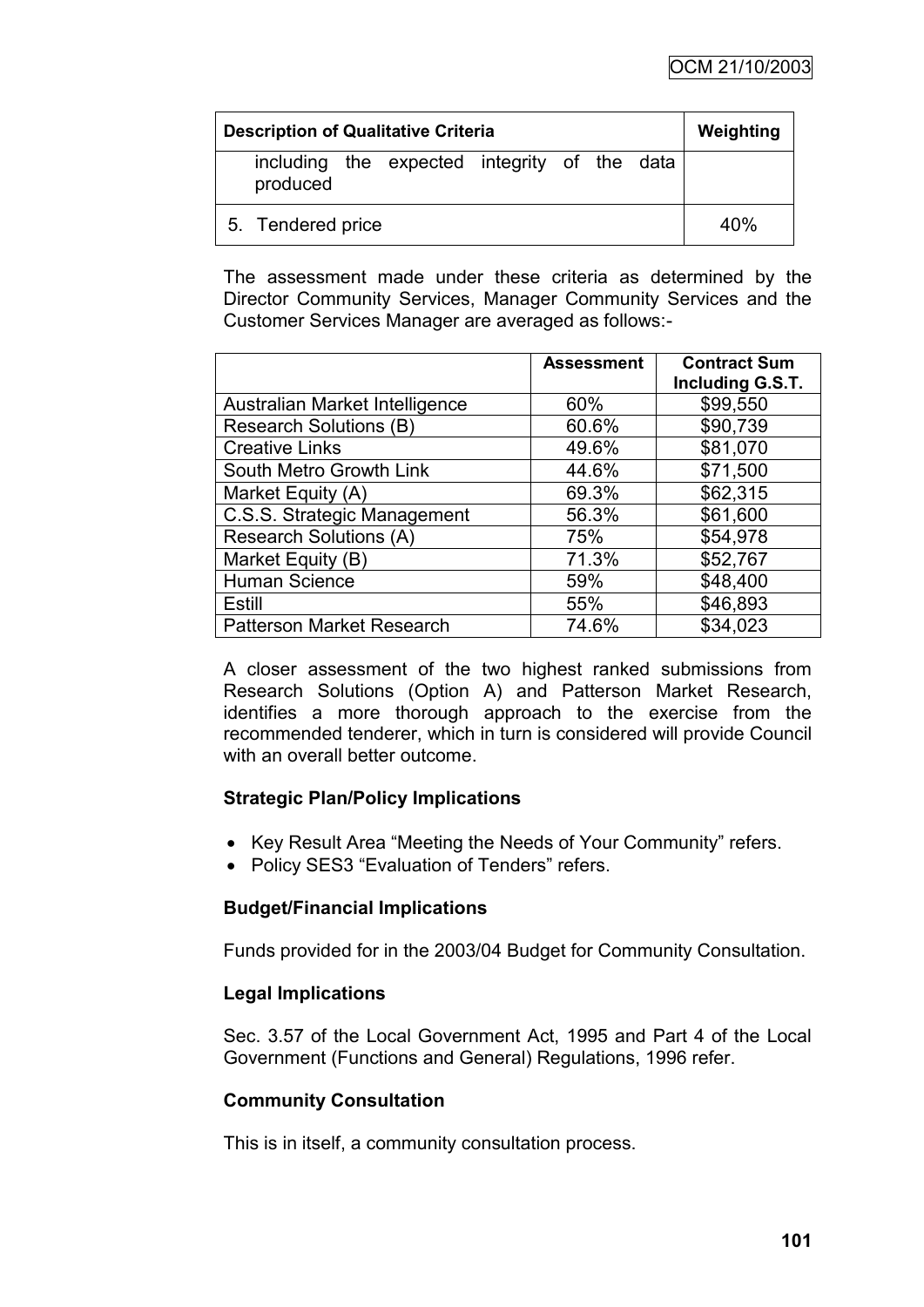| Description of Qualitative Criteria | Weighting |
|---|---|
| including the expected integrity of the data produced | |
| 5. Tendered price | 40% |

The assessment made under these criteria as determined by the Director Community Services, Manager Community Services and the Customer Services Manager are averaged as follows:-

| | Assessment | Contract Sum Including G.S.T. |
|---|---|---|
| Australian Market Intelligence | 60% | $99,550 |
| Research Solutions (B) | 60.6% | $90,739 |
| Creative Links | 49.6% | $81,070 |
| South Metro Growth Link | 44.6% | $71,500 |
| Market Equity (A) | 69.3% | $62,315 |
| C.S.S. Strategic Management | 56.3% | $61,600 |
| Research Solutions (A) | 75% | $54,978 |
| Market Equity (B) | 71.3% | $52,767 |
| Human Science | 59% | $48,400 |
| Estill | 55% | $46,893 |
| Patterson Market Research | 74.6% | $34,023 |

A closer assessment of the two highest ranked submissions from Research Solutions (Option A) and Patterson Market Research, identifies a more thorough approach to the exercise from the recommended tenderer, which in turn is considered will provide Council with an overall better outcome.

**Strategic Plan/Policy Implications**

- Key Result Area "Meeting the Needs of Your Community" refers.
- Policy SES3 "Evaluation of Tenders" refers.

**Budget/Financial Implications**

Funds provided for in the 2003/04 Budget for Community Consultation.

**Legal Implications**

Sec. 3.57 of the Local Government Act, 1995 and Part 4 of the Local Government (Functions and General) Regulations, 1996 refer.

**Community Consultation**

This is in itself, a community consultation process.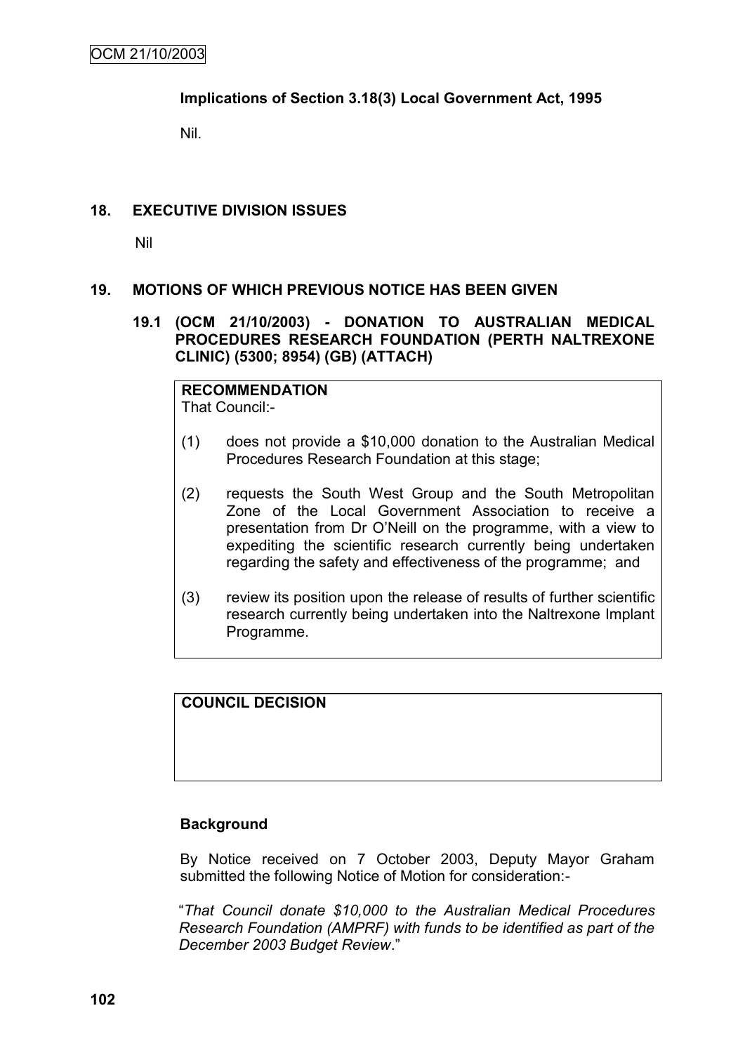**Implications of Section 3.18(3) Local Government Act, 1995**

Nil.

## 18. EXECUTIVE DIVISION ISSUES

Nil

## 19. MOTIONS OF WHICH PREVIOUS NOTICE HAS BEEN GIVEN

### 19.1 (OCM 21/10/2003) - DONATION TO AUSTRALIAN MEDICAL PROCEDURES RESEARCH FOUNDATION (PERTH NALTREXONE CLINIC) (5300; 8954) (GB) (ATTACH)

**RECOMMENDATION**

That Council:-

(1) does not provide a $10,000 donation to the Australian Medical Procedures Research Foundation at this stage;

(2) requests the South West Group and the South Metropolitan Zone of the Local Government Association to receive a presentation from Dr O'Neill on the programme, with a view to expediting the scientific research currently being undertaken regarding the safety and effectiveness of the programme; and

(3) review its position upon the release of results of further scientific research currently being undertaken into the Naltrexone Implant Programme.

**COUNCIL DECISION**

**Background**

By Notice received on 7 October 2003, Deputy Mayor Graham submitted the following Notice of Motion for consideration:-

"*That Council donate $10,000 to the Australian Medical Procedures Research Foundation (AMPRF) with funds to be identified as part of the December 2003 Budget Review*."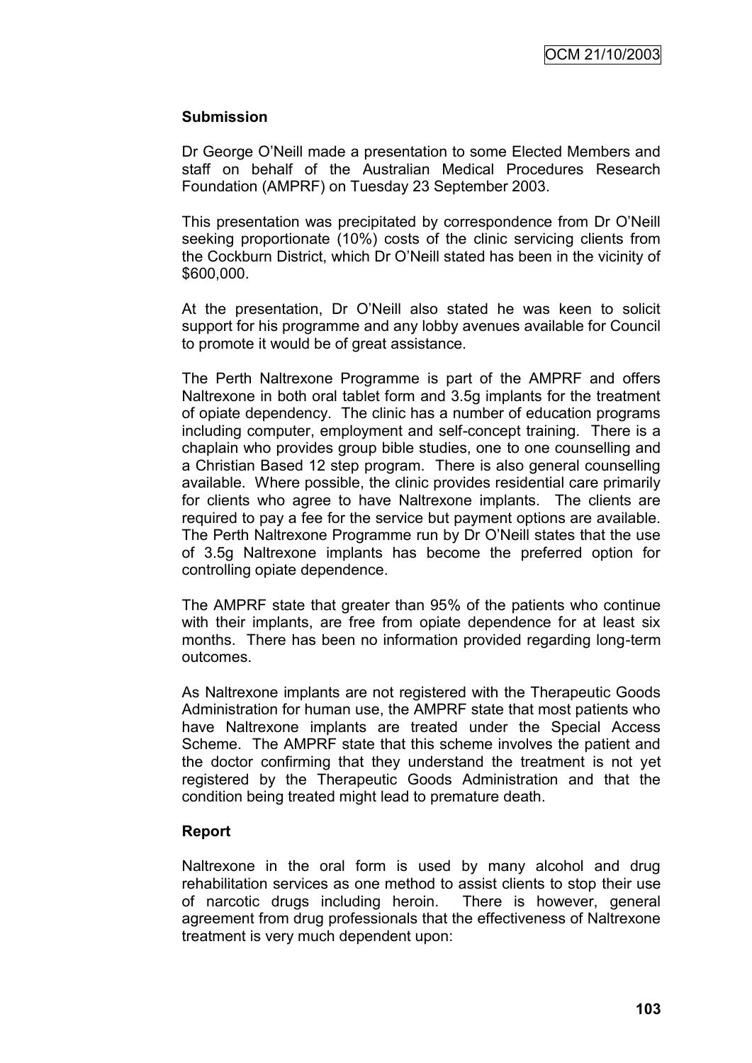### Submission

Dr George O'Neill made a presentation to some Elected Members and staff on behalf of the Australian Medical Procedures Research Foundation (AMPRF) on Tuesday 23 September 2003.

This presentation was precipitated by correspondence from Dr O'Neill seeking proportionate (10%) costs of the clinic servicing clients from the Cockburn District, which Dr O'Neill stated has been in the vicinity of $600,000.

At the presentation, Dr O'Neill also stated he was keen to solicit support for his programme and any lobby avenues available for Council to promote it would be of great assistance.

The Perth Naltrexone Programme is part of the AMPRF and offers Naltrexone in both oral tablet form and 3.5g implants for the treatment of opiate dependency. The clinic has a number of education programs including computer, employment and self-concept training. There is a chaplain who provides group bible studies, one to one counselling and a Christian Based 12 step program. There is also general counselling available. Where possible, the clinic provides residential care primarily for clients who agree to have Naltrexone implants. The clients are required to pay a fee for the service but payment options are available. The Perth Naltrexone Programme run by Dr O'Neill states that the use of 3.5g Naltrexone implants has become the preferred option for controlling opiate dependence.

The AMPRF state that greater than 95% of the patients who continue with their implants, are free from opiate dependence for at least six months. There has been no information provided regarding long-term outcomes.

As Naltrexone implants are not registered with the Therapeutic Goods Administration for human use, the AMPRF state that most patients who have Naltrexone implants are treated under the Special Access Scheme. The AMPRF state that this scheme involves the patient and the doctor confirming that they understand the treatment is not yet registered by the Therapeutic Goods Administration and that the condition being treated might lead to premature death.

### Report

Naltrexone in the oral form is used by many alcohol and drug rehabilitation services as one method to assist clients to stop their use of narcotic drugs including heroin. There is however, general agreement from drug professionals that the effectiveness of Naltrexone treatment is very much dependent upon: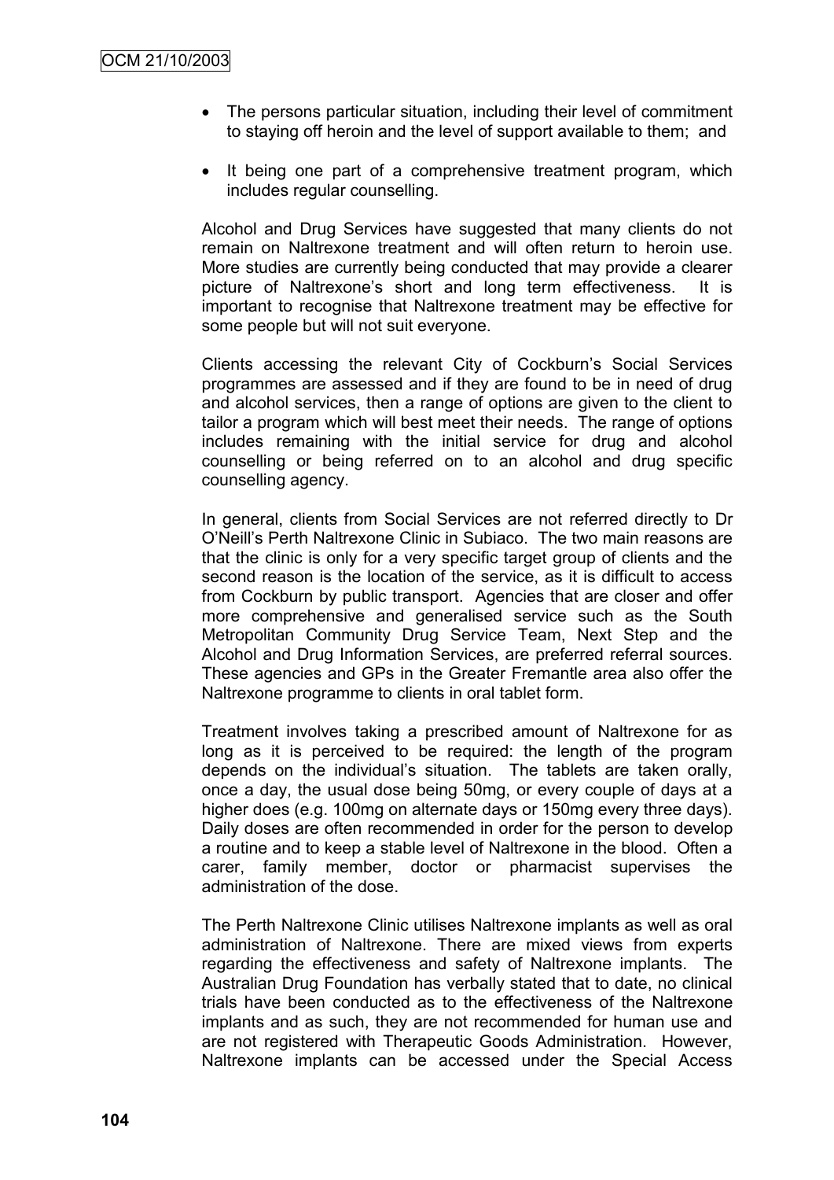- The persons particular situation, including their level of commitment to staying off heroin and the level of support available to them; and
- It being one part of a comprehensive treatment program, which includes regular counselling.

Alcohol and Drug Services have suggested that many clients do not remain on Naltrexone treatment and will often return to heroin use. More studies are currently being conducted that may provide a clearer picture of Naltrexone's short and long term effectiveness. It is important to recognise that Naltrexone treatment may be effective for some people but will not suit everyone.

Clients accessing the relevant City of Cockburn's Social Services programmes are assessed and if they are found to be in need of drug and alcohol services, then a range of options are given to the client to tailor a program which will best meet their needs. The range of options includes remaining with the initial service for drug and alcohol counselling or being referred on to an alcohol and drug specific counselling agency.

In general, clients from Social Services are not referred directly to Dr O'Neill's Perth Naltrexone Clinic in Subiaco. The two main reasons are that the clinic is only for a very specific target group of clients and the second reason is the location of the service, as it is difficult to access from Cockburn by public transport. Agencies that are closer and offer more comprehensive and generalised service such as the South Metropolitan Community Drug Service Team, Next Step and the Alcohol and Drug Information Services, are preferred referral sources. These agencies and GPs in the Greater Fremantle area also offer the Naltrexone programme to clients in oral tablet form.

Treatment involves taking a prescribed amount of Naltrexone for as long as it is perceived to be required: the length of the program depends on the individual's situation. The tablets are taken orally, once a day, the usual dose being 50mg, or every couple of days at a higher does (e.g. 100mg on alternate days or 150mg every three days). Daily doses are often recommended in order for the person to develop a routine and to keep a stable level of Naltrexone in the blood. Often a carer, family member, doctor or pharmacist supervises the administration of the dose.

The Perth Naltrexone Clinic utilises Naltrexone implants as well as oral administration of Naltrexone. There are mixed views from experts regarding the effectiveness and safety of Naltrexone implants. The Australian Drug Foundation has verbally stated that to date, no clinical trials have been conducted as to the effectiveness of the Naltrexone implants and as such, they are not recommended for human use and are not registered with Therapeutic Goods Administration. However, Naltrexone implants can be accessed under the Special Access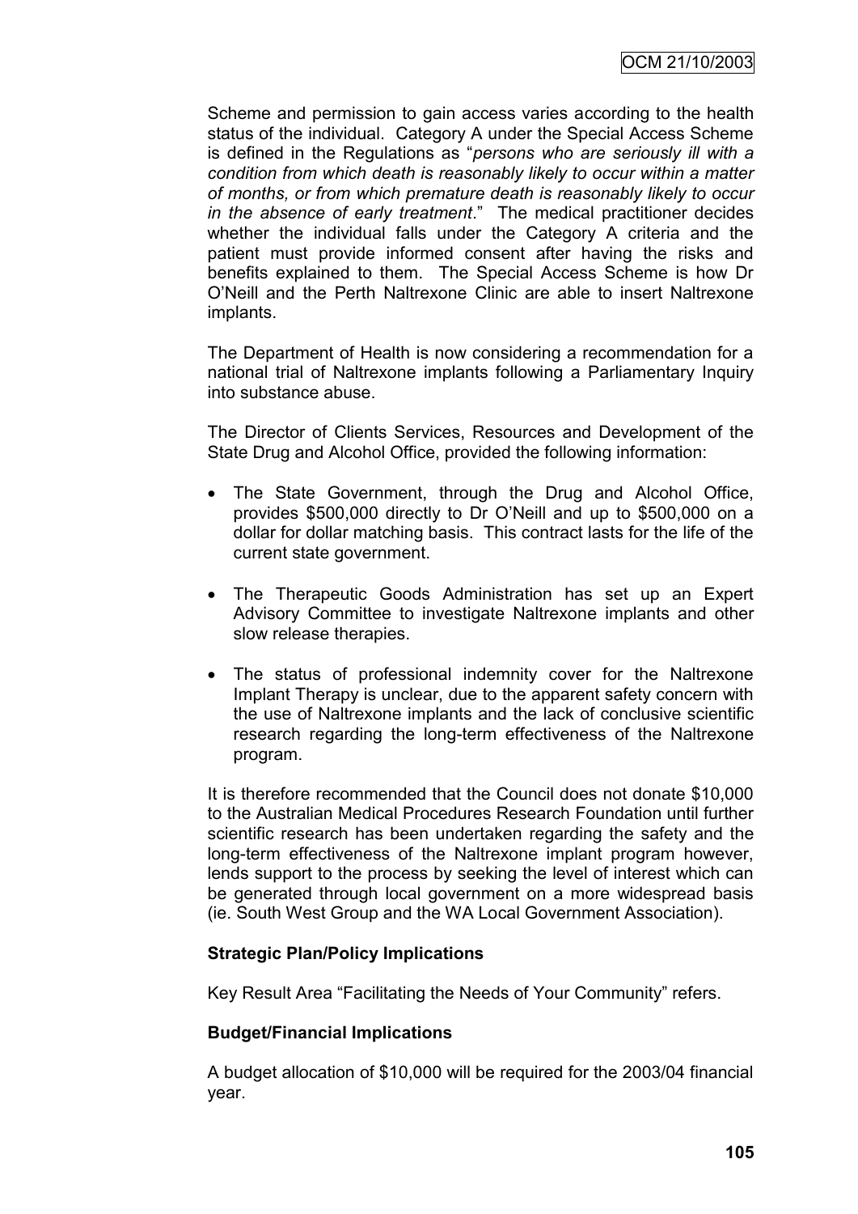Scheme and permission to gain access varies according to the health status of the individual. Category A under the Special Access Scheme is defined in the Regulations as "*persons who are seriously ill with a condition from which death is reasonably likely to occur within a matter of months, or from which premature death is reasonably likely to occur in the absence of early treatment*." The medical practitioner decides whether the individual falls under the Category A criteria and the patient must provide informed consent after having the risks and benefits explained to them. The Special Access Scheme is how Dr O'Neill and the Perth Naltrexone Clinic are able to insert Naltrexone implants.

The Department of Health is now considering a recommendation for a national trial of Naltrexone implants following a Parliamentary Inquiry into substance abuse.

The Director of Clients Services, Resources and Development of the State Drug and Alcohol Office, provided the following information:

- The State Government, through the Drug and Alcohol Office, provides $500,000 directly to Dr O'Neill and up to $500,000 on a dollar for dollar matching basis. This contract lasts for the life of the current state government.
- The Therapeutic Goods Administration has set up an Expert Advisory Committee to investigate Naltrexone implants and other slow release therapies.
- The status of professional indemnity cover for the Naltrexone Implant Therapy is unclear, due to the apparent safety concern with the use of Naltrexone implants and the lack of conclusive scientific research regarding the long-term effectiveness of the Naltrexone program.

It is therefore recommended that the Council does not donate $10,000 to the Australian Medical Procedures Research Foundation until further scientific research has been undertaken regarding the safety and the long-term effectiveness of the Naltrexone implant program however, lends support to the process by seeking the level of interest which can be generated through local government on a more widespread basis (ie. South West Group and the WA Local Government Association).

**Strategic Plan/Policy Implications**

Key Result Area "Facilitating the Needs of Your Community" refers.

**Budget/Financial Implications**

A budget allocation of $10,000 will be required for the 2003/04 financial year.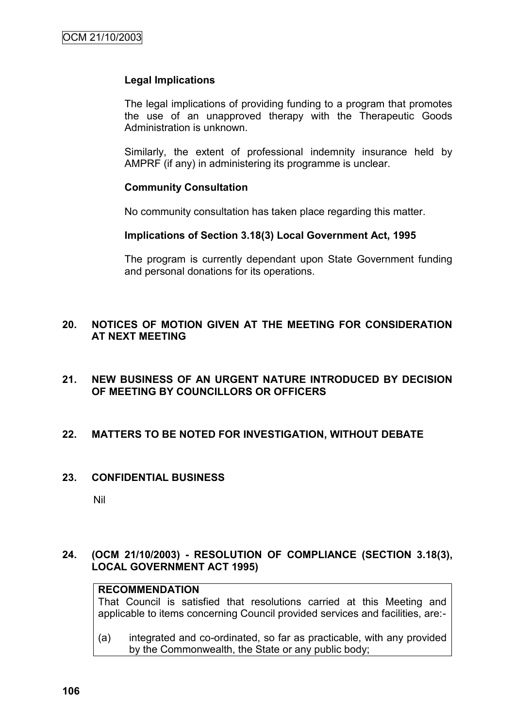**Legal Implications**

The legal implications of providing funding to a program that promotes the use of an unapproved therapy with the Therapeutic Goods Administration is unknown.

Similarly, the extent of professional indemnity insurance held by AMPRF (if any) in administering its programme is unclear.

**Community Consultation**

No community consultation has taken place regarding this matter.

**Implications of Section 3.18(3) Local Government Act, 1995**

The program is currently dependant upon State Government funding and personal donations for its operations.

## 20. NOTICES OF MOTION GIVEN AT THE MEETING FOR CONSIDERATION AT NEXT MEETING

## 21. NEW BUSINESS OF AN URGENT NATURE INTRODUCED BY DECISION OF MEETING BY COUNCILLORS OR OFFICERS

## 22. MATTERS TO BE NOTED FOR INVESTIGATION, WITHOUT DEBATE

## 23. CONFIDENTIAL BUSINESS

Nil

## 24. (OCM 21/10/2003) - RESOLUTION OF COMPLIANCE (SECTION 3.18(3), LOCAL GOVERNMENT ACT 1995)

**RECOMMENDATION**

That Council is satisfied that resolutions carried at this Meeting and applicable to items concerning Council provided services and facilities, are:-

(a) integrated and co-ordinated, so far as practicable, with any provided by the Commonwealth, the State or any public body;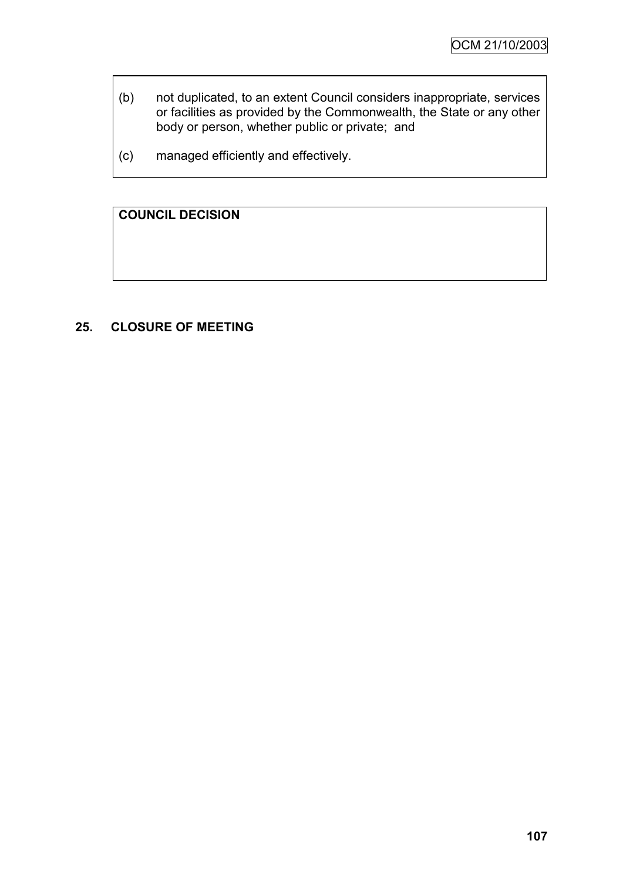(b) not duplicated, to an extent Council considers inappropriate, services or facilities as provided by the Commonwealth, the State or any other body or person, whether public or private; and

(c) managed efficiently and effectively.

**COUNCIL DECISION**

## 25. CLOSURE OF MEETING